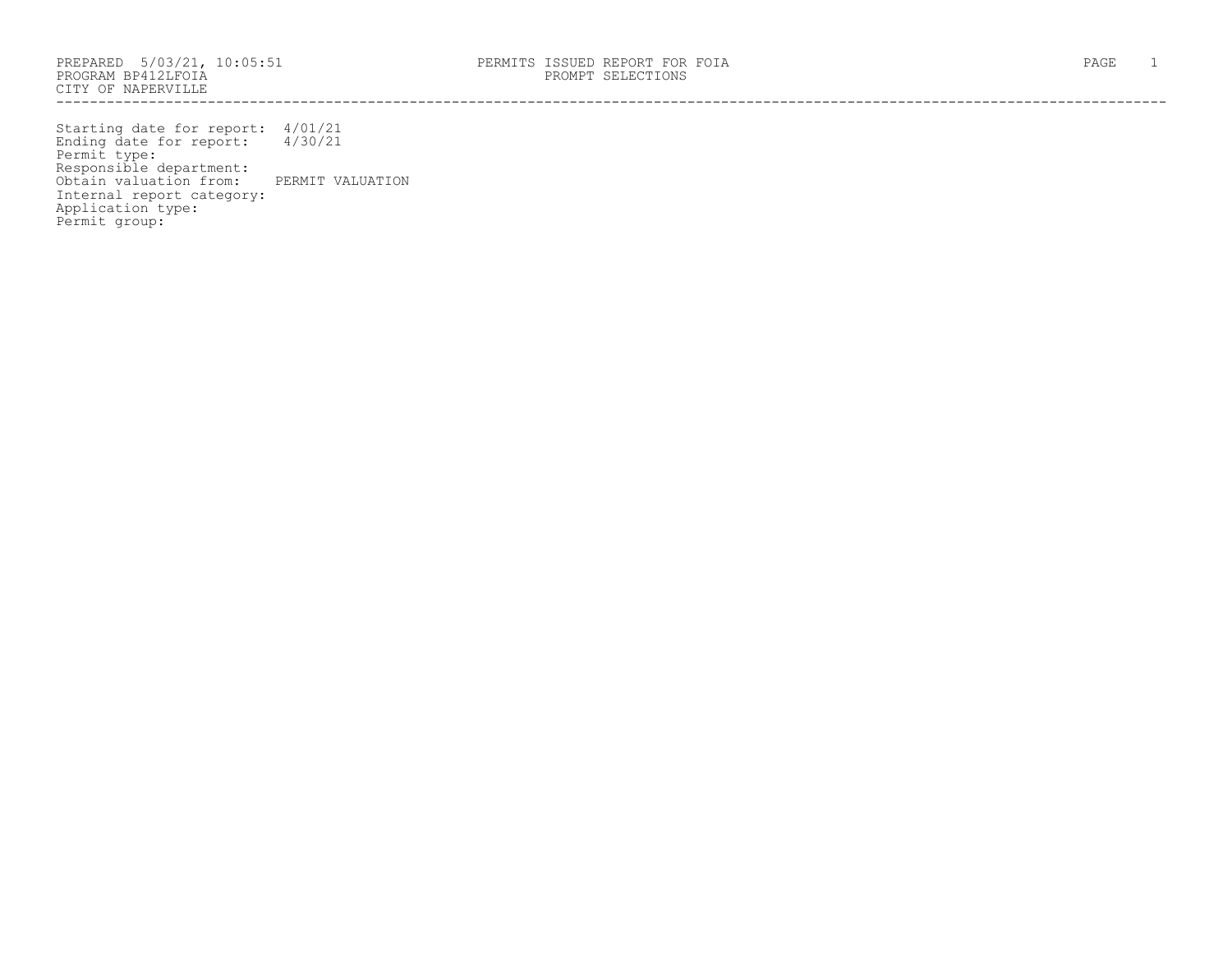PREPARED 5/03/21, 10:05:51
PROGRAM BP412LFOIA
CITY OF NAPERVILLE

PERMITS ISSUED REPORT FOR FOIA
PROMPT SELECTIONS

---

Starting date for report: 4/01/21
Ending date for report: 4/30/21
Permit type:
Responsible department:
Obtain valuation from: PERMIT VALUATION
Internal report category:
Application type:
Permit group: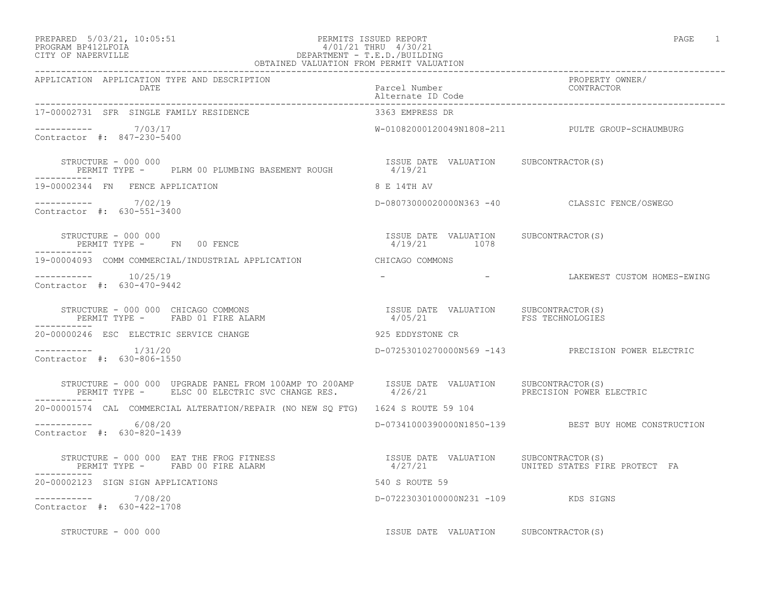PREPARED 5/03/21, 10:05:51
PROGRAM BP412LFOIA
CITY OF NAPERVILLE

PERMITS ISSUED REPORT
4/01/21 THRU 4/30/21
DEPARTMENT - T.E.D./BUILDING
OBTAINED VALUATION FROM PERMIT VALUATION

| APPLICATION | APPLICATION TYPE AND DESCRIPTION DATE | Parcel Number / Alternate ID Code | PROPERTY OWNER/ CONTRACTOR |
|---|---|---|---|

---

**17-00002731** SFR SINGLE FAMILY RESIDENCE — 3363 EMPRESS DR

----------- 7/03/17 — W-01082000120049N1808-211 — PULTE GROUP-SCHAUMBURG
Contractor #: 847-230-5400

STRUCTURE - 000 000
PERMIT TYPE - PLRM 00 PLUMBING BASEMENT ROUGH

| ISSUE DATE | VALUATION | SUBCONTRACTOR(S) |
|---|---|---|
| 4/19/21 | | |

---

**19-00002344** FN FENCE APPLICATION — 8 E 14TH AV

----------- 7/02/19 — D-08073000020000N363 -40 — CLASSIC FENCE/OSWEGO
Contractor #: 630-551-3400

STRUCTURE - 000 000
PERMIT TYPE - FN 00 FENCE

| ISSUE DATE | VALUATION | SUBCONTRACTOR(S) |
|---|---|---|
| 4/19/21 | 1078 | |

---

**19-00004093** COMM COMMERCIAL/INDUSTRIAL APPLICATION — CHICAGO COMMONS

----------- 10/25/19 — - - — LAKEWEST CUSTOM HOMES-EWING
Contractor #: 630-470-9442

STRUCTURE - 000 000 CHICAGO COMMONS
PERMIT TYPE - FABD 01 FIRE ALARM

| ISSUE DATE | VALUATION | SUBCONTRACTOR(S) |
|---|---|---|
| 4/05/21 | | FSS TECHNOLOGIES |

---

**20-00000246** ESC ELECTRIC SERVICE CHANGE — 925 EDDYSTONE CR

----------- 1/31/20 — D-07253010270000N569 -143 — PRECISION POWER ELECTRIC
Contractor #: 630-806-1550

STRUCTURE - 000 000 UPGRADE PANEL FROM 100AMP TO 200AMP
PERMIT TYPE - ELSC 00 ELECTRIC SVC CHANGE RES.

| ISSUE DATE | VALUATION | SUBCONTRACTOR(S) |
|---|---|---|
| 4/26/21 | | PRECISION POWER ELECTRIC |

---

**20-00001574** CAL COMMERCIAL ALTERATION/REPAIR (NO NEW SQ FTG) — 1624 S ROUTE 59 104

----------- 6/08/20 — D-07341000390000N1850-139 — BEST BUY HOME CONSTRUCTION
Contractor #: 630-820-1439

STRUCTURE - 000 000 EAT THE FROG FITNESS
PERMIT TYPE - FABD 00 FIRE ALARM

| ISSUE DATE | VALUATION | SUBCONTRACTOR(S) |
|---|---|---|
| 4/27/21 | | UNITED STATES FIRE PROTECT FA |

---

**20-00002123** SIGN SIGN APPLICATIONS — 540 S ROUTE 59

----------- 7/08/20 — D-07223030100000N231 -109 — KDS SIGNS
Contractor #: 630-422-1708

STRUCTURE - 000 000

| ISSUE DATE | VALUATION | SUBCONTRACTOR(S) |
|---|---|---|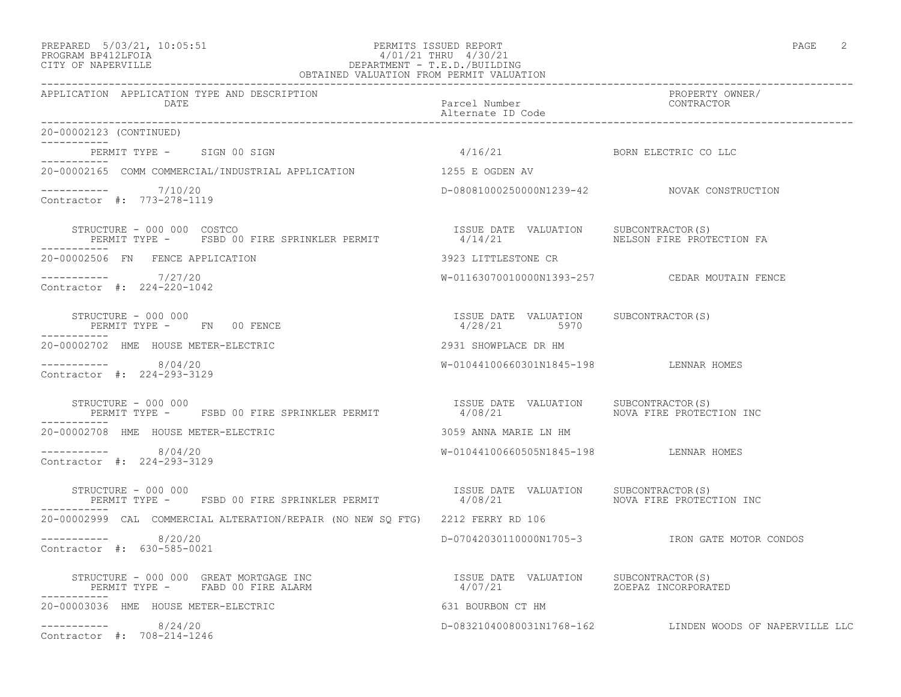| APPLICATION | APPLICATION TYPE AND DESCRIPTION DATE | Parcel Number / Alternate ID Code | PROPERTY OWNER/ CONTRACTOR |
|---|---|---|---|
| 20-00002123 (CONTINUED) | | | |
| | PERMIT TYPE - SIGN 00 SIGN | 4/16/21 | BORN ELECTRIC CO LLC |
| 20-00002165 | COMM COMMERCIAL/INDUSTRIAL APPLICATION | 1255 E OGDEN AV | |
| | 7/10/20 | D-08081000250000N1239-42 | NOVAK CONSTRUCTION |
| Contractor #: 773-278-1119 | | | |
| | STRUCTURE - 000 000 COSTCO | ISSUE DATE VALUATION | SUBCONTRACTOR(S) |
| | PERMIT TYPE - FSBD 00 FIRE SPRINKLER PERMIT | 4/14/21 | NELSON FIRE PROTECTION FA |
| 20-00002506 | FN FENCE APPLICATION | 3923 LITTLESTONE CR | |
| | 7/27/20 | W-01163070010000N1393-257 | CEDAR MOUTAIN FENCE |
| Contractor #: 224-220-1042 | | | |
| | STRUCTURE - 000 000 | ISSUE DATE VALUATION | SUBCONTRACTOR(S) |
| | PERMIT TYPE - FN 00 FENCE | 4/28/21 5970 | |
| 20-00002702 | HME HOUSE METER-ELECTRIC | 2931 SHOWPLACE DR HM | |
| | 8/04/20 | W-01044100660301N1845-198 | LENNAR HOMES |
| Contractor #: 224-293-3129 | | | |
| | STRUCTURE - 000 000 | ISSUE DATE VALUATION | SUBCONTRACTOR(S) |
| | PERMIT TYPE - FSBD 00 FIRE SPRINKLER PERMIT | 4/08/21 | NOVA FIRE PROTECTION INC |
| 20-00002708 | HME HOUSE METER-ELECTRIC | 3059 ANNA MARIE LN HM | |
| | 8/04/20 | W-01044100660505N1845-198 | LENNAR HOMES |
| Contractor #: 224-293-3129 | | | |
| | STRUCTURE - 000 000 | ISSUE DATE VALUATION | SUBCONTRACTOR(S) |
| | PERMIT TYPE - FSBD 00 FIRE SPRINKLER PERMIT | 4/08/21 | NOVA FIRE PROTECTION INC |
| 20-00002999 | CAL COMMERCIAL ALTERATION/REPAIR (NO NEW SQ FTG) | 2212 FERRY RD 106 | |
| | 8/20/20 | D-07042030110000N1705-3 | IRON GATE MOTOR CONDOS |
| Contractor #: 630-585-0021 | | | |
| | STRUCTURE - 000 000 GREAT MORTGAGE INC | ISSUE DATE VALUATION | SUBCONTRACTOR(S) |
| | PERMIT TYPE - FABD 00 FIRE ALARM | 4/07/21 | ZOEPAZ INCORPORATED |
| 20-00003036 | HME HOUSE METER-ELECTRIC | 631 BOURBON CT HM | |
| | 8/24/20 | D-08321040080031N1768-162 | LINDEN WOODS OF NAPERVILLE LLC |
| Contractor #: 708-214-1246 | | | |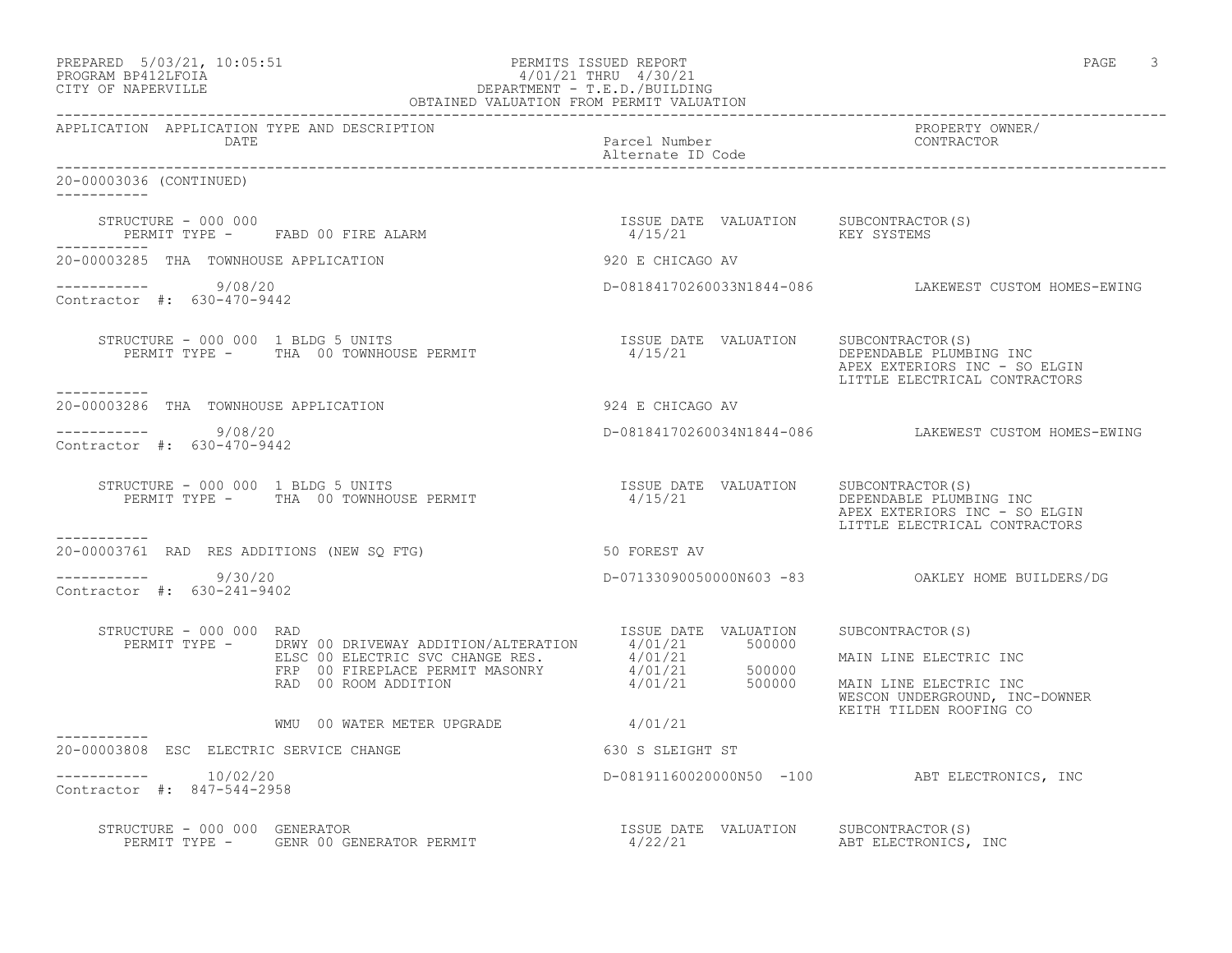PREPARED 5/03/21, 10:05:51 PERMITS ISSUED REPORT
PROGRAM BP412LFOIA 4/01/21 THRU 4/30/21
CITY OF NAPERVILLE DEPARTMENT - T.E.D./BUILDING
OBTAINED VALUATION FROM PERMIT VALUATION

| APPLICATION | APPLICATION TYPE AND DESCRIPTION / DATE | Parcel Number / Alternate ID Code | PROPERTY OWNER/ CONTRACTOR |
|---|---|---|---|

**20-00003036 (CONTINUED)**

STRUCTURE - 000 000
PERMIT TYPE - FABD 00 FIRE ALARM

| ISSUE DATE | VALUATION | SUBCONTRACTOR(S) |
|---|---|---|
| 4/15/21 | | KEY SYSTEMS |

---

**20-00003285 THA TOWNHOUSE APPLICATION** — 920 E CHICAGO AV

9/08/20 — D-08184170260033N1844-086 — LAKEWEST CUSTOM HOMES-EWING
Contractor #: 630-470-9442

STRUCTURE - 000 000 1 BLDG 5 UNITS
PERMIT TYPE - THA 00 TOWNHOUSE PERMIT

| ISSUE DATE | VALUATION | SUBCONTRACTOR(S) |
|---|---|---|
| 4/15/21 | | DEPENDABLE PLUMBING INC |
| | | APEX EXTERIORS INC - SO ELGIN |
| | | LITTLE ELECTRICAL CONTRACTORS |

---

**20-00003286 THA TOWNHOUSE APPLICATION** — 924 E CHICAGO AV

9/08/20 — D-08184170260034N1844-086 — LAKEWEST CUSTOM HOMES-EWING
Contractor #: 630-470-9442

STRUCTURE - 000 000 1 BLDG 5 UNITS
PERMIT TYPE - THA 00 TOWNHOUSE PERMIT

| ISSUE DATE | VALUATION | SUBCONTRACTOR(S) |
|---|---|---|
| 4/15/21 | | DEPENDABLE PLUMBING INC |
| | | APEX EXTERIORS INC - SO ELGIN |
| | | LITTLE ELECTRICAL CONTRACTORS |

---

**20-00003761 RAD RES ADDITIONS (NEW SQ FTG)** — 50 FOREST AV

9/30/20 — D-07133090050000N603 -83 — OAKLEY HOME BUILDERS/DG
Contractor #: 630-241-9402

STRUCTURE - 000 000 RAD

| PERMIT TYPE | ISSUE DATE | VALUATION | SUBCONTRACTOR(S) |
|---|---|---|---|
| DRWY 00 DRIVEWAY ADDITION/ALTERATION | 4/01/21 | 500000 | |
| ELSC 00 ELECTRIC SVC CHANGE RES. | 4/01/21 | | MAIN LINE ELECTRIC INC |
| FRP 00 FIREPLACE PERMIT MASONRY | 4/01/21 | 500000 | |
| RAD 00 ROOM ADDITION | 4/01/21 | 500000 | MAIN LINE ELECTRIC INC |
| | | | WESCON UNDERGROUND, INC-DOWNER |
| | | | KEITH TILDEN ROOFING CO |
| WMU 00 WATER METER UPGRADE | 4/01/21 | | |

---

**20-00003808 ESC ELECTRIC SERVICE CHANGE** — 630 S SLEIGHT ST

10/02/20 — D-08191160020000N50 -100 — ABT ELECTRONICS, INC
Contractor #: 847-544-2958

STRUCTURE - 000 000 GENERATOR
PERMIT TYPE - GENR 00 GENERATOR PERMIT

| ISSUE DATE | VALUATION | SUBCONTRACTOR(S) |
|---|---|---|
| 4/22/21 | | ABT ELECTRONICS, INC |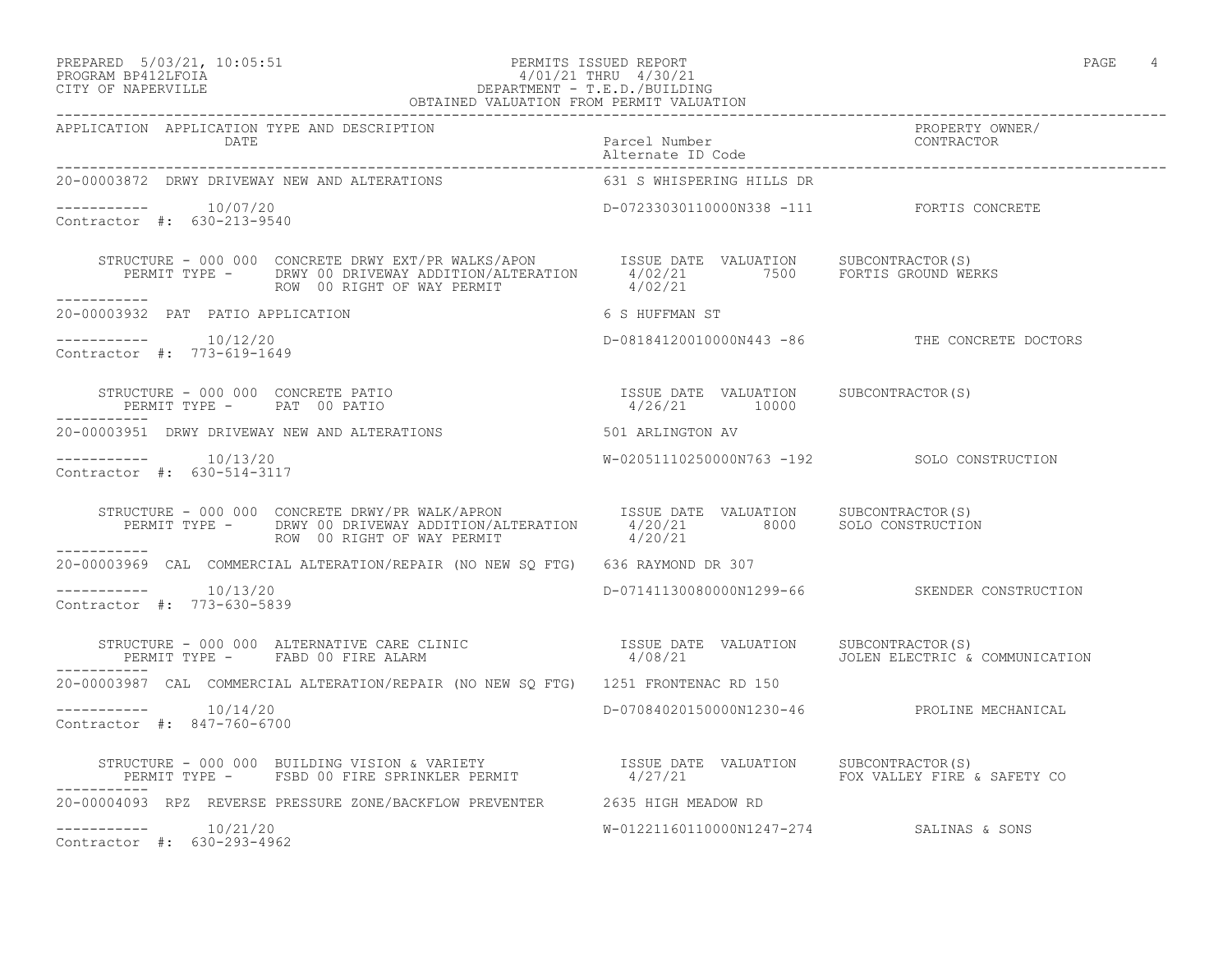PREPARED 5/03/21, 10:05:51 PERMITS ISSUED REPORT
PROGRAM BP412LFOIA 4/01/21 THRU 4/30/21
CITY OF NAPERVILLE DEPARTMENT - T.E.D./BUILDING
OBTAINED VALUATION FROM PERMIT VALUATION

| APPLICATION | APPLICATION TYPE AND DESCRIPTION DATE | Parcel Number / Alternate ID Code | PROPERTY OWNER/ CONTRACTOR |
|---|---|---|---|

---

**20-00003872** DRWY DRIVEWAY NEW AND ALTERATIONS — 631 S WHISPERING HILLS DR

----------- 10/07/20 — D-07233030110000N338 -111 — FORTIS CONCRETE
Contractor #: 630-213-9540

STRUCTURE - 000 000 CONCRETE DRWY EXT/PR WALKS/APON

| PERMIT TYPE | ISSUE DATE | VALUATION | SUBCONTRACTOR(S) |
|---|---|---|---|
| DRWY 00 DRIVEWAY ADDITION/ALTERATION | 4/02/21 | 7500 | FORTIS GROUND WERKS |
| ROW 00 RIGHT OF WAY PERMIT | 4/02/21 | | |

---

**20-00003932** PAT PATIO APPLICATION — 6 S HUFFMAN ST

----------- 10/12/20 — D-08184120010000N443 -86 — THE CONCRETE DOCTORS
Contractor #: 773-619-1649

STRUCTURE - 000 000 CONCRETE PATIO

| PERMIT TYPE | ISSUE DATE | VALUATION | SUBCONTRACTOR(S) |
|---|---|---|---|
| PAT 00 PATIO | 4/26/21 | 10000 | |

---

**20-00003951** DRWY DRIVEWAY NEW AND ALTERATIONS — 501 ARLINGTON AV

----------- 10/13/20 — W-02051110250000N763 -192 — SOLO CONSTRUCTION
Contractor #: 630-514-3117

STRUCTURE - 000 000 CONCRETE DRWY/PR WALK/APRON

| PERMIT TYPE | ISSUE DATE | VALUATION | SUBCONTRACTOR(S) |
|---|---|---|---|
| DRWY 00 DRIVEWAY ADDITION/ALTERATION | 4/20/21 | 8000 | SOLO CONSTRUCTION |
| ROW 00 RIGHT OF WAY PERMIT | 4/20/21 | | |

---

**20-00003969** CAL COMMERCIAL ALTERATION/REPAIR (NO NEW SQ FTG) — 636 RAYMOND DR 307

----------- 10/13/20 — D-07141130080000N1299-66 — SKENDER CONSTRUCTION
Contractor #: 773-630-5839

STRUCTURE - 000 000 ALTERNATIVE CARE CLINIC

| PERMIT TYPE | ISSUE DATE | VALUATION | SUBCONTRACTOR(S) |
|---|---|---|---|
| FABD 00 FIRE ALARM | 4/08/21 | | JOLEN ELECTRIC & COMMUNICATION |

---

**20-00003987** CAL COMMERCIAL ALTERATION/REPAIR (NO NEW SQ FTG) — 1251 FRONTENAC RD 150

----------- 10/14/20 — D-07084020150000N1230-46 — PROLINE MECHANICAL
Contractor #: 847-760-6700

STRUCTURE - 000 000 BUILDING VISION & VARIETY

| PERMIT TYPE | ISSUE DATE | VALUATION | SUBCONTRACTOR(S) |
|---|---|---|---|
| FSBD 00 FIRE SPRINKLER PERMIT | 4/27/21 | | FOX VALLEY FIRE & SAFETY CO |

---

**20-00004093** RPZ REVERSE PRESSURE ZONE/BACKFLOW PREVENTER — 2635 HIGH MEADOW RD

----------- 10/21/20 — W-01221160110000N1247-274 — SALINAS & SONS
Contractor #: 630-293-4962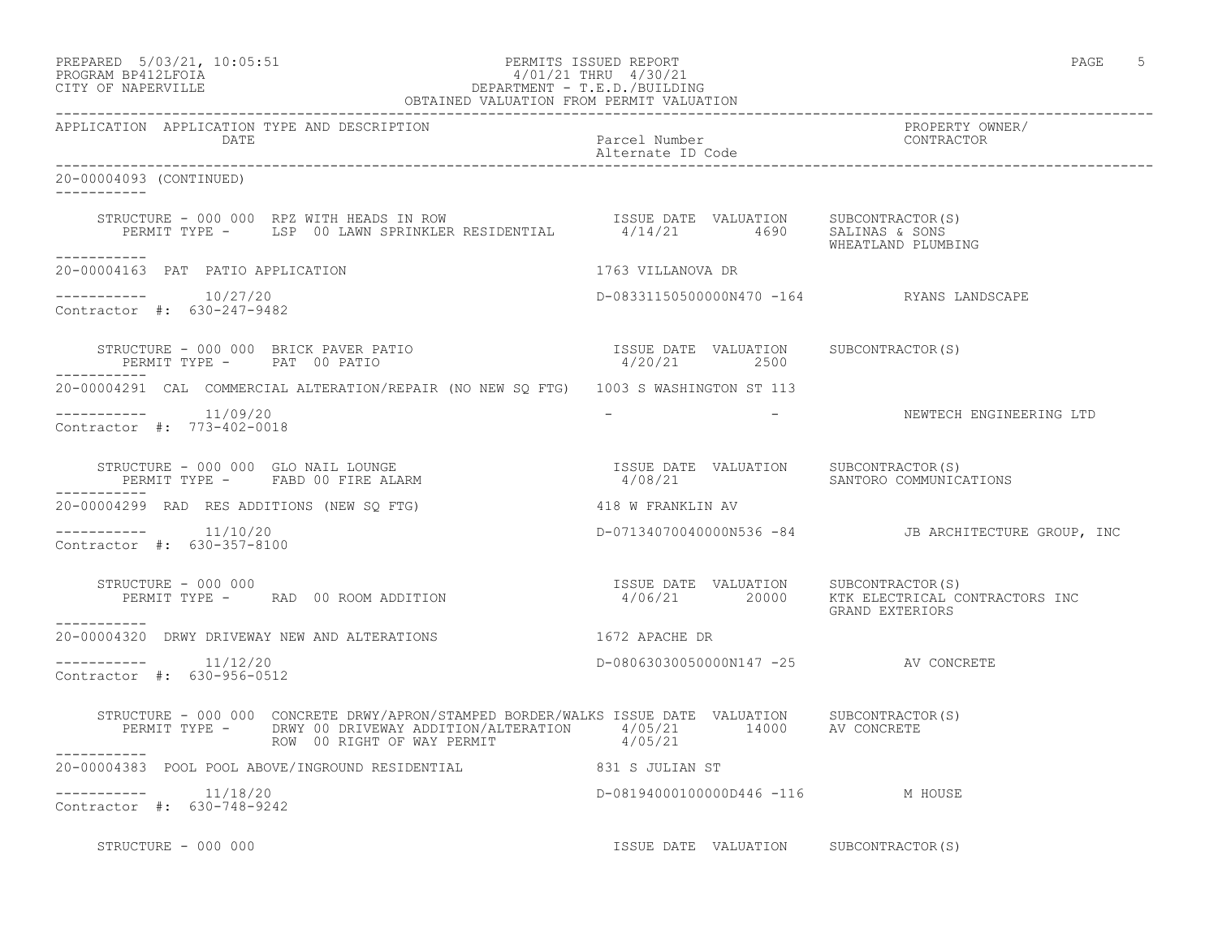PERMITS ISSUED REPORT
4/01/21 THRU 4/30/21
DEPARTMENT - T.E.D./BUILDING
OBTAINED VALUATION FROM PERMIT VALUATION

PREPARED 5/03/21, 10:05:51
PROGRAM BP412LFOIA
CITY OF NAPERVILLE

| APPLICATION | APPLICATION TYPE AND DESCRIPTION / DATE | Parcel Number / Alternate ID Code | PROPERTY OWNER/ CONTRACTOR |
|---|---|---|---|

**20-00004093 (CONTINUED)**

STRUCTURE - 000 000 RPZ WITH HEADS IN ROW — ISSUE DATE 4/14/21, VALUATION 4690, SUBCONTRACTOR(S): SALINAS & SONS; WHEATLAND PLUMBING
PERMIT TYPE - LSP 00 LAWN SPRINKLER RESIDENTIAL

---

**20-00004163 PAT PATIO APPLICATION** — 1763 VILLANOVA DR

Date: 10/27/20 — D-08331150500000N470 -164 — RYANS LANDSCAPE
Contractor #: 630-247-9482

STRUCTURE - 000 000 BRICK PAVER PATIO — ISSUE DATE 4/20/21, VALUATION 2500, SUBCONTRACTOR(S):
PERMIT TYPE - PAT 00 PATIO

---

**20-00004291 CAL COMMERCIAL ALTERATION/REPAIR (NO NEW SQ FTG)** — 1003 S WASHINGTON ST 113

Date: 11/09/20 — - - — NEWTECH ENGINEERING LTD
Contractor #: 773-402-0018

STRUCTURE - 000 000 GLO NAIL LOUNGE — ISSUE DATE 4/08/21, VALUATION, SUBCONTRACTOR(S): SANTORO COMMUNICATIONS
PERMIT TYPE - FABD 00 FIRE ALARM

---

**20-00004299 RAD RES ADDITIONS (NEW SQ FTG)** — 418 W FRANKLIN AV

Date: 11/10/20 — D-07134070040000N536 -84 — JB ARCHITECTURE GROUP, INC
Contractor #: 630-357-8100

STRUCTURE - 000 000 — ISSUE DATE 4/06/21, VALUATION 20000, SUBCONTRACTOR(S): KTK ELECTRICAL CONTRACTORS INC; GRAND EXTERIORS
PERMIT TYPE - RAD 00 ROOM ADDITION

---

**20-00004320 DRWY DRIVEWAY NEW AND ALTERATIONS** — 1672 APACHE DR

Date: 11/12/20 — D-08063030050000N147 -25 — AV CONCRETE
Contractor #: 630-956-0512

STRUCTURE - 000 000 CONCRETE DRWY/APRON/STAMPED BORDER/WALKS — ISSUE DATE, VALUATION, SUBCONTRACTOR(S)
PERMIT TYPE - DRWY 00 DRIVEWAY ADDITION/ALTERATION — 4/05/21, 14000, AV CONCRETE
ROW 00 RIGHT OF WAY PERMIT — 4/05/21

---

**20-00004383 POOL POOL ABOVE/INGROUND RESIDENTIAL** — 831 S JULIAN ST

Date: 11/18/20 — D-08194000100000D446 -116 — M HOUSE
Contractor #: 630-748-9242

STRUCTURE - 000 000 — ISSUE DATE, VALUATION, SUBCONTRACTOR(S)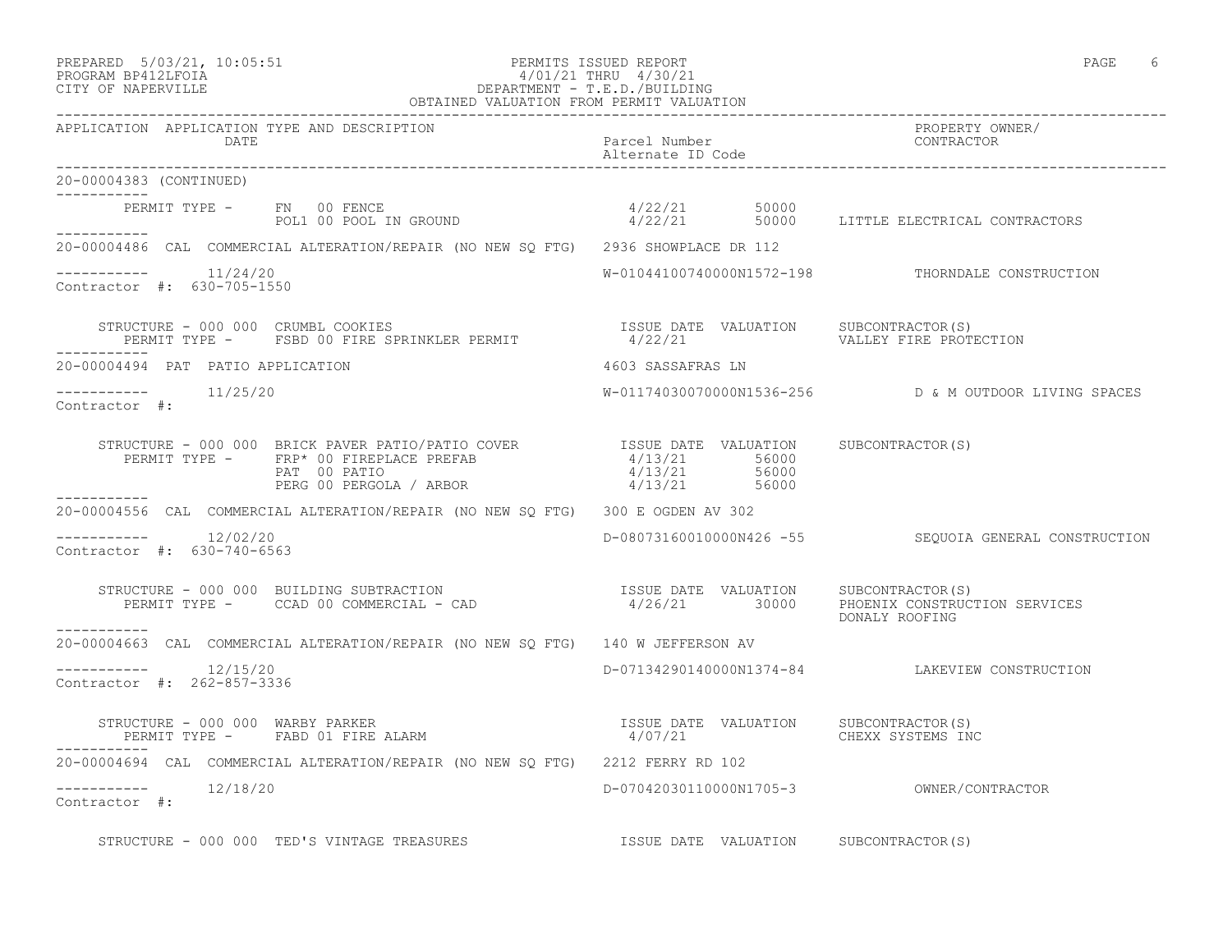PREPARED 5/03/21, 10:05:51
PROGRAM BP412LFOIA
CITY OF NAPERVILLE

PERMITS ISSUED REPORT
4/01/21 THRU 4/30/21
DEPARTMENT - T.E.D./BUILDING
OBTAINED VALUATION FROM PERMIT VALUATION

| APPLICATION | APPLICATION TYPE AND DESCRIPTION / DATE | Parcel Number / Alternate ID Code | PROPERTY OWNER/ CONTRACTOR |
|---|---|---|---|

20-00004383 (CONTINUED)

PERMIT TYPE - FN 00 FENCE — 4/22/21 — 50000
POL1 00 POOL IN GROUND — 4/22/21 — 50000 — LITTLE ELECTRICAL CONTRACTORS

---

20-00004486 CAL COMMERCIAL ALTERATION/REPAIR (NO NEW SQ FTG) 2936 SHOWPLACE DR 112

11/24/20 — W-01044100740000N1572-198 — THORNDALE CONSTRUCTION
Contractor #: 630-705-1550

STRUCTURE - 000 000 CRUMBL COOKIES — ISSUE DATE VALUATION — SUBCONTRACTOR(S)
PERMIT TYPE - FSBD 00 FIRE SPRINKLER PERMIT — 4/22/21 — VALLEY FIRE PROTECTION

---

20-00004494 PAT PATIO APPLICATION 4603 SASSAFRAS LN

11/25/20 — W-01174030070000N1536-256 — D & M OUTDOOR LIVING SPACES
Contractor #:

STRUCTURE - 000 000 BRICK PAVER PATIO/PATIO COVER — ISSUE DATE VALUATION — SUBCONTRACTOR(S)
PERMIT TYPE - FRP* 00 FIREPLACE PREFAB — 4/13/21 — 56000
PAT 00 PATIO — 4/13/21 — 56000
PERG 00 PERGOLA / ARBOR — 4/13/21 — 56000

---

20-00004556 CAL COMMERCIAL ALTERATION/REPAIR (NO NEW SQ FTG) 300 E OGDEN AV 302

12/02/20 — D-08073160010000N426 -55 — SEQUOIA GENERAL CONSTRUCTION
Contractor #: 630-740-6563

STRUCTURE - 000 000 BUILDING SUBTRACTION — ISSUE DATE VALUATION — SUBCONTRACTOR(S)
PERMIT TYPE - CCAD 00 COMMERCIAL - CAD — 4/26/21 — 30000 — PHOENIX CONSTRUCTION SERVICES
DONALY ROOFING

---

20-00004663 CAL COMMERCIAL ALTERATION/REPAIR (NO NEW SQ FTG) 140 W JEFFERSON AV

12/15/20 — D-07134290140000N1374-84 — LAKEVIEW CONSTRUCTION
Contractor #: 262-857-3336

STRUCTURE - 000 000 WARBY PARKER — ISSUE DATE VALUATION — SUBCONTRACTOR(S)
PERMIT TYPE - FABD 01 FIRE ALARM — 4/07/21 — CHEXX SYSTEMS INC

---

20-00004694 CAL COMMERCIAL ALTERATION/REPAIR (NO NEW SQ FTG) 2212 FERRY RD 102

12/18/20 — D-07042030110000N1705-3 — OWNER/CONTRACTOR
Contractor #:

STRUCTURE - 000 000 TED'S VINTAGE TREASURES — ISSUE DATE VALUATION — SUBCONTRACTOR(S)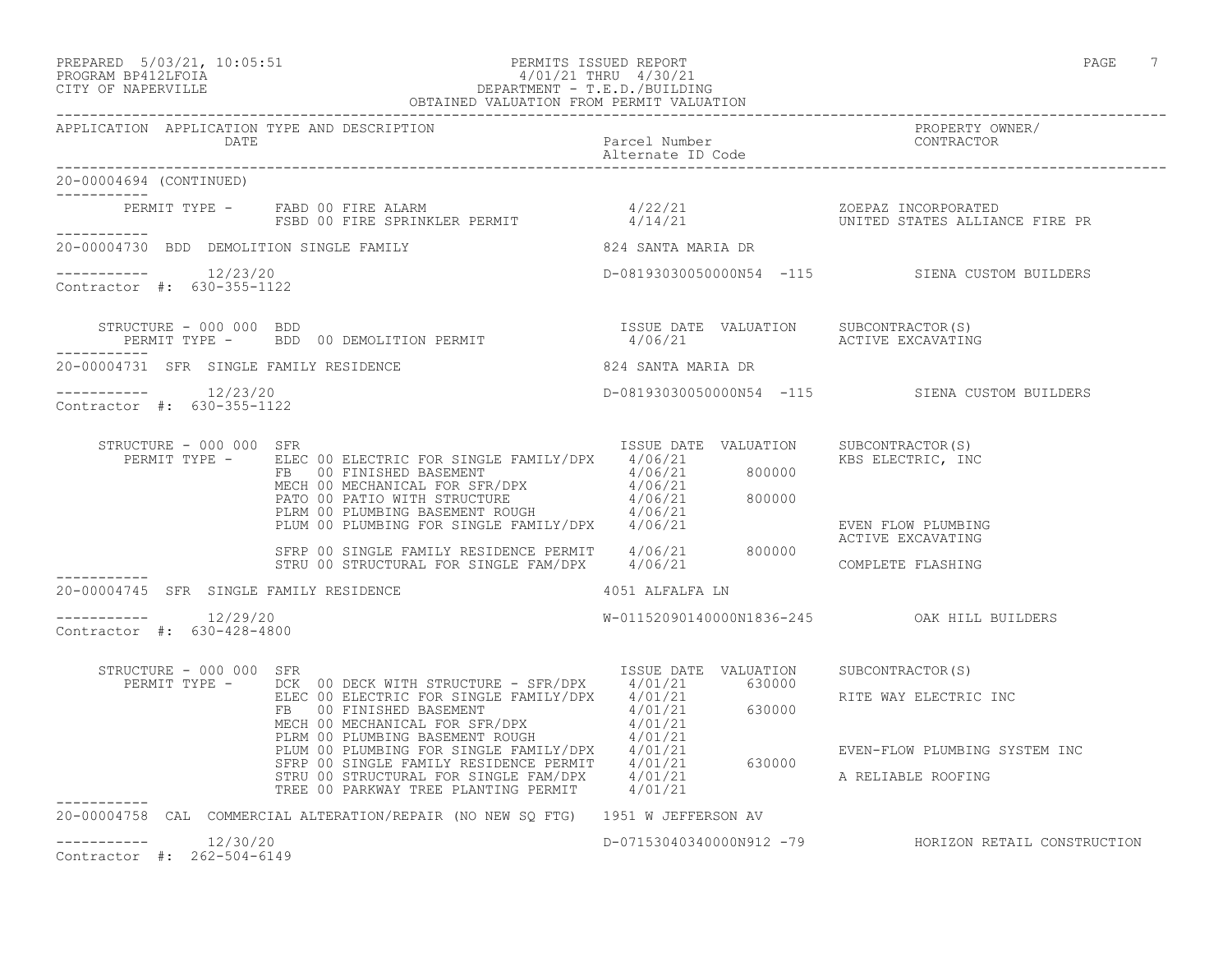PREPARED 5/03/21, 10:05:51
PROGRAM BP412LFOIA
CITY OF NAPERVILLE

PERMITS ISSUED REPORT
4/01/21 THRU 4/30/21
DEPARTMENT - T.E.D./BUILDING
OBTAINED VALUATION FROM PERMIT VALUATION

| APPLICATION | APPLICATION TYPE AND DESCRIPTION / DATE | Parcel Number / Alternate ID Code | PROPERTY OWNER/ CONTRACTOR |
|---|---|---|---|

**20-00004694 (CONTINUED)**

| PERMIT TYPE | | ISSUE DATE | VALUATION | SUBCONTRACTOR(S) |
|---|---|---|---|---|
| FABD 00 FIRE ALARM | | 4/22/21 | | ZOEPAZ INCORPORATED |
| FSBD 00 FIRE SPRINKLER PERMIT | | 4/14/21 | | UNITED STATES ALLIANCE FIRE PR |

**20-00004730 BDD DEMOLITION SINGLE FAMILY** — 824 SANTA MARIA DR

12/23/20 — D-08193030050000N54 -115 — SIENA CUSTOM BUILDERS
Contractor #: 630-355-1122

STRUCTURE - 000 000 BDD

| PERMIT TYPE | ISSUE DATE | VALUATION | SUBCONTRACTOR(S) |
|---|---|---|---|
| BDD 00 DEMOLITION PERMIT | 4/06/21 | | ACTIVE EXCAVATING |

**20-00004731 SFR SINGLE FAMILY RESIDENCE** — 824 SANTA MARIA DR

12/23/20 — D-08193030050000N54 -115 — SIENA CUSTOM BUILDERS
Contractor #: 630-355-1122

STRUCTURE - 000 000 SFR

| PERMIT TYPE | ISSUE DATE | VALUATION | SUBCONTRACTOR(S) |
|---|---|---|---|
| ELEC 00 ELECTRIC FOR SINGLE FAMILY/DPX | 4/06/21 | | KBS ELECTRIC, INC |
| FB 00 FINISHED BASEMENT | 4/06/21 | 800000 | |
| MECH 00 MECHANICAL FOR SFR/DPX | 4/06/21 | | |
| PATO 00 PATIO WITH STRUCTURE | 4/06/21 | 800000 | |
| PLRM 00 PLUMBING BASEMENT ROUGH | 4/06/21 | | |
| PLUM 00 PLUMBING FOR SINGLE FAMILY/DPX | 4/06/21 | | EVEN FLOW PLUMBING |
| | | | ACTIVE EXCAVATING |
| SFRP 00 SINGLE FAMILY RESIDENCE PERMIT | 4/06/21 | 800000 | |
| STRU 00 STRUCTURAL FOR SINGLE FAM/DPX | 4/06/21 | | COMPLETE FLASHING |

**20-00004745 SFR SINGLE FAMILY RESIDENCE** — 4051 ALFALFA LN

12/29/20 — W-01152090140000N1836-245 — OAK HILL BUILDERS
Contractor #: 630-428-4800

STRUCTURE - 000 000 SFR

| PERMIT TYPE | ISSUE DATE | VALUATION | SUBCONTRACTOR(S) |
|---|---|---|---|
| DCK 00 DECK WITH STRUCTURE - SFR/DPX | 4/01/21 | 630000 | |
| ELEC 00 ELECTRIC FOR SINGLE FAMILY/DPX | 4/01/21 | | RITE WAY ELECTRIC INC |
| FB 00 FINISHED BASEMENT | 4/01/21 | 630000 | |
| MECH 00 MECHANICAL FOR SFR/DPX | 4/01/21 | | |
| PLRM 00 PLUMBING BASEMENT ROUGH | 4/01/21 | | |
| PLUM 00 PLUMBING FOR SINGLE FAMILY/DPX | 4/01/21 | | EVEN-FLOW PLUMBING SYSTEM INC |
| SFRP 00 SINGLE FAMILY RESIDENCE PERMIT | 4/01/21 | 630000 | |
| STRU 00 STRUCTURAL FOR SINGLE FAM/DPX | 4/01/21 | | A RELIABLE ROOFING |
| TREE 00 PARKWAY TREE PLANTING PERMIT | 4/01/21 | | |

**20-00004758 CAL COMMERCIAL ALTERATION/REPAIR (NO NEW SQ FTG)** — 1951 W JEFFERSON AV

12/30/20 — D-07153040340000N912 -79 — HORIZON RETAIL CONSTRUCTION
Contractor #: 262-504-6149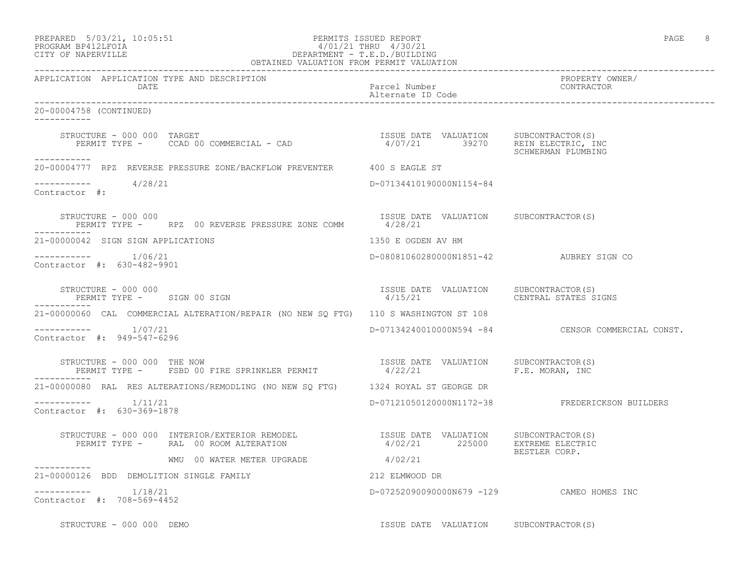PREPARED 5/03/21, 10:05:51
PROGRAM BP412LFOIA
CITY OF NAPERVILLE

PERMITS ISSUED REPORT
4/01/21 THRU 4/30/21
DEPARTMENT - T.E.D./BUILDING
OBTAINED VALUATION FROM PERMIT VALUATION

| APPLICATION | APPLICATION TYPE AND DESCRIPTION / DATE | Parcel Number / Alternate ID Code | PROPERTY OWNER/ CONTRACTOR |
|---|---|---|---|

**20-00004758 (CONTINUED)**

STRUCTURE - 000 000 TARGET
PERMIT TYPE - CCAD 00 COMMERCIAL - CAD
ISSUE DATE 4/07/21 VALUATION 39270
SUBCONTRACTOR(S): REIN ELECTRIC, INC; SCHWERMAN PLUMBING

---

**20-00004777** RPZ REVERSE PRESSURE ZONE/BACKFLOW PREVENTER — 400 S EAGLE ST
4/28/21 — D-07134410190000N1154-84
Contractor #:

STRUCTURE - 000 000
PERMIT TYPE - RPZ 00 REVERSE PRESSURE ZONE COMM
ISSUE DATE 4/28/21 VALUATION
SUBCONTRACTOR(S):

---

**21-00000042** SIGN SIGN APPLICATIONS — 1350 E OGDEN AV HM
1/06/21 — D-08081060280000N1851-42 — AUBREY SIGN CO
Contractor #: 630-482-9901

STRUCTURE - 000 000
PERMIT TYPE - SIGN 00 SIGN
ISSUE DATE 4/15/21 VALUATION
SUBCONTRACTOR(S): CENTRAL STATES SIGNS

---

**21-00000060** CAL COMMERCIAL ALTERATION/REPAIR (NO NEW SQ FTG) — 110 S WASHINGTON ST 108
1/07/21 — D-07134240010000N594 -84 — CENSOR COMMERCIAL CONST.
Contractor #: 949-547-6296

STRUCTURE - 000 000 THE NOW
PERMIT TYPE - FSBD 00 FIRE SPRINKLER PERMIT
ISSUE DATE 4/22/21 VALUATION
SUBCONTRACTOR(S): F.E. MORAN, INC

---

**21-00000080** RAL RES ALTERATIONS/REMODLING (NO NEW SQ FTG) — 1324 ROYAL ST GEORGE DR
1/11/21 — D-07121050120000N1172-38 — FREDERICKSON BUILDERS
Contractor #: 630-369-1878

STRUCTURE - 000 000 INTERIOR/EXTERIOR REMODEL
PERMIT TYPE - RAL 00 ROOM ALTERATION — ISSUE DATE 4/02/21 VALUATION 225000
WMU 00 WATER METER UPGRADE — ISSUE DATE 4/02/21
SUBCONTRACTOR(S): EXTREME ELECTRIC; BESTLER CORP.

---

**21-00000126** BDD DEMOLITION SINGLE FAMILY — 212 ELMWOOD DR
1/18/21 — D-07252090090000N679 -129 — CAMEO HOMES INC
Contractor #: 708-569-4452

STRUCTURE - 000 000 DEMO
ISSUE DATE VALUATION SUBCONTRACTOR(S)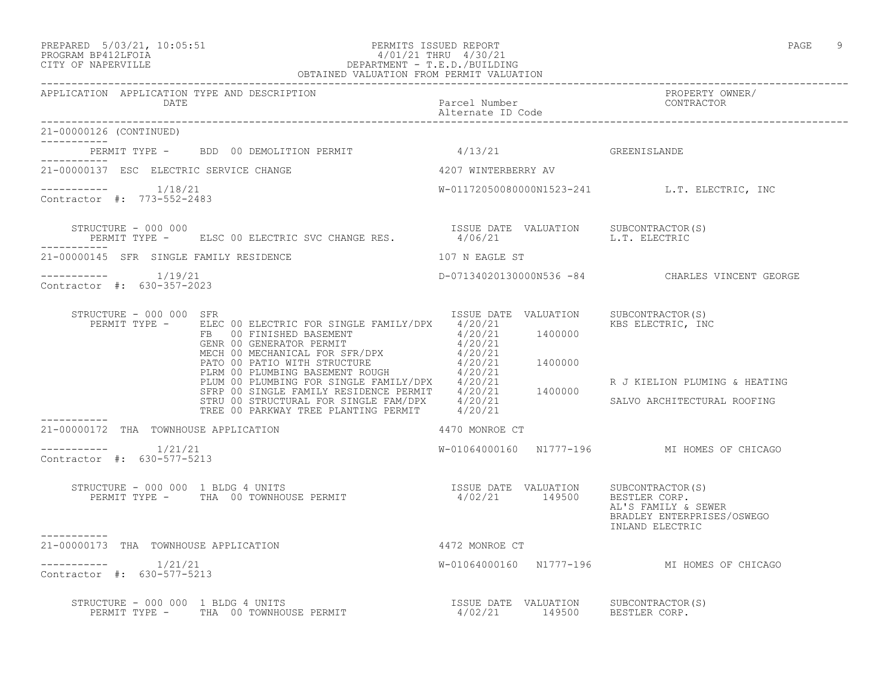PREPARED 5/03/21, 10:05:51 PERMITS ISSUED REPORT
PROGRAM BP412LFOIA 4/01/21 THRU 4/30/21
CITY OF NAPERVILLE DEPARTMENT - T.E.D./BUILDING
OBTAINED VALUATION FROM PERMIT VALUATION

| APPLICATION | APPLICATION TYPE AND DESCRIPTION / DATE | Parcel Number / Alternate ID Code | PROPERTY OWNER/ CONTRACTOR |
|---|---|---|---|

21-00000126 (CONTINUED)

PERMIT TYPE - BDD 00 DEMOLITION PERMIT 4/13/21 GREENISLANDE

---

**21-00000137 ESC ELECTRIC SERVICE CHANGE** — 4207 WINTERBERRY AV

1/18/21 — W-01172050080000N1523-241 — L.T. ELECTRIC, INC
Contractor #: 773-552-2483

STRUCTURE - 000 000

| PERMIT TYPE | ISSUE DATE | VALUATION | SUBCONTRACTOR(S) |
|---|---|---|---|
| ELSC 00 ELECTRIC SVC CHANGE RES. | 4/06/21 | | L.T. ELECTRIC |

---

**21-00000145 SFR SINGLE FAMILY RESIDENCE** — 107 N EAGLE ST

1/19/21 — D-07134020130000N536 -84 — CHARLES VINCENT GEORGE
Contractor #: 630-357-2023

STRUCTURE - 000 000 SFR

| PERMIT TYPE | ISSUE DATE | VALUATION | SUBCONTRACTOR(S) |
|---|---|---|---|
| ELEC 00 ELECTRIC FOR SINGLE FAMILY/DPX | 4/20/21 | | KBS ELECTRIC, INC |
| FB 00 FINISHED BASEMENT | 4/20/21 | 1400000 | |
| GENR 00 GENERATOR PERMIT | 4/20/21 | | |
| MECH 00 MECHANICAL FOR SFR/DPX | 4/20/21 | | |
| PATO 00 PATIO WITH STRUCTURE | 4/20/21 | 1400000 | |
| PLRM 00 PLUMBING BASEMENT ROUGH | 4/20/21 | | |
| PLUM 00 PLUMBING FOR SINGLE FAMILY/DPX | 4/20/21 | | R J KIELION PLUMING & HEATING |
| SFRP 00 SINGLE FAMILY RESIDENCE PERMIT | 4/20/21 | 1400000 | |
| STRU 00 STRUCTURAL FOR SINGLE FAM/DPX | 4/20/21 | | SALVO ARCHITECTURAL ROOFING |
| TREE 00 PARKWAY TREE PLANTING PERMIT | 4/20/21 | | |

---

**21-00000172 THA TOWNHOUSE APPLICATION** — 4470 MONROE CT

1/21/21 — W-01064000160 N1777-196 — MI HOMES OF CHICAGO
Contractor #: 630-577-5213

STRUCTURE - 000 000 1 BLDG 4 UNITS

| PERMIT TYPE | ISSUE DATE | VALUATION | SUBCONTRACTOR(S) |
|---|---|---|---|
| THA 00 TOWNHOUSE PERMIT | 4/02/21 | 149500 | BESTLER CORP.<br>AL'S FAMILY & SEWER<br>BRADLEY ENTERPRISES/OSWEGO<br>INLAND ELECTRIC |

---

**21-00000173 THA TOWNHOUSE APPLICATION** — 4472 MONROE CT

1/21/21 — W-01064000160 N1777-196 — MI HOMES OF CHICAGO
Contractor #: 630-577-5213

STRUCTURE - 000 000 1 BLDG 4 UNITS

| PERMIT TYPE | ISSUE DATE | VALUATION | SUBCONTRACTOR(S) |
|---|---|---|---|
| THA 00 TOWNHOUSE PERMIT | 4/02/21 | 149500 | BESTLER CORP. |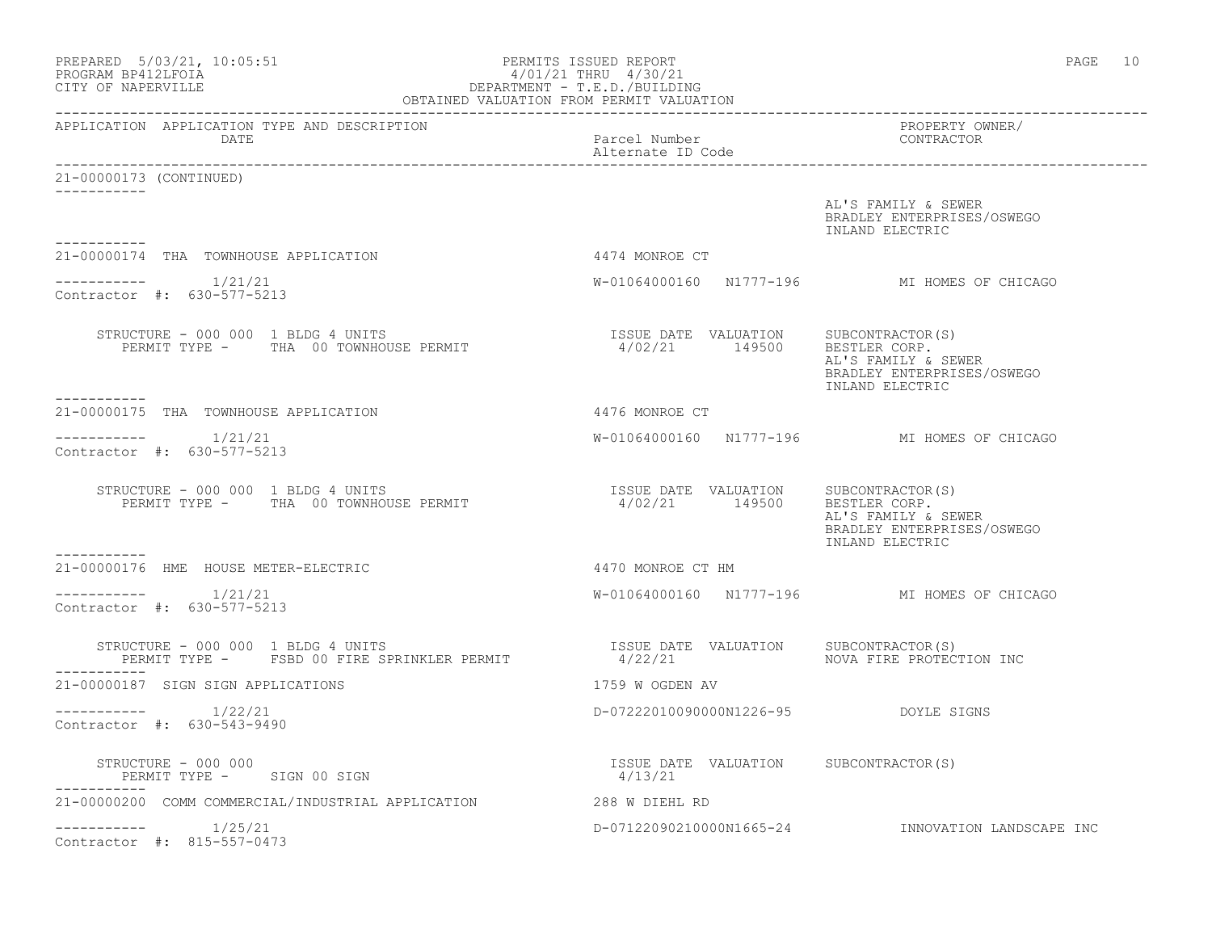21-00000173 (CONTINUED)

AL'S FAMILY & SEWER
BRADLEY ENTERPRISES/OSWEGO
INLAND ELECTRIC

---

**21-00000174 THA TOWNHOUSE APPLICATION** — 4474 MONROE CT

1/21/21 — W-01064000160 N1777-196 — MI HOMES OF CHICAGO
Contractor #: 630-577-5213

STRUCTURE - 000 000 1 BLDG 4 UNITS
PERMIT TYPE - THA 00 TOWNHOUSE PERMIT

| ISSUE DATE | VALUATION | SUBCONTRACTOR(S) |
|---|---|---|
| 4/02/21 | 149500 | BESTLER CORP. |
| | | AL'S FAMILY & SEWER |
| | | BRADLEY ENTERPRISES/OSWEGO |
| | | INLAND ELECTRIC |

---

**21-00000175 THA TOWNHOUSE APPLICATION** — 4476 MONROE CT

1/21/21 — W-01064000160 N1777-196 — MI HOMES OF CHICAGO
Contractor #: 630-577-5213

STRUCTURE - 000 000 1 BLDG 4 UNITS
PERMIT TYPE - THA 00 TOWNHOUSE PERMIT

| ISSUE DATE | VALUATION | SUBCONTRACTOR(S) |
|---|---|---|
| 4/02/21 | 149500 | BESTLER CORP. |
| | | AL'S FAMILY & SEWER |
| | | BRADLEY ENTERPRISES/OSWEGO |
| | | INLAND ELECTRIC |

---

**21-00000176 HME HOUSE METER-ELECTRIC** — 4470 MONROE CT HM

1/21/21 — W-01064000160 N1777-196 — MI HOMES OF CHICAGO
Contractor #: 630-577-5213

STRUCTURE - 000 000 1 BLDG 4 UNITS
PERMIT TYPE - FSBD 00 FIRE SPRINKLER PERMIT

| ISSUE DATE | VALUATION | SUBCONTRACTOR(S) |
|---|---|---|
| 4/22/21 | | NOVA FIRE PROTECTION INC |

---

**21-00000187 SIGN SIGN APPLICATIONS** — 1759 W OGDEN AV

1/22/21 — D-07222010090000N1226-95 — DOYLE SIGNS
Contractor #: 630-543-9490

STRUCTURE - 000 000
PERMIT TYPE - SIGN 00 SIGN

| ISSUE DATE | VALUATION | SUBCONTRACTOR(S) |
|---|---|---|
| 4/13/21 | | |

---

**21-00000200 COMM COMMERCIAL/INDUSTRIAL APPLICATION** — 288 W DIEHL RD

1/25/21 — D-07122090210000N1665-24 — INNOVATION LANDSCAPE INC
Contractor #: 815-557-0473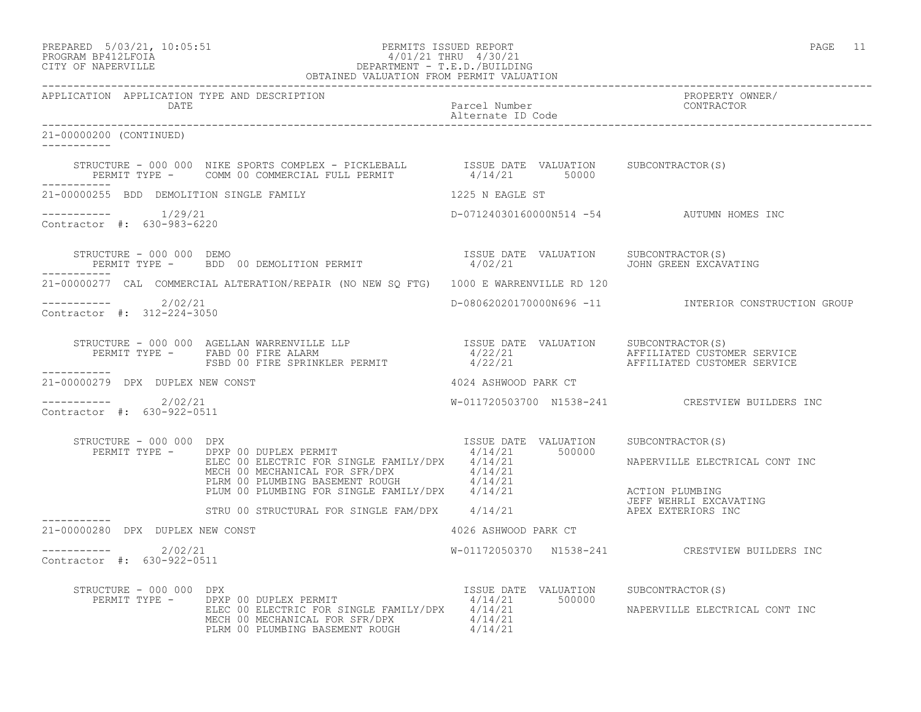PREPARED 5/03/21, 10:05:51 — PERMITS ISSUED REPORT
PROGRAM BP412LFOIA — 4/01/21 THRU 4/30/21
CITY OF NAPERVILLE — DEPARTMENT - T.E.D./BUILDING
OBTAINED VALUATION FROM PERMIT VALUATION

| APPLICATION | APPLICATION TYPE AND DESCRIPTION / DATE | Parcel Number / Alternate ID Code | PROPERTY OWNER/ CONTRACTOR |
|---|---|---|---|

## 21-00000200 (CONTINUED)

STRUCTURE - 000 000 NIKE SPORTS COMPLEX - PICKLEBALL

| PERMIT TYPE | ISSUE DATE | VALUATION | SUBCONTRACTOR(S) |
|---|---|---|---|
| COMM 00 COMMERCIAL FULL PERMIT | 4/14/21 | 50000 | |

## 21-00000255 BDD DEMOLITION SINGLE FAMILY — 1225 N EAGLE ST

Date: 1/29/21 — D-07124030160000N514 -54 — AUTUMN HOMES INC
Contractor #: 630-983-6220

STRUCTURE - 000 000 DEMO

| PERMIT TYPE | ISSUE DATE | VALUATION | SUBCONTRACTOR(S) |
|---|---|---|---|
| BDD 00 DEMOLITION PERMIT | 4/02/21 | | JOHN GREEN EXCAVATING |

## 21-00000277 CAL COMMERCIAL ALTERATION/REPAIR (NO NEW SQ FTG) — 1000 E WARRENVILLE RD 120

Date: 2/02/21 — D-08062020170000N696 -11 — INTERIOR CONSTRUCTION GROUP
Contractor #: 312-224-3050

STRUCTURE - 000 000 AGELLAN WARRENVILLE LLP

| PERMIT TYPE | ISSUE DATE | VALUATION | SUBCONTRACTOR(S) |
|---|---|---|---|
| FABD 00 FIRE ALARM | 4/22/21 | | AFFILIATED CUSTOMER SERVICE |
| FSBD 00 FIRE SPRINKLER PERMIT | 4/22/21 | | AFFILIATED CUSTOMER SERVICE |

## 21-00000279 DPX DUPLEX NEW CONST — 4024 ASHWOOD PARK CT

Date: 2/02/21 — W-011720503700 N1538-241 — CRESTVIEW BUILDERS INC
Contractor #: 630-922-0511

STRUCTURE - 000 000 DPX

| PERMIT TYPE | ISSUE DATE | VALUATION | SUBCONTRACTOR(S) |
|---|---|---|---|
| DPXP 00 DUPLEX PERMIT | 4/14/21 | 500000 | |
| ELEC 00 ELECTRIC FOR SINGLE FAMILY/DPX | 4/14/21 | | NAPERVILLE ELECTRICAL CONT INC |
| MECH 00 MECHANICAL FOR SFR/DPX | 4/14/21 | | |
| PLRM 00 PLUMBING BASEMENT ROUGH | 4/14/21 | | |
| PLUM 00 PLUMBING FOR SINGLE FAMILY/DPX | 4/14/21 | | ACTION PLUMBING<br>JEFF WEHRLI EXCAVATING |
| STRU 00 STRUCTURAL FOR SINGLE FAM/DPX | 4/14/21 | | APEX EXTERIORS INC |

## 21-00000280 DPX DUPLEX NEW CONST — 4026 ASHWOOD PARK CT

Date: 2/02/21 — W-01172050370 N1538-241 — CRESTVIEW BUILDERS INC
Contractor #: 630-922-0511

STRUCTURE - 000 000 DPX

| PERMIT TYPE | ISSUE DATE | VALUATION | SUBCONTRACTOR(S) |
|---|---|---|---|
| DPXP 00 DUPLEX PERMIT | 4/14/21 | 500000 | |
| ELEC 00 ELECTRIC FOR SINGLE FAMILY/DPX | 4/14/21 | | NAPERVILLE ELECTRICAL CONT INC |
| MECH 00 MECHANICAL FOR SFR/DPX | 4/14/21 | | |
| PLRM 00 PLUMBING BASEMENT ROUGH | 4/14/21 | | |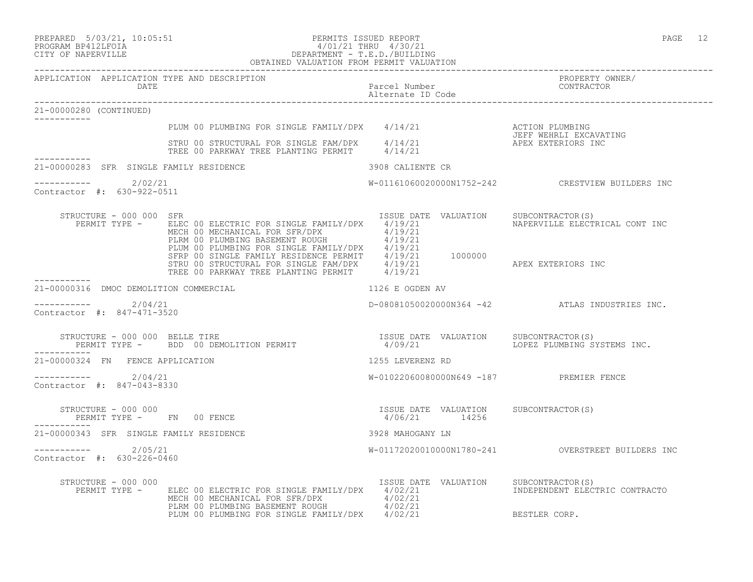PREPARED 5/03/21, 10:05:51
PROGRAM BP412LFOIA
CITY OF NAPERVILLE

PERMITS ISSUED REPORT
4/01/21 THRU 4/30/21
DEPARTMENT - T.E.D./BUILDING
OBTAINED VALUATION FROM PERMIT VALUATION

| APPLICATION | APPLICATION TYPE AND DESCRIPTION / DATE | Parcel Number / Alternate ID Code | PROPERTY OWNER/ CONTRACTOR |
|---|---|---|---|

**21-00000280 (CONTINUED)**

| PERMIT TYPE | ISSUE DATE | VALUATION | SUBCONTRACTOR(S) |
|---|---|---|---|
| PLUM 00 PLUMBING FOR SINGLE FAMILY/DPX | 4/14/21 | | ACTION PLUMBING |
| | | | JEFF WEHRLI EXCAVATING |
| STRU 00 STRUCTURAL FOR SINGLE FAM/DPX | 4/14/21 | | APEX EXTERIORS INC |
| TREE 00 PARKWAY TREE PLANTING PERMIT | 4/14/21 | | |

**21-00000283 SFR SINGLE FAMILY RESIDENCE** — 3908 CALIENTE CR

Date: 2/02/21 — W-01161060020000N1752-242 — CRESTVIEW BUILDERS INC

Contractor #: 630-922-0511

STRUCTURE - 000 000 SFR

| PERMIT TYPE | ISSUE DATE | VALUATION | SUBCONTRACTOR(S) |
|---|---|---|---|
| ELEC 00 ELECTRIC FOR SINGLE FAMILY/DPX | 4/19/21 | | NAPERVILLE ELECTRICAL CONT INC |
| MECH 00 MECHANICAL FOR SFR/DPX | 4/19/21 | | |
| PLRM 00 PLUMBING BASEMENT ROUGH | 4/19/21 | | |
| PLUM 00 PLUMBING FOR SINGLE FAMILY/DPX | 4/19/21 | | |
| SFRP 00 SINGLE FAMILY RESIDENCE PERMIT | 4/19/21 | 1000000 | |
| STRU 00 STRUCTURAL FOR SINGLE FAM/DPX | 4/19/21 | | APEX EXTERIORS INC |
| TREE 00 PARKWAY TREE PLANTING PERMIT | 4/19/21 | | |

**21-00000316 DMOC DEMOLITION COMMERCIAL** — 1126 E OGDEN AV

Date: 2/04/21 — D-08081050020000N364 -42 — ATLAS INDUSTRIES INC.

Contractor #: 847-471-3520

STRUCTURE - 000 000 BELLE TIRE

| PERMIT TYPE | ISSUE DATE | VALUATION | SUBCONTRACTOR(S) |
|---|---|---|---|
| BDD 00 DEMOLITION PERMIT | 4/09/21 | | LOPEZ PLUMBING SYSTEMS INC. |

**21-00000324 FN FENCE APPLICATION** — 1255 LEVERENZ RD

Date: 2/04/21 — W-01022060080000N649 -187 — PREMIER FENCE

Contractor #: 847-043-8330

STRUCTURE - 000 000

| PERMIT TYPE | ISSUE DATE | VALUATION | SUBCONTRACTOR(S) |
|---|---|---|---|
| FN 00 FENCE | 4/06/21 | 14256 | |

**21-00000343 SFR SINGLE FAMILY RESIDENCE** — 3928 MAHOGANY LN

Date: 2/05/21 — W-01172020010000N1780-241 — OVERSTREET BUILDERS INC

Contractor #: 630-226-0460

STRUCTURE - 000 000

| PERMIT TYPE | ISSUE DATE | VALUATION | SUBCONTRACTOR(S) |
|---|---|---|---|
| ELEC 00 ELECTRIC FOR SINGLE FAMILY/DPX | 4/02/21 | | INDEPENDENT ELECTRIC CONTRACTO |
| MECH 00 MECHANICAL FOR SFR/DPX | 4/02/21 | | |
| PLRM 00 PLUMBING BASEMENT ROUGH | 4/02/21 | | |
| PLUM 00 PLUMBING FOR SINGLE FAMILY/DPX | 4/02/21 | | BESTLER CORP. |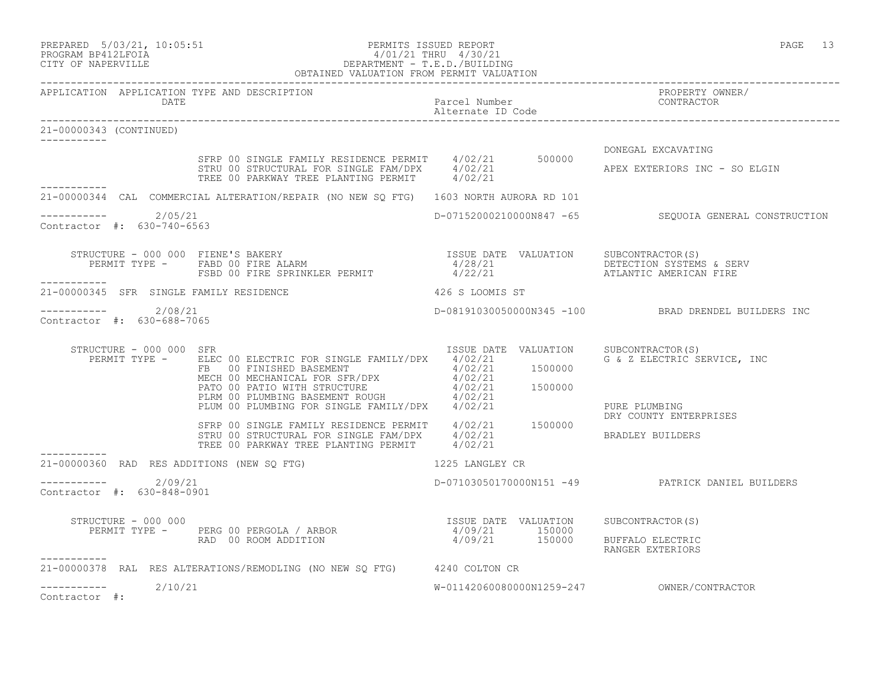PREPARED 5/03/21, 10:05:51
PROGRAM BP412LFOIA
CITY OF NAPERVILLE

PERMITS ISSUED REPORT
4/01/21 THRU 4/30/21
DEPARTMENT - T.E.D./BUILDING
OBTAINED VALUATION FROM PERMIT VALUATION

| APPLICATION | APPLICATION TYPE AND DESCRIPTION / DATE | Parcel Number / Alternate ID Code | PROPERTY OWNER/ CONTRACTOR |
|---|---|---|---|

**21-00000343 (CONTINUED)**

| Permit Type | Issue Date | Valuation | Subcontractor(s) |
|---|---|---|---|
| | | | DONEGAL EXCAVATING |
| SFRP 00 SINGLE FAMILY RESIDENCE PERMIT | 4/02/21 | 500000 | |
| STRU 00 STRUCTURAL FOR SINGLE FAM/DPX | 4/02/21 | | APEX EXTERIORS INC - SO ELGIN |
| TREE 00 PARKWAY TREE PLANTING PERMIT | 4/02/21 | | |

**21-00000344** CAL COMMERCIAL ALTERATION/REPAIR (NO NEW SQ FTG) — 1603 NORTH AURORA RD 101

2/05/21 — D-07152000210000N847 -65 — SEQUOIA GENERAL CONSTRUCTION

Contractor #: 630-740-6563

STRUCTURE - 000 000 FIENE'S BAKERY

| PERMIT TYPE | ISSUE DATE | VALUATION | SUBCONTRACTOR(S) |
|---|---|---|---|
| FABD 00 FIRE ALARM | 4/28/21 | | DETECTION SYSTEMS & SERV |
| FSBD 00 FIRE SPRINKLER PERMIT | 4/22/21 | | ATLANTIC AMERICAN FIRE |

**21-00000345** SFR SINGLE FAMILY RESIDENCE — 426 S LOOMIS ST

2/08/21 — D-08191030050000N345 -100 — BRAD DRENDEL BUILDERS INC

Contractor #: 630-688-7065

STRUCTURE - 000 000 SFR

| PERMIT TYPE | ISSUE DATE | VALUATION | SUBCONTRACTOR(S) |
|---|---|---|---|
| ELEC 00 ELECTRIC FOR SINGLE FAMILY/DPX | 4/02/21 | | G & Z ELECTRIC SERVICE, INC |
| FB 00 FINISHED BASEMENT | 4/02/21 | 1500000 | |
| MECH 00 MECHANICAL FOR SFR/DPX | 4/02/21 | | |
| PATO 00 PATIO WITH STRUCTURE | 4/02/21 | 1500000 | |
| PLRM 00 PLUMBING BASEMENT ROUGH | 4/02/21 | | |
| PLUM 00 PLUMBING FOR SINGLE FAMILY/DPX | 4/02/21 | | PURE PLUMBING |
| | | | DRY COUNTY ENTERPRISES |
| SFRP 00 SINGLE FAMILY RESIDENCE PERMIT | 4/02/21 | 1500000 | |
| STRU 00 STRUCTURAL FOR SINGLE FAM/DPX | 4/02/21 | | BRADLEY BUILDERS |
| TREE 00 PARKWAY TREE PLANTING PERMIT | 4/02/21 | | |

**21-00000360** RAD RES ADDITIONS (NEW SQ FTG) — 1225 LANGLEY CR

2/09/21 — D-07103050170000N151 -49 — PATRICK DANIEL BUILDERS

Contractor #: 630-848-0901

STRUCTURE - 000 000

| PERMIT TYPE | ISSUE DATE | VALUATION | SUBCONTRACTOR(S) |
|---|---|---|---|
| PERG 00 PERGOLA / ARBOR | 4/09/21 | 150000 | |
| RAD 00 ROOM ADDITION | 4/09/21 | 150000 | BUFFALO ELECTRIC |
| | | | RANGER EXTERIORS |

**21-00000378** RAL RES ALTERATIONS/REMODLING (NO NEW SQ FTG) — 4240 COLTON CR

2/10/21 — W-01142060080000N1259-247 — OWNER/CONTRACTOR

Contractor #: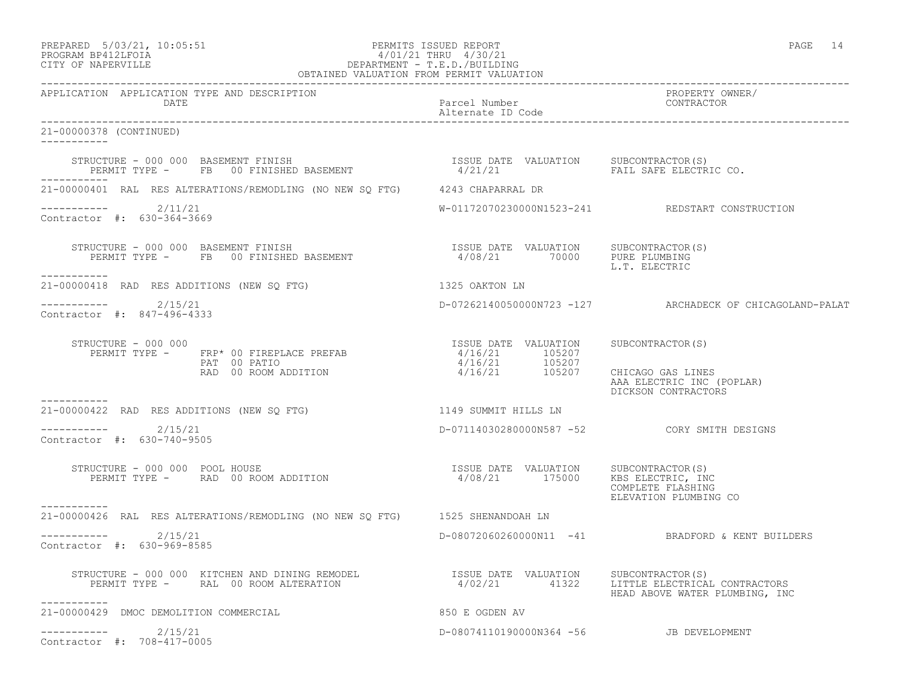PERMITS ISSUED REPORT
4/01/21 THRU 4/30/21
DEPARTMENT - T.E.D./BUILDING
OBTAINED VALUATION FROM PERMIT VALUATION

PREPARED 5/03/21, 10:05:51
PROGRAM BP412LFOIA
CITY OF NAPERVILLE

| APPLICATION | APPLICATION TYPE AND DESCRIPTION / DATE | Parcel Number / Alternate ID Code | PROPERTY OWNER/ CONTRACTOR |
|---|---|---|---|

**21-00000378 (CONTINUED)**

STRUCTURE - 000 000 BASEMENT FINISH
PERMIT TYPE - FB 00 FINISHED BASEMENT

| ISSUE DATE | VALUATION | SUBCONTRACTOR(S) |
|---|---|---|
| 4/21/21 | | FAIL SAFE ELECTRIC CO. |

---

**21-00000401** RAL RES ALTERATIONS/REMODLING (NO NEW SQ FTG) — 4243 CHAPARRAL DR

2/11/21 — W-01172070230000N1523-241 — REDSTART CONSTRUCTION

Contractor #: 630-364-3669

STRUCTURE - 000 000 BASEMENT FINISH
PERMIT TYPE - FB 00 FINISHED BASEMENT

| ISSUE DATE | VALUATION | SUBCONTRACTOR(S) |
|---|---|---|
| 4/08/21 | 70000 | PURE PLUMBING |
| | | L.T. ELECTRIC |

---

**21-00000418** RAD RES ADDITIONS (NEW SQ FTG) — 1325 OAKTON LN

2/15/21 — D-07262140050000N723 -127 — ARCHADECK OF CHICAGOLAND-PALAT

Contractor #: 847-496-4333

STRUCTURE - 000 000

| PERMIT TYPE | ISSUE DATE | VALUATION | SUBCONTRACTOR(S) |
|---|---|---|---|
| FRP* 00 FIREPLACE PREFAB | 4/16/21 | 105207 | |
| PAT 00 PATIO | 4/16/21 | 105207 | |
| RAD 00 ROOM ADDITION | 4/16/21 | 105207 | CHICAGO GAS LINES |
| | | | AAA ELECTRIC INC (POPLAR) |
| | | | DICKSON CONTRACTORS |

---

**21-00000422** RAD RES ADDITIONS (NEW SQ FTG) — 1149 SUMMIT HILLS LN

2/15/21 — D-07114030280000N587 -52 — CORY SMITH DESIGNS

Contractor #: 630-740-9505

STRUCTURE - 000 000 POOL HOUSE
PERMIT TYPE - RAD 00 ROOM ADDITION

| ISSUE DATE | VALUATION | SUBCONTRACTOR(S) |
|---|---|---|
| 4/08/21 | 175000 | KBS ELECTRIC, INC |
| | | COMPLETE FLASHING |
| | | ELEVATION PLUMBING CO |

---

**21-00000426** RAL RES ALTERATIONS/REMODLING (NO NEW SQ FTG) — 1525 SHENANDOAH LN

2/15/21 — D-08072060260000N11 -41 — BRADFORD & KENT BUILDERS

Contractor #: 630-969-8585

STRUCTURE - 000 000 KITCHEN AND DINING REMODEL
PERMIT TYPE - RAL 00 ROOM ALTERATION

| ISSUE DATE | VALUATION | SUBCONTRACTOR(S) |
|---|---|---|
| 4/02/21 | 41322 | LITTLE ELECTRICAL CONTRACTORS |
| | | HEAD ABOVE WATER PLUMBING, INC |

---

**21-00000429** DMOC DEMOLITION COMMERCIAL — 850 E OGDEN AV

2/15/21 — D-08074110190000N364 -56 — JB DEVELOPMENT

Contractor #: 708-417-0005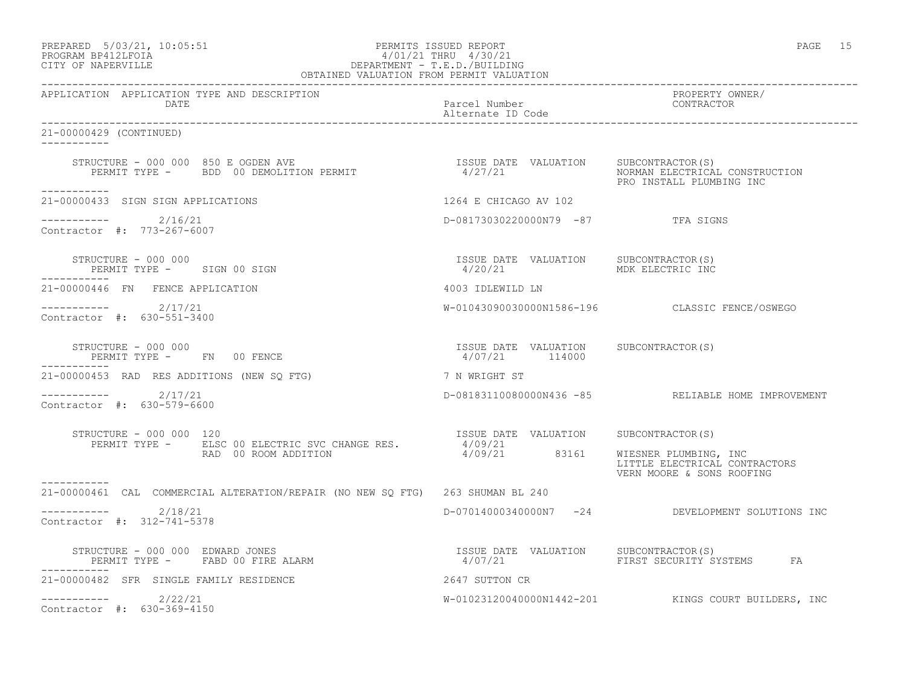PREPARED 5/03/21, 10:05:51 PERMITS ISSUED REPORT
PROGRAM BP412LFOIA 4/01/21 THRU 4/30/21
CITY OF NAPERVILLE DEPARTMENT - T.E.D./BUILDING
OBTAINED VALUATION FROM PERMIT VALUATION

| APPLICATION | APPLICATION TYPE AND DESCRIPTION DATE | Parcel Number Alternate ID Code | PROPERTY OWNER/ CONTRACTOR |
|---|---|---|---|

**21-00000429 (CONTINUED)**

STRUCTURE - 000 000 850 E OGDEN AVE
PERMIT TYPE - BDD 00 DEMOLITION PERMIT

| ISSUE DATE | VALUATION | SUBCONTRACTOR(S) |
|---|---|---|
| 4/27/21 | | NORMAN ELECTRICAL CONSTRUCTION<br>PRO INSTALL PLUMBING INC |

---

**21-00000433 SIGN SIGN APPLICATIONS** — 1264 E CHICAGO AV 102

2/16/21 — D-08173030220000N79 -87 — TFA SIGNS
Contractor #: 773-267-6007

STRUCTURE - 000 000
PERMIT TYPE - SIGN 00 SIGN

| ISSUE DATE | VALUATION | SUBCONTRACTOR(S) |
|---|---|---|
| 4/20/21 | | MDK ELECTRIC INC |

---

**21-00000446 FN FENCE APPLICATION** — 4003 IDLEWILD LN

2/17/21 — W-01043090030000N1586-196 — CLASSIC FENCE/OSWEGO
Contractor #: 630-551-3400

STRUCTURE - 000 000
PERMIT TYPE - FN 00 FENCE

| ISSUE DATE | VALUATION | SUBCONTRACTOR(S) |
|---|---|---|
| 4/07/21 | 114000 | |

---

**21-00000453 RAD RES ADDITIONS (NEW SQ FTG)** — 7 N WRIGHT ST

2/17/21 — D-08183110080000N436 -85 — RELIABLE HOME IMPROVEMENT
Contractor #: 630-579-6600

STRUCTURE - 000 000 120

| PERMIT TYPE | ISSUE DATE | VALUATION | SUBCONTRACTOR(S) |
|---|---|---|---|
| ELSC 00 ELECTRIC SVC CHANGE RES. | 4/09/21 | | |
| RAD 00 ROOM ADDITION | 4/09/21 | 83161 | WIESNER PLUMBING, INC<br>LITTLE ELECTRICAL CONTRACTORS<br>VERN MOORE & SONS ROOFING |

---

**21-00000461 CAL COMMERCIAL ALTERATION/REPAIR (NO NEW SQ FTG)** — 263 SHUMAN BL 240

2/18/21 — D-07014000340000N7 -24 — DEVELOPMENT SOLUTIONS INC
Contractor #: 312-741-5378

STRUCTURE - 000 000 EDWARD JONES
PERMIT TYPE - FABD 00 FIRE ALARM

| ISSUE DATE | VALUATION | SUBCONTRACTOR(S) |
|---|---|---|
| 4/07/21 | | FIRST SECURITY SYSTEMS FA |

---

**21-00000482 SFR SINGLE FAMILY RESIDENCE** — 2647 SUTTON CR

2/22/21 — W-01023120040000N1442-201 — KINGS COURT BUILDERS, INC
Contractor #: 630-369-4150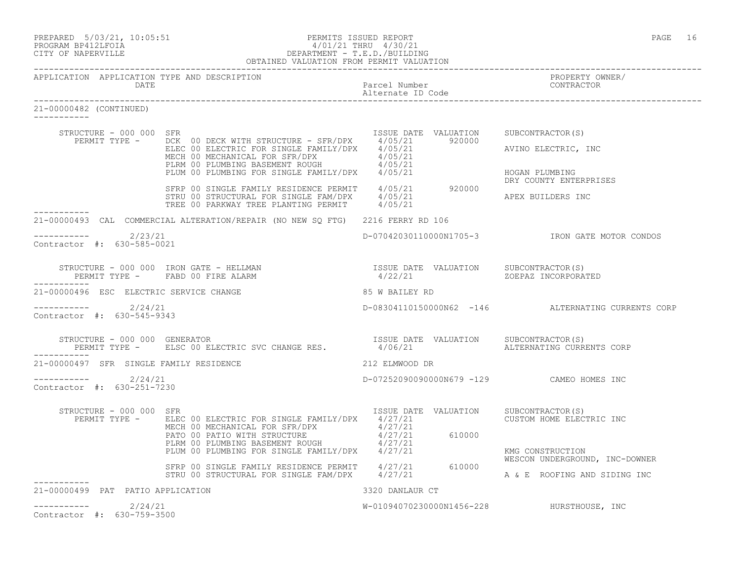APPLICATION APPLICATION TYPE AND DESCRIPTION DATE | Parcel Number / Alternate ID Code | PROPERTY OWNER/ CONTRACTOR

21-00000482 (CONTINUED)

```
    STRUCTURE - 000 000  SFR                                        ISSUE DATE  VALUATION     SUBCONTRACTOR(S)
       PERMIT TYPE -     DCK  00 DECK WITH STRUCTURE - SFR/DPX     4/05/21       920000
                         ELEC 00 ELECTRIC FOR SINGLE FAMILY/DPX    4/05/21                    AVINO ELECTRIC, INC
                         MECH 00 MECHANICAL FOR SFR/DPX            4/05/21
                         PLRM 00 PLUMBING BASEMENT ROUGH           4/05/21
                         PLUM 00 PLUMBING FOR SINGLE FAMILY/DPX    4/05/21                    HOGAN PLUMBING
                                                                                              DRY COUNTY ENTERPRISES
                         SFRP 00 SINGLE FAMILY RESIDENCE PERMIT    4/05/21       920000
                         STRU 00 STRUCTURAL FOR SINGLE FAM/DPX     4/05/21                    APEX BUILDERS INC
                         TREE 00 PARKWAY TREE PLANTING PERMIT      4/05/21
```

21-00000493 CAL COMMERCIAL ALTERATION/REPAIR (NO NEW SQ FTG) 2216 FERRY RD 106

2/23/21 — D-07042030110000N1705-3 — IRON GATE MOTOR CONDOS
Contractor #: 630-585-0021

```
    STRUCTURE - 000 000  IRON GATE - HELLMAN                        ISSUE DATE  VALUATION     SUBCONTRACTOR(S)
       PERMIT TYPE -     FABD 00 FIRE ALARM                        4/22/21                    ZOEPAZ INCORPORATED
```

21-00000496 ESC ELECTRIC SERVICE CHANGE 85 W BAILEY RD

2/24/21 — D-08304110150000N62 -146 — ALTERNATING CURRENTS CORP
Contractor #: 630-545-9343

```
    STRUCTURE - 000 000  GENERATOR                                  ISSUE DATE  VALUATION     SUBCONTRACTOR(S)
       PERMIT TYPE -     ELSC 00 ELECTRIC SVC CHANGE RES.          4/06/21                    ALTERNATING CURRENTS CORP
```

21-00000497 SFR SINGLE FAMILY RESIDENCE 212 ELMWOOD DR

2/24/21 — D-07252090090000N679 -129 — CAMEO HOMES INC
Contractor #: 630-251-7230

```
    STRUCTURE - 000 000  SFR                                        ISSUE DATE  VALUATION     SUBCONTRACTOR(S)
       PERMIT TYPE -     ELEC 00 ELECTRIC FOR SINGLE FAMILY/DPX    4/27/21                    CUSTOM HOME ELECTRIC INC
                         MECH 00 MECHANICAL FOR SFR/DPX            4/27/21
                         PATO 00 PATIO WITH STRUCTURE              4/27/21       610000
                         PLRM 00 PLUMBING BASEMENT ROUGH           4/27/21
                         PLUM 00 PLUMBING FOR SINGLE FAMILY/DPX    4/27/21                    KMG CONSTRUCTION
                                                                                              WESCON UNDERGROUND, INC-DOWNER
                         SFRP 00 SINGLE FAMILY RESIDENCE PERMIT    4/27/21       610000
                         STRU 00 STRUCTURAL FOR SINGLE FAM/DPX     4/27/21                    A & E  ROOFING AND SIDING INC
```

21-00000499 PAT PATIO APPLICATION 3320 DANLAUR CT

2/24/21 — W-01094070230000N1456-228 — HURSTHOUSE, INC
Contractor #: 630-759-3500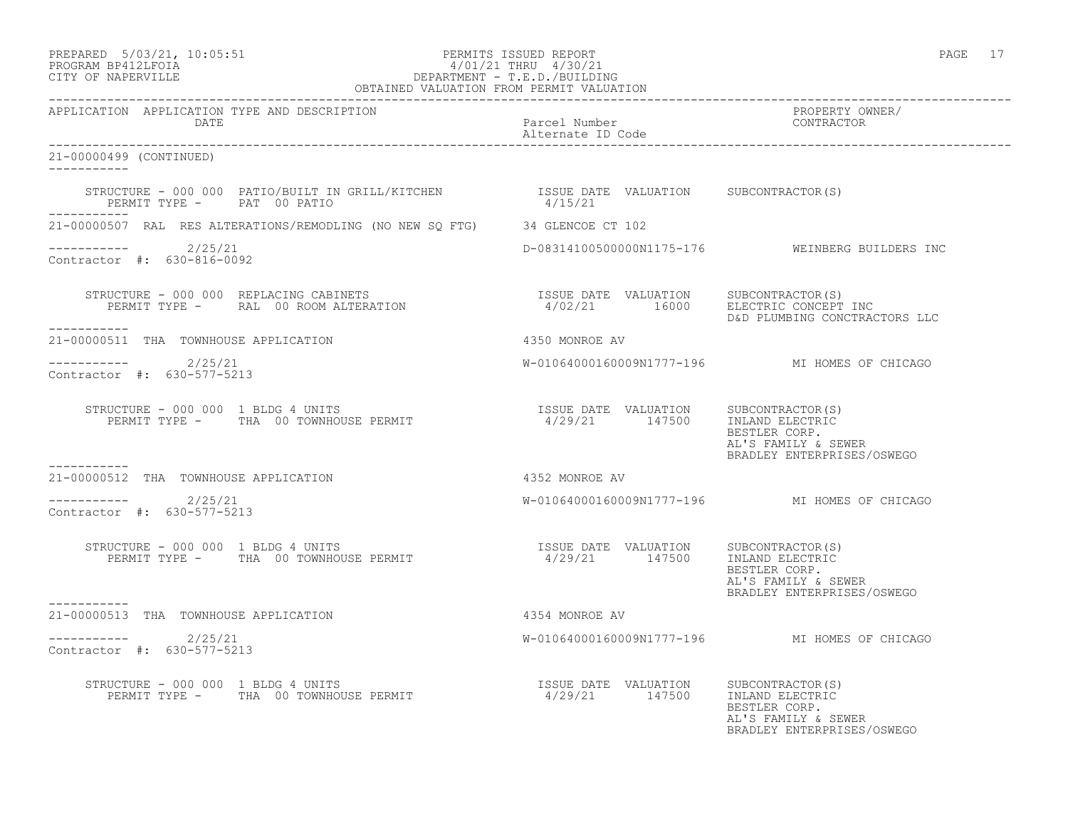OBTAINED VALUATION FROM PERMIT VALUATION

| APPLICATION | APPLICATION TYPE AND DESCRIPTION / DATE | Parcel Number / Alternate ID Code | PROPERTY OWNER/ CONTRACTOR |
|---|---|---|---|

**21-00000499 (CONTINUED)**

STRUCTURE - 000 000 PATIO/BUILT IN GRILL/KITCHEN
PERMIT TYPE - PAT 00 PATIO
ISSUE DATE: 4/15/21 | VALUATION: | SUBCONTRACTOR(S):

---

**21-00000507** RAL RES ALTERATIONS/REMODLING (NO NEW SQ FTG) — 34 GLENCOE CT 102

2/25/21 — D-08314100500000N1175-176 — WEINBERG BUILDERS INC
Contractor #: 630-816-0092

STRUCTURE - 000 000 REPLACING CABINETS
PERMIT TYPE - RAL 00 ROOM ALTERATION
ISSUE DATE: 4/02/21 | VALUATION: 16000 | SUBCONTRACTOR(S): ELECTRIC CONCEPT INC; D&D PLUMBING CONCTRACTORS LLC

---

**21-00000511** THA TOWNHOUSE APPLICATION — 4350 MONROE AV

2/25/21 — W-01064000160009N1777-196 — MI HOMES OF CHICAGO
Contractor #: 630-577-5213

STRUCTURE - 000 000 1 BLDG 4 UNITS
PERMIT TYPE - THA 00 TOWNHOUSE PERMIT
ISSUE DATE: 4/29/21 | VALUATION: 147500 | SUBCONTRACTOR(S): INLAND ELECTRIC; BESTLER CORP.; AL'S FAMILY & SEWER; BRADLEY ENTERPRISES/OSWEGO

---

**21-00000512** THA TOWNHOUSE APPLICATION — 4352 MONROE AV

2/25/21 — W-01064000160009N1777-196 — MI HOMES OF CHICAGO
Contractor #: 630-577-5213

STRUCTURE - 000 000 1 BLDG 4 UNITS
PERMIT TYPE - THA 00 TOWNHOUSE PERMIT
ISSUE DATE: 4/29/21 | VALUATION: 147500 | SUBCONTRACTOR(S): INLAND ELECTRIC; BESTLER CORP.; AL'S FAMILY & SEWER; BRADLEY ENTERPRISES/OSWEGO

---

**21-00000513** THA TOWNHOUSE APPLICATION — 4354 MONROE AV

2/25/21 — W-01064000160009N1777-196 — MI HOMES OF CHICAGO
Contractor #: 630-577-5213

STRUCTURE - 000 000 1 BLDG 4 UNITS
PERMIT TYPE - THA 00 TOWNHOUSE PERMIT
ISSUE DATE: 4/29/21 | VALUATION: 147500 | SUBCONTRACTOR(S): INLAND ELECTRIC; BESTLER CORP.; AL'S FAMILY & SEWER; BRADLEY ENTERPRISES/OSWEGO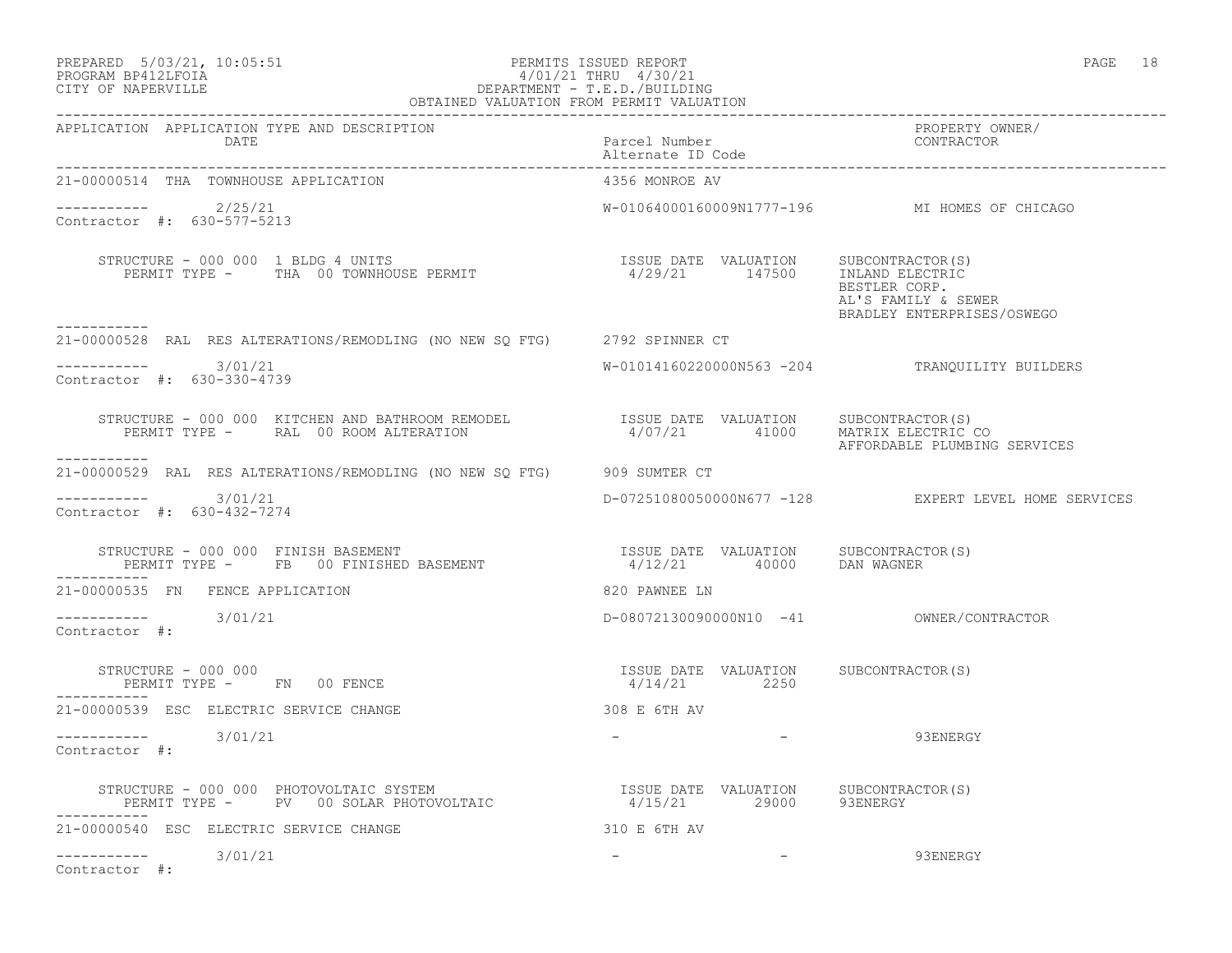PERMITS ISSUED REPORT
4/01/21 THRU 4/30/21
DEPARTMENT - T.E.D./BUILDING
OBTAINED VALUATION FROM PERMIT VALUATION

| APPLICATION | APPLICATION TYPE AND DESCRIPTION / DATE | Parcel Number / Alternate ID Code | PROPERTY OWNER/ CONTRACTOR |
|---|---|---|---|

**21-00000514 THA TOWNHOUSE APPLICATION** — 4356 MONROE AV

----------- 2/25/21 — W-01064000160009N1777-196 — MI HOMES OF CHICAGO
Contractor #: 630-577-5213

STRUCTURE - 000 000 1 BLDG 4 UNITS
PERMIT TYPE - THA 00 TOWNHOUSE PERMIT

| ISSUE DATE | VALUATION | SUBCONTRACTOR(S) |
|---|---|---|
| 4/29/21 | 147500 | INLAND ELECTRIC<br>BESTLER CORP.<br>AL'S FAMILY & SEWER<br>BRADLEY ENTERPRISES/OSWEGO |

-----------

**21-00000528 RAL RES ALTERATIONS/REMODLING (NO NEW SQ FTG)** — 2792 SPINNER CT

----------- 3/01/21 — W-01014160220000N563 -204 — TRANQUILITY BUILDERS
Contractor #: 630-330-4739

STRUCTURE - 000 000 KITCHEN AND BATHROOM REMODEL
PERMIT TYPE - RAL 00 ROOM ALTERATION

| ISSUE DATE | VALUATION | SUBCONTRACTOR(S) |
|---|---|---|
| 4/07/21 | 41000 | MATRIX ELECTRIC CO<br>AFFORDABLE PLUMBING SERVICES |

-----------

**21-00000529 RAL RES ALTERATIONS/REMODLING (NO NEW SQ FTG)** — 909 SUMTER CT

----------- 3/01/21 — D-07251080050000N677 -128 — EXPERT LEVEL HOME SERVICES
Contractor #: 630-432-7274

STRUCTURE - 000 000 FINISH BASEMENT
PERMIT TYPE - FB 00 FINISHED BASEMENT

| ISSUE DATE | VALUATION | SUBCONTRACTOR(S) |
|---|---|---|
| 4/12/21 | 40000 | DAN WAGNER |

-----------

**21-00000535 FN FENCE APPLICATION** — 820 PAWNEE LN

----------- 3/01/21 — D-08072130090000N10 -41 — OWNER/CONTRACTOR
Contractor #:

STRUCTURE - 000 000
PERMIT TYPE - FN 00 FENCE

| ISSUE DATE | VALUATION | SUBCONTRACTOR(S) |
|---|---|---|
| 4/14/21 | 2250 | |

-----------

**21-00000539 ESC ELECTRIC SERVICE CHANGE** — 308 E 6TH AV

----------- 3/01/21 — - - — 93ENERGY
Contractor #:

STRUCTURE - 000 000 PHOTOVOLTAIC SYSTEM
PERMIT TYPE - PV 00 SOLAR PHOTOVOLTAIC

| ISSUE DATE | VALUATION | SUBCONTRACTOR(S) |
|---|---|---|
| 4/15/21 | 29000 | 93ENERGY |

-----------

**21-00000540 ESC ELECTRIC SERVICE CHANGE** — 310 E 6TH AV

----------- 3/01/21 — - - — 93ENERGY
Contractor #: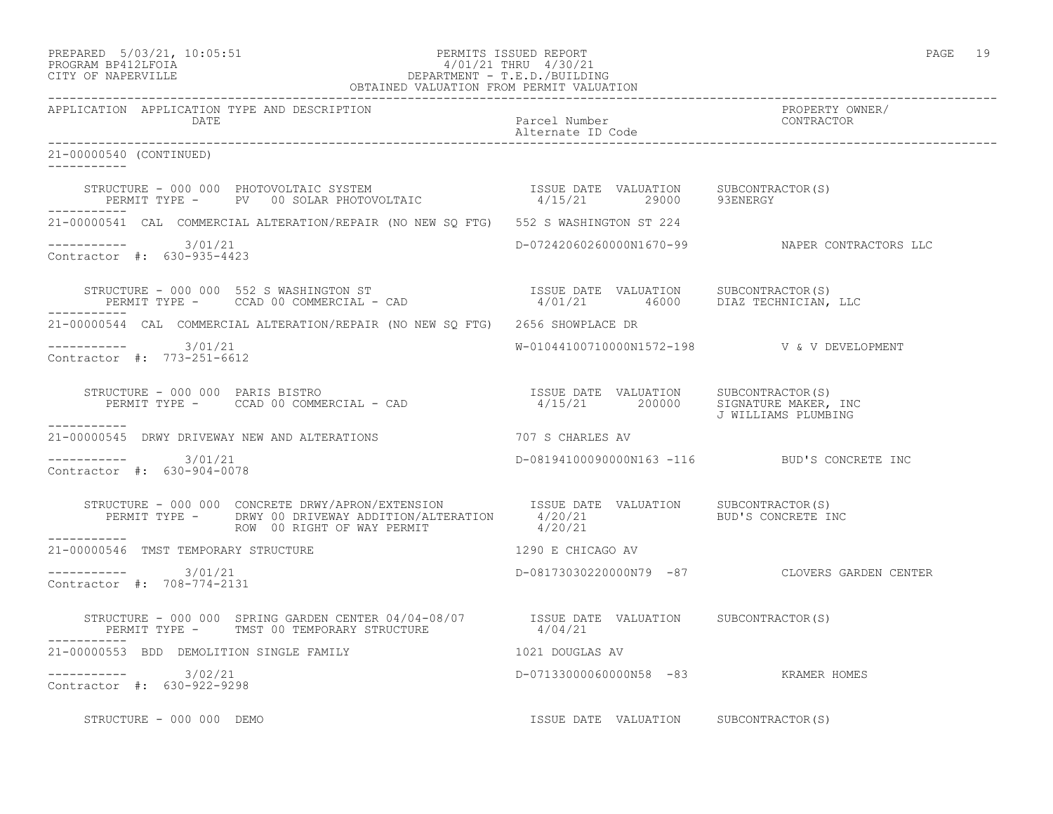PREPARED 5/03/21, 10:05:51 — PERMITS ISSUED REPORT
PROGRAM BP412LFOIA — 4/01/21 THRU 4/30/21
CITY OF NAPERVILLE — DEPARTMENT - T.E.D./BUILDING
OBTAINED VALUATION FROM PERMIT VALUATION

| APPLICATION | APPLICATION TYPE AND DESCRIPTION / DATE | Parcel Number / Alternate ID Code | PROPERTY OWNER/ CONTRACTOR |
|---|---|---|---|

**21-00000540 (CONTINUED)**

STRUCTURE - 000 000 PHOTOVOLTAIC SYSTEM
PERMIT TYPE - PV 00 SOLAR PHOTOVOLTAIC — ISSUE DATE 4/15/21 — VALUATION 29000 — SUBCONTRACTOR(S) 93ENERGY

**21-00000541** CAL COMMERCIAL ALTERATION/REPAIR (NO NEW SQ FTG) — 552 S WASHINGTON ST 224
3/01/21 — D-07242060260000N1670-99 — NAPER CONTRACTORS LLC
Contractor #: 630-935-4423

STRUCTURE - 000 000 552 S WASHINGTON ST
PERMIT TYPE - CCAD 00 COMMERCIAL - CAD — ISSUE DATE 4/01/21 — VALUATION 46000 — SUBCONTRACTOR(S) DIAZ TECHNICIAN, LLC

**21-00000544** CAL COMMERCIAL ALTERATION/REPAIR (NO NEW SQ FTG) — 2656 SHOWPLACE DR
3/01/21 — W-01044100710000N1572-198 — V & V DEVELOPMENT
Contractor #: 773-251-6612

STRUCTURE - 000 000 PARIS BISTRO
PERMIT TYPE - CCAD 00 COMMERCIAL - CAD — ISSUE DATE 4/15/21 — VALUATION 200000 — SUBCONTRACTOR(S) SIGNATURE MAKER, INC; J WILLIAMS PLUMBING

**21-00000545** DRWY DRIVEWAY NEW AND ALTERATIONS — 707 S CHARLES AV
3/01/21 — D-08194100090000N163 -116 — BUD'S CONCRETE INC
Contractor #: 630-904-0078

STRUCTURE - 000 000 CONCRETE DRWY/APRON/EXTENSION
PERMIT TYPE - DRWY 00 DRIVEWAY ADDITION/ALTERATION — ISSUE DATE 4/20/21 — SUBCONTRACTOR(S) BUD'S CONCRETE INC
ROW 00 RIGHT OF WAY PERMIT — ISSUE DATE 4/20/21

**21-00000546** TMST TEMPORARY STRUCTURE — 1290 E CHICAGO AV
3/01/21 — D-08173030220000N79 -87 — CLOVERS GARDEN CENTER
Contractor #: 708-774-2131

STRUCTURE - 000 000 SPRING GARDEN CENTER 04/04-08/07
PERMIT TYPE - TMST 00 TEMPORARY STRUCTURE — ISSUE DATE 4/04/21 — SUBCONTRACTOR(S)

**21-00000553** BDD DEMOLITION SINGLE FAMILY — 1021 DOUGLAS AV
3/02/21 — D-07133000060000N58 -83 — KRAMER HOMES
Contractor #: 630-922-9298

STRUCTURE - 000 000 DEMO — ISSUE DATE — VALUATION — SUBCONTRACTOR(S)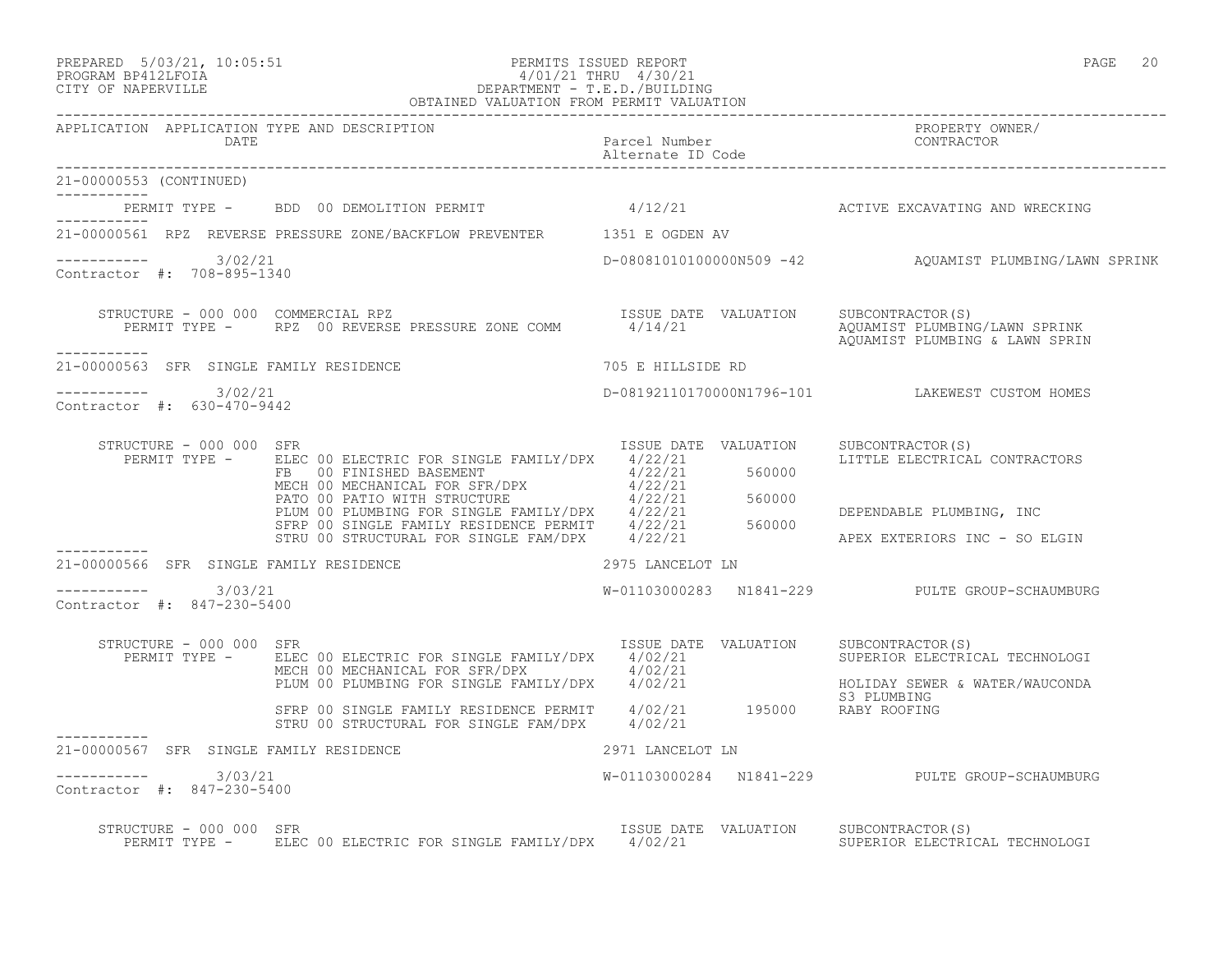PREPARED 5/03/21, 10:05:51 PERMITS ISSUED REPORT
PROGRAM BP412LFOIA 4/01/21 THRU 4/30/21
CITY OF NAPERVILLE DEPARTMENT - T.E.D./BUILDING
OBTAINED VALUATION FROM PERMIT VALUATION

| APPLICATION | APPLICATION TYPE AND DESCRIPTION / DATE | Parcel Number / Alternate ID Code | | PROPERTY OWNER/ CONTRACTOR |
|---|---|---|---|---|

**21-00000553 (CONTINUED)**

PERMIT TYPE - BDD 00 DEMOLITION PERMIT 4/12/21 — ACTIVE EXCAVATING AND WRECKING

---

**21-00000561 RPZ REVERSE PRESSURE ZONE/BACKFLOW PREVENTER** — 1351 E OGDEN AV

3/02/21 — D-08081010100000N509 -42 — AQUAMIST PLUMBING/LAWN SPRINK
Contractor #: 708-895-1340

STRUCTURE - 000 000 COMMERCIAL RPZ

| PERMIT TYPE | ISSUE DATE | VALUATION | SUBCONTRACTOR(S) |
|---|---|---|---|
| RPZ 00 REVERSE PRESSURE ZONE COMM | 4/14/21 | | AQUAMIST PLUMBING/LAWN SPRINK |
| | | | AQUAMIST PLUMBING & LAWN SPRIN |

---

**21-00000563 SFR SINGLE FAMILY RESIDENCE** — 705 E HILLSIDE RD

3/02/21 — D-08192110170000N1796-101 — LAKEWEST CUSTOM HOMES
Contractor #: 630-470-9442

STRUCTURE - 000 000 SFR

| PERMIT TYPE | ISSUE DATE | VALUATION | SUBCONTRACTOR(S) |
|---|---|---|---|
| ELEC 00 ELECTRIC FOR SINGLE FAMILY/DPX | 4/22/21 | | LITTLE ELECTRICAL CONTRACTORS |
| FB 00 FINISHED BASEMENT | 4/22/21 | 560000 | |
| MECH 00 MECHANICAL FOR SFR/DPX | 4/22/21 | | |
| PATO 00 PATIO WITH STRUCTURE | 4/22/21 | 560000 | |
| PLUM 00 PLUMBING FOR SINGLE FAMILY/DPX | 4/22/21 | | DEPENDABLE PLUMBING, INC |
| SFRP 00 SINGLE FAMILY RESIDENCE PERMIT | 4/22/21 | 560000 | |
| STRU 00 STRUCTURAL FOR SINGLE FAM/DPX | 4/22/21 | | APEX EXTERIORS INC - SO ELGIN |

---

**21-00000566 SFR SINGLE FAMILY RESIDENCE** — 2975 LANCELOT LN

3/03/21 — W-01103000283 N1841-229 — PULTE GROUP-SCHAUMBURG
Contractor #: 847-230-5400

STRUCTURE - 000 000 SFR

| PERMIT TYPE | ISSUE DATE | VALUATION | SUBCONTRACTOR(S) |
|---|---|---|---|
| ELEC 00 ELECTRIC FOR SINGLE FAMILY/DPX | 4/02/21 | | SUPERIOR ELECTRICAL TECHNOLOGI |
| MECH 00 MECHANICAL FOR SFR/DPX | 4/02/21 | | |
| PLUM 00 PLUMBING FOR SINGLE FAMILY/DPX | 4/02/21 | | HOLIDAY SEWER & WATER/WAUCONDA |
| | | | S3 PLUMBING |
| SFRP 00 SINGLE FAMILY RESIDENCE PERMIT | 4/02/21 | 195000 | RABY ROOFING |
| STRU 00 STRUCTURAL FOR SINGLE FAM/DPX | 4/02/21 | | |

---

**21-00000567 SFR SINGLE FAMILY RESIDENCE** — 2971 LANCELOT LN

3/03/21 — W-01103000284 N1841-229 — PULTE GROUP-SCHAUMBURG
Contractor #: 847-230-5400

STRUCTURE - 000 000 SFR

| PERMIT TYPE | ISSUE DATE | VALUATION | SUBCONTRACTOR(S) |
|---|---|---|---|
| ELEC 00 ELECTRIC FOR SINGLE FAMILY/DPX | 4/02/21 | | SUPERIOR ELECTRICAL TECHNOLOGI |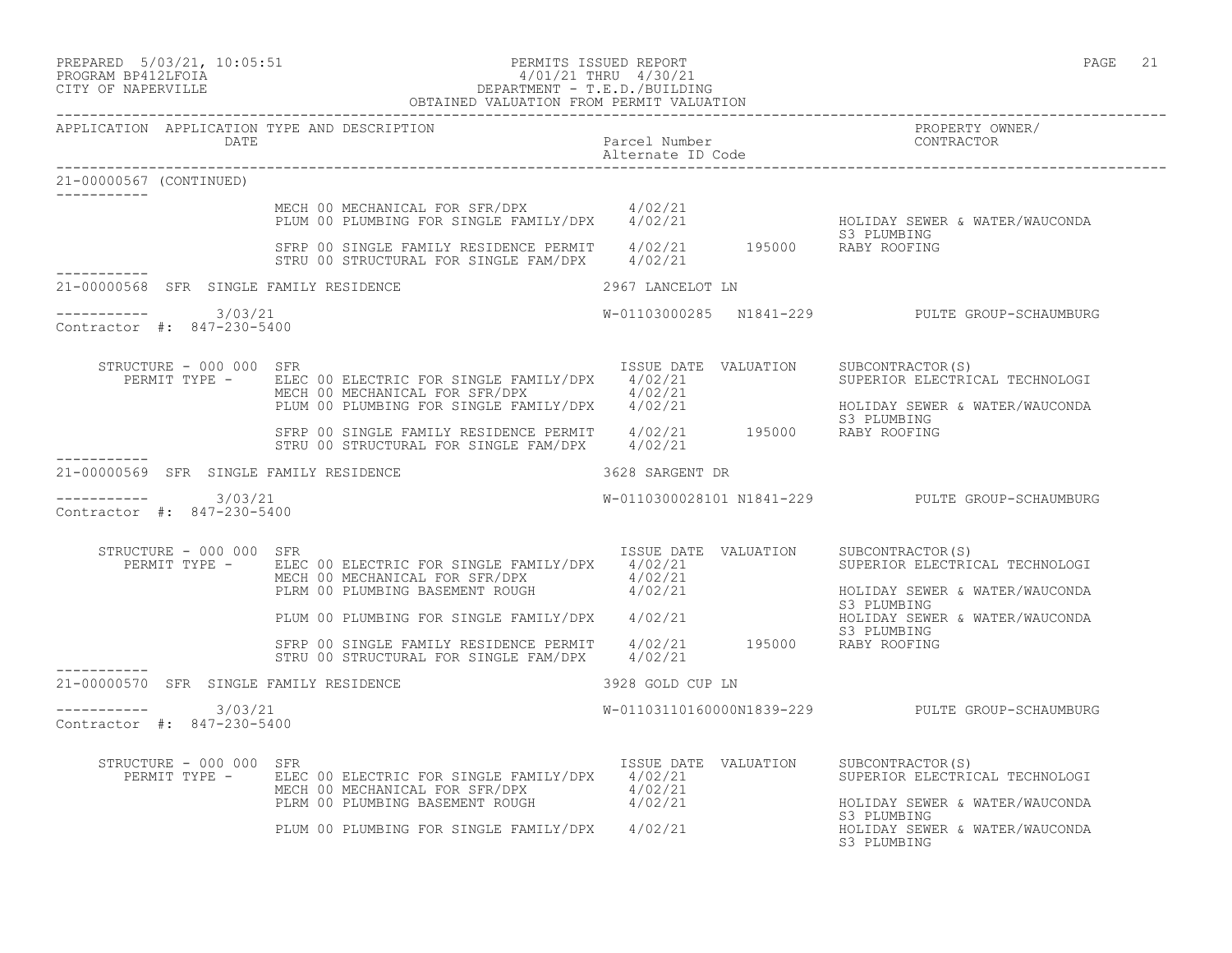PREPARED 5/03/21, 10:05:51 PERMITS ISSUED REPORT
PROGRAM BP412LFOIA 4/01/21 THRU 4/30/21
CITY OF NAPERVILLE DEPARTMENT - T.E.D./BUILDING
OBTAINED VALUATION FROM PERMIT VALUATION

| APPLICATION | APPLICATION TYPE AND DESCRIPTION / DATE | Parcel Number / Alternate ID Code | | PROPERTY OWNER/ CONTRACTOR |
|---|---|---|---|---|

**21-00000567 (CONTINUED)**

| | | ISSUE DATE | VALUATION | SUBCONTRACTOR(S) |
|---|---|---|---|---|
| | MECH 00 MECHANICAL FOR SFR/DPX | 4/02/21 | | |
| | PLUM 00 PLUMBING FOR SINGLE FAMILY/DPX | 4/02/21 | | HOLIDAY SEWER & WATER/WAUCONDA S3 PLUMBING |
| | SFRP 00 SINGLE FAMILY RESIDENCE PERMIT | 4/02/21 | 195000 | RABY ROOFING |
| | STRU 00 STRUCTURAL FOR SINGLE FAM/DPX | 4/02/21 | | |

**21-00000568 SFR SINGLE FAMILY RESIDENCE** — 2967 LANCELOT LN

3/03/21 — W-01103000285 N1841-229 — PULTE GROUP-SCHAUMBURG
Contractor #: 847-230-5400

STRUCTURE - 000 000 SFR

| PERMIT TYPE | | ISSUE DATE | VALUATION | SUBCONTRACTOR(S) |
|---|---|---|---|---|
| ELEC 00 | ELECTRIC FOR SINGLE FAMILY/DPX | 4/02/21 | | SUPERIOR ELECTRICAL TECHNOLOGI |
| MECH 00 | MECHANICAL FOR SFR/DPX | 4/02/21 | | |
| PLUM 00 | PLUMBING FOR SINGLE FAMILY/DPX | 4/02/21 | | HOLIDAY SEWER & WATER/WAUCONDA S3 PLUMBING |
| SFRP 00 | SINGLE FAMILY RESIDENCE PERMIT | 4/02/21 | 195000 | RABY ROOFING |
| STRU 00 | STRUCTURAL FOR SINGLE FAM/DPX | 4/02/21 | | |

**21-00000569 SFR SINGLE FAMILY RESIDENCE** — 3628 SARGENT DR

3/03/21 — W-0110300028101 N1841-229 — PULTE GROUP-SCHAUMBURG
Contractor #: 847-230-5400

STRUCTURE - 000 000 SFR

| PERMIT TYPE | | ISSUE DATE | VALUATION | SUBCONTRACTOR(S) |
|---|---|---|---|---|
| ELEC 00 | ELECTRIC FOR SINGLE FAMILY/DPX | 4/02/21 | | SUPERIOR ELECTRICAL TECHNOLOGI |
| MECH 00 | MECHANICAL FOR SFR/DPX | 4/02/21 | | |
| PLRM 00 | PLUMBING BASEMENT ROUGH | 4/02/21 | | HOLIDAY SEWER & WATER/WAUCONDA S3 PLUMBING |
| PLUM 00 | PLUMBING FOR SINGLE FAMILY/DPX | 4/02/21 | | HOLIDAY SEWER & WATER/WAUCONDA S3 PLUMBING |
| SFRP 00 | SINGLE FAMILY RESIDENCE PERMIT | 4/02/21 | 195000 | RABY ROOFING |
| STRU 00 | STRUCTURAL FOR SINGLE FAM/DPX | 4/02/21 | | |

**21-00000570 SFR SINGLE FAMILY RESIDENCE** — 3928 GOLD CUP LN

3/03/21 — W-01103110160000N1839-229 — PULTE GROUP-SCHAUMBURG
Contractor #: 847-230-5400

STRUCTURE - 000 000 SFR

| PERMIT TYPE | | ISSUE DATE | VALUATION | SUBCONTRACTOR(S) |
|---|---|---|---|---|
| ELEC 00 | ELECTRIC FOR SINGLE FAMILY/DPX | 4/02/21 | | SUPERIOR ELECTRICAL TECHNOLOGI |
| MECH 00 | MECHANICAL FOR SFR/DPX | 4/02/21 | | |
| PLRM 00 | PLUMBING BASEMENT ROUGH | 4/02/21 | | HOLIDAY SEWER & WATER/WAUCONDA S3 PLUMBING |
| PLUM 00 | PLUMBING FOR SINGLE FAMILY/DPX | 4/02/21 | | HOLIDAY SEWER & WATER/WAUCONDA S3 PLUMBING |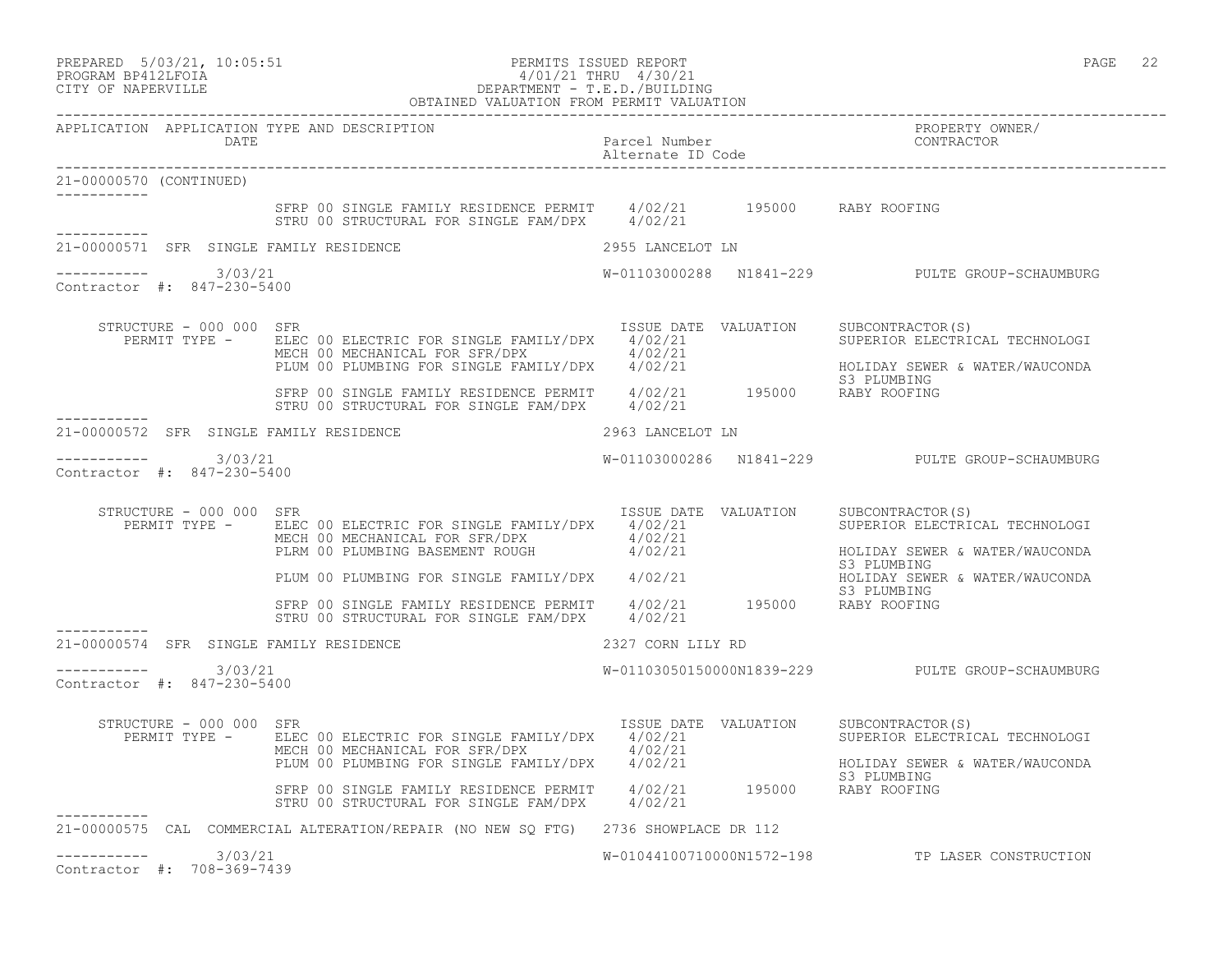PREPARED 5/03/21, 10:05:51 PERMITS ISSUED REPORT
PROGRAM BP412LFOIA 4/01/21 THRU 4/30/21
CITY OF NAPERVILLE DEPARTMENT - T.E.D./BUILDING
OBTAINED VALUATION FROM PERMIT VALUATION

| APPLICATION | APPLICATION TYPE AND DESCRIPTION DATE | Parcel Number Alternate ID Code | PROPERTY OWNER/ CONTRACTOR |
|---|---|---|---|

**21-00000570 (CONTINUED)**

| | ISSUE DATE | VALUATION | SUBCONTRACTOR(S) |
|---|---|---|---|
| SFRP 00 SINGLE FAMILY RESIDENCE PERMIT | 4/02/21 | 195000 | RABY ROOFING |
| STRU 00 STRUCTURAL FOR SINGLE FAM/DPX | 4/02/21 | | |

**21-00000571 SFR SINGLE FAMILY RESIDENCE** — 2955 LANCELOT LN

3/03/21 — W-01103000288 N1841-229 — PULTE GROUP-SCHAUMBURG

Contractor #: 847-230-5400

STRUCTURE - 000 000 SFR

| PERMIT TYPE | ISSUE DATE | VALUATION | SUBCONTRACTOR(S) |
|---|---|---|---|
| ELEC 00 ELECTRIC FOR SINGLE FAMILY/DPX | 4/02/21 | | SUPERIOR ELECTRICAL TECHNOLOGI |
| MECH 00 MECHANICAL FOR SFR/DPX | 4/02/21 | | |
| PLUM 00 PLUMBING FOR SINGLE FAMILY/DPX | 4/02/21 | | HOLIDAY SEWER & WATER/WAUCONDA<br>S3 PLUMBING |
| SFRP 00 SINGLE FAMILY RESIDENCE PERMIT | 4/02/21 | 195000 | RABY ROOFING |
| STRU 00 STRUCTURAL FOR SINGLE FAM/DPX | 4/02/21 | | |

**21-00000572 SFR SINGLE FAMILY RESIDENCE** — 2963 LANCELOT LN

3/03/21 — W-01103000286 N1841-229 — PULTE GROUP-SCHAUMBURG

Contractor #: 847-230-5400

STRUCTURE - 000 000 SFR

| PERMIT TYPE | ISSUE DATE | VALUATION | SUBCONTRACTOR(S) |
|---|---|---|---|
| ELEC 00 ELECTRIC FOR SINGLE FAMILY/DPX | 4/02/21 | | SUPERIOR ELECTRICAL TECHNOLOGI |
| MECH 00 MECHANICAL FOR SFR/DPX | 4/02/21 | | |
| PLRM 00 PLUMBING BASEMENT ROUGH | 4/02/21 | | HOLIDAY SEWER & WATER/WAUCONDA<br>S3 PLUMBING |
| PLUM 00 PLUMBING FOR SINGLE FAMILY/DPX | 4/02/21 | | HOLIDAY SEWER & WATER/WAUCONDA<br>S3 PLUMBING |
| SFRP 00 SINGLE FAMILY RESIDENCE PERMIT | 4/02/21 | 195000 | RABY ROOFING |
| STRU 00 STRUCTURAL FOR SINGLE FAM/DPX | 4/02/21 | | |

**21-00000574 SFR SINGLE FAMILY RESIDENCE** — 2327 CORN LILY RD

3/03/21 — W-01103050150000N1839-229 — PULTE GROUP-SCHAUMBURG

Contractor #: 847-230-5400

STRUCTURE - 000 000 SFR

| PERMIT TYPE | ISSUE DATE | VALUATION | SUBCONTRACTOR(S) |
|---|---|---|---|
| ELEC 00 ELECTRIC FOR SINGLE FAMILY/DPX | 4/02/21 | | SUPERIOR ELECTRICAL TECHNOLOGI |
| MECH 00 MECHANICAL FOR SFR/DPX | 4/02/21 | | |
| PLUM 00 PLUMBING FOR SINGLE FAMILY/DPX | 4/02/21 | | HOLIDAY SEWER & WATER/WAUCONDA<br>S3 PLUMBING |
| SFRP 00 SINGLE FAMILY RESIDENCE PERMIT | 4/02/21 | 195000 | RABY ROOFING |
| STRU 00 STRUCTURAL FOR SINGLE FAM/DPX | 4/02/21 | | |

**21-00000575 CAL COMMERCIAL ALTERATION/REPAIR (NO NEW SQ FTG)** — 2736 SHOWPLACE DR 112

3/03/21 — W-01044100710000N1572-198 — TP LASER CONSTRUCTION

Contractor #: 708-369-7439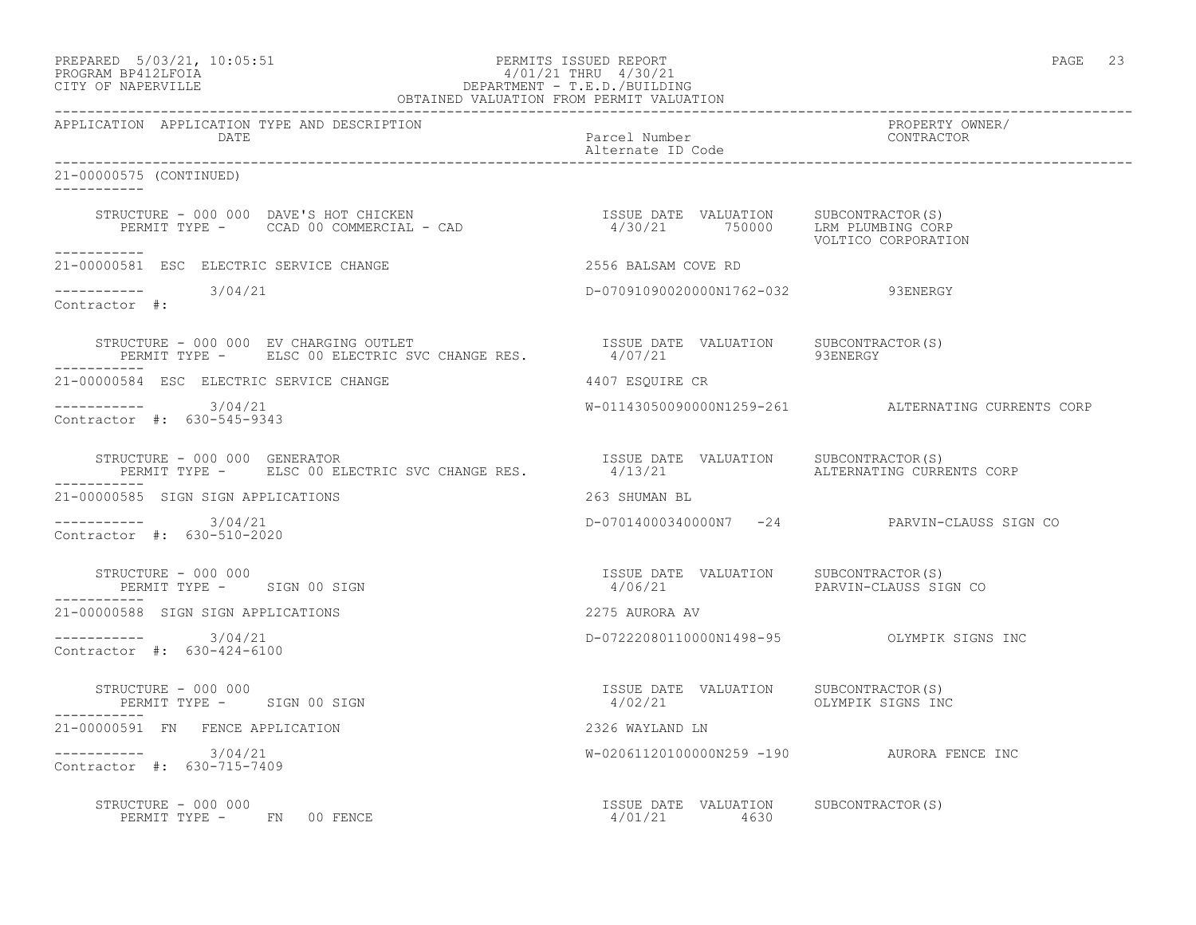PREPARED 5/03/21, 10:05:51
PROGRAM BP412LFOIA
CITY OF NAPERVILLE

PERMITS ISSUED REPORT
4/01/21 THRU 4/30/21
DEPARTMENT - T.E.D./BUILDING
OBTAINED VALUATION FROM PERMIT VALUATION

| APPLICATION | APPLICATION TYPE AND DESCRIPTION / DATE | Parcel Number / Alternate ID Code | PROPERTY OWNER/ CONTRACTOR |
|---|---|---|---|

**21-00000575 (CONTINUED)**

STRUCTURE - 000 000 DAVE'S HOT CHICKEN
PERMIT TYPE - CCAD 00 COMMERCIAL - CAD
ISSUE DATE 4/30/21 VALUATION 750000
SUBCONTRACTOR(S): LRM PLUMBING CORP, VOLTICO CORPORATION

---

**21-00000581 ESC ELECTRIC SERVICE CHANGE** — 2556 BALSAM COVE RD
3/04/21 — D-07091090020000N1762-032 — 93ENERGY
Contractor #:

STRUCTURE - 000 000 EV CHARGING OUTLET
PERMIT TYPE - ELSC 00 ELECTRIC SVC CHANGE RES.
ISSUE DATE 4/07/21 VALUATION
SUBCONTRACTOR(S): 93ENERGY

---

**21-00000584 ESC ELECTRIC SERVICE CHANGE** — 4407 ESQUIRE CR
3/04/21 — W-01143050090000N1259-261 — ALTERNATING CURRENTS CORP
Contractor #: 630-545-9343

STRUCTURE - 000 000 GENERATOR
PERMIT TYPE - ELSC 00 ELECTRIC SVC CHANGE RES.
ISSUE DATE 4/13/21 VALUATION
SUBCONTRACTOR(S): ALTERNATING CURRENTS CORP

---

**21-00000585 SIGN SIGN APPLICATIONS** — 263 SHUMAN BL
3/04/21 — D-07014000340000N7 -24 — PARVIN-CLAUSS SIGN CO
Contractor #: 630-510-2020

STRUCTURE - 000 000
PERMIT TYPE - SIGN 00 SIGN
ISSUE DATE 4/06/21 VALUATION
SUBCONTRACTOR(S): PARVIN-CLAUSS SIGN CO

---

**21-00000588 SIGN SIGN APPLICATIONS** — 2275 AURORA AV
3/04/21 — D-07222080110000N1498-95 — OLYMPIK SIGNS INC
Contractor #: 630-424-6100

STRUCTURE - 000 000
PERMIT TYPE - SIGN 00 SIGN
ISSUE DATE 4/02/21 VALUATION
SUBCONTRACTOR(S): OLYMPIK SIGNS INC

---

**21-00000591 FN FENCE APPLICATION** — 2326 WAYLAND LN
3/04/21 — W-02061120100000N259 -190 — AURORA FENCE INC
Contractor #: 630-715-7409

STRUCTURE - 000 000
PERMIT TYPE - FN 00 FENCE
ISSUE DATE 4/01/21 VALUATION 4630
SUBCONTRACTOR(S):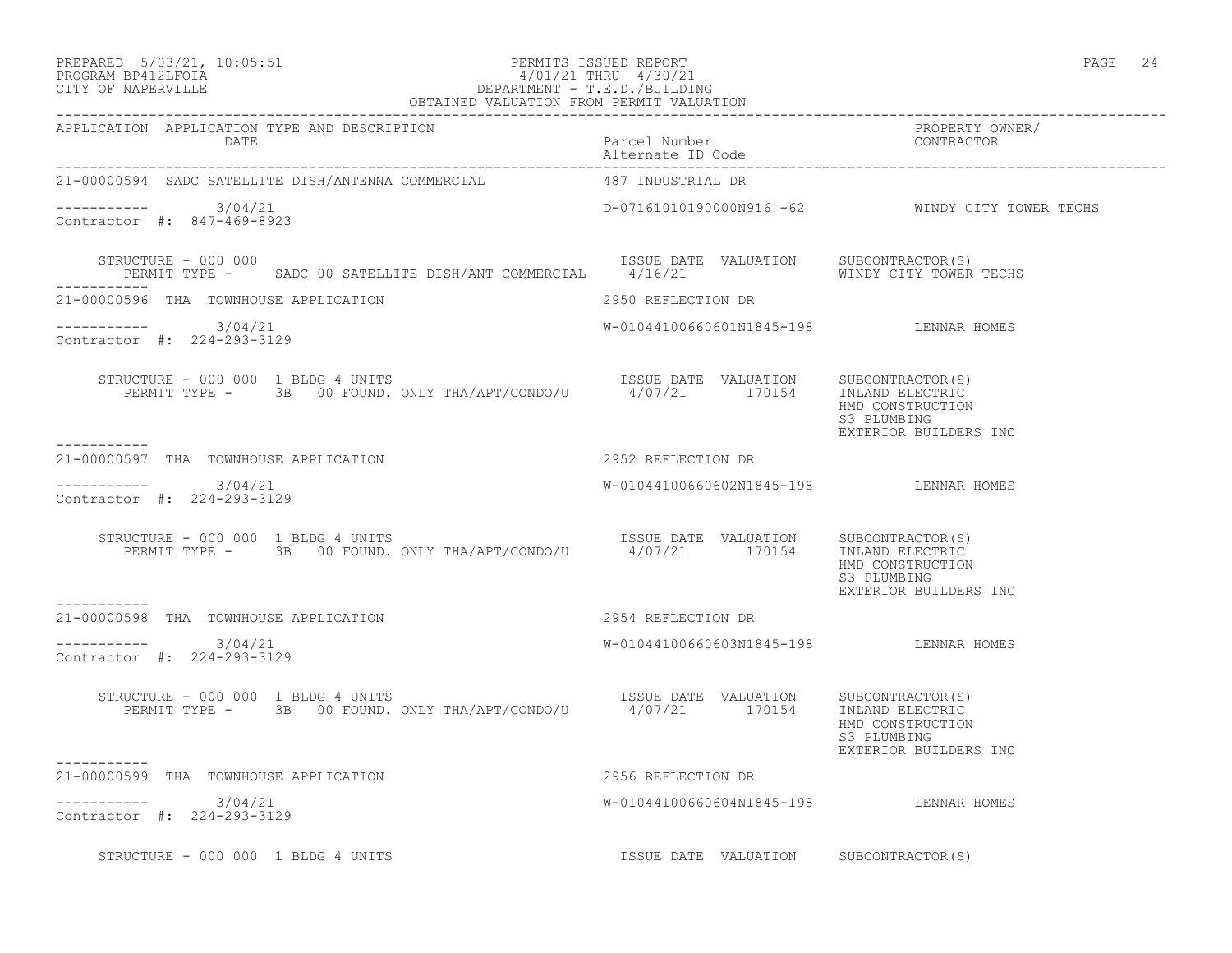PREPARED 5/03/21, 10:05:51 PERMITS ISSUED REPORT
PROGRAM BP412LFOIA 4/01/21 THRU 4/30/21
CITY OF NAPERVILLE DEPARTMENT - T.E.D./BUILDING
OBTAINED VALUATION FROM PERMIT VALUATION

| APPLICATION | APPLICATION TYPE AND DESCRIPTION / DATE | Parcel Number / Alternate ID Code | PROPERTY OWNER/ CONTRACTOR |
|---|---|---|---|
| 21-00000594 | SADC SATELLITE DISH/ANTENNA COMMERCIAL | 487 INDUSTRIAL DR | |
| ----------- | 3/04/21 | D-07161010190000N916 -62 | WINDY CITY TOWER TECHS |
| Contractor #: 847-469-8923 | | | |

STRUCTURE - 000 000
PERMIT TYPE - SADC 00 SATELLITE DISH/ANT COMMERCIAL

| ISSUE DATE | VALUATION | SUBCONTRACTOR(S) |
|---|---|---|
| 4/16/21 | | WINDY CITY TOWER TECHS |

-----------

| APPLICATION | APPLICATION TYPE AND DESCRIPTION / DATE | Parcel Number / Alternate ID Code | PROPERTY OWNER/ CONTRACTOR |
|---|---|---|---|
| 21-00000596 | THA TOWNHOUSE APPLICATION | 2950 REFLECTION DR | |
| ----------- | 3/04/21 | W-01044100660601N1845-198 | LENNAR HOMES |
| Contractor #: 224-293-3129 | | | |

STRUCTURE - 000 000 1 BLDG 4 UNITS
PERMIT TYPE - 3B 00 FOUND. ONLY THA/APT/CONDO/U

| ISSUE DATE | VALUATION | SUBCONTRACTOR(S) |
|---|---|---|
| 4/07/21 | 170154 | INLAND ELECTRIC |
| | | HMD CONSTRUCTION |
| | | S3 PLUMBING |
| | | EXTERIOR BUILDERS INC |

-----------

| APPLICATION | APPLICATION TYPE AND DESCRIPTION / DATE | Parcel Number / Alternate ID Code | PROPERTY OWNER/ CONTRACTOR |
|---|---|---|---|
| 21-00000597 | THA TOWNHOUSE APPLICATION | 2952 REFLECTION DR | |
| ----------- | 3/04/21 | W-01044100660602N1845-198 | LENNAR HOMES |
| Contractor #: 224-293-3129 | | | |

STRUCTURE - 000 000 1 BLDG 4 UNITS
PERMIT TYPE - 3B 00 FOUND. ONLY THA/APT/CONDO/U

| ISSUE DATE | VALUATION | SUBCONTRACTOR(S) |
|---|---|---|
| 4/07/21 | 170154 | INLAND ELECTRIC |
| | | HMD CONSTRUCTION |
| | | S3 PLUMBING |
| | | EXTERIOR BUILDERS INC |

-----------

| APPLICATION | APPLICATION TYPE AND DESCRIPTION / DATE | Parcel Number / Alternate ID Code | PROPERTY OWNER/ CONTRACTOR |
|---|---|---|---|
| 21-00000598 | THA TOWNHOUSE APPLICATION | 2954 REFLECTION DR | |
| ----------- | 3/04/21 | W-01044100660603N1845-198 | LENNAR HOMES |
| Contractor #: 224-293-3129 | | | |

STRUCTURE - 000 000 1 BLDG 4 UNITS
PERMIT TYPE - 3B 00 FOUND. ONLY THA/APT/CONDO/U

| ISSUE DATE | VALUATION | SUBCONTRACTOR(S) |
|---|---|---|
| 4/07/21 | 170154 | INLAND ELECTRIC |
| | | HMD CONSTRUCTION |
| | | S3 PLUMBING |
| | | EXTERIOR BUILDERS INC |

-----------

| APPLICATION | APPLICATION TYPE AND DESCRIPTION / DATE | Parcel Number / Alternate ID Code | PROPERTY OWNER/ CONTRACTOR |
|---|---|---|---|
| 21-00000599 | THA TOWNHOUSE APPLICATION | 2956 REFLECTION DR | |
| ----------- | 3/04/21 | W-01044100660604N1845-198 | LENNAR HOMES |
| Contractor #: 224-293-3129 | | | |

STRUCTURE - 000 000 1 BLDG 4 UNITS

| ISSUE DATE | VALUATION | SUBCONTRACTOR(S) |
|---|---|---|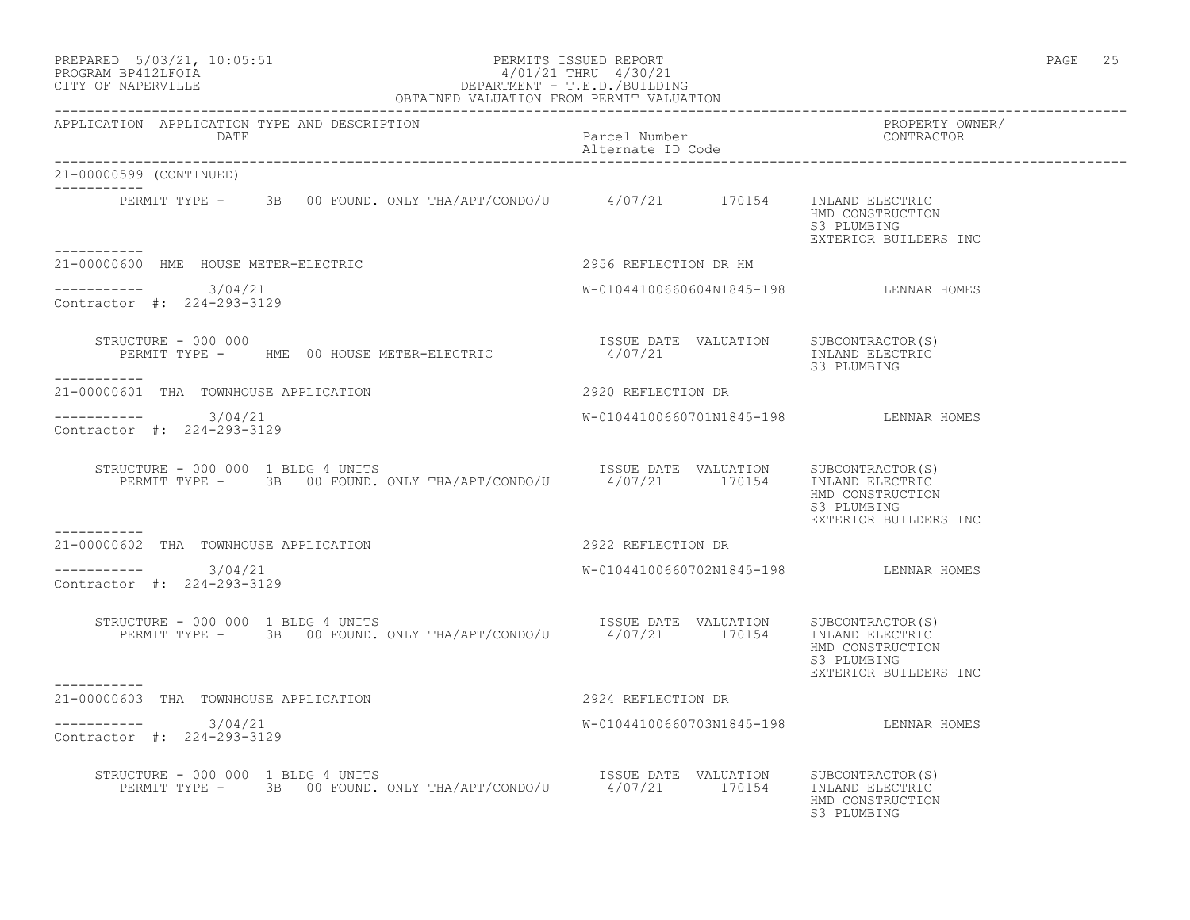PERMITS ISSUED REPORT
4/01/21 THRU 4/30/21
DEPARTMENT - T.E.D./BUILDING
OBTAINED VALUATION FROM PERMIT VALUATION

| APPLICATION | APPLICATION TYPE AND DESCRIPTION / DATE | Parcel Number / Alternate ID Code | PROPERTY OWNER/ CONTRACTOR |
|---|---|---|---|

**21-00000599 (CONTINUED)**

PERMIT TYPE - 3B 00 FOUND. ONLY THA/APT/CONDO/U — 4/07/21 — 170154 — INLAND ELECTRIC, HMD CONSTRUCTION, S3 PLUMBING, EXTERIOR BUILDERS INC

---

**21-00000600 HME HOUSE METER-ELECTRIC** — 2956 REFLECTION DR HM

3/04/21 — W-01044100660604N1845-198 — LENNAR HOMES

Contractor #: 224-293-3129

| STRUCTURE - 000 000 | ISSUE DATE | VALUATION | SUBCONTRACTOR(S) |
|---|---|---|---|
| PERMIT TYPE - HME 00 HOUSE METER-ELECTRIC | 4/07/21 | | INLAND ELECTRIC, S3 PLUMBING |

---

**21-00000601 THA TOWNHOUSE APPLICATION** — 2920 REFLECTION DR

3/04/21 — W-01044100660701N1845-198 — LENNAR HOMES

Contractor #: 224-293-3129

| STRUCTURE - 000 000 1 BLDG 4 UNITS | ISSUE DATE | VALUATION | SUBCONTRACTOR(S) |
|---|---|---|---|
| PERMIT TYPE - 3B 00 FOUND. ONLY THA/APT/CONDO/U | 4/07/21 | 170154 | INLAND ELECTRIC, HMD CONSTRUCTION, S3 PLUMBING, EXTERIOR BUILDERS INC |

---

**21-00000602 THA TOWNHOUSE APPLICATION** — 2922 REFLECTION DR

3/04/21 — W-01044100660702N1845-198 — LENNAR HOMES

Contractor #: 224-293-3129

| STRUCTURE - 000 000 1 BLDG 4 UNITS | ISSUE DATE | VALUATION | SUBCONTRACTOR(S) |
|---|---|---|---|
| PERMIT TYPE - 3B 00 FOUND. ONLY THA/APT/CONDO/U | 4/07/21 | 170154 | INLAND ELECTRIC, HMD CONSTRUCTION, S3 PLUMBING, EXTERIOR BUILDERS INC |

---

**21-00000603 THA TOWNHOUSE APPLICATION** — 2924 REFLECTION DR

3/04/21 — W-01044100660703N1845-198 — LENNAR HOMES

Contractor #: 224-293-3129

| STRUCTURE - 000 000 1 BLDG 4 UNITS | ISSUE DATE | VALUATION | SUBCONTRACTOR(S) |
|---|---|---|---|
| PERMIT TYPE - 3B 00 FOUND. ONLY THA/APT/CONDO/U | 4/07/21 | 170154 | INLAND ELECTRIC, HMD CONSTRUCTION, S3 PLUMBING |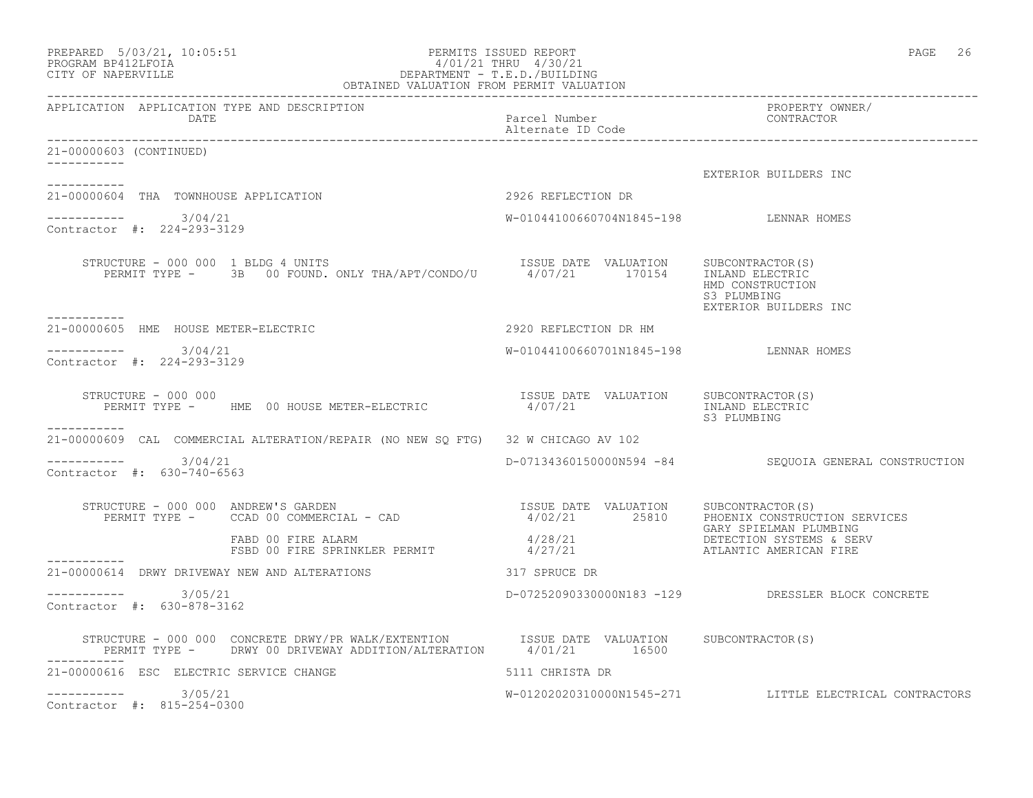OBTAINED VALUATION FROM PERMIT VALUATION

| APPLICATION | APPLICATION TYPE AND DESCRIPTION / DATE | Parcel Number / Alternate ID Code | PROPERTY OWNER/ CONTRACTOR |
|---|---|---|---|

21-00000603 (CONTINUED)

EXTERIOR BUILDERS INC

---

**21-00000604 THA TOWNHOUSE APPLICATION** — 2926 REFLECTION DR

3/04/21 — W-01044100660704N1845-198 — LENNAR HOMES

Contractor #: 224-293-3129

STRUCTURE - 000 000 1 BLDG 4 UNITS

| PERMIT TYPE | ISSUE DATE | VALUATION | SUBCONTRACTOR(S) |
|---|---|---|---|
| 3B 00 FOUND. ONLY THA/APT/CONDO/U | 4/07/21 | 170154 | INLAND ELECTRIC<br>HMD CONSTRUCTION<br>S3 PLUMBING<br>EXTERIOR BUILDERS INC |

---

**21-00000605 HME HOUSE METER-ELECTRIC** — 2920 REFLECTION DR HM

3/04/21 — W-01044100660701N1845-198 — LENNAR HOMES

Contractor #: 224-293-3129

STRUCTURE - 000 000

| PERMIT TYPE | ISSUE DATE | VALUATION | SUBCONTRACTOR(S) |
|---|---|---|---|
| HME 00 HOUSE METER-ELECTRIC | 4/07/21 | | INLAND ELECTRIC<br>S3 PLUMBING |

---

**21-00000609 CAL COMMERCIAL ALTERATION/REPAIR (NO NEW SQ FTG)** — 32 W CHICAGO AV 102

3/04/21 — D-07134360150000N594 -84 — SEQUOIA GENERAL CONSTRUCTION

Contractor #: 630-740-6563

STRUCTURE - 000 000 ANDREW'S GARDEN

| PERMIT TYPE | ISSUE DATE | VALUATION | SUBCONTRACTOR(S) |
|---|---|---|---|
| CCAD 00 COMMERCIAL - CAD | 4/02/21 | 25810 | PHOENIX CONSTRUCTION SERVICES<br>GARY SPIELMAN PLUMBING |
| FABD 00 FIRE ALARM | 4/28/21 | | DETECTION SYSTEMS & SERV |
| FSBD 00 FIRE SPRINKLER PERMIT | 4/27/21 | | ATLANTIC AMERICAN FIRE |

---

**21-00000614 DRWY DRIVEWAY NEW AND ALTERATIONS** — 317 SPRUCE DR

3/05/21 — D-07252090330000N183 -129 — DRESSLER BLOCK CONCRETE

Contractor #: 630-878-3162

STRUCTURE - 000 000 CONCRETE DRWY/PR WALK/EXTENTION

| PERMIT TYPE | ISSUE DATE | VALUATION | SUBCONTRACTOR(S) |
|---|---|---|---|
| DRWY 00 DRIVEWAY ADDITION/ALTERATION | 4/01/21 | 16500 | |

---

**21-00000616 ESC ELECTRIC SERVICE CHANGE** — 5111 CHRISTA DR

3/05/21 — W-01202020310000N1545-271 — LITTLE ELECTRICAL CONTRACTORS

Contractor #: 815-254-0300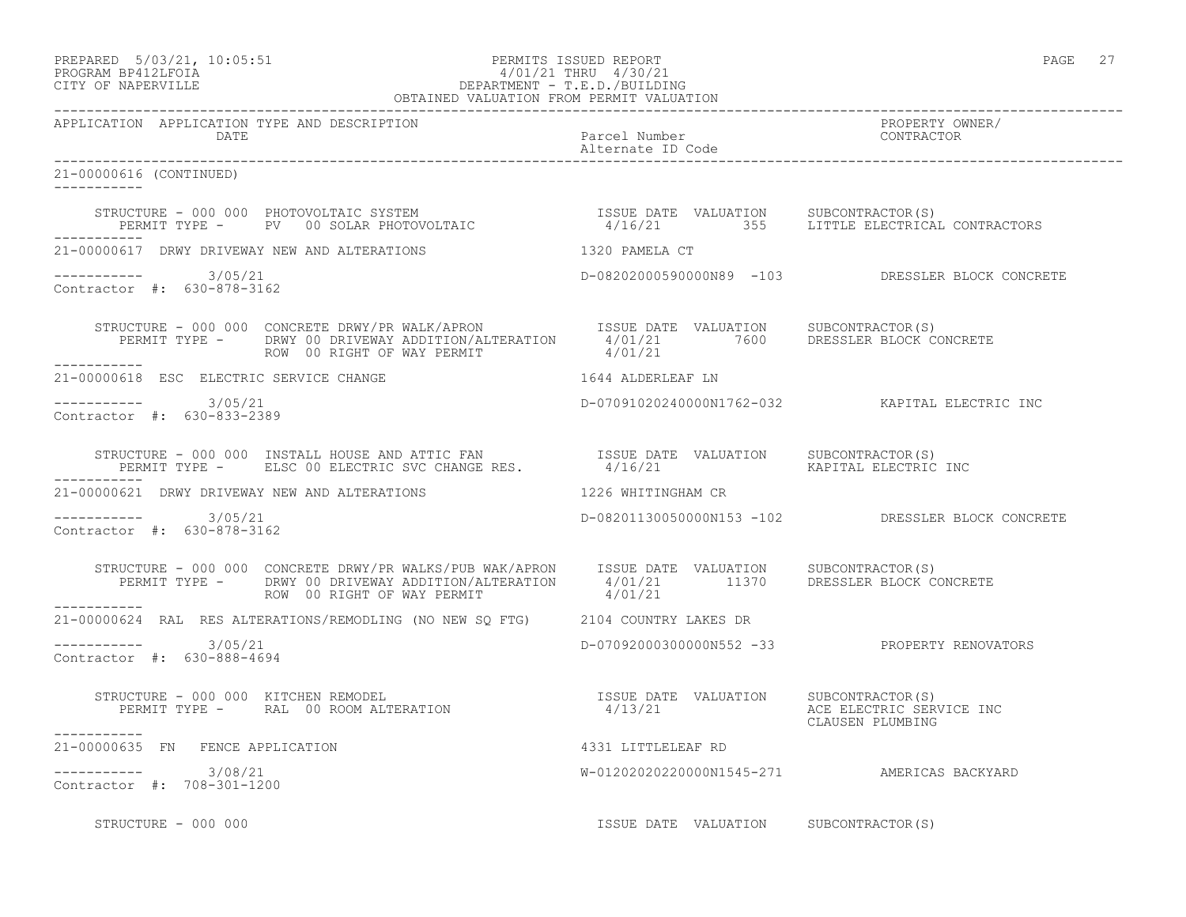APPLICATION APPLICATION TYPE AND DESCRIPTION DATE | Parcel Number / Alternate ID Code | PROPERTY OWNER/ CONTRACTOR

21-00000616 (CONTINUED)

STRUCTURE - 000 000 PHOTOVOLTAIC SYSTEM | ISSUE DATE VALUATION SUBCONTRACTOR(S)
PERMIT TYPE - PV 00 SOLAR PHOTOVOLTAIC | 4/16/21 355 LITTLE ELECTRICAL CONTRACTORS

21-00000617 DRWY DRIVEWAY NEW AND ALTERATIONS | 1320 PAMELA CT
3/05/21 | D-08202000590000N89 -103 | DRESSLER BLOCK CONCRETE
Contractor #: 630-878-3162

STRUCTURE - 000 000 CONCRETE DRWY/PR WALK/APRON | ISSUE DATE VALUATION SUBCONTRACTOR(S)
PERMIT TYPE - DRWY 00 DRIVEWAY ADDITION/ALTERATION | 4/01/21 7600 DRESSLER BLOCK CONCRETE
ROW 00 RIGHT OF WAY PERMIT | 4/01/21

21-00000618 ESC ELECTRIC SERVICE CHANGE | 1644 ALDERLEAF LN
3/05/21 | D-07091020240000N1762-032 | KAPITAL ELECTRIC INC
Contractor #: 630-833-2389

STRUCTURE - 000 000 INSTALL HOUSE AND ATTIC FAN | ISSUE DATE VALUATION SUBCONTRACTOR(S)
PERMIT TYPE - ELSC 00 ELECTRIC SVC CHANGE RES. | 4/16/21 KAPITAL ELECTRIC INC

21-00000621 DRWY DRIVEWAY NEW AND ALTERATIONS | 1226 WHITINGHAM CR
3/05/21 | D-08201130050000N153 -102 | DRESSLER BLOCK CONCRETE
Contractor #: 630-878-3162

STRUCTURE - 000 000 CONCRETE DRWY/PR WALKS/PUB WAK/APRON | ISSUE DATE VALUATION SUBCONTRACTOR(S)
PERMIT TYPE - DRWY 00 DRIVEWAY ADDITION/ALTERATION | 4/01/21 11370 DRESSLER BLOCK CONCRETE
ROW 00 RIGHT OF WAY PERMIT | 4/01/21

21-00000624 RAL RES ALTERATIONS/REMODLING (NO NEW SQ FTG) | 2104 COUNTRY LAKES DR
3/05/21 | D-07092000300000N552 -33 | PROPERTY RENOVATORS
Contractor #: 630-888-4694

STRUCTURE - 000 000 KITCHEN REMODEL | ISSUE DATE VALUATION SUBCONTRACTOR(S)
PERMIT TYPE - RAL 00 ROOM ALTERATION | 4/13/21 ACE ELECTRIC SERVICE INC
CLAUSEN PLUMBING

21-00000635 FN FENCE APPLICATION | 4331 LITTLELEAF RD
3/08/21 | W-01202020220000N1545-271 | AMERICAS BACKYARD
Contractor #: 708-301-1200

STRUCTURE - 000 000 | ISSUE DATE VALUATION SUBCONTRACTOR(S)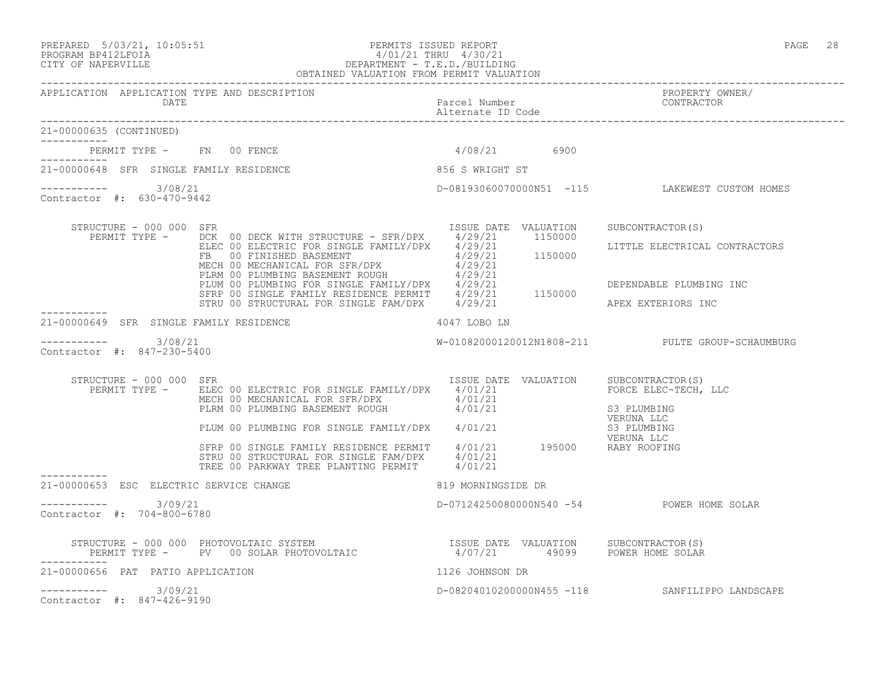PERMITS ISSUED REPORT
4/01/21 THRU 4/30/21
DEPARTMENT - T.E.D./BUILDING
OBTAINED VALUATION FROM PERMIT VALUATION

PREPARED 5/03/21, 10:05:51
PROGRAM BP412LFOIA
CITY OF NAPERVILLE

| APPLICATION | APPLICATION TYPE AND DESCRIPTION / DATE | Parcel Number / Alternate ID Code | PROPERTY OWNER/ CONTRACTOR |
|---|---|---|---|

**21-00000635 (CONTINUED)**

PERMIT TYPE - FN 00 FENCE — 4/08/21 — 6900

---

**21-00000648 SFR SINGLE FAMILY RESIDENCE** — 856 S WRIGHT ST

3/08/21 — D-08193060070000N51 -115 — LAKEWEST CUSTOM HOMES

Contractor #: 630-470-9442

STRUCTURE - 000 000 SFR

| PERMIT TYPE | ISSUE DATE | VALUATION | SUBCONTRACTOR(S) |
|---|---|---|---|
| DCK 00 DECK WITH STRUCTURE - SFR/DPX | 4/29/21 | 1150000 | |
| ELEC 00 ELECTRIC FOR SINGLE FAMILY/DPX | 4/29/21 | | LITTLE ELECTRICAL CONTRACTORS |
| FB 00 FINISHED BASEMENT | 4/29/21 | 1150000 | |
| MECH 00 MECHANICAL FOR SFR/DPX | 4/29/21 | | |
| PLRM 00 PLUMBING BASEMENT ROUGH | 4/29/21 | | |
| PLUM 00 PLUMBING FOR SINGLE FAMILY/DPX | 4/29/21 | | DEPENDABLE PLUMBING INC |
| SFRP 00 SINGLE FAMILY RESIDENCE PERMIT | 4/29/21 | 1150000 | |
| STRU 00 STRUCTURAL FOR SINGLE FAM/DPX | 4/29/21 | | APEX EXTERIORS INC |

---

**21-00000649 SFR SINGLE FAMILY RESIDENCE** — 4047 LOBO LN

3/08/21 — W-01082000120012N1808-211 — PULTE GROUP-SCHAUMBURG

Contractor #: 847-230-5400

STRUCTURE - 000 000 SFR

| PERMIT TYPE | ISSUE DATE | VALUATION | SUBCONTRACTOR(S) |
|---|---|---|---|
| ELEC 00 ELECTRIC FOR SINGLE FAMILY/DPX | 4/01/21 | | FORCE ELEC-TECH, LLC |
| MECH 00 MECHANICAL FOR SFR/DPX | 4/01/21 | | |
| PLRM 00 PLUMBING BASEMENT ROUGH | 4/01/21 | | S3 PLUMBING VERUNA LLC |
| PLUM 00 PLUMBING FOR SINGLE FAMILY/DPX | 4/01/21 | | S3 PLUMBING VERUNA LLC |
| SFRP 00 SINGLE FAMILY RESIDENCE PERMIT | 4/01/21 | 195000 | RABY ROOFING |
| STRU 00 STRUCTURAL FOR SINGLE FAM/DPX | 4/01/21 | | |
| TREE 00 PARKWAY TREE PLANTING PERMIT | 4/01/21 | | |

---

**21-00000653 ESC ELECTRIC SERVICE CHANGE** — 819 MORNINGSIDE DR

3/09/21 — D-07124250080000N540 -54 — POWER HOME SOLAR

Contractor #: 704-800-6780

STRUCTURE - 000 000 PHOTOVOLTAIC SYSTEM

| PERMIT TYPE | ISSUE DATE | VALUATION | SUBCONTRACTOR(S) |
|---|---|---|---|
| PV 00 SOLAR PHOTOVOLTAIC | 4/07/21 | 49099 | POWER HOME SOLAR |

---

**21-00000656 PAT PATIO APPLICATION** — 1126 JOHNSON DR

3/09/21 — D-08204010200000N455 -118 — SANFILIPPO LANDSCAPE

Contractor #: 847-426-9190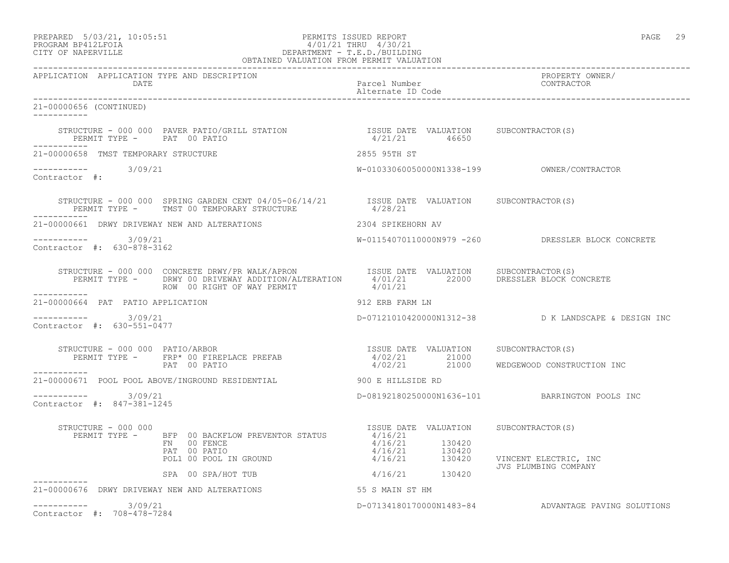APPLICATION APPLICATION TYPE AND DESCRIPTION | Parcel Number / Alternate ID Code | PROPERTY OWNER/ CONTRACTOR
DATE

21-00000656 (CONTINUED)

```
     STRUCTURE - 000 000  PAVER PATIO/GRILL STATION              ISSUE DATE  VALUATION     SUBCONTRACTOR(S)
        PERMIT TYPE -      PAT  00 PATIO                           4/21/21       46650
-----------
21-00000658  TMST TEMPORARY STRUCTURE                            2855 95TH ST

-----------        3/09/21                                       W-01033060050000N1338-199          OWNER/CONTRACTOR
Contractor  #:

     STRUCTURE - 000 000  SPRING GARDEN CENT 04/05-06/14/21       ISSUE DATE  VALUATION     SUBCONTRACTOR(S)
        PERMIT TYPE -      TMST 00 TEMPORARY STRUCTURE             4/28/21
-----------
21-00000661  DRWY DRIVEWAY NEW AND ALTERATIONS                   2304 SPIKEHORN AV

-----------        3/09/21                                       W-01154070110000N979 -260          DRESSLER BLOCK CONCRETE
Contractor  #:  630-878-3162

     STRUCTURE - 000 000  CONCRETE DRWY/PR WALK/APRON             ISSUE DATE  VALUATION     SUBCONTRACTOR(S)
        PERMIT TYPE -      DRWY 00 DRIVEWAY ADDITION/ALTERATION    4/01/21       22000     DRESSLER BLOCK CONCRETE
                           ROW  00 RIGHT OF WAY PERMIT             4/01/21
-----------
21-00000664  PAT  PATIO APPLICATION                               912 ERB FARM LN

-----------        3/09/21                                       D-07121010420000N1312-38           D K LANDSCAPE & DESIGN INC
Contractor  #:  630-551-0477

     STRUCTURE - 000 000  PATIO/ARBOR                            ISSUE DATE  VALUATION     SUBCONTRACTOR(S)
        PERMIT TYPE -      FRP* 00 FIREPLACE PREFAB                4/02/21       21000
                           PAT  00 PATIO                           4/02/21       21000     WEDGEWOOD CONSTRUCTION INC
-----------
21-00000671  POOL POOL ABOVE/INGROUND RESIDENTIAL                900 E HILLSIDE RD

-----------        3/09/21                                       D-08192180250000N1636-101          BARRINGTON POOLS INC
Contractor  #:  847-381-1245

     STRUCTURE - 000 000                                          ISSUE DATE  VALUATION     SUBCONTRACTOR(S)
        PERMIT TYPE -      BFP  00 BACKFLOW PREVENTOR STATUS       4/16/21
                           FN   00 FENCE                           4/16/21      130420
                           PAT  00 PATIO                           4/16/21      130420
                           POL1 00 POOL IN GROUND                  4/16/21      130420     VINCENT ELECTRIC, INC
                                                                                           JVS PLUMBING COMPANY
                           SPA  00 SPA/HOT TUB                     4/16/21      130420
-----------
21-00000676  DRWY DRIVEWAY NEW AND ALTERATIONS                   55 S MAIN ST HM

-----------        3/09/21                                       D-07134180170000N1483-84           ADVANTAGE PAVING SOLUTIONS
Contractor  #:  708-478-7284
```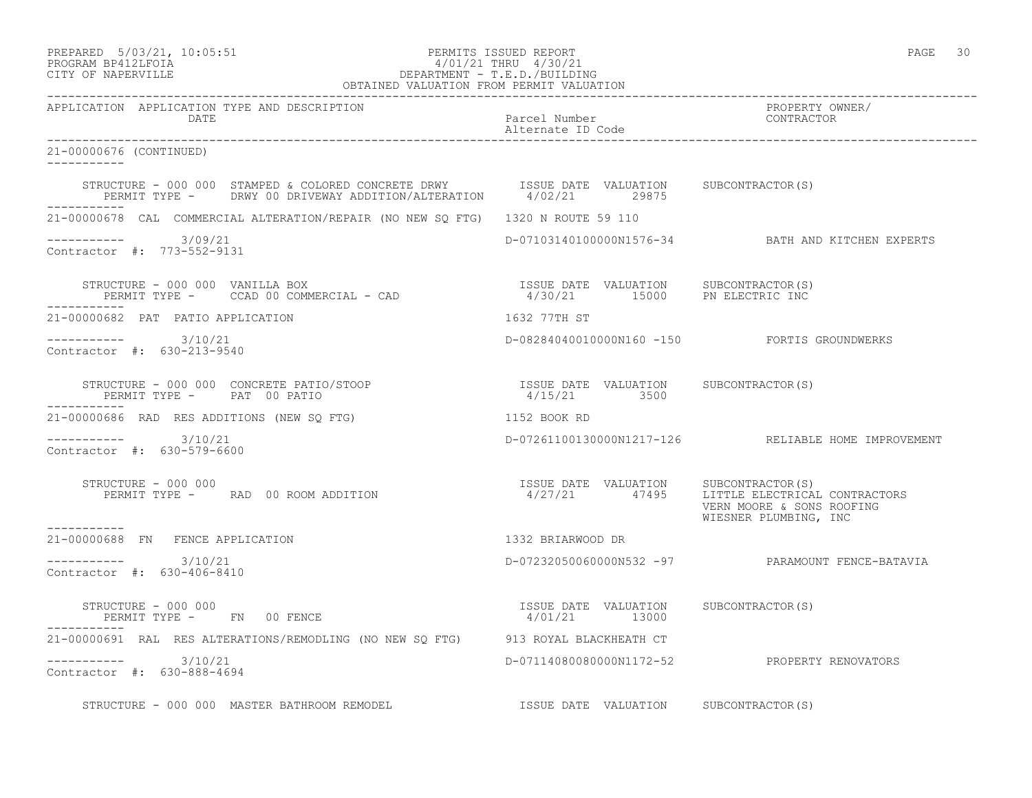APPLICATION APPLICATION TYPE AND DESCRIPTION DATE | Parcel Number Alternate ID Code | PROPERTY OWNER/ CONTRACTOR

21-00000676 (CONTINUED)

STRUCTURE - 000 000 STAMPED & COLORED CONCRETE DRWY — ISSUE DATE 4/02/21, VALUATION 29875, SUBCONTRACTOR(S)
PERMIT TYPE - DRWY 00 DRIVEWAY ADDITION/ALTERATION

21-00000678 CAL COMMERCIAL ALTERATION/REPAIR (NO NEW SQ FTG) — 1320 N ROUTE 59 110
3/09/21 — D-07103140100000N1576-34 — BATH AND KITCHEN EXPERTS
Contractor #: 773-552-9131

STRUCTURE - 000 000 VANILLA BOX — ISSUE DATE 4/30/21, VALUATION 15000, SUBCONTRACTOR(S) PN ELECTRIC INC
PERMIT TYPE - CCAD 00 COMMERCIAL - CAD

21-00000682 PAT PATIO APPLICATION — 1632 77TH ST
3/10/21 — D-08284040010000N160 -150 — FORTIS GROUNDWERKS
Contractor #: 630-213-9540

STRUCTURE - 000 000 CONCRETE PATIO/STOOP — ISSUE DATE 4/15/21, VALUATION 3500, SUBCONTRACTOR(S)
PERMIT TYPE - PAT 00 PATIO

21-00000686 RAD RES ADDITIONS (NEW SQ FTG) — 1152 BOOK RD
3/10/21 — D-07261100130000N1217-126 — RELIABLE HOME IMPROVEMENT
Contractor #: 630-579-6600

STRUCTURE - 000 000 — ISSUE DATE 4/27/21, VALUATION 47495, SUBCONTRACTOR(S) LITTLE ELECTRICAL CONTRACTORS; VERN MOORE & SONS ROOFING; WIESNER PLUMBING, INC
PERMIT TYPE - RAD 00 ROOM ADDITION

21-00000688 FN FENCE APPLICATION — 1332 BRIARWOOD DR
3/10/21 — D-07232050060000N532 -97 — PARAMOUNT FENCE-BATAVIA
Contractor #: 630-406-8410

STRUCTURE - 000 000 — ISSUE DATE 4/01/21, VALUATION 13000, SUBCONTRACTOR(S)
PERMIT TYPE - FN 00 FENCE

21-00000691 RAL RES ALTERATIONS/REMODLING (NO NEW SQ FTG) — 913 ROYAL BLACKHEATH CT
3/10/21 — D-07114080080000N1172-52 — PROPERTY RENOVATORS
Contractor #: 630-888-4694

STRUCTURE - 000 000 MASTER BATHROOM REMODEL — ISSUE DATE, VALUATION, SUBCONTRACTOR(S)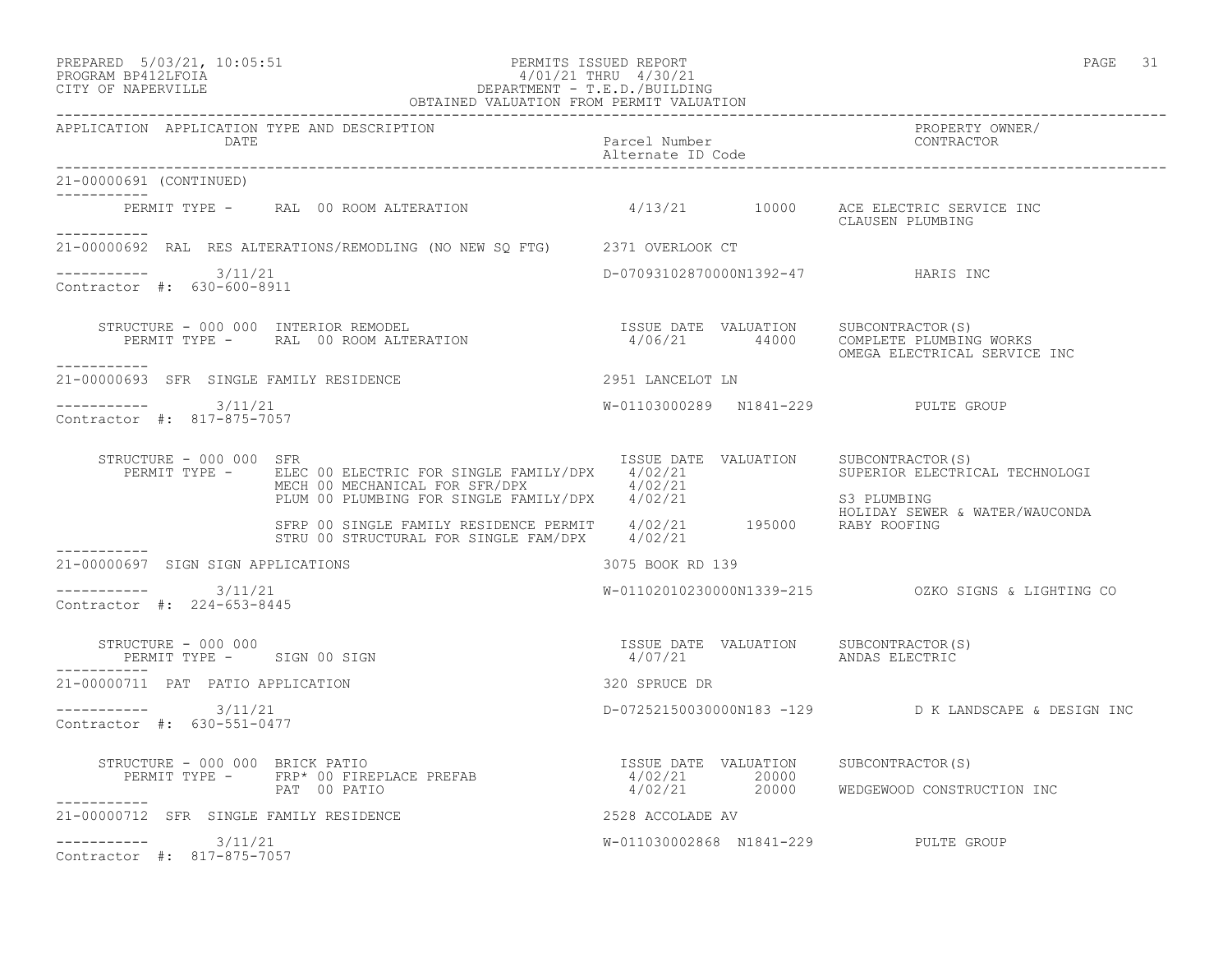APPLICATION APPLICATION TYPE AND DESCRIPTION | DATE | Parcel Number / Alternate ID Code | PROPERTY OWNER/ CONTRACTOR

21-00000691 (CONTINUED)

PERMIT TYPE - RAL 00 ROOM ALTERATION 4/13/21 10000 ACE ELECTRIC SERVICE INC
CLAUSEN PLUMBING

---

21-00000692 RAL RES ALTERATIONS/REMODLING (NO NEW SQ FTG) 2371 OVERLOOK CT

3/11/21 D-07093102870000N1392-47 HARIS INC
Contractor #: 630-600-8911

| STRUCTURE - 000 000 INTERIOR REMODEL | ISSUE DATE | VALUATION | SUBCONTRACTOR(S) |
|---|---|---|---|
| PERMIT TYPE - RAL 00 ROOM ALTERATION | 4/06/21 | 44000 | COMPLETE PLUMBING WORKS |
| | | | OMEGA ELECTRICAL SERVICE INC |

---

21-00000693 SFR SINGLE FAMILY RESIDENCE 2951 LANCELOT LN

3/11/21 W-01103000289 N1841-229 PULTE GROUP
Contractor #: 817-875-7057

| STRUCTURE - 000 000 SFR | ISSUE DATE | VALUATION | SUBCONTRACTOR(S) |
|---|---|---|---|
| PERMIT TYPE - ELEC 00 ELECTRIC FOR SINGLE FAMILY/DPX | 4/02/21 | | SUPERIOR ELECTRICAL TECHNOLOGI |
| MECH 00 MECHANICAL FOR SFR/DPX | 4/02/21 | | |
| PLUM 00 PLUMBING FOR SINGLE FAMILY/DPX | 4/02/21 | | S3 PLUMBING |
| | | | HOLIDAY SEWER & WATER/WAUCONDA |
| SFRP 00 SINGLE FAMILY RESIDENCE PERMIT | 4/02/21 | 195000 | RABY ROOFING |
| STRU 00 STRUCTURAL FOR SINGLE FAM/DPX | 4/02/21 | | |

---

21-00000697 SIGN SIGN APPLICATIONS 3075 BOOK RD 139

3/11/21 W-01102010230000N1339-215 OZKO SIGNS & LIGHTING CO
Contractor #: 224-653-8445

| STRUCTURE - 000 000 | ISSUE DATE | VALUATION | SUBCONTRACTOR(S) |
|---|---|---|---|
| PERMIT TYPE - SIGN 00 SIGN | 4/07/21 | | ANDAS ELECTRIC |

---

21-00000711 PAT PATIO APPLICATION 320 SPRUCE DR

3/11/21 D-07252150030000N183 -129 D K LANDSCAPE & DESIGN INC
Contractor #: 630-551-0477

| STRUCTURE - 000 000 BRICK PATIO | ISSUE DATE | VALUATION | SUBCONTRACTOR(S) |
|---|---|---|---|
| PERMIT TYPE - FRP* 00 FIREPLACE PREFAB | 4/02/21 | 20000 | |
| PAT 00 PATIO | 4/02/21 | 20000 | WEDGEWOOD CONSTRUCTION INC |

---

21-00000712 SFR SINGLE FAMILY RESIDENCE 2528 ACCOLADE AV

3/11/21 W-011030002868 N1841-229 PULTE GROUP
Contractor #: 817-875-7057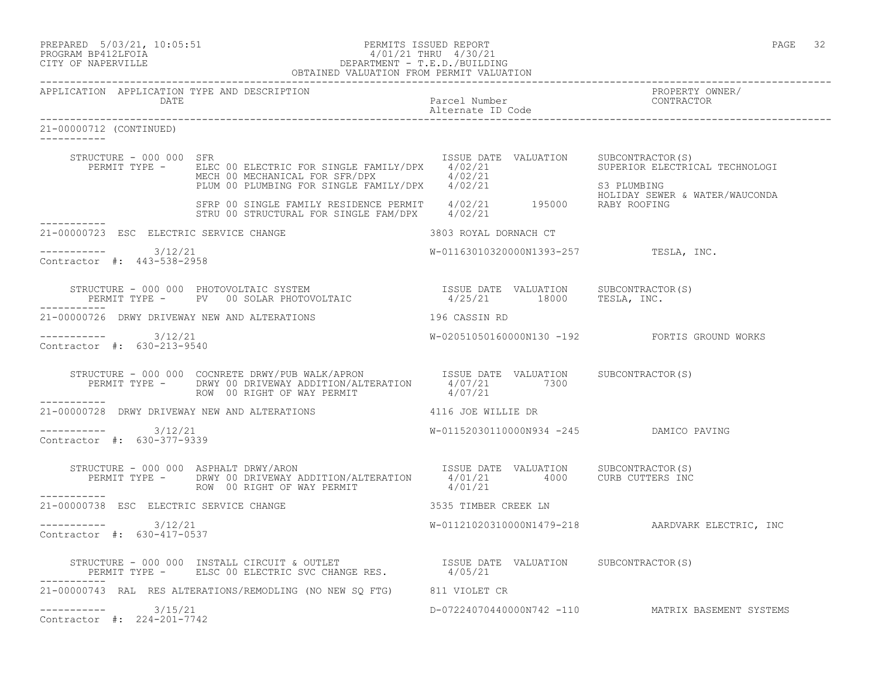PREPARED 5/03/21, 10:05:51 PERMITS ISSUED REPORT
PROGRAM BP412LFOIA 4/01/21 THRU 4/30/21
CITY OF NAPERVILLE DEPARTMENT - T.E.D./BUILDING
OBTAINED VALUATION FROM PERMIT VALUATION

| APPLICATION | APPLICATION TYPE AND DESCRIPTION / DATE | Parcel Number / Alternate ID Code | PROPERTY OWNER/ CONTRACTOR |
|---|---|---|---|

**21-00000712 (CONTINUED)**

STRUCTURE - 000 000 SFR

| PERMIT TYPE | ISSUE DATE | VALUATION | SUBCONTRACTOR(S) |
|---|---|---|---|
| ELEC 00 ELECTRIC FOR SINGLE FAMILY/DPX | 4/02/21 | | SUPERIOR ELECTRICAL TECHNOLOGI |
| MECH 00 MECHANICAL FOR SFR/DPX | 4/02/21 | | |
| PLUM 00 PLUMBING FOR SINGLE FAMILY/DPX | 4/02/21 | | S3 PLUMBING |
| | | | HOLIDAY SEWER & WATER/WAUCONDA |
| SFRP 00 SINGLE FAMILY RESIDENCE PERMIT | 4/02/21 | 195000 | RABY ROOFING |
| STRU 00 STRUCTURAL FOR SINGLE FAM/DPX | 4/02/21 | | |

**21-00000723 ESC ELECTRIC SERVICE CHANGE** — 3803 ROYAL DORNACH CT

3/12/21 — W-01163010320000N1393-257 — TESLA, INC.
Contractor #: 443-538-2958

STRUCTURE - 000 000 PHOTOVOLTAIC SYSTEM

| PERMIT TYPE | ISSUE DATE | VALUATION | SUBCONTRACTOR(S) |
|---|---|---|---|
| PV 00 SOLAR PHOTOVOLTAIC | 4/25/21 | 18000 | TESLA, INC. |

**21-00000726 DRWY DRIVEWAY NEW AND ALTERATIONS** — 196 CASSIN RD

3/12/21 — W-02051050160000N130 -192 — FORTIS GROUND WORKS
Contractor #: 630-213-9540

STRUCTURE - 000 000 COCNRETE DRWY/PUB WALK/APRON

| PERMIT TYPE | ISSUE DATE | VALUATION | SUBCONTRACTOR(S) |
|---|---|---|---|
| DRWY 00 DRIVEWAY ADDITION/ALTERATION | 4/07/21 | 7300 | |
| ROW 00 RIGHT OF WAY PERMIT | 4/07/21 | | |

**21-00000728 DRWY DRIVEWAY NEW AND ALTERATIONS** — 4116 JOE WILLIE DR

3/12/21 — W-01152030110000N934 -245 — DAMICO PAVING
Contractor #: 630-377-9339

STRUCTURE - 000 000 ASPHALT DRWY/ARON

| PERMIT TYPE | ISSUE DATE | VALUATION | SUBCONTRACTOR(S) |
|---|---|---|---|
| DRWY 00 DRIVEWAY ADDITION/ALTERATION | 4/01/21 | 4000 | CURB CUTTERS INC |
| ROW 00 RIGHT OF WAY PERMIT | 4/01/21 | | |

**21-00000738 ESC ELECTRIC SERVICE CHANGE** — 3535 TIMBER CREEK LN

3/12/21 — W-01121020310000N1479-218 — AARDVARK ELECTRIC, INC
Contractor #: 630-417-0537

STRUCTURE - 000 000 INSTALL CIRCUIT & OUTLET

| PERMIT TYPE | ISSUE DATE | VALUATION | SUBCONTRACTOR(S) |
|---|---|---|---|
| ELSC 00 ELECTRIC SVC CHANGE RES. | 4/05/21 | | |

**21-00000743 RAL RES ALTERATIONS/REMODLING (NO NEW SQ FTG)** — 811 VIOLET CR

3/15/21 — D-07224070440000N742 -110 — MATRIX BASEMENT SYSTEMS
Contractor #: 224-201-7742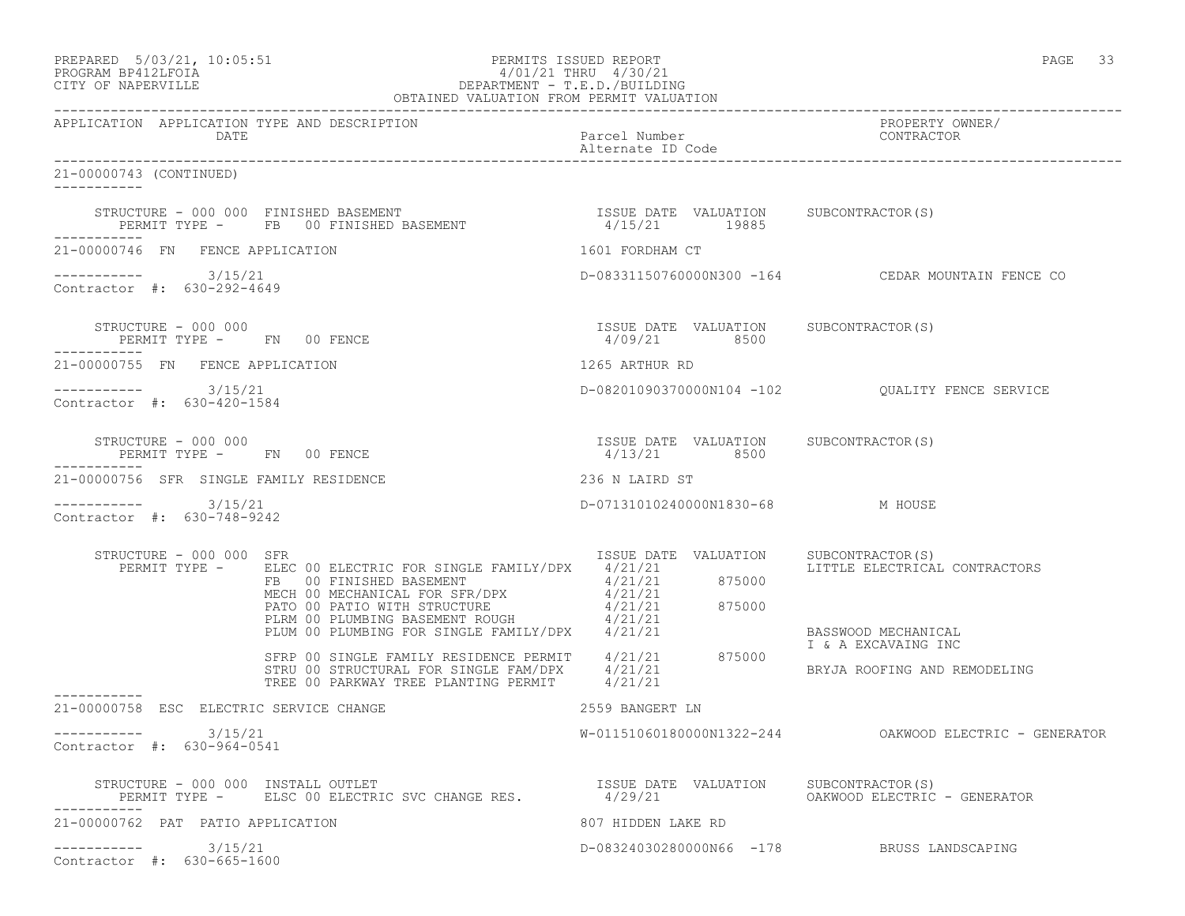PERMITS ISSUED REPORT
4/01/21 THRU 4/30/21
DEPARTMENT - T.E.D./BUILDING
OBTAINED VALUATION FROM PERMIT VALUATION

PREPARED 5/03/21, 10:05:51
PROGRAM BP412LFOIA
CITY OF NAPERVILLE

| APPLICATION | APPLICATION TYPE AND DESCRIPTION / DATE | Parcel Number / Alternate ID Code | PROPERTY OWNER/ CONTRACTOR |
|---|---|---|---|

**21-00000743 (CONTINUED)**

STRUCTURE - 000 000 FINISHED BASEMENT
PERMIT TYPE - FB 00 FINISHED BASEMENT — ISSUE DATE 4/15/21 — VALUATION 19885 — SUBCONTRACTOR(S):

**21-00000746 FN FENCE APPLICATION** — 1601 FORDHAM CT
3/15/21 — D-08331150760000N300 -164 — CEDAR MOUNTAIN FENCE CO
Contractor #: 630-292-4649

STRUCTURE - 000 000
PERMIT TYPE - FN 00 FENCE — ISSUE DATE 4/09/21 — VALUATION 8500 — SUBCONTRACTOR(S):

**21-00000755 FN FENCE APPLICATION** — 1265 ARTHUR RD
3/15/21 — D-08201090370000N104 -102 — QUALITY FENCE SERVICE
Contractor #: 630-420-1584

STRUCTURE - 000 000
PERMIT TYPE - FN 00 FENCE — ISSUE DATE 4/13/21 — VALUATION 8500 — SUBCONTRACTOR(S):

**21-00000756 SFR SINGLE FAMILY RESIDENCE** — 236 N LAIRD ST
3/15/21 — D-07131010240000N1830-68 — M HOUSE
Contractor #: 630-748-9242

STRUCTURE - 000 000 SFR

| PERMIT TYPE | ISSUE DATE | VALUATION | SUBCONTRACTOR(S) |
|---|---|---|---|
| ELEC 00 ELECTRIC FOR SINGLE FAMILY/DPX | 4/21/21 | | LITTLE ELECTRICAL CONTRACTORS |
| FB 00 FINISHED BASEMENT | 4/21/21 | 875000 | |
| MECH 00 MECHANICAL FOR SFR/DPX | 4/21/21 | | |
| PATO 00 PATIO WITH STRUCTURE | 4/21/21 | 875000 | |
| PLRM 00 PLUMBING BASEMENT ROUGH | 4/21/21 | | |
| PLUM 00 PLUMBING FOR SINGLE FAMILY/DPX | 4/21/21 | | BASSWOOD MECHANICAL<br>I & A EXCAVAING INC |
| SFRP 00 SINGLE FAMILY RESIDENCE PERMIT | 4/21/21 | 875000 | |
| STRU 00 STRUCTURAL FOR SINGLE FAM/DPX | 4/21/21 | | BRYJA ROOFING AND REMODELING |
| TREE 00 PARKWAY TREE PLANTING PERMIT | 4/21/21 | | |

**21-00000758 ESC ELECTRIC SERVICE CHANGE** — 2559 BANGERT LN
3/15/21 — W-01151060180000N1322-244 — OAKWOOD ELECTRIC - GENERATOR
Contractor #: 630-964-0541

STRUCTURE - 000 000 INSTALL OUTLET
PERMIT TYPE - ELSC 00 ELECTRIC SVC CHANGE RES. — ISSUE DATE 4/29/21 — VALUATION — SUBCONTRACTOR(S): OAKWOOD ELECTRIC - GENERATOR

**21-00000762 PAT PATIO APPLICATION** — 807 HIDDEN LAKE RD
3/15/21 — D-08324030280000N66 -178 — BRUSS LANDSCAPING
Contractor #: 630-665-1600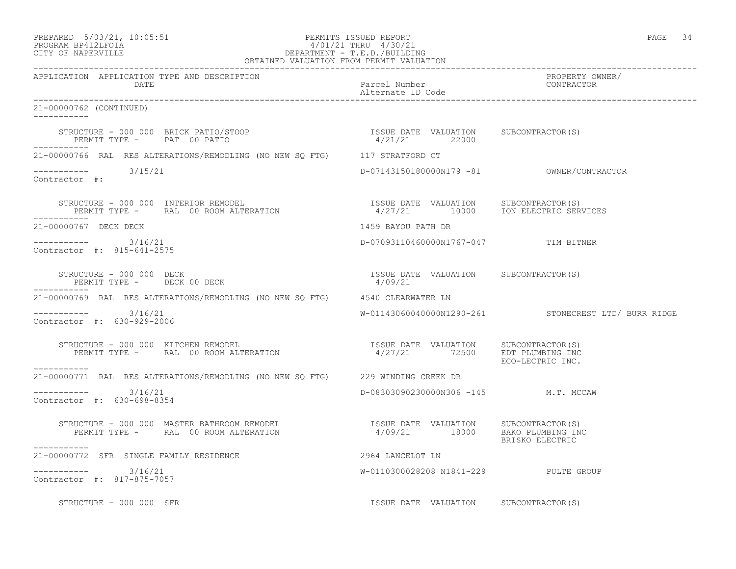PREPARED 5/03/21, 10:05:51 PERMITS ISSUED REPORT
PROGRAM BP412LFOIA 4/01/21 THRU 4/30/21
CITY OF NAPERVILLE DEPARTMENT - T.E.D./BUILDING
OBTAINED VALUATION FROM PERMIT VALUATION

| APPLICATION | APPLICATION TYPE AND DESCRIPTION / DATE | Parcel Number / Alternate ID Code | PROPERTY OWNER/ CONTRACTOR |
|---|---|---|---|

21-00000762 (CONTINUED)

STRUCTURE - 000 000 BRICK PATIO/STOOP
PERMIT TYPE - PAT 00 PATIO
ISSUE DATE 4/21/21 VALUATION 22000 SUBCONTRACTOR(S)

---

21-00000766 RAL RES ALTERATIONS/REMODLING (NO NEW SQ FTG) 117 STRATFORD CT
3/15/21 D-07143150180000N179 -81 OWNER/CONTRACTOR
Contractor #:

STRUCTURE - 000 000 INTERIOR REMODEL
PERMIT TYPE - RAL 00 ROOM ALTERATION
ISSUE DATE 4/27/21 VALUATION 10000 SUBCONTRACTOR(S) ION ELECTRIC SERVICES

---

21-00000767 DECK DECK 1459 BAYOU PATH DR
3/16/21 D-07093110460000N1767-047 TIM BITNER
Contractor #: 815-641-2575

STRUCTURE - 000 000 DECK
PERMIT TYPE - DECK 00 DECK
ISSUE DATE 4/09/21 VALUATION SUBCONTRACTOR(S)

---

21-00000769 RAL RES ALTERATIONS/REMODLING (NO NEW SQ FTG) 4540 CLEARWATER LN
3/16/21 W-01143060040000N1290-261 STONECREST LTD/ BURR RIDGE
Contractor #: 630-929-2006

STRUCTURE - 000 000 KITCHEN REMODEL
PERMIT TYPE - RAL 00 ROOM ALTERATION
ISSUE DATE 4/27/21 VALUATION 72500 SUBCONTRACTOR(S) EDT PLUMBING INC, ECO-LECTRIC INC.

---

21-00000771 RAL RES ALTERATIONS/REMODLING (NO NEW SQ FTG) 229 WINDING CREEK DR
3/16/21 D-08303090230000N306 -145 M.T. MCCAW
Contractor #: 630-698-8354

STRUCTURE - 000 000 MASTER BATHROOM REMODEL
PERMIT TYPE - RAL 00 ROOM ALTERATION
ISSUE DATE 4/09/21 VALUATION 18000 SUBCONTRACTOR(S) BAKO PLUMBING INC, BRISKO ELECTRIC

---

21-00000772 SFR SINGLE FAMILY RESIDENCE 2964 LANCELOT LN
3/16/21 W-0110300028208 N1841-229 PULTE GROUP
Contractor #: 817-875-7057

STRUCTURE - 000 000 SFR
ISSUE DATE VALUATION SUBCONTRACTOR(S)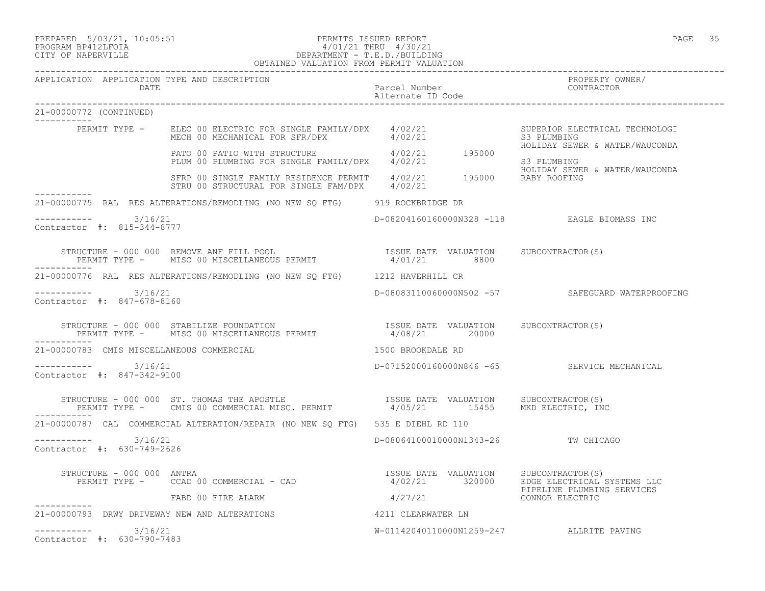21-00000772 (CONTINUED)

| PERMIT TYPE | | ISSUE DATE | VALUATION | SUBCONTRACTOR(S) |
|---|---|---|---|---|
| ELEC 00 | ELECTRIC FOR SINGLE FAMILY/DPX | 4/02/21 | | SUPERIOR ELECTRICAL TECHNOLOGI |
| MECH 00 | MECHANICAL FOR SFR/DPX | 4/02/21 | | S3 PLUMBING<br>HOLIDAY SEWER & WATER/WAUCONDA |
| PATO 00 | PATIO WITH STRUCTURE | 4/02/21 | 195000 | |
| PLUM 00 | PLUMBING FOR SINGLE FAMILY/DPX | 4/02/21 | | S3 PLUMBING<br>HOLIDAY SEWER & WATER/WAUCONDA |
| SFRP 00 | SINGLE FAMILY RESIDENCE PERMIT | 4/02/21 | 195000 | RABY ROOFING |
| STRU 00 | STRUCTURAL FOR SINGLE FAM/DPX | 4/02/21 | | |

---

**21-00000775** RAL RES ALTERATIONS/REMODLING (NO NEW SQ FTG) — 919 ROCKBRIDGE DR

Application date: 3/16/21 — Parcel: D-08204160160000N328 -118 — EAGLE BIOMASS INC

Contractor #: 815-344-8777

STRUCTURE - 000 000 REMOVE ANF FILL POOL

| PERMIT TYPE | | ISSUE DATE | VALUATION | SUBCONTRACTOR(S) |
|---|---|---|---|---|
| MISC 00 | MISCELLANEOUS PERMIT | 4/01/21 | 8800 | |

---

**21-00000776** RAL RES ALTERATIONS/REMODLING (NO NEW SQ FTG) — 1212 HAVERHILL CR

Application date: 3/16/21 — Parcel: D-08083110060000N502 -57 — SAFEGUARD WATERPROOFING

Contractor #: 847-678-8160

STRUCTURE - 000 000 STABILIZE FOUNDATION

| PERMIT TYPE | | ISSUE DATE | VALUATION | SUBCONTRACTOR(S) |
|---|---|---|---|---|
| MISC 00 | MISCELLANEOUS PERMIT | 4/08/21 | 20000 | |

---

**21-00000783** CMIS MISCELLANEOUS COMMERCIAL — 1500 BROOKDALE RD

Application date: 3/16/21 — Parcel: D-07152000160000N846 -65 — SERVICE MECHANICAL

Contractor #: 847-342-9100

STRUCTURE - 000 000 ST. THOMAS THE APOSTLE

| PERMIT TYPE | | ISSUE DATE | VALUATION | SUBCONTRACTOR(S) |
|---|---|---|---|---|
| CMIS 00 | COMMERCIAL MISC. PERMIT | 4/05/21 | 15455 | MKD ELECTRIC, INC |

---

**21-00000787** CAL COMMERCIAL ALTERATION/REPAIR (NO NEW SQ FTG) — 535 E DIEHL RD 110

Application date: 3/16/21 — Parcel: D-08064100010000N1343-26 — TW CHICAGO

Contractor #: 630-749-2626

STRUCTURE - 000 000 ANTRA

| PERMIT TYPE | | ISSUE DATE | VALUATION | SUBCONTRACTOR(S) |
|---|---|---|---|---|
| CCAD 00 | COMMERCIAL - CAD | 4/02/21 | 320000 | EDGE ELECTRICAL SYSTEMS LLC<br>PIPELINE PLUMBING SERVICES |
| FABD 00 | FIRE ALARM | 4/27/21 | | CONNOR ELECTRIC |

---

**21-00000793** DRWY DRIVEWAY NEW AND ALTERATIONS — 4211 CLEARWATER LN

Application date: 3/16/21 — Parcel: W-01142040110000N1259-247 — ALLRITE PAVING

Contractor #: 630-790-7483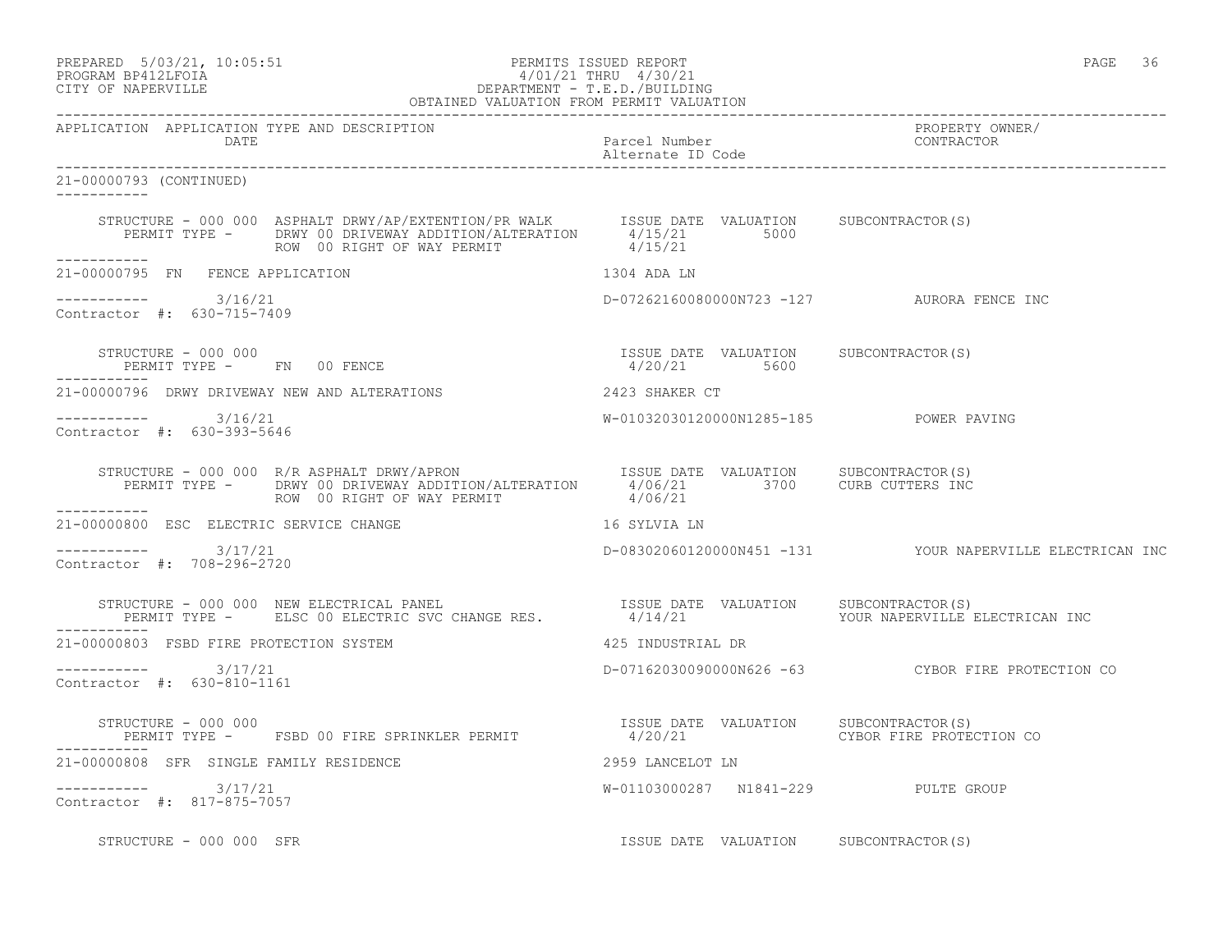PREPARED 5/03/21, 10:05:51
PROGRAM BP412LFOIA
CITY OF NAPERVILLE

PERMITS ISSUED REPORT
4/01/21 THRU 4/30/21
DEPARTMENT - T.E.D./BUILDING
OBTAINED VALUATION FROM PERMIT VALUATION

| APPLICATION | APPLICATION TYPE AND DESCRIPTION / DATE | Parcel Number / Alternate ID Code | PROPERTY OWNER/ CONTRACTOR |
|---|---|---|---|

**21-00000793 (CONTINUED)**

STRUCTURE - 000 000 ASPHALT DRWY/AP/EXTENTION/PR WALK
PERMIT TYPE - DRWY 00 DRIVEWAY ADDITION/ALTERATION — ISSUE DATE 4/15/21 — VALUATION 5000
ROW 00 RIGHT OF WAY PERMIT — ISSUE DATE 4/15/21
SUBCONTRACTOR(S):

---

**21-00000795 FN FENCE APPLICATION** — 1304 ADA LN
3/16/21 — D-07262160080000N723 -127 — AURORA FENCE INC
Contractor #: 630-715-7409

STRUCTURE - 000 000
PERMIT TYPE - FN 00 FENCE — ISSUE DATE 4/20/21 — VALUATION 5600
SUBCONTRACTOR(S):

---

**21-00000796 DRWY DRIVEWAY NEW AND ALTERATIONS** — 2423 SHAKER CT
3/16/21 — W-01032030120000N1285-185 — POWER PAVING
Contractor #: 630-393-5646

STRUCTURE - 000 000 R/R ASPHALT DRWY/APRON
PERMIT TYPE - DRWY 00 DRIVEWAY ADDITION/ALTERATION — ISSUE DATE 4/06/21 — VALUATION 3700
ROW 00 RIGHT OF WAY PERMIT — ISSUE DATE 4/06/21
SUBCONTRACTOR(S): CURB CUTTERS INC

---

**21-00000800 ESC ELECTRIC SERVICE CHANGE** — 16 SYLVIA LN
3/17/21 — D-08302060120000N451 -131 — YOUR NAPERVILLE ELECTRICAN INC
Contractor #: 708-296-2720

STRUCTURE - 000 000 NEW ELECTRICAL PANEL
PERMIT TYPE - ELSC 00 ELECTRIC SVC CHANGE RES. — ISSUE DATE 4/14/21 — VALUATION
SUBCONTRACTOR(S): YOUR NAPERVILLE ELECTRICAN INC

---

**21-00000803 FSBD FIRE PROTECTION SYSTEM** — 425 INDUSTRIAL DR
3/17/21 — D-07162030090000N626 -63 — CYBOR FIRE PROTECTION CO
Contractor #: 630-810-1161

STRUCTURE - 000 000
PERMIT TYPE - FSBD 00 FIRE SPRINKLER PERMIT — ISSUE DATE 4/20/21 — VALUATION
SUBCONTRACTOR(S): CYBOR FIRE PROTECTION CO

---

**21-00000808 SFR SINGLE FAMILY RESIDENCE** — 2959 LANCELOT LN
3/17/21 — W-01103000287 N1841-229 — PULTE GROUP
Contractor #: 817-875-7057

STRUCTURE - 000 000 SFR — ISSUE DATE — VALUATION — SUBCONTRACTOR(S)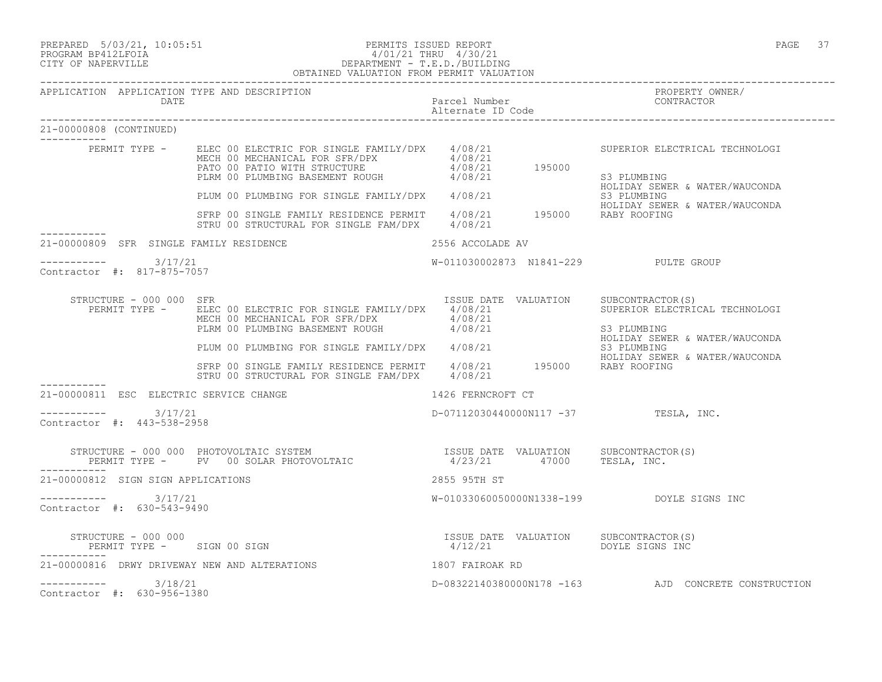PREPARED 5/03/21, 10:05:51 PERMITS ISSUED REPORT
PROGRAM BP412LFOIA 4/01/21 THRU 4/30/21
CITY OF NAPERVILLE DEPARTMENT - T.E.D./BUILDING
OBTAINED VALUATION FROM PERMIT VALUATION

| APPLICATION | APPLICATION TYPE AND DESCRIPTION / DATE | Parcel Number / Alternate ID Code | | PROPERTY OWNER/ CONTRACTOR |
|---|---|---|---|---|

**21-00000808 (CONTINUED)**

| | Permit Type | Issue Date | Valuation | Subcontractor(s) |
|---|---|---|---|---|
| PERMIT TYPE - | ELEC 00 ELECTRIC FOR SINGLE FAMILY/DPX | 4/08/21 | | SUPERIOR ELECTRICAL TECHNOLOGI |
| | MECH 00 MECHANICAL FOR SFR/DPX | 4/08/21 | | |
| | PATO 00 PATIO WITH STRUCTURE | 4/08/21 | 195000 | |
| | PLRM 00 PLUMBING BASEMENT ROUGH | 4/08/21 | | S3 PLUMBING<br>HOLIDAY SEWER & WATER/WAUCONDA |
| | PLUM 00 PLUMBING FOR SINGLE FAMILY/DPX | 4/08/21 | | S3 PLUMBING<br>HOLIDAY SEWER & WATER/WAUCONDA |
| | SFRP 00 SINGLE FAMILY RESIDENCE PERMIT | 4/08/21 | 195000 | RABY ROOFING |
| | STRU 00 STRUCTURAL FOR SINGLE FAM/DPX | 4/08/21 | | |

**21-00000809 SFR SINGLE FAMILY RESIDENCE** — 2556 ACCOLADE AV

3/17/21 — W-011030002873 N1841-229 — PULTE GROUP
Contractor #: 817-875-7057

| STRUCTURE - 000 000 SFR | | ISSUE DATE | VALUATION | SUBCONTRACTOR(S) |
|---|---|---|---|---|
| PERMIT TYPE - | ELEC 00 ELECTRIC FOR SINGLE FAMILY/DPX | 4/08/21 | | SUPERIOR ELECTRICAL TECHNOLOGI |
| | MECH 00 MECHANICAL FOR SFR/DPX | 4/08/21 | | |
| | PLRM 00 PLUMBING BASEMENT ROUGH | 4/08/21 | | S3 PLUMBING<br>HOLIDAY SEWER & WATER/WAUCONDA |
| | PLUM 00 PLUMBING FOR SINGLE FAMILY/DPX | 4/08/21 | | S3 PLUMBING<br>HOLIDAY SEWER & WATER/WAUCONDA |
| | SFRP 00 SINGLE FAMILY RESIDENCE PERMIT | 4/08/21 | 195000 | RABY ROOFING |
| | STRU 00 STRUCTURAL FOR SINGLE FAM/DPX | 4/08/21 | | |

**21-00000811 ESC ELECTRIC SERVICE CHANGE** — 1426 FERNCROFT CT

3/17/21 — D-07112030440000N117 -37 — TESLA, INC.
Contractor #: 443-538-2958

| STRUCTURE - 000 000 PHOTOVOLTAIC SYSTEM | | ISSUE DATE | VALUATION | SUBCONTRACTOR(S) |
|---|---|---|---|---|
| PERMIT TYPE - | PV 00 SOLAR PHOTOVOLTAIC | 4/23/21 | 47000 | TESLA, INC. |

**21-00000812 SIGN SIGN APPLICATIONS** — 2855 95TH ST

3/17/21 — W-01033060050000N1338-199 — DOYLE SIGNS INC
Contractor #: 630-543-9490

| STRUCTURE - 000 000 | | ISSUE DATE | VALUATION | SUBCONTRACTOR(S) |
|---|---|---|---|---|
| PERMIT TYPE - | SIGN 00 SIGN | 4/12/21 | | DOYLE SIGNS INC |

**21-00000816 DRWY DRIVEWAY NEW AND ALTERATIONS** — 1807 FAIROAK RD

3/18/21 — D-08322140380000N178 -163 — AJD CONCRETE CONSTRUCTION
Contractor #: 630-956-1380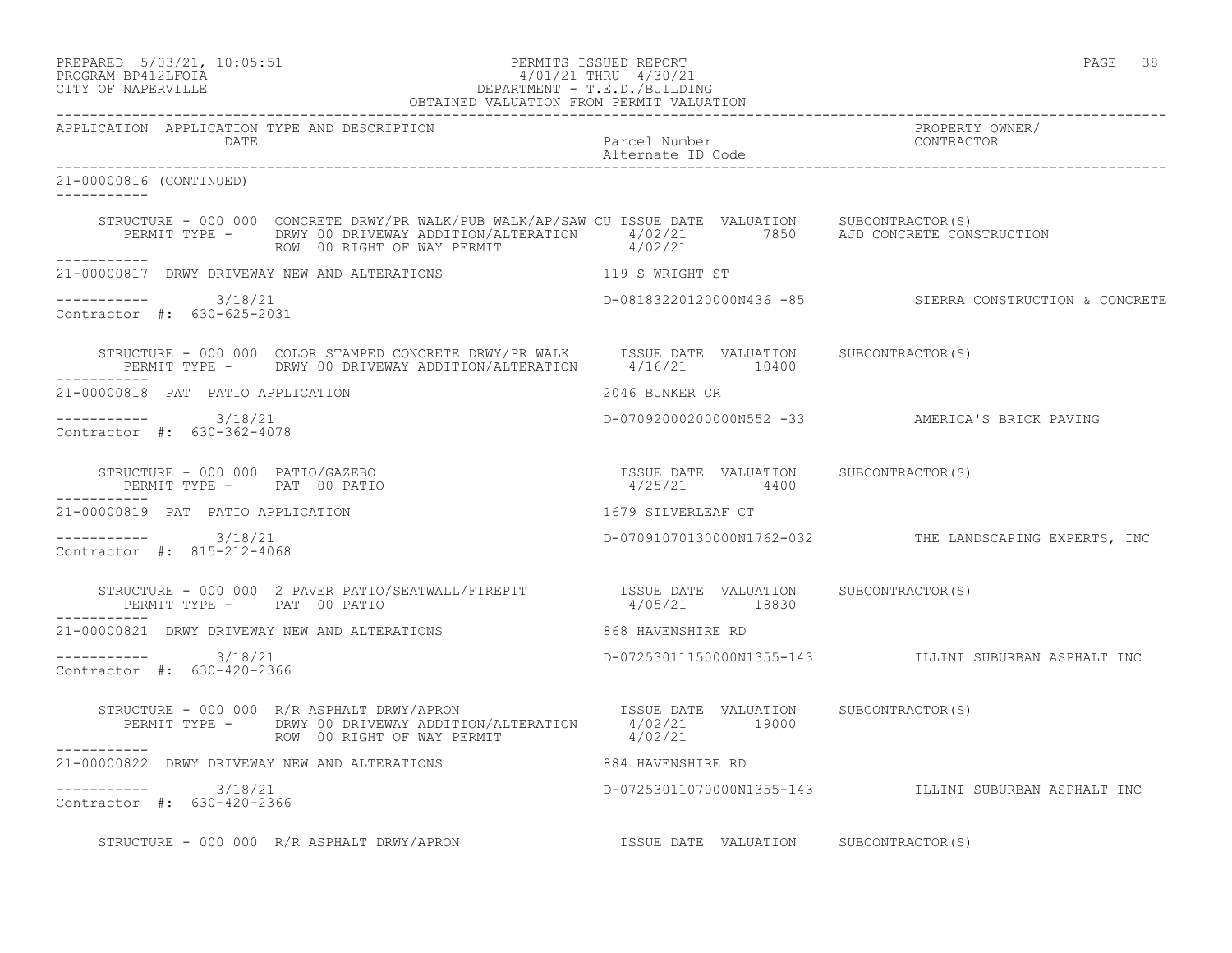PREPARED 5/03/21, 10:05:51 PERMITS ISSUED REPORT
PROGRAM BP412LFOIA 4/01/21 THRU 4/30/21
CITY OF NAPERVILLE DEPARTMENT - T.E.D./BUILDING
OBTAINED VALUATION FROM PERMIT VALUATION

| APPLICATION | APPLICATION TYPE AND DESCRIPTION / DATE | Parcel Number / Alternate ID Code | PROPERTY OWNER/ CONTRACTOR |
|---|---|---|---|

**21-00000816 (CONTINUED)**

STRUCTURE - 000 000 CONCRETE DRWY/PR WALK/PUB WALK/AP/SAW CU — ISSUE DATE / VALUATION / SUBCONTRACTOR(S)
PERMIT TYPE - DRWY 00 DRIVEWAY ADDITION/ALTERATION — 4/02/21 — 7850 — AJD CONCRETE CONSTRUCTION
ROW 00 RIGHT OF WAY PERMIT — 4/02/21

**21-00000817 DRWY DRIVEWAY NEW AND ALTERATIONS** — 119 S WRIGHT ST
3/18/21 — D-08183220120000N436 -85 — SIERRA CONSTRUCTION & CONCRETE
Contractor #: 630-625-2031

STRUCTURE - 000 000 COLOR STAMPED CONCRETE DRWY/PR WALK — ISSUE DATE / VALUATION / SUBCONTRACTOR(S)
PERMIT TYPE - DRWY 00 DRIVEWAY ADDITION/ALTERATION — 4/16/21 — 10400

**21-00000818 PAT PATIO APPLICATION** — 2046 BUNKER CR
3/18/21 — D-07092000200000N552 -33 — AMERICA'S BRICK PAVING
Contractor #: 630-362-4078

STRUCTURE - 000 000 PATIO/GAZEBO — ISSUE DATE / VALUATION / SUBCONTRACTOR(S)
PERMIT TYPE - PAT 00 PATIO — 4/25/21 — 4400

**21-00000819 PAT PATIO APPLICATION** — 1679 SILVERLEAF CT
3/18/21 — D-07091070130000N1762-032 — THE LANDSCAPING EXPERTS, INC
Contractor #: 815-212-4068

STRUCTURE - 000 000 2 PAVER PATIO/SEATWALL/FIREPIT — ISSUE DATE / VALUATION / SUBCONTRACTOR(S)
PERMIT TYPE - PAT 00 PATIO — 4/05/21 — 18830

**21-00000821 DRWY DRIVEWAY NEW AND ALTERATIONS** — 868 HAVENSHIRE RD
3/18/21 — D-07253011150000N1355-143 — ILLINI SUBURBAN ASPHALT INC
Contractor #: 630-420-2366

STRUCTURE - 000 000 R/R ASPHALT DRWY/APRON — ISSUE DATE / VALUATION / SUBCONTRACTOR(S)
PERMIT TYPE - DRWY 00 DRIVEWAY ADDITION/ALTERATION — 4/02/21 — 19000
ROW 00 RIGHT OF WAY PERMIT — 4/02/21

**21-00000822 DRWY DRIVEWAY NEW AND ALTERATIONS** — 884 HAVENSHIRE RD
3/18/21 — D-07253011070000N1355-143 — ILLINI SUBURBAN ASPHALT INC
Contractor #: 630-420-2366

STRUCTURE - 000 000 R/R ASPHALT DRWY/APRON — ISSUE DATE / VALUATION / SUBCONTRACTOR(S)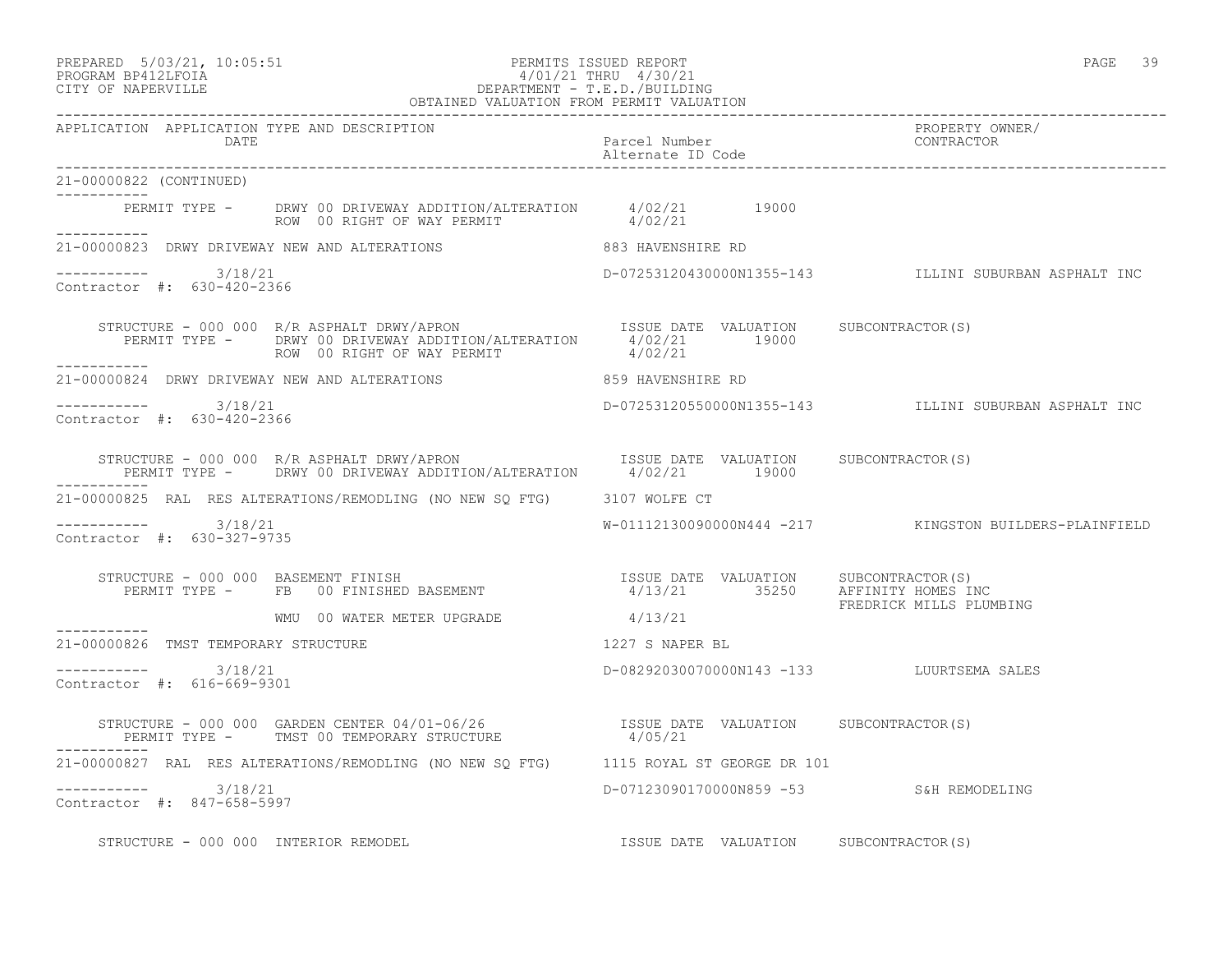PREPARED 5/03/21, 10:05:51 PERMITS ISSUED REPORT
PROGRAM BP412LFOIA 4/01/21 THRU 4/30/21
CITY OF NAPERVILLE DEPARTMENT - T.E.D./BUILDING
OBTAINED VALUATION FROM PERMIT VALUATION

| APPLICATION | APPLICATION TYPE AND DESCRIPTION DATE | Parcel Number Alternate ID Code | PROPERTY OWNER/ CONTRACTOR |
|---|---|---|---|

21-00000822 (CONTINUED)

PERMIT TYPE - DRWY 00 DRIVEWAY ADDITION/ALTERATION 4/02/21 19000
ROW 00 RIGHT OF WAY PERMIT 4/02/21

21-00000823 DRWY DRIVEWAY NEW AND ALTERATIONS 883 HAVENSHIRE RD

3/18/21 D-07253120430000N1355-143 ILLINI SUBURBAN ASPHALT INC
Contractor #: 630-420-2366

STRUCTURE - 000 000 R/R ASPHALT DRWY/APRON ISSUE DATE VALUATION SUBCONTRACTOR(S)
PERMIT TYPE - DRWY 00 DRIVEWAY ADDITION/ALTERATION 4/02/21 19000
ROW 00 RIGHT OF WAY PERMIT 4/02/21

21-00000824 DRWY DRIVEWAY NEW AND ALTERATIONS 859 HAVENSHIRE RD

3/18/21 D-07253120550000N1355-143 ILLINI SUBURBAN ASPHALT INC
Contractor #: 630-420-2366

STRUCTURE - 000 000 R/R ASPHALT DRWY/APRON ISSUE DATE VALUATION SUBCONTRACTOR(S)
PERMIT TYPE - DRWY 00 DRIVEWAY ADDITION/ALTERATION 4/02/21 19000

21-00000825 RAL RES ALTERATIONS/REMODLING (NO NEW SQ FTG) 3107 WOLFE CT

3/18/21 W-01112130090000N444 -217 KINGSTON BUILDERS-PLAINFIELD
Contractor #: 630-327-9735

STRUCTURE - 000 000 BASEMENT FINISH ISSUE DATE VALUATION SUBCONTRACTOR(S)
PERMIT TYPE - FB 00 FINISHED BASEMENT 4/13/21 35250 AFFINITY HOMES INC
FREDRICK MILLS PLUMBING
WMU 00 WATER METER UPGRADE 4/13/21

21-00000826 TMST TEMPORARY STRUCTURE 1227 S NAPER BL

3/18/21 D-08292030070000N143 -133 LUURTSEMA SALES
Contractor #: 616-669-9301

STRUCTURE - 000 000 GARDEN CENTER 04/01-06/26 ISSUE DATE VALUATION SUBCONTRACTOR(S)
PERMIT TYPE - TMST 00 TEMPORARY STRUCTURE 4/05/21

21-00000827 RAL RES ALTERATIONS/REMODLING (NO NEW SQ FTG) 1115 ROYAL ST GEORGE DR 101

3/18/21 D-07123090170000N859 -53 S&H REMODELING
Contractor #: 847-658-5997

STRUCTURE - 000 000 INTERIOR REMODEL ISSUE DATE VALUATION SUBCONTRACTOR(S)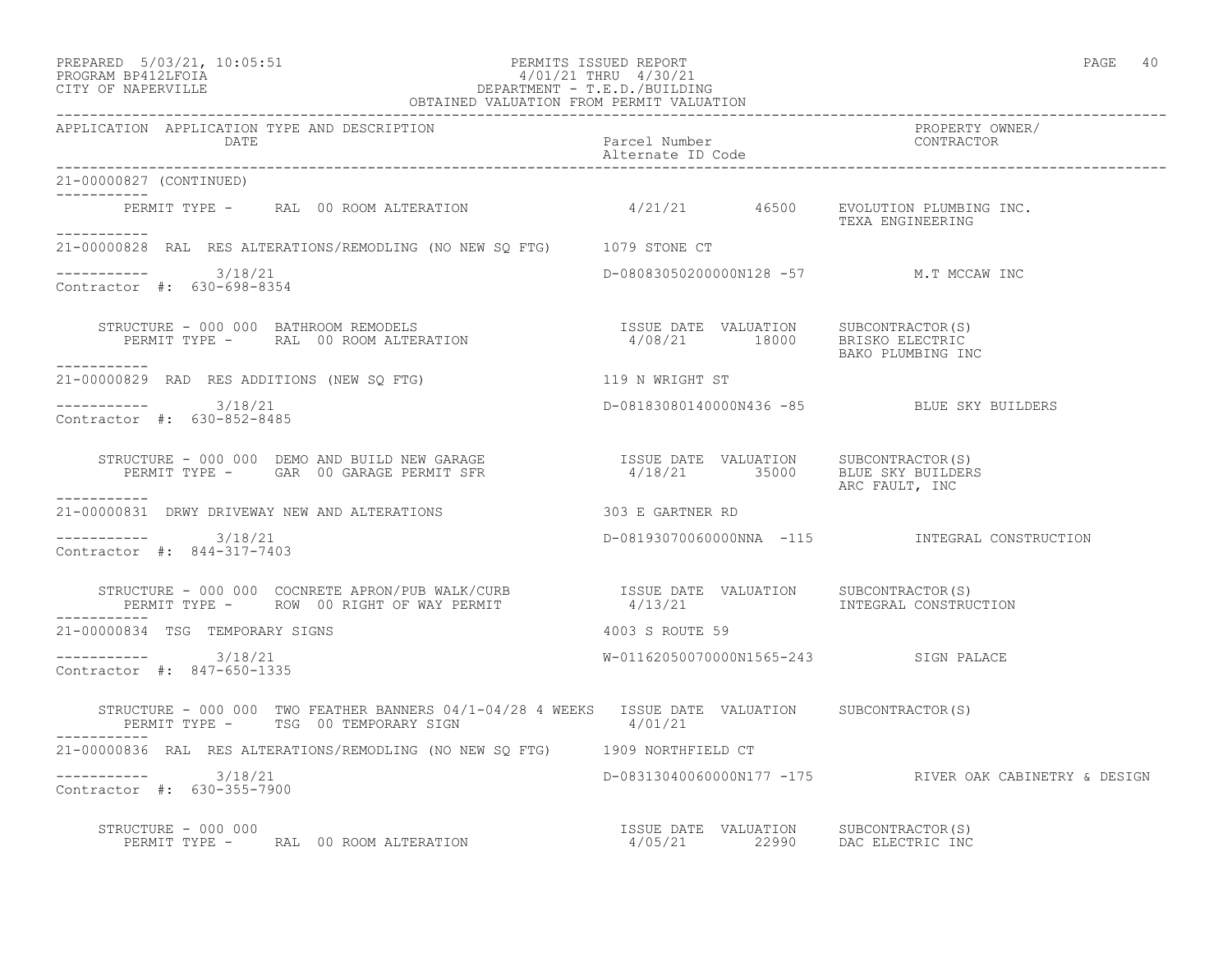PREPARED 5/03/21, 10:05:51 PERMITS ISSUED REPORT
PROGRAM BP412LFOIA 4/01/21 THRU 4/30/21
CITY OF NAPERVILLE DEPARTMENT - T.E.D./BUILDING
OBTAINED VALUATION FROM PERMIT VALUATION

| APPLICATION | APPLICATION TYPE AND DESCRIPTION / DATE | Parcel Number / Alternate ID Code | PROPERTY OWNER/ CONTRACTOR |
|---|---|---|---|

21-00000827 (CONTINUED)

PERMIT TYPE - RAL 00 ROOM ALTERATION — 4/21/21 — 46500 — EVOLUTION PLUMBING INC.; TEXA ENGINEERING

---

21-00000828 RAL RES ALTERATIONS/REMODLING (NO NEW SQ FTG) — 1079 STONE CT

3/18/21 — D-08083050200000N128 -57 — M.T MCCAW INC

Contractor #: 630-698-8354

| STRUCTURE - 000 000 BATHROOM REMODELS | ISSUE DATE | VALUATION | SUBCONTRACTOR(S) |
|---|---|---|---|
| PERMIT TYPE - RAL 00 ROOM ALTERATION | 4/08/21 | 18000 | BRISKO ELECTRIC; BAKO PLUMBING INC |

---

21-00000829 RAD RES ADDITIONS (NEW SQ FTG) — 119 N WRIGHT ST

3/18/21 — D-08183080140000N436 -85 — BLUE SKY BUILDERS

Contractor #: 630-852-8485

| STRUCTURE - 000 000 DEMO AND BUILD NEW GARAGE | ISSUE DATE | VALUATION | SUBCONTRACTOR(S) |
|---|---|---|---|
| PERMIT TYPE - GAR 00 GARAGE PERMIT SFR | 4/18/21 | 35000 | BLUE SKY BUILDERS; ARC FAULT, INC |

---

21-00000831 DRWY DRIVEWAY NEW AND ALTERATIONS — 303 E GARTNER RD

3/18/21 — D-08193070060000NNA -115 — INTEGRAL CONSTRUCTION

Contractor #: 844-317-7403

| STRUCTURE - 000 000 COCNRETE APRON/PUB WALK/CURB | ISSUE DATE | VALUATION | SUBCONTRACTOR(S) |
|---|---|---|---|
| PERMIT TYPE - ROW 00 RIGHT OF WAY PERMIT | 4/13/21 | | INTEGRAL CONSTRUCTION |

---

21-00000834 TSG TEMPORARY SIGNS — 4003 S ROUTE 59

3/18/21 — W-01162050070000N1565-243 — SIGN PALACE

Contractor #: 847-650-1335

| STRUCTURE - 000 000 TWO FEATHER BANNERS 04/1-04/28 4 WEEKS | ISSUE DATE | VALUATION | SUBCONTRACTOR(S) |
|---|---|---|---|
| PERMIT TYPE - TSG 00 TEMPORARY SIGN | 4/01/21 | | |

---

21-00000836 RAL RES ALTERATIONS/REMODLING (NO NEW SQ FTG) — 1909 NORTHFIELD CT

3/18/21 — D-08313040060000N177 -175 — RIVER OAK CABINETRY & DESIGN

Contractor #: 630-355-7900

| STRUCTURE - 000 000 | ISSUE DATE | VALUATION | SUBCONTRACTOR(S) |
|---|---|---|---|
| PERMIT TYPE - RAL 00 ROOM ALTERATION | 4/05/21 | 22990 | DAC ELECTRIC INC |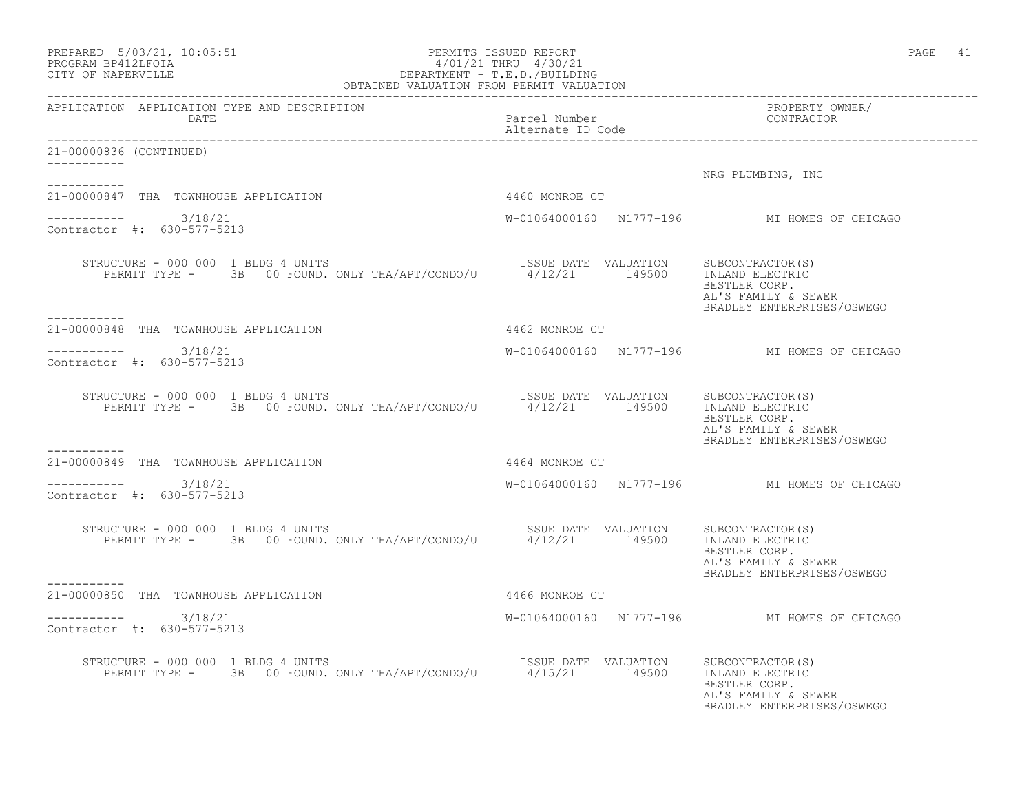OBTAINED VALUATION FROM PERMIT VALUATION

| APPLICATION | APPLICATION TYPE AND DESCRIPTION / DATE | Parcel Number / Alternate ID Code | PROPERTY OWNER/ CONTRACTOR |
|---|---|---|---|

21-00000836 (CONTINUED)

NRG PLUMBING, INC

---

21-00000847 THA TOWNHOUSE APPLICATION — 4460 MONROE CT

3/18/21 — W-01064000160 N1777-196 — MI HOMES OF CHICAGO

Contractor #: 630-577-5213

STRUCTURE - 000 000 1 BLDG 4 UNITS
PERMIT TYPE - 3B 00 FOUND. ONLY THA/APT/CONDO/U

| ISSUE DATE | VALUATION | SUBCONTRACTOR(S) |
|---|---|---|
| 4/12/21 | 149500 | INLAND ELECTRIC |
| | | BESTLER CORP. |
| | | AL'S FAMILY & SEWER |
| | | BRADLEY ENTERPRISES/OSWEGO |

---

21-00000848 THA TOWNHOUSE APPLICATION — 4462 MONROE CT

3/18/21 — W-01064000160 N1777-196 — MI HOMES OF CHICAGO

Contractor #: 630-577-5213

STRUCTURE - 000 000 1 BLDG 4 UNITS
PERMIT TYPE - 3B 00 FOUND. ONLY THA/APT/CONDO/U

| ISSUE DATE | VALUATION | SUBCONTRACTOR(S) |
|---|---|---|
| 4/12/21 | 149500 | INLAND ELECTRIC |
| | | BESTLER CORP. |
| | | AL'S FAMILY & SEWER |
| | | BRADLEY ENTERPRISES/OSWEGO |

---

21-00000849 THA TOWNHOUSE APPLICATION — 4464 MONROE CT

3/18/21 — W-01064000160 N1777-196 — MI HOMES OF CHICAGO

Contractor #: 630-577-5213

STRUCTURE - 000 000 1 BLDG 4 UNITS
PERMIT TYPE - 3B 00 FOUND. ONLY THA/APT/CONDO/U

| ISSUE DATE | VALUATION | SUBCONTRACTOR(S) |
|---|---|---|
| 4/12/21 | 149500 | INLAND ELECTRIC |
| | | BESTLER CORP. |
| | | AL'S FAMILY & SEWER |
| | | BRADLEY ENTERPRISES/OSWEGO |

---

21-00000850 THA TOWNHOUSE APPLICATION — 4466 MONROE CT

3/18/21 — W-01064000160 N1777-196 — MI HOMES OF CHICAGO

Contractor #: 630-577-5213

STRUCTURE - 000 000 1 BLDG 4 UNITS
PERMIT TYPE - 3B 00 FOUND. ONLY THA/APT/CONDO/U

| ISSUE DATE | VALUATION | SUBCONTRACTOR(S) |
|---|---|---|
| 4/15/21 | 149500 | INLAND ELECTRIC |
| | | BESTLER CORP. |
| | | AL'S FAMILY & SEWER |
| | | BRADLEY ENTERPRISES/OSWEGO |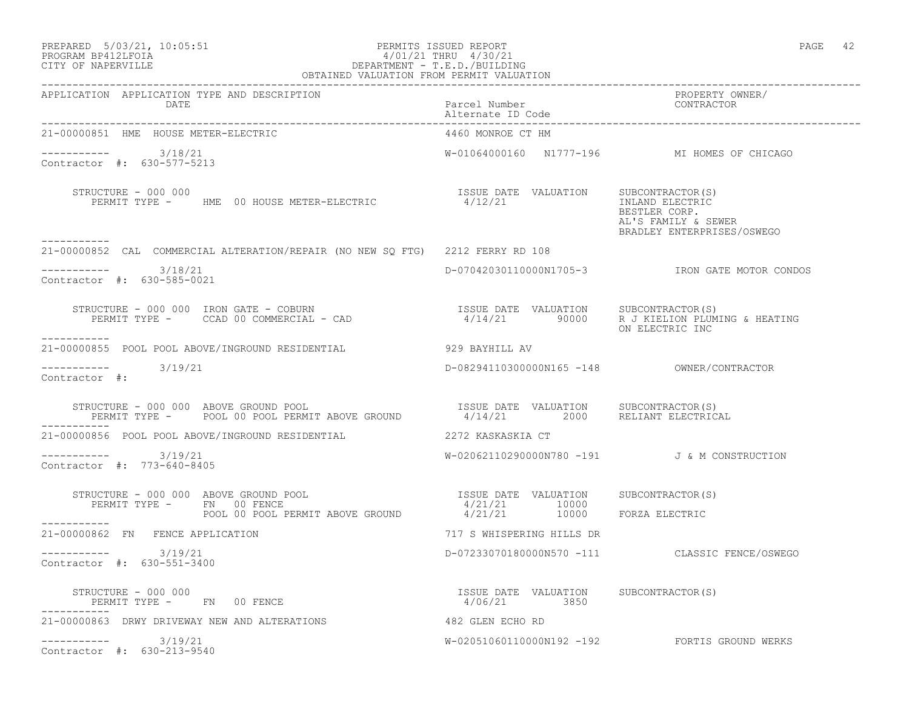PERMITS ISSUED REPORT
4/01/21 THRU 4/30/21
DEPARTMENT - T.E.D./BUILDING
OBTAINED VALUATION FROM PERMIT VALUATION

PREPARED 5/03/21, 10:05:51
PROGRAM BP412LFOIA
CITY OF NAPERVILLE

| APPLICATION | APPLICATION TYPE AND DESCRIPTION / DATE | Parcel Number / Alternate ID Code | PROPERTY OWNER/ CONTRACTOR |
|---|---|---|---|

**21-00000851 HME HOUSE METER-ELECTRIC** — 4460 MONROE CT HM

3/18/21 — W-01064000160 N1777-196 — MI HOMES OF CHICAGO
Contractor #: 630-577-5213

STRUCTURE - 000 000
PERMIT TYPE - HME 00 HOUSE METER-ELECTRIC — ISSUE DATE 4/12/21 — VALUATION — SUBCONTRACTOR(S): INLAND ELECTRIC, BESTLER CORP., AL'S FAMILY & SEWER, BRADLEY ENTERPRISES/OSWEGO

**21-00000852 CAL COMMERCIAL ALTERATION/REPAIR (NO NEW SQ FTG)** — 2212 FERRY RD 108

3/18/21 — D-07042030110000N1705-3 — IRON GATE MOTOR CONDOS
Contractor #: 630-585-0021

STRUCTURE - 000 000 IRON GATE - COBURN
PERMIT TYPE - CCAD 00 COMMERCIAL - CAD — ISSUE DATE 4/14/21 — VALUATION 90000 — SUBCONTRACTOR(S): R J KIELION PLUMING & HEATING, ON ELECTRIC INC

**21-00000855 POOL POOL ABOVE/INGROUND RESIDENTIAL** — 929 BAYHILL AV

3/19/21 — D-08294110300000N165 -148 — OWNER/CONTRACTOR
Contractor #:

STRUCTURE - 000 000 ABOVE GROUND POOL
PERMIT TYPE - POOL 00 POOL PERMIT ABOVE GROUND — ISSUE DATE 4/14/21 — VALUATION 2000 — SUBCONTRACTOR(S): RELIANT ELECTRICAL

**21-00000856 POOL POOL ABOVE/INGROUND RESIDENTIAL** — 2272 KASKASKIA CT

3/19/21 — W-02062110290000N780 -191 — J & M CONSTRUCTION
Contractor #: 773-640-8405

STRUCTURE - 000 000 ABOVE GROUND POOL
PERMIT TYPE - FN 00 FENCE — ISSUE DATE 4/21/21 — VALUATION 10000
POOL 00 POOL PERMIT ABOVE GROUND — ISSUE DATE 4/21/21 — VALUATION 10000 — SUBCONTRACTOR(S): FORZA ELECTRIC

**21-00000862 FN FENCE APPLICATION** — 717 S WHISPERING HILLS DR

3/19/21 — D-07233070180000N570 -111 — CLASSIC FENCE/OSWEGO
Contractor #: 630-551-3400

STRUCTURE - 000 000
PERMIT TYPE - FN 00 FENCE — ISSUE DATE 4/06/21 — VALUATION 3850 — SUBCONTRACTOR(S)

**21-00000863 DRWY DRIVEWAY NEW AND ALTERATIONS** — 482 GLEN ECHO RD

3/19/21 — W-02051060110000N192 -192 — FORTIS GROUND WERKS
Contractor #: 630-213-9540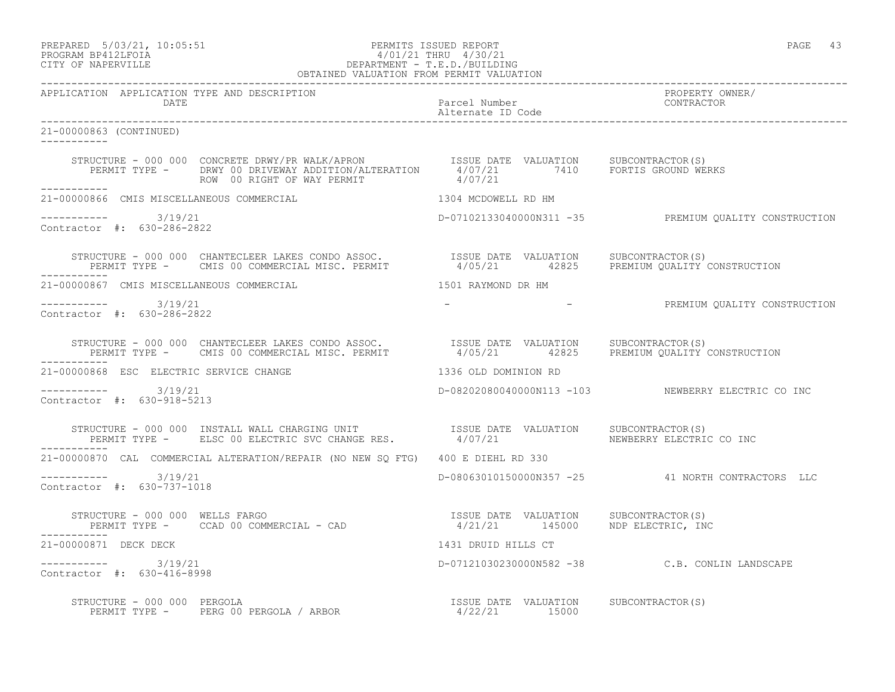| APPLICATION | APPLICATION TYPE AND DESCRIPTION<br>DATE | Parcel Number<br>Alternate ID Code | PROPERTY OWNER/<br>CONTRACTOR |
|---|---|---|---|

21-00000863 (CONTINUED)

STRUCTURE - 000 000 CONCRETE DRWY/PR WALK/APRON

| PERMIT TYPE | ISSUE DATE | VALUATION | SUBCONTRACTOR(S) |
|---|---|---|---|
| DRWY 00 DRIVEWAY ADDITION/ALTERATION | 4/07/21 | 7410 | FORTIS GROUND WERKS |
| ROW 00 RIGHT OF WAY PERMIT | 4/07/21 | | |

21-00000866 CMIS MISCELLANEOUS COMMERCIAL — 1304 MCDOWELL RD HM

3/19/21 — D-07102133040000N311 -35 — PREMIUM QUALITY CONSTRUCTION

Contractor #: 630-286-2822

STRUCTURE - 000 000 CHANTECLEER LAKES CONDO ASSOC.

| PERMIT TYPE | ISSUE DATE | VALUATION | SUBCONTRACTOR(S) |
|---|---|---|---|
| CMIS 00 COMMERCIAL MISC. PERMIT | 4/05/21 | 42825 | PREMIUM QUALITY CONSTRUCTION |

21-00000867 CMIS MISCELLANEOUS COMMERCIAL — 1501 RAYMOND DR HM

3/19/21 — - - — PREMIUM QUALITY CONSTRUCTION

Contractor #: 630-286-2822

STRUCTURE - 000 000 CHANTECLEER LAKES CONDO ASSOC.

| PERMIT TYPE | ISSUE DATE | VALUATION | SUBCONTRACTOR(S) |
|---|---|---|---|
| CMIS 00 COMMERCIAL MISC. PERMIT | 4/05/21 | 42825 | PREMIUM QUALITY CONSTRUCTION |

21-00000868 ESC ELECTRIC SERVICE CHANGE — 1336 OLD DOMINION RD

3/19/21 — D-08202080040000N113 -103 — NEWBERRY ELECTRIC CO INC

Contractor #: 630-918-5213

STRUCTURE - 000 000 INSTALL WALL CHARGING UNIT

| PERMIT TYPE | ISSUE DATE | VALUATION | SUBCONTRACTOR(S) |
|---|---|---|---|
| ELSC 00 ELECTRIC SVC CHANGE RES. | 4/07/21 | | NEWBERRY ELECTRIC CO INC |

21-00000870 CAL COMMERCIAL ALTERATION/REPAIR (NO NEW SQ FTG) — 400 E DIEHL RD 330

3/19/21 — D-08063010150000N357 -25 — 41 NORTH CONTRACTORS LLC

Contractor #: 630-737-1018

STRUCTURE - 000 000 WELLS FARGO

| PERMIT TYPE | ISSUE DATE | VALUATION | SUBCONTRACTOR(S) |
|---|---|---|---|
| CCAD 00 COMMERCIAL - CAD | 4/21/21 | 145000 | NDP ELECTRIC, INC |

21-00000871 DECK DECK — 1431 DRUID HILLS CT

3/19/21 — D-07121030230000N582 -38 — C.B. CONLIN LANDSCAPE

Contractor #: 630-416-8998

STRUCTURE - 000 000 PERGOLA

| PERMIT TYPE | ISSUE DATE | VALUATION | SUBCONTRACTOR(S) |
|---|---|---|---|
| PERG 00 PERGOLA / ARBOR | 4/22/21 | 15000 | |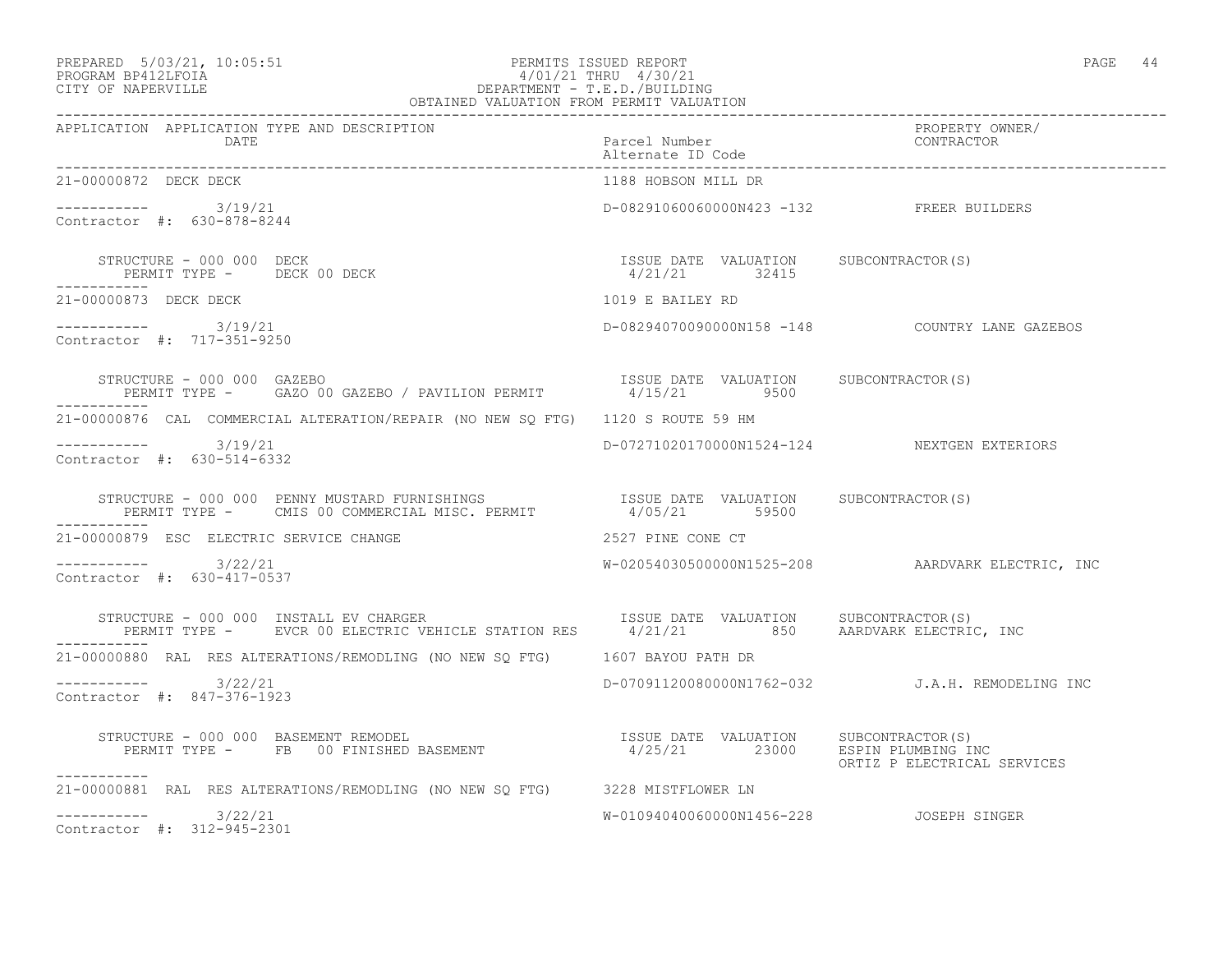PREPARED 5/03/21, 10:05:51 PERMITS ISSUED REPORT
PROGRAM BP412LFOIA 4/01/21 THRU 4/30/21
CITY OF NAPERVILLE DEPARTMENT - T.E.D./BUILDING
OBTAINED VALUATION FROM PERMIT VALUATION

| APPLICATION | APPLICATION TYPE AND DESCRIPTION / DATE | Parcel Number / Alternate ID Code | PROPERTY OWNER/ CONTRACTOR |
|---|---|---|---|
| 21-00000872 | DECK DECK | 1188 HOBSON MILL DR | |
| ----------- | 3/19/21 | D-08291060060000N423 -132 | FREER BUILDERS |
| Contractor #: 630-878-8244 | | | |
| | STRUCTURE - 000 000 DECK<br>PERMIT TYPE - DECK 00 DECK | ISSUE DATE 4/21/21 VALUATION 32415 | SUBCONTRACTOR(S) |
| 21-00000873 | DECK DECK | 1019 E BAILEY RD | |
| ----------- | 3/19/21 | D-08294070090000N158 -148 | COUNTRY LANE GAZEBOS |
| Contractor #: 717-351-9250 | | | |
| | STRUCTURE - 000 000 GAZEBO<br>PERMIT TYPE - GAZO 00 GAZEBO / PAVILION PERMIT | ISSUE DATE 4/15/21 VALUATION 9500 | SUBCONTRACTOR(S) |
| 21-00000876 | CAL COMMERCIAL ALTERATION/REPAIR (NO NEW SQ FTG) | 1120 S ROUTE 59 HM | |
| ----------- | 3/19/21 | D-07271020170000N1524-124 | NEXTGEN EXTERIORS |
| Contractor #: 630-514-6332 | | | |
| | STRUCTURE - 000 000 PENNY MUSTARD FURNISHINGS<br>PERMIT TYPE - CMIS 00 COMMERCIAL MISC. PERMIT | ISSUE DATE 4/05/21 VALUATION 59500 | SUBCONTRACTOR(S) |
| 21-00000879 | ESC ELECTRIC SERVICE CHANGE | 2527 PINE CONE CT | |
| ----------- | 3/22/21 | W-02054030500000N1525-208 | AARDVARK ELECTRIC, INC |
| Contractor #: 630-417-0537 | | | |
| | STRUCTURE - 000 000 INSTALL EV CHARGER<br>PERMIT TYPE - EVCR 00 ELECTRIC VEHICLE STATION RES | ISSUE DATE 4/21/21 VALUATION 850 | SUBCONTRACTOR(S)<br>AARDVARK ELECTRIC, INC |
| 21-00000880 | RAL RES ALTERATIONS/REMODLING (NO NEW SQ FTG) | 1607 BAYOU PATH DR | |
| ----------- | 3/22/21 | D-07091120080000N1762-032 | J.A.H. REMODELING INC |
| Contractor #: 847-376-1923 | | | |
| | STRUCTURE - 000 000 BASEMENT REMODEL<br>PERMIT TYPE - FB 00 FINISHED BASEMENT | ISSUE DATE 4/25/21 VALUATION 23000 | SUBCONTRACTOR(S)<br>ESPIN PLUMBING INC<br>ORTIZ P ELECTRICAL SERVICES |
| 21-00000881 | RAL RES ALTERATIONS/REMODLING (NO NEW SQ FTG) | 3228 MISTFLOWER LN | |
| ----------- | 3/22/21 | W-01094040060000N1456-228 | JOSEPH SINGER |
| Contractor #: 312-945-2301 | | | |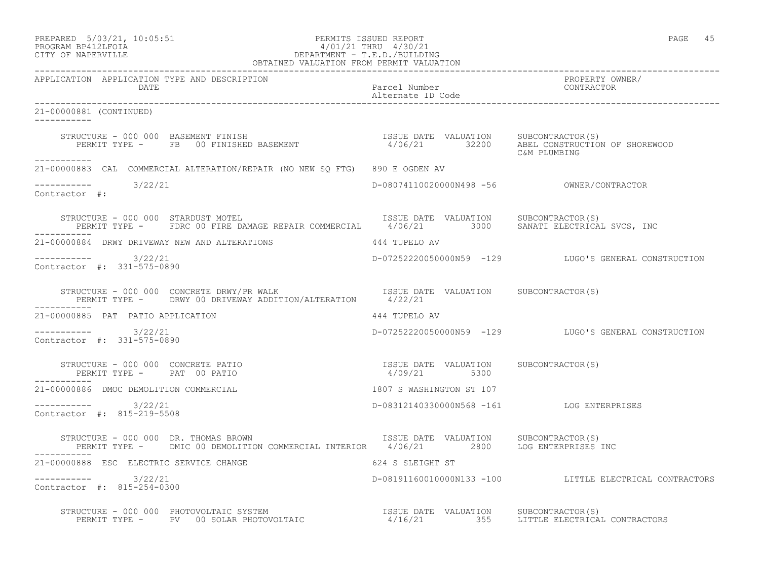PREPARED 5/03/21, 10:05:51 PERMITS ISSUED REPORT
PROGRAM BP412LFOIA 4/01/21 THRU 4/30/21
CITY OF NAPERVILLE DEPARTMENT - T.E.D./BUILDING
OBTAINED VALUATION FROM PERMIT VALUATION

| APPLICATION | APPLICATION TYPE AND DESCRIPTION / DATE | Parcel Number / Alternate ID Code | PROPERTY OWNER/ CONTRACTOR |
|---|---|---|---|

21-00000881 (CONTINUED)

STRUCTURE - 000 000 BASEMENT FINISH — ISSUE DATE 4/06/21, VALUATION 32200, SUBCONTRACTOR(S): ABEL CONSTRUCTION OF SHOREWOOD; C&M PLUMBING
PERMIT TYPE - FB 00 FINISHED BASEMENT

21-00000883 CAL COMMERCIAL ALTERATION/REPAIR (NO NEW SQ FTG) 890 E OGDEN AV
3/22/21 D-08074110020000N498 -56 OWNER/CONTRACTOR
Contractor #:

STRUCTURE - 000 000 STARDUST MOTEL — ISSUE DATE 4/06/21, VALUATION 3000, SUBCONTRACTOR(S): SANATI ELECTRICAL SVCS, INC
PERMIT TYPE - FDRC 00 FIRE DAMAGE REPAIR COMMERCIAL

21-00000884 DRWY DRIVEWAY NEW AND ALTERATIONS 444 TUPELO AV
3/22/21 D-07252220050000N59 -129 LUGO'S GENERAL CONSTRUCTION
Contractor #: 331-575-0890

STRUCTURE - 000 000 CONCRETE DRWY/PR WALK — ISSUE DATE 4/22/21, VALUATION, SUBCONTRACTOR(S)
PERMIT TYPE - DRWY 00 DRIVEWAY ADDITION/ALTERATION

21-00000885 PAT PATIO APPLICATION 444 TUPELO AV
3/22/21 D-07252220050000N59 -129 LUGO'S GENERAL CONSTRUCTION
Contractor #: 331-575-0890

STRUCTURE - 000 000 CONCRETE PATIO — ISSUE DATE 4/09/21, VALUATION 5300, SUBCONTRACTOR(S)
PERMIT TYPE - PAT 00 PATIO

21-00000886 DMOC DEMOLITION COMMERCIAL 1807 S WASHINGTON ST 107
3/22/21 D-08312140330000N568 -161 LOG ENTERPRISES
Contractor #: 815-219-5508

STRUCTURE - 000 000 DR. THOMAS BROWN — ISSUE DATE 4/06/21, VALUATION 2800, SUBCONTRACTOR(S): LOG ENTERPRISES INC
PERMIT TYPE - DMIC 00 DEMOLITION COMMERCIAL INTERIOR

21-00000888 ESC ELECTRIC SERVICE CHANGE 624 S SLEIGHT ST
3/22/21 D-08191160010000N133 -100 LITTLE ELECTRICAL CONTRACTORS
Contractor #: 815-254-0300

STRUCTURE - 000 000 PHOTOVOLTAIC SYSTEM — ISSUE DATE 4/16/21, VALUATION 355, SUBCONTRACTOR(S): LITTLE ELECTRICAL CONTRACTORS
PERMIT TYPE - PV 00 SOLAR PHOTOVOLTAIC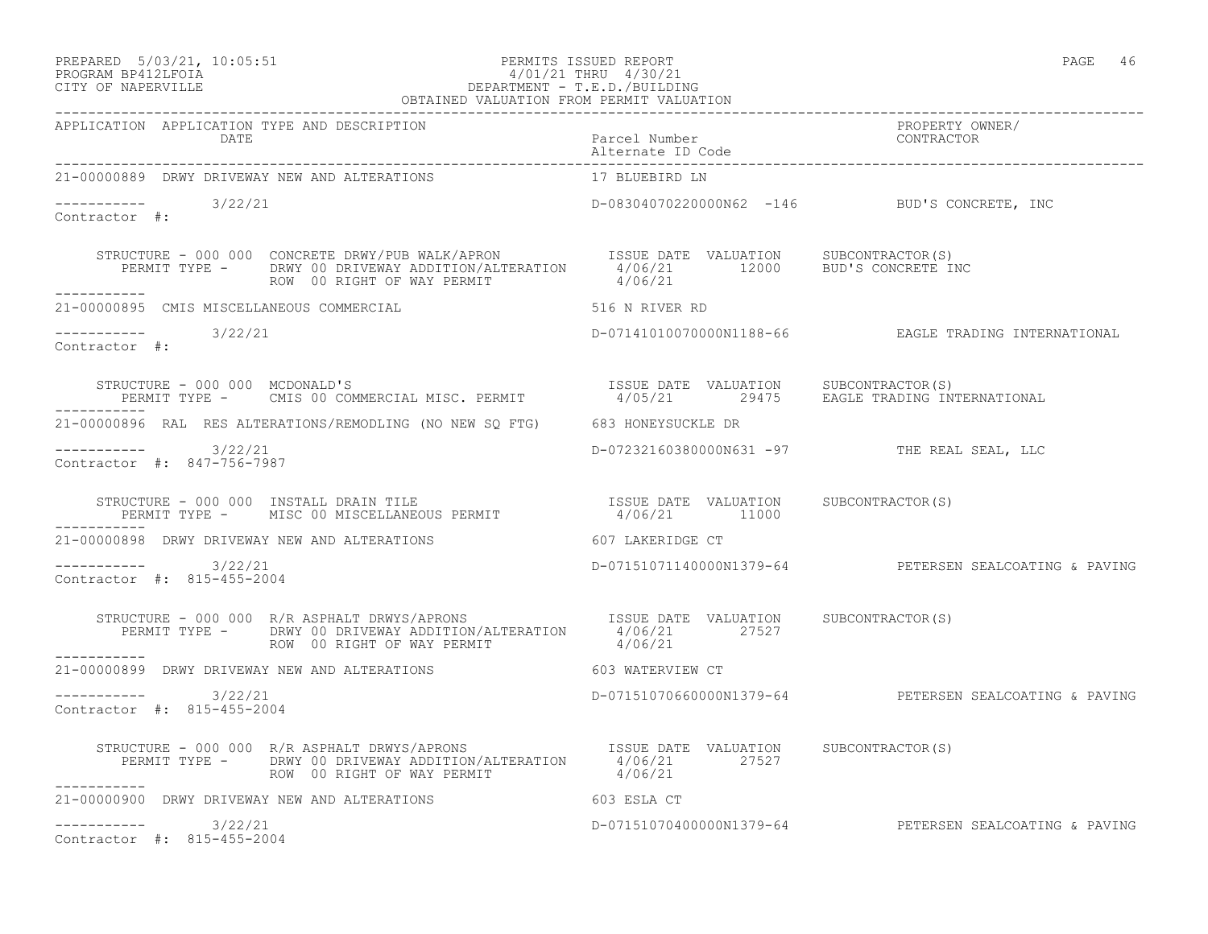PREPARED 5/03/21, 10:05:51 PERMITS ISSUED REPORT
PROGRAM BP412LFOIA 4/01/21 THRU 4/30/21
CITY OF NAPERVILLE DEPARTMENT - T.E.D./BUILDING
OBTAINED VALUATION FROM PERMIT VALUATION

| APPLICATION | APPLICATION TYPE AND DESCRIPTION / DATE | Parcel Number / Alternate ID Code | PROPERTY OWNER/ CONTRACTOR |
|---|---|---|---|
| 21-00000889 | DRWY DRIVEWAY NEW AND ALTERATIONS | 17 BLUEBIRD LN | |
| ----------- | 3/22/21 | D-08304070220000N62 -146 | BUD'S CONCRETE, INC |

Contractor #:

| STRUCTURE - 000 000 CONCRETE DRWY/PUB WALK/APRON | ISSUE DATE | VALUATION | SUBCONTRACTOR(S) |
|---|---|---|---|
| PERMIT TYPE - DRWY 00 DRIVEWAY ADDITION/ALTERATION | 4/06/21 | 12000 | BUD'S CONCRETE INC |
| ROW 00 RIGHT OF WAY PERMIT | 4/06/21 | | |

| APPLICATION | APPLICATION TYPE AND DESCRIPTION / DATE | Parcel Number / Alternate ID Code | PROPERTY OWNER/ CONTRACTOR |
|---|---|---|---|
| 21-00000895 | CMIS MISCELLANEOUS COMMERCIAL | 516 N RIVER RD | |
| ----------- | 3/22/21 | D-07141010070000N1188-66 | EAGLE TRADING INTERNATIONAL |

Contractor #:

| STRUCTURE - 000 000 MCDONALD'S | ISSUE DATE | VALUATION | SUBCONTRACTOR(S) |
|---|---|---|---|
| PERMIT TYPE - CMIS 00 COMMERCIAL MISC. PERMIT | 4/05/21 | 29475 | EAGLE TRADING INTERNATIONAL |

| APPLICATION | APPLICATION TYPE AND DESCRIPTION / DATE | Parcel Number / Alternate ID Code | PROPERTY OWNER/ CONTRACTOR |
|---|---|---|---|
| 21-00000896 | RAL RES ALTERATIONS/REMODLING (NO NEW SQ FTG) | 683 HONEYSUCKLE DR | |
| ----------- | 3/22/21 | D-07232160380000N631 -97 | THE REAL SEAL, LLC |

Contractor #: 847-756-7987

| STRUCTURE - 000 000 INSTALL DRAIN TILE | ISSUE DATE | VALUATION | SUBCONTRACTOR(S) |
|---|---|---|---|
| PERMIT TYPE - MISC 00 MISCELLANEOUS PERMIT | 4/06/21 | 11000 | |

| APPLICATION | APPLICATION TYPE AND DESCRIPTION / DATE | Parcel Number / Alternate ID Code | PROPERTY OWNER/ CONTRACTOR |
|---|---|---|---|
| 21-00000898 | DRWY DRIVEWAY NEW AND ALTERATIONS | 607 LAKERIDGE CT | |
| ----------- | 3/22/21 | D-07151071140000N1379-64 | PETERSEN SEALCOATING & PAVING |

Contractor #: 815-455-2004

| STRUCTURE - 000 000 R/R ASPHALT DRWYS/APRONS | ISSUE DATE | VALUATION | SUBCONTRACTOR(S) |
|---|---|---|---|
| PERMIT TYPE - DRWY 00 DRIVEWAY ADDITION/ALTERATION | 4/06/21 | 27527 | |
| ROW 00 RIGHT OF WAY PERMIT | 4/06/21 | | |

| APPLICATION | APPLICATION TYPE AND DESCRIPTION / DATE | Parcel Number / Alternate ID Code | PROPERTY OWNER/ CONTRACTOR |
|---|---|---|---|
| 21-00000899 | DRWY DRIVEWAY NEW AND ALTERATIONS | 603 WATERVIEW CT | |
| ----------- | 3/22/21 | D-07151070660000N1379-64 | PETERSEN SEALCOATING & PAVING |

Contractor #: 815-455-2004

| STRUCTURE - 000 000 R/R ASPHALT DRWYS/APRONS | ISSUE DATE | VALUATION | SUBCONTRACTOR(S) |
|---|---|---|---|
| PERMIT TYPE - DRWY 00 DRIVEWAY ADDITION/ALTERATION | 4/06/21 | 27527 | |
| ROW 00 RIGHT OF WAY PERMIT | 4/06/21 | | |

| APPLICATION | APPLICATION TYPE AND DESCRIPTION / DATE | Parcel Number / Alternate ID Code | PROPERTY OWNER/ CONTRACTOR |
|---|---|---|---|
| 21-00000900 | DRWY DRIVEWAY NEW AND ALTERATIONS | 603 ESLA CT | |
| ----------- | 3/22/21 | D-07151070400000N1379-64 | PETERSEN SEALCOATING & PAVING |

Contractor #: 815-455-2004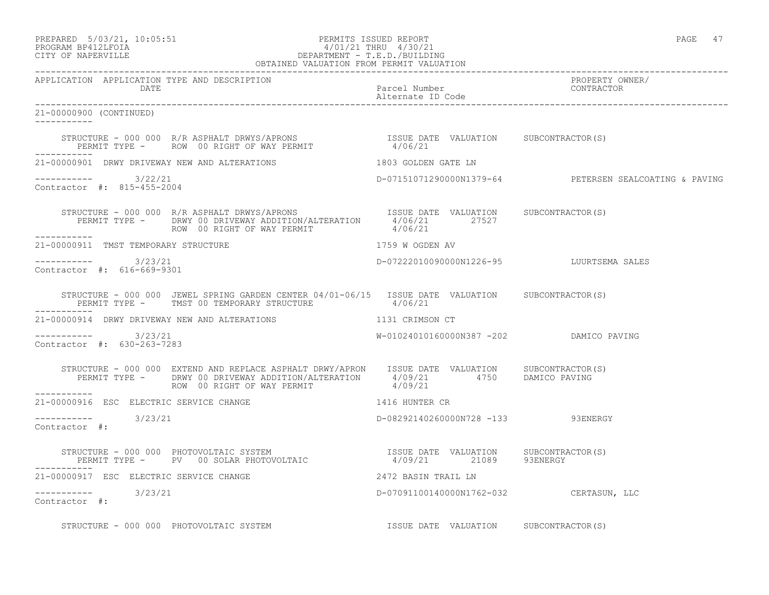PREPARED 5/03/21, 10:05:51
PROGRAM BP412LFOIA
CITY OF NAPERVILLE

PERMITS ISSUED REPORT
4/01/21 THRU 4/30/21
DEPARTMENT - T.E.D./BUILDING
OBTAINED VALUATION FROM PERMIT VALUATION

| APPLICATION | APPLICATION TYPE AND DESCRIPTION DATE | Parcel Number Alternate ID Code | PROPERTY OWNER/ CONTRACTOR |
|---|---|---|---|

21-00000900 (CONTINUED)

STRUCTURE - 000 000 R/R ASPHALT DRWYS/APRONS — ISSUE DATE 4/06/21 — VALUATION — SUBCONTRACTOR(S)
PERMIT TYPE - ROW 00 RIGHT OF WAY PERMIT — 4/06/21

---

21-00000901 DRWY DRIVEWAY NEW AND ALTERATIONS — 1803 GOLDEN GATE LN
3/22/21 — D-07151071290000N1379-64 — PETERSEN SEALCOATING & PAVING
Contractor #: 815-455-2004

| STRUCTURE - 000 000 R/R ASPHALT DRWYS/APRONS | ISSUE DATE | VALUATION | SUBCONTRACTOR(S) |
|---|---|---|---|
| PERMIT TYPE - DRWY 00 DRIVEWAY ADDITION/ALTERATION | 4/06/21 | 27527 | |
| ROW 00 RIGHT OF WAY PERMIT | 4/06/21 | | |

---

21-00000911 TMST TEMPORARY STRUCTURE — 1759 W OGDEN AV
3/23/21 — D-07222010090000N1226-95 — LUURTSEMA SALES
Contractor #: 616-669-9301

| STRUCTURE - 000 000 JEWEL SPRING GARDEN CENTER 04/01-06/15 | ISSUE DATE | VALUATION | SUBCONTRACTOR(S) |
|---|---|---|---|
| PERMIT TYPE - TMST 00 TEMPORARY STRUCTURE | 4/06/21 | | |

---

21-00000914 DRWY DRIVEWAY NEW AND ALTERATIONS — 1131 CRIMSON CT
3/23/21 — W-01024010160000N387 -202 — DAMICO PAVING
Contractor #: 630-263-7283

| STRUCTURE - 000 000 EXTEND AND REPLACE ASPHALT DRWY/APRON | ISSUE DATE | VALUATION | SUBCONTRACTOR(S) |
|---|---|---|---|
| PERMIT TYPE - DRWY 00 DRIVEWAY ADDITION/ALTERATION | 4/09/21 | 4750 | DAMICO PAVING |
| ROW 00 RIGHT OF WAY PERMIT | 4/09/21 | | |

---

21-00000916 ESC ELECTRIC SERVICE CHANGE — 1416 HUNTER CR
3/23/21 — D-08292140260000N728 -133 — 93ENERGY
Contractor #:

| STRUCTURE - 000 000 PHOTOVOLTAIC SYSTEM | ISSUE DATE | VALUATION | SUBCONTRACTOR(S) |
|---|---|---|---|
| PERMIT TYPE - PV 00 SOLAR PHOTOVOLTAIC | 4/09/21 | 21089 | 93ENERGY |

---

21-00000917 ESC ELECTRIC SERVICE CHANGE — 2472 BASIN TRAIL LN
3/23/21 — D-07091100140000N1762-032 — CERTASUN, LLC
Contractor #:

| STRUCTURE - 000 000 PHOTOVOLTAIC SYSTEM | ISSUE DATE | VALUATION | SUBCONTRACTOR(S) |
|---|---|---|---|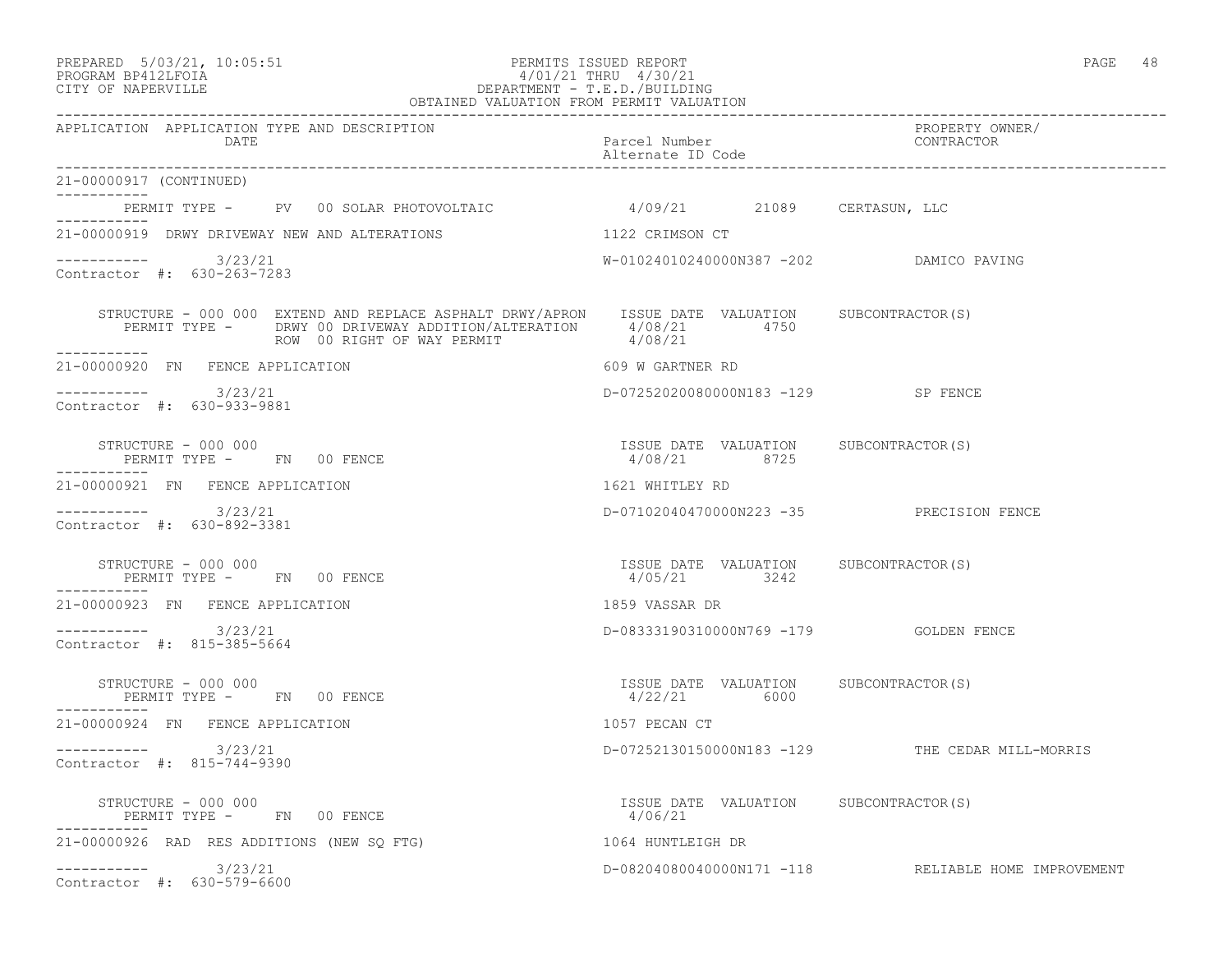PREPARED 5/03/21, 10:05:51 PERMITS ISSUED REPORT
PROGRAM BP412LFOIA 4/01/21 THRU 4/30/21
CITY OF NAPERVILLE DEPARTMENT - T.E.D./BUILDING
OBTAINED VALUATION FROM PERMIT VALUATION

| APPLICATION | APPLICATION TYPE AND DESCRIPTION / DATE | Parcel Number / Alternate ID Code | PROPERTY OWNER/ CONTRACTOR |
|---|---|---|---|

21-00000917 (CONTINUED)

PERMIT TYPE - PV 00 SOLAR PHOTOVOLTAIC 4/09/21 21089 CERTASUN, LLC

21-00000919 DRWY DRIVEWAY NEW AND ALTERATIONS 1122 CRIMSON CT

3/23/21 W-01024010240000N387 -202 DAMICO PAVING
Contractor #: 630-263-7283

| STRUCTURE / PERMIT TYPE | ISSUE DATE | VALUATION | SUBCONTRACTOR(S) |
|---|---|---|---|
| STRUCTURE - 000 000 EXTEND AND REPLACE ASPHALT DRWY/APRON | | | |
| PERMIT TYPE - DRWY 00 DRIVEWAY ADDITION/ALTERATION | 4/08/21 | 4750 | |
| ROW 00 RIGHT OF WAY PERMIT | 4/08/21 | | |

21-00000920 FN FENCE APPLICATION 609 W GARTNER RD

3/23/21 D-07252020080000N183 -129 SP FENCE
Contractor #: 630-933-9881

| STRUCTURE / PERMIT TYPE | ISSUE DATE | VALUATION | SUBCONTRACTOR(S) |
|---|---|---|---|
| STRUCTURE - 000 000 | | | |
| PERMIT TYPE - FN 00 FENCE | 4/08/21 | 8725 | |

21-00000921 FN FENCE APPLICATION 1621 WHITLEY RD

3/23/21 D-07102040470000N223 -35 PRECISION FENCE
Contractor #: 630-892-3381

| STRUCTURE / PERMIT TYPE | ISSUE DATE | VALUATION | SUBCONTRACTOR(S) |
|---|---|---|---|
| STRUCTURE - 000 000 | | | |
| PERMIT TYPE - FN 00 FENCE | 4/05/21 | 3242 | |

21-00000923 FN FENCE APPLICATION 1859 VASSAR DR

3/23/21 D-08333190310000N769 -179 GOLDEN FENCE
Contractor #: 815-385-5664

| STRUCTURE / PERMIT TYPE | ISSUE DATE | VALUATION | SUBCONTRACTOR(S) |
|---|---|---|---|
| STRUCTURE - 000 000 | | | |
| PERMIT TYPE - FN 00 FENCE | 4/22/21 | 6000 | |

21-00000924 FN FENCE APPLICATION 1057 PECAN CT

3/23/21 D-07252130150000N183 -129 THE CEDAR MILL-MORRIS
Contractor #: 815-744-9390

| STRUCTURE / PERMIT TYPE | ISSUE DATE | VALUATION | SUBCONTRACTOR(S) |
|---|---|---|---|
| STRUCTURE - 000 000 | | | |
| PERMIT TYPE - FN 00 FENCE | 4/06/21 | | |

21-00000926 RAD RES ADDITIONS (NEW SQ FTG) 1064 HUNTLEIGH DR

3/23/21 D-08204080040000N171 -118 RELIABLE HOME IMPROVEMENT
Contractor #: 630-579-6600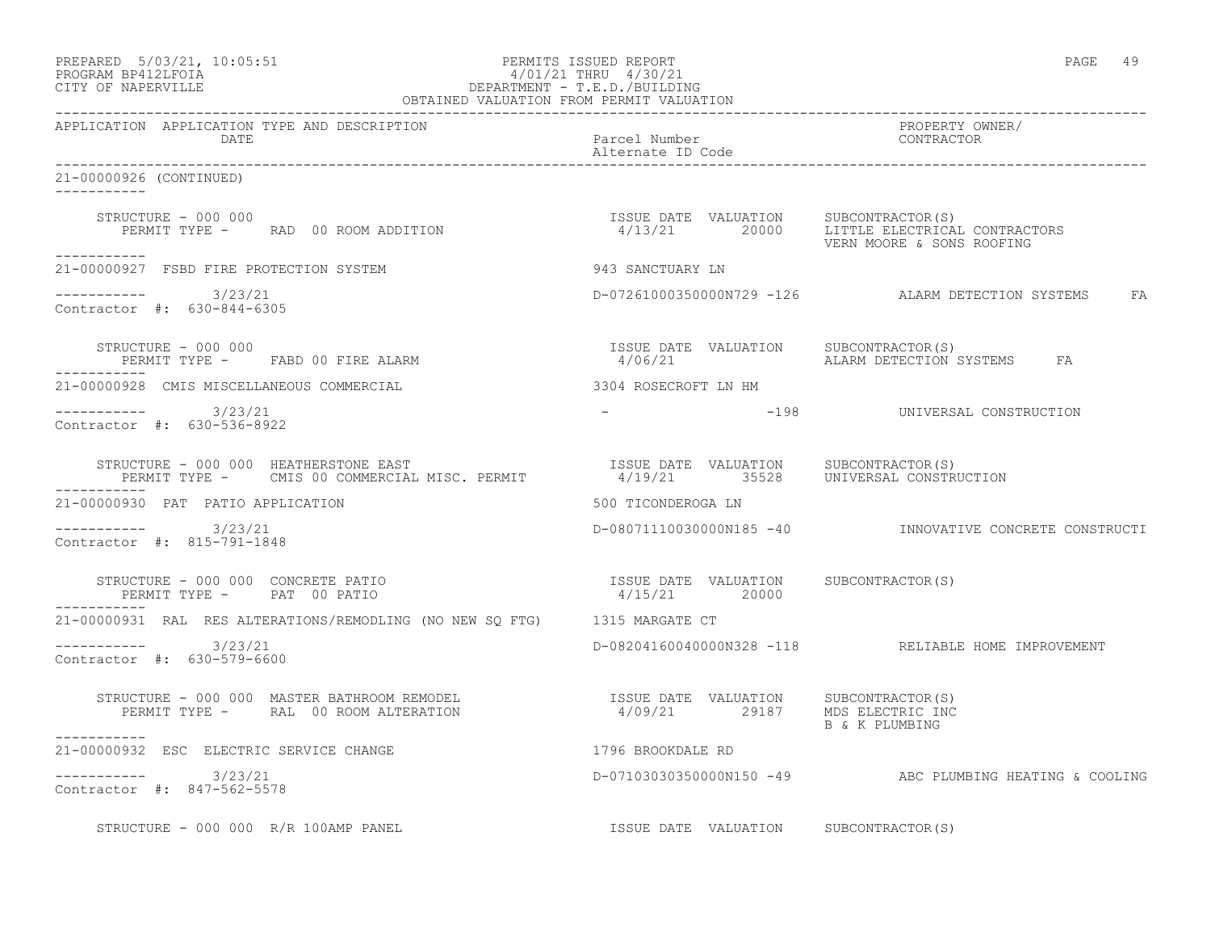PREPARED 5/03/21, 10:05:51 PERMITS ISSUED REPORT
PROGRAM BP412LFOIA 4/01/21 THRU 4/30/21
CITY OF NAPERVILLE DEPARTMENT - T.E.D./BUILDING
OBTAINED VALUATION FROM PERMIT VALUATION

| APPLICATION | APPLICATION TYPE AND DESCRIPTION / DATE | Parcel Number / Alternate ID Code | PROPERTY OWNER/ CONTRACTOR |
|---|---|---|---|

**21-00000926 (CONTINUED)**

STRUCTURE - 000 000
PERMIT TYPE - RAD 00 ROOM ADDITION
ISSUE DATE 4/13/21 VALUATION 20000
SUBCONTRACTOR(S): LITTLE ELECTRICAL CONTRACTORS; VERN MOORE & SONS ROOFING

---

**21-00000927 FSBD FIRE PROTECTION SYSTEM** — 943 SANCTUARY LN
3/23/21 — D-07261000350000N729 -126 — ALARM DETECTION SYSTEMS FA
Contractor #: 630-844-6305

STRUCTURE - 000 000
PERMIT TYPE - FABD 00 FIRE ALARM
ISSUE DATE 4/06/21 VALUATION
SUBCONTRACTOR(S): ALARM DETECTION SYSTEMS FA

---

**21-00000928 CMIS MISCELLANEOUS COMMERCIAL** — 3304 ROSECROFT LN HM
3/23/21 — - -198 — UNIVERSAL CONSTRUCTION
Contractor #: 630-536-8922

STRUCTURE - 000 000 HEATHERSTONE EAST
PERMIT TYPE - CMIS 00 COMMERCIAL MISC. PERMIT
ISSUE DATE 4/19/21 VALUATION 35528
SUBCONTRACTOR(S): UNIVERSAL CONSTRUCTION

---

**21-00000930 PAT PATIO APPLICATION** — 500 TICONDEROGA LN
3/23/21 — D-08071110030000N185 -40 — INNOVATIVE CONCRETE CONSTRUCTI
Contractor #: 815-791-1848

STRUCTURE - 000 000 CONCRETE PATIO
PERMIT TYPE - PAT 00 PATIO
ISSUE DATE 4/15/21 VALUATION 20000
SUBCONTRACTOR(S)

---

**21-00000931 RAL RES ALTERATIONS/REMODLING (NO NEW SQ FTG)** — 1315 MARGATE CT
3/23/21 — D-08204160040000N328 -118 — RELIABLE HOME IMPROVEMENT
Contractor #: 630-579-6600

STRUCTURE - 000 000 MASTER BATHROOM REMODEL
PERMIT TYPE - RAL 00 ROOM ALTERATION
ISSUE DATE 4/09/21 VALUATION 29187
SUBCONTRACTOR(S): MDS ELECTRIC INC; B & K PLUMBING

---

**21-00000932 ESC ELECTRIC SERVICE CHANGE** — 1796 BROOKDALE RD
3/23/21 — D-07103030350000N150 -49 — ABC PLUMBING HEATING & COOLING
Contractor #: 847-562-5578

STRUCTURE - 000 000 R/R 100AMP PANEL
ISSUE DATE VALUATION SUBCONTRACTOR(S)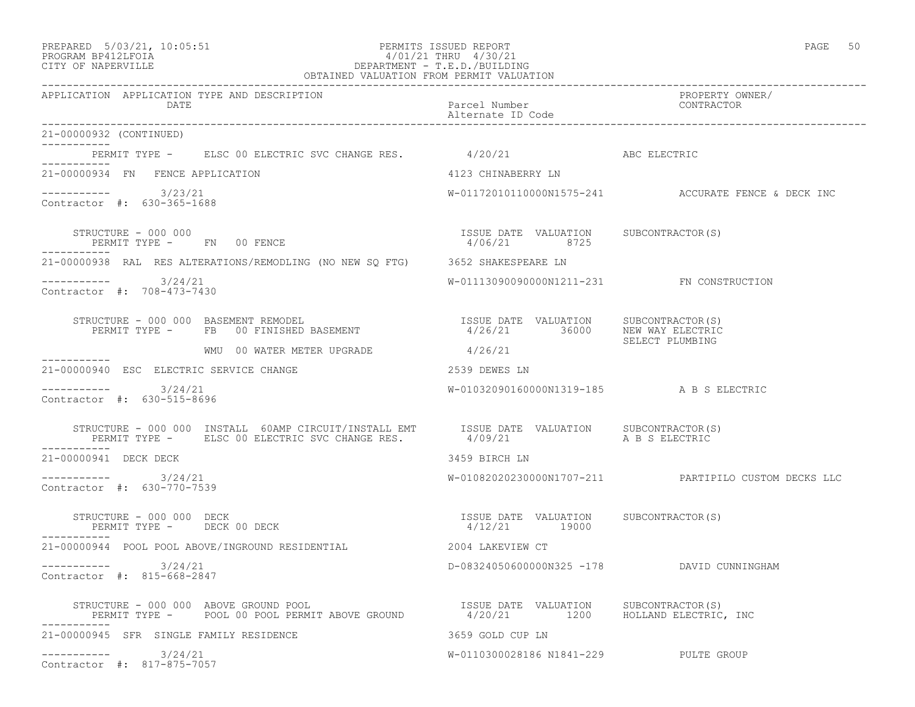PREPARED 5/03/21, 10:05:51
PROGRAM BP412LFOIA
CITY OF NAPERVILLE

PERMITS ISSUED REPORT
4/01/21 THRU 4/30/21
DEPARTMENT - T.E.D./BUILDING
OBTAINED VALUATION FROM PERMIT VALUATION

| APPLICATION | APPLICATION TYPE AND DESCRIPTION / DATE | Parcel Number / Alternate ID Code | PROPERTY OWNER/ CONTRACTOR |
|---|---|---|---|

**21-00000932 (CONTINUED)**

PERMIT TYPE - ELSC 00 ELECTRIC SVC CHANGE RES. — 4/20/21 — ABC ELECTRIC

---

**21-00000934 FN FENCE APPLICATION** — 4123 CHINABERRY LN

3/23/21 — W-01172010110000N1575-241 — ACCURATE FENCE & DECK INC
Contractor #: 630-365-1688

| STRUCTURE | PERMIT TYPE | ISSUE DATE | VALUATION | SUBCONTRACTOR(S) |
|---|---|---|---|---|
| 000 000 | FN 00 FENCE | 4/06/21 | 8725 | |

---

**21-00000938 RAL RES ALTERATIONS/REMODLING (NO NEW SQ FTG)** — 3652 SHAKESPEARE LN

3/24/21 — W-01113090090000N1211-231 — FN CONSTRUCTION
Contractor #: 708-473-7430

| STRUCTURE | PERMIT TYPE | ISSUE DATE | VALUATION | SUBCONTRACTOR(S) |
|---|---|---|---|---|
| 000 000 BASEMENT REMODEL | FB 00 FINISHED BASEMENT | 4/26/21 | 36000 | NEW WAY ELECTRIC |
| | | | | SELECT PLUMBING |
| | WMU 00 WATER METER UPGRADE | 4/26/21 | | |

---

**21-00000940 ESC ELECTRIC SERVICE CHANGE** — 2539 DEWES LN

3/24/21 — W-01032090160000N1319-185 — A B S ELECTRIC
Contractor #: 630-515-8696

| STRUCTURE | PERMIT TYPE | ISSUE DATE | VALUATION | SUBCONTRACTOR(S) |
|---|---|---|---|---|
| 000 000 INSTALL 60AMP CIRCUIT/INSTALL EMT | ELSC 00 ELECTRIC SVC CHANGE RES. | 4/09/21 | | A B S ELECTRIC |

---

**21-00000941 DECK DECK** — 3459 BIRCH LN

3/24/21 — W-01082020230000N1707-211 — PARTIPILO CUSTOM DECKS LLC
Contractor #: 630-770-7539

| STRUCTURE | PERMIT TYPE | ISSUE DATE | VALUATION | SUBCONTRACTOR(S) |
|---|---|---|---|---|
| 000 000 DECK | DECK 00 DECK | 4/12/21 | 19000 | |

---

**21-00000944 POOL POOL ABOVE/INGROUND RESIDENTIAL** — 2004 LAKEVIEW CT

3/24/21 — D-08324050600000N325 -178 — DAVID CUNNINGHAM
Contractor #: 815-668-2847

| STRUCTURE | PERMIT TYPE | ISSUE DATE | VALUATION | SUBCONTRACTOR(S) |
|---|---|---|---|---|
| 000 000 ABOVE GROUND POOL | POOL 00 POOL PERMIT ABOVE GROUND | 4/20/21 | 1200 | HOLLAND ELECTRIC, INC |

---

**21-00000945 SFR SINGLE FAMILY RESIDENCE** — 3659 GOLD CUP LN

3/24/21 — W-0110300028186 N1841-229 — PULTE GROUP
Contractor #: 817-875-7057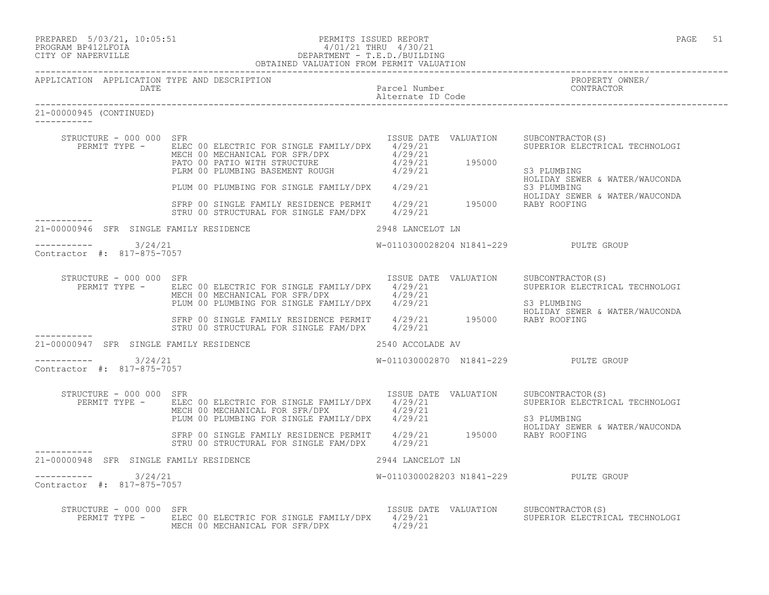PREPARED 5/03/21, 10:05:51 PERMITS ISSUED REPORT
PROGRAM BP412LFOIA 4/01/21 THRU 4/30/21
CITY OF NAPERVILLE DEPARTMENT - T.E.D./BUILDING
OBTAINED VALUATION FROM PERMIT VALUATION

| APPLICATION | APPLICATION TYPE AND DESCRIPTION DATE | Parcel Number Alternate ID Code | PROPERTY OWNER/ CONTRACTOR |
|---|---|---|---|

21-00000945 (CONTINUED)

STRUCTURE - 000 000 SFR

| PERMIT TYPE | ISSUE DATE | VALUATION | SUBCONTRACTOR(S) |
|---|---|---|---|
| ELEC 00 ELECTRIC FOR SINGLE FAMILY/DPX | 4/29/21 | | SUPERIOR ELECTRICAL TECHNOLOGI |
| MECH 00 MECHANICAL FOR SFR/DPX | 4/29/21 | | |
| PATO 00 PATIO WITH STRUCTURE | 4/29/21 | 195000 | |
| PLRM 00 PLUMBING BASEMENT ROUGH | 4/29/21 | | S3 PLUMBING |
| | | | HOLIDAY SEWER & WATER/WAUCONDA |
| PLUM 00 PLUMBING FOR SINGLE FAMILY/DPX | 4/29/21 | | S3 PLUMBING |
| | | | HOLIDAY SEWER & WATER/WAUCONDA |
| SFRP 00 SINGLE FAMILY RESIDENCE PERMIT | 4/29/21 | 195000 | RABY ROOFING |
| STRU 00 STRUCTURAL FOR SINGLE FAM/DPX | 4/29/21 | | |

21-00000946 SFR SINGLE FAMILY RESIDENCE — 2948 LANCELOT LN

3/24/21 — W-0110300028204 N1841-229 — PULTE GROUP

Contractor #: 817-875-7057

STRUCTURE - 000 000 SFR

| PERMIT TYPE | ISSUE DATE | VALUATION | SUBCONTRACTOR(S) |
|---|---|---|---|
| ELEC 00 ELECTRIC FOR SINGLE FAMILY/DPX | 4/29/21 | | SUPERIOR ELECTRICAL TECHNOLOGI |
| MECH 00 MECHANICAL FOR SFR/DPX | 4/29/21 | | |
| PLUM 00 PLUMBING FOR SINGLE FAMILY/DPX | 4/29/21 | | S3 PLUMBING |
| | | | HOLIDAY SEWER & WATER/WAUCONDA |
| SFRP 00 SINGLE FAMILY RESIDENCE PERMIT | 4/29/21 | 195000 | RABY ROOFING |
| STRU 00 STRUCTURAL FOR SINGLE FAM/DPX | 4/29/21 | | |

21-00000947 SFR SINGLE FAMILY RESIDENCE — 2540 ACCOLADE AV

3/24/21 — W-011030002870 N1841-229 — PULTE GROUP

Contractor #: 817-875-7057

STRUCTURE - 000 000 SFR

| PERMIT TYPE | ISSUE DATE | VALUATION | SUBCONTRACTOR(S) |
|---|---|---|---|
| ELEC 00 ELECTRIC FOR SINGLE FAMILY/DPX | 4/29/21 | | SUPERIOR ELECTRICAL TECHNOLOGI |
| MECH 00 MECHANICAL FOR SFR/DPX | 4/29/21 | | |
| PLUM 00 PLUMBING FOR SINGLE FAMILY/DPX | 4/29/21 | | S3 PLUMBING |
| | | | HOLIDAY SEWER & WATER/WAUCONDA |
| SFRP 00 SINGLE FAMILY RESIDENCE PERMIT | 4/29/21 | 195000 | RABY ROOFING |
| STRU 00 STRUCTURAL FOR SINGLE FAM/DPX | 4/29/21 | | |

21-00000948 SFR SINGLE FAMILY RESIDENCE — 2944 LANCELOT LN

3/24/21 — W-0110300028203 N1841-229 — PULTE GROUP

Contractor #: 817-875-7057

STRUCTURE - 000 000 SFR

| PERMIT TYPE | ISSUE DATE | VALUATION | SUBCONTRACTOR(S) |
|---|---|---|---|
| ELEC 00 ELECTRIC FOR SINGLE FAMILY/DPX | 4/29/21 | | SUPERIOR ELECTRICAL TECHNOLOGI |
| MECH 00 MECHANICAL FOR SFR/DPX | 4/29/21 | | |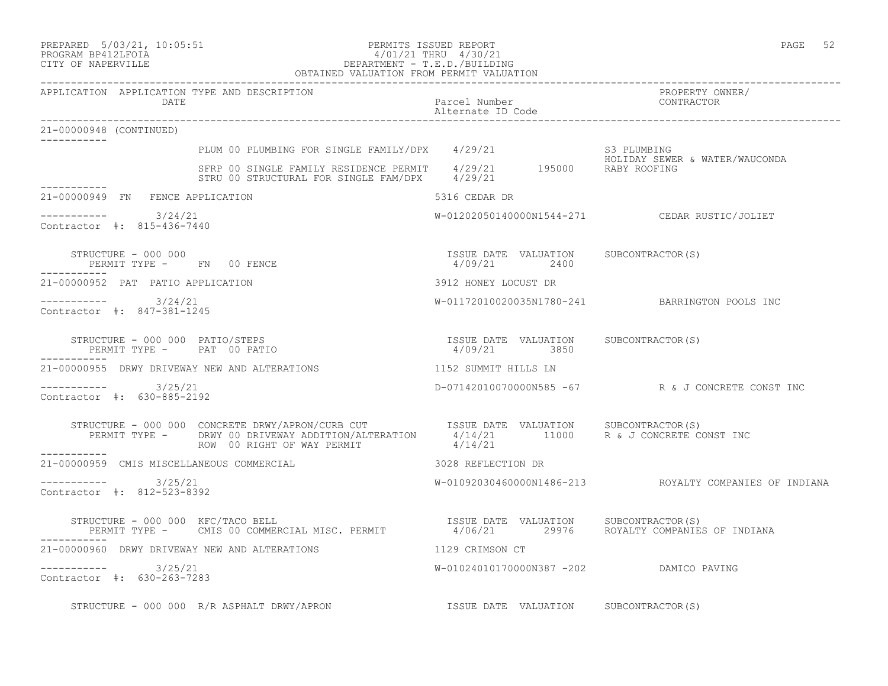PREPARED 5/03/21, 10:05:51 PERMITS ISSUED REPORT
PROGRAM BP412LFOIA 4/01/21 THRU 4/30/21
CITY OF NAPERVILLE DEPARTMENT - T.E.D./BUILDING
OBTAINED VALUATION FROM PERMIT VALUATION

| APPLICATION | APPLICATION TYPE AND DESCRIPTION / DATE | Parcel Number / Alternate ID Code | PROPERTY OWNER/ CONTRACTOR |
|---|---|---|---|

**21-00000948 (CONTINUED)**

PLUM 00 PLUMBING FOR SINGLE FAMILY/DPX 4/29/21 — S3 PLUMBING; HOLIDAY SEWER & WATER/WAUCONDA
SFRP 00 SINGLE FAMILY RESIDENCE PERMIT 4/29/21 195000 — RABY ROOFING
STRU 00 STRUCTURAL FOR SINGLE FAM/DPX 4/29/21

---

**21-00000949 FN FENCE APPLICATION** — 5316 CEDAR DR
3/24/21 — W-01202050140000N1544-271 — CEDAR RUSTIC/JOLIET
Contractor #: 815-436-7440

STRUCTURE - 000 000
PERMIT TYPE - FN 00 FENCE — ISSUE DATE 4/09/21 — VALUATION 2400 — SUBCONTRACTOR(S)

---

**21-00000952 PAT PATIO APPLICATION** — 3912 HONEY LOCUST DR
3/24/21 — W-01172010020035N1780-241 — BARRINGTON POOLS INC
Contractor #: 847-381-1245

STRUCTURE - 000 000 PATIO/STEPS
PERMIT TYPE - PAT 00 PATIO — ISSUE DATE 4/09/21 — VALUATION 3850 — SUBCONTRACTOR(S)

---

**21-00000955 DRWY DRIVEWAY NEW AND ALTERATIONS** — 1152 SUMMIT HILLS LN
3/25/21 — D-07142010070000N585 -67 — R & J CONCRETE CONST INC
Contractor #: 630-885-2192

STRUCTURE - 000 000 CONCRETE DRWY/APRON/CURB CUT
PERMIT TYPE - DRWY 00 DRIVEWAY ADDITION/ALTERATION — ISSUE DATE 4/14/21 — VALUATION 11000 — SUBCONTRACTOR(S) R & J CONCRETE CONST INC
ROW 00 RIGHT OF WAY PERMIT — 4/14/21

---

**21-00000959 CMIS MISCELLANEOUS COMMERCIAL** — 3028 REFLECTION DR
3/25/21 — W-01092030460000N1486-213 — ROYALTY COMPANIES OF INDIANA
Contractor #: 812-523-8392

STRUCTURE - 000 000 KFC/TACO BELL
PERMIT TYPE - CMIS 00 COMMERCIAL MISC. PERMIT — ISSUE DATE 4/06/21 — VALUATION 29976 — SUBCONTRACTOR(S) ROYALTY COMPANIES OF INDIANA

---

**21-00000960 DRWY DRIVEWAY NEW AND ALTERATIONS** — 1129 CRIMSON CT
3/25/21 — W-01024010170000N387 -202 — DAMICO PAVING
Contractor #: 630-263-7283

STRUCTURE - 000 000 R/R ASPHALT DRWY/APRON — ISSUE DATE — VALUATION — SUBCONTRACTOR(S)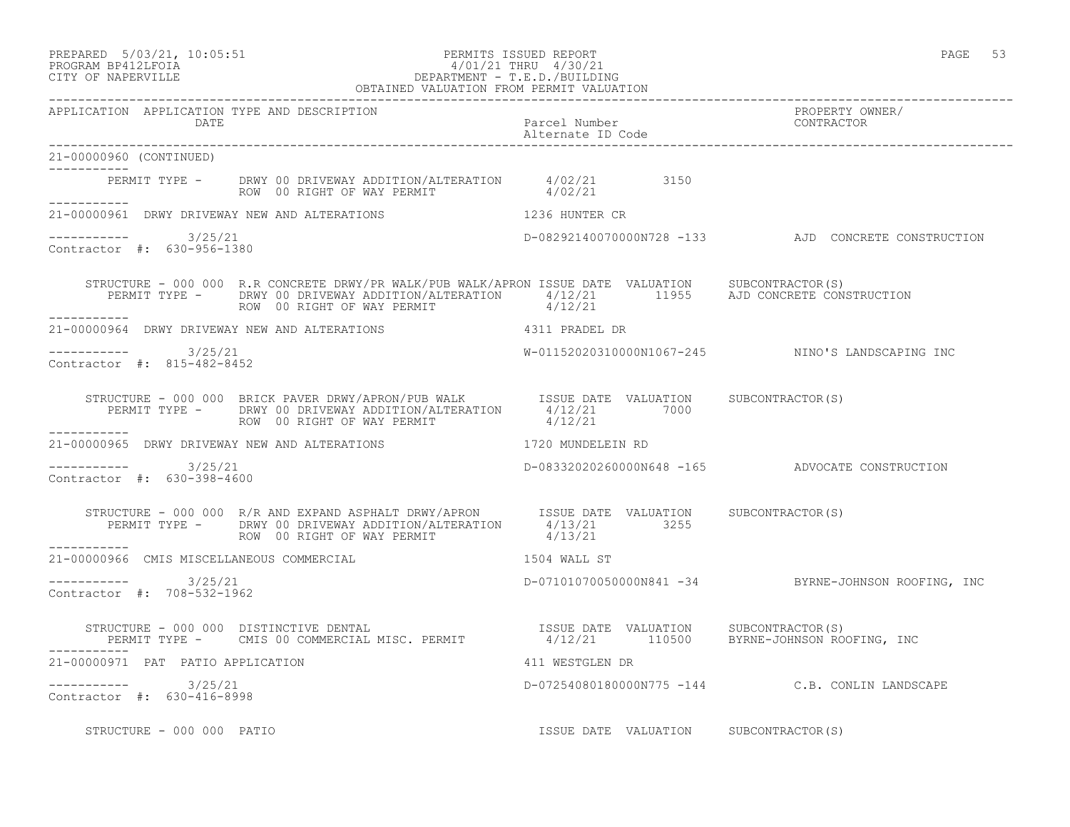PREPARED 5/03/21, 10:05:51 PERMITS ISSUED REPORT
PROGRAM BP412LFOIA 4/01/21 THRU 4/30/21
CITY OF NAPERVILLE DEPARTMENT - T.E.D./BUILDING
OBTAINED VALUATION FROM PERMIT VALUATION

| APPLICATION | APPLICATION TYPE AND DESCRIPTION / DATE | Parcel Number / Alternate ID Code | PROPERTY OWNER/ CONTRACTOR |
|---|---|---|---|

**21-00000960 (CONTINUED)**

PERMIT TYPE - DRWY 00 DRIVEWAY ADDITION/ALTERATION 4/02/21 3150
ROW 00 RIGHT OF WAY PERMIT 4/02/21

---

**21-00000961** DRWY DRIVEWAY NEW AND ALTERATIONS — 1236 HUNTER CR

3/25/21 — D-08292140070000N728 -133 — AJD CONCRETE CONSTRUCTION

Contractor #: 630-956-1380

| STRUCTURE - 000 000 R.R CONCRETE DRWY/PR WALK/PUB WALK/APRON | ISSUE DATE | VALUATION | SUBCONTRACTOR(S) |
|---|---|---|---|
| PERMIT TYPE - DRWY 00 DRIVEWAY ADDITION/ALTERATION | 4/12/21 | 11955 | AJD CONCRETE CONSTRUCTION |
| ROW 00 RIGHT OF WAY PERMIT | 4/12/21 | | |

---

**21-00000964** DRWY DRIVEWAY NEW AND ALTERATIONS — 4311 PRADEL DR

3/25/21 — W-01152020310000N1067-245 — NINO'S LANDSCAPING INC

Contractor #: 815-482-8452

| STRUCTURE - 000 000 BRICK PAVER DRWY/APRON/PUB WALK | ISSUE DATE | VALUATION | SUBCONTRACTOR(S) |
|---|---|---|---|
| PERMIT TYPE - DRWY 00 DRIVEWAY ADDITION/ALTERATION | 4/12/21 | 7000 | |
| ROW 00 RIGHT OF WAY PERMIT | 4/12/21 | | |

---

**21-00000965** DRWY DRIVEWAY NEW AND ALTERATIONS — 1720 MUNDELEIN RD

3/25/21 — D-08332020260000N648 -165 — ADVOCATE CONSTRUCTION

Contractor #: 630-398-4600

| STRUCTURE - 000 000 R/R AND EXPAND ASPHALT DRWY/APRON | ISSUE DATE | VALUATION | SUBCONTRACTOR(S) |
|---|---|---|---|
| PERMIT TYPE - DRWY 00 DRIVEWAY ADDITION/ALTERATION | 4/13/21 | 3255 | |
| ROW 00 RIGHT OF WAY PERMIT | 4/13/21 | | |

---

**21-00000966** CMIS MISCELLANEOUS COMMERCIAL — 1504 WALL ST

3/25/21 — D-07101070050000N841 -34 — BYRNE-JOHNSON ROOFING, INC

Contractor #: 708-532-1962

| STRUCTURE - 000 000 DISTINCTIVE DENTAL | ISSUE DATE | VALUATION | SUBCONTRACTOR(S) |
|---|---|---|---|
| PERMIT TYPE - CMIS 00 COMMERCIAL MISC. PERMIT | 4/12/21 | 110500 | BYRNE-JOHNSON ROOFING, INC |

---

**21-00000971** PAT PATIO APPLICATION — 411 WESTGLEN DR

3/25/21 — D-07254080180000N775 -144 — C.B. CONLIN LANDSCAPE

Contractor #: 630-416-8998

| STRUCTURE - 000 000 PATIO | ISSUE DATE | VALUATION | SUBCONTRACTOR(S) |
|---|---|---|---|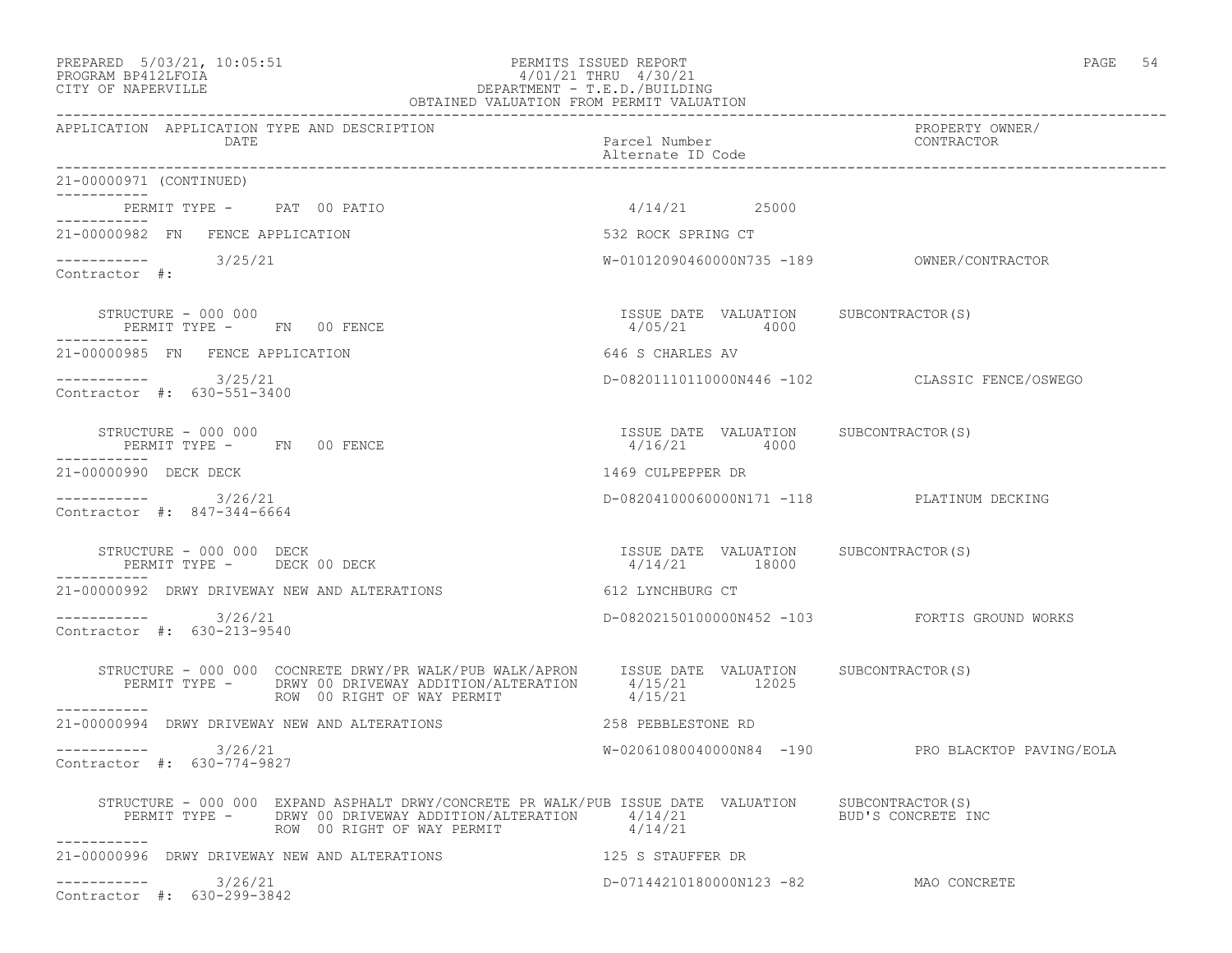PREPARED 5/03/21, 10:05:51 PERMITS ISSUED REPORT
PROGRAM BP412LFOIA 4/01/21 THRU 4/30/21
CITY OF NAPERVILLE DEPARTMENT - T.E.D./BUILDING
OBTAINED VALUATION FROM PERMIT VALUATION

| APPLICATION | APPLICATION TYPE AND DESCRIPTION / DATE | Parcel Number / Alternate ID Code | PROPERTY OWNER/ CONTRACTOR |
|---|---|---|---|

21-00000971 (CONTINUED)

PERMIT TYPE - PAT 00 PATIO 4/14/21 25000

---

21-00000982 FN FENCE APPLICATION — 532 ROCK SPRING CT

3/25/21 — W-01012090460000N735 -189 — OWNER/CONTRACTOR

Contractor #:

STRUCTURE - 000 000 — ISSUE DATE VALUATION SUBCONTRACTOR(S)
PERMIT TYPE - FN 00 FENCE — 4/05/21 4000

---

21-00000985 FN FENCE APPLICATION — 646 S CHARLES AV

3/25/21 — D-08201110110000N446 -102 — CLASSIC FENCE/OSWEGO

Contractor #: 630-551-3400

STRUCTURE - 000 000 — ISSUE DATE VALUATION SUBCONTRACTOR(S)
PERMIT TYPE - FN 00 FENCE — 4/16/21 4000

---

21-00000990 DECK DECK — 1469 CULPEPPER DR

3/26/21 — D-08204100060000N171 -118 — PLATINUM DECKING

Contractor #: 847-344-6664

STRUCTURE - 000 000 DECK — ISSUE DATE VALUATION SUBCONTRACTOR(S)
PERMIT TYPE - DECK 00 DECK — 4/14/21 18000

---

21-00000992 DRWY DRIVEWAY NEW AND ALTERATIONS — 612 LYNCHBURG CT

3/26/21 — D-08202150100000N452 -103 — FORTIS GROUND WORKS

Contractor #: 630-213-9540

STRUCTURE - 000 000 COCNRETE DRWY/PR WALK/PUB WALK/APRON — ISSUE DATE VALUATION SUBCONTRACTOR(S)
PERMIT TYPE - DRWY 00 DRIVEWAY ADDITION/ALTERATION — 4/15/21 12025
ROW 00 RIGHT OF WAY PERMIT — 4/15/21

---

21-00000994 DRWY DRIVEWAY NEW AND ALTERATIONS — 258 PEBBLESTONE RD

3/26/21 — W-02061080040000N84 -190 — PRO BLACKTOP PAVING/EOLA

Contractor #: 630-774-9827

STRUCTURE - 000 000 EXPAND ASPHALT DRWY/CONCRETE PR WALK/PUB ISSUE DATE VALUATION SUBCONTRACTOR(S)
PERMIT TYPE - DRWY 00 DRIVEWAY ADDITION/ALTERATION — 4/14/21 — BUD'S CONCRETE INC
ROW 00 RIGHT OF WAY PERMIT — 4/14/21

---

21-00000996 DRWY DRIVEWAY NEW AND ALTERATIONS — 125 S STAUFFER DR

3/26/21 — D-07144210180000N123 -82 — MAO CONCRETE

Contractor #: 630-299-3842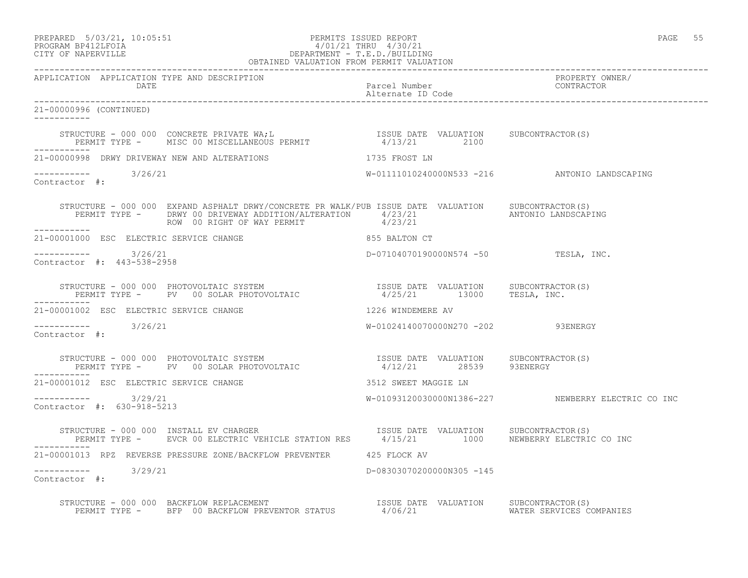APPLICATION APPLICATION TYPE AND DESCRIPTION DATE | Parcel Number Alternate ID Code | PROPERTY OWNER/ CONTRACTOR

21-00000996 (CONTINUED)

STRUCTURE - 000 000 CONCRETE PRIVATE WA;L — ISSUE DATE 4/13/21 — VALUATION 2100 — SUBCONTRACTOR(S)
PERMIT TYPE - MISC 00 MISCELLANEOUS PERMIT

21-00000998 DRWY DRIVEWAY NEW AND ALTERATIONS — 1735 FROST LN
3/26/21 — W-01111010240000N533 -216 — ANTONIO LANDSCAPING
Contractor #:

STRUCTURE - 000 000 EXPAND ASPHALT DRWY/CONCRETE PR WALK/PUB — ISSUE DATE — VALUATION — SUBCONTRACTOR(S)
PERMIT TYPE - DRWY 00 DRIVEWAY ADDITION/ALTERATION — 4/23/21 — ANTONIO LANDSCAPING
ROW 00 RIGHT OF WAY PERMIT — 4/23/21

21-00001000 ESC ELECTRIC SERVICE CHANGE — 855 BALTON CT
3/26/21 — D-07104070190000N574 -50 — TESLA, INC.
Contractor #: 443-538-2958

STRUCTURE - 000 000 PHOTOVOLTAIC SYSTEM — ISSUE DATE 4/25/21 — VALUATION 13000 — SUBCONTRACTOR(S) TESLA, INC.
PERMIT TYPE - PV 00 SOLAR PHOTOVOLTAIC

21-00001002 ESC ELECTRIC SERVICE CHANGE — 1226 WINDEMERE AV
3/26/21 — W-01024140070000N270 -202 — 93ENERGY
Contractor #:

STRUCTURE - 000 000 PHOTOVOLTAIC SYSTEM — ISSUE DATE 4/12/21 — VALUATION 28539 — SUBCONTRACTOR(S) 93ENERGY
PERMIT TYPE - PV 00 SOLAR PHOTOVOLTAIC

21-00001012 ESC ELECTRIC SERVICE CHANGE — 3512 SWEET MAGGIE LN
3/29/21 — W-01093120030000N1386-227 — NEWBERRY ELECTRIC CO INC
Contractor #: 630-918-5213

STRUCTURE - 000 000 INSTALL EV CHARGER — ISSUE DATE 4/15/21 — VALUATION 1000 — SUBCONTRACTOR(S) NEWBERRY ELECTRIC CO INC
PERMIT TYPE - EVCR 00 ELECTRIC VEHICLE STATION RES

21-00001013 RPZ REVERSE PRESSURE ZONE/BACKFLOW PREVENTER — 425 FLOCK AV
3/29/21 — D-08303070200000N305 -145
Contractor #:

STRUCTURE - 000 000 BACKFLOW REPLACEMENT — ISSUE DATE 4/06/21 — VALUATION — SUBCONTRACTOR(S) WATER SERVICES COMPANIES
PERMIT TYPE - BFP 00 BACKFLOW PREVENTOR STATUS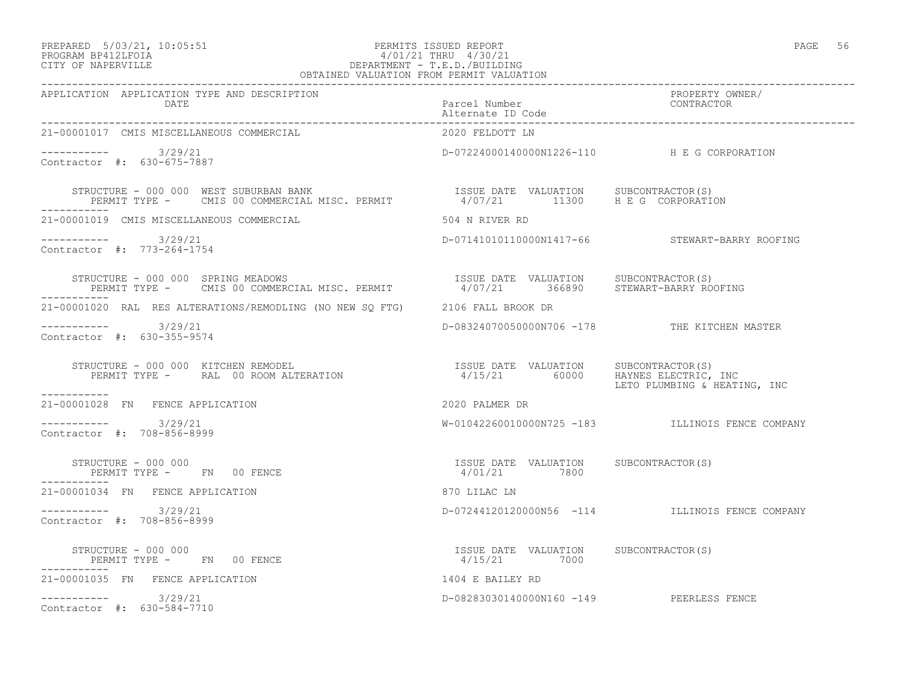PREPARED 5/03/21, 10:05:51 PERMITS ISSUED REPORT
PROGRAM BP412LFOIA 4/01/21 THRU 4/30/21
CITY OF NAPERVILLE DEPARTMENT - T.E.D./BUILDING
OBTAINED VALUATION FROM PERMIT VALUATION

| APPLICATION | APPLICATION TYPE AND DESCRIPTION / DATE | Parcel Number / Alternate ID Code | PROPERTY OWNER/ CONTRACTOR |
|---|---|---|---|
| 21-00001017 | CMIS MISCELLANEOUS COMMERCIAL | 2020 FELDOTT LN | |
| ----------- | 3/29/21 | D-07224000140000N1226-110 | H E G CORPORATION |
| Contractor #: 630-675-7887 | | | |

STRUCTURE - 000 000 WEST SUBURBAN BANK
PERMIT TYPE - CMIS 00 COMMERCIAL MISC. PERMIT
ISSUE DATE 4/07/21 VALUATION 11300 SUBCONTRACTOR(S) H E G CORPORATION

| APPLICATION | APPLICATION TYPE AND DESCRIPTION / DATE | Parcel Number / Alternate ID Code | PROPERTY OWNER/ CONTRACTOR |
|---|---|---|---|
| 21-00001019 | CMIS MISCELLANEOUS COMMERCIAL | 504 N RIVER RD | |
| ----------- | 3/29/21 | D-07141010110000N1417-66 | STEWART-BARRY ROOFING |
| Contractor #: 773-264-1754 | | | |

STRUCTURE - 000 000 SPRING MEADOWS
PERMIT TYPE - CMIS 00 COMMERCIAL MISC. PERMIT
ISSUE DATE 4/07/21 VALUATION 366890 SUBCONTRACTOR(S) STEWART-BARRY ROOFING

| APPLICATION | APPLICATION TYPE AND DESCRIPTION / DATE | Parcel Number / Alternate ID Code | PROPERTY OWNER/ CONTRACTOR |
|---|---|---|---|
| 21-00001020 | RAL RES ALTERATIONS/REMODLING (NO NEW SQ FTG) | 2106 FALL BROOK DR | |
| ----------- | 3/29/21 | D-08324070050000N706 -178 | THE KITCHEN MASTER |
| Contractor #: 630-355-9574 | | | |

STRUCTURE - 000 000 KITCHEN REMODEL
PERMIT TYPE - RAL 00 ROOM ALTERATION
ISSUE DATE 4/15/21 VALUATION 60000 SUBCONTRACTOR(S) HAYNES ELECTRIC, INC; LETO PLUMBING & HEATING, INC

| APPLICATION | APPLICATION TYPE AND DESCRIPTION / DATE | Parcel Number / Alternate ID Code | PROPERTY OWNER/ CONTRACTOR |
|---|---|---|---|
| 21-00001028 | FN FENCE APPLICATION | 2020 PALMER DR | |
| ----------- | 3/29/21 | W-01042260010000N725 -183 | ILLINOIS FENCE COMPANY |
| Contractor #: 708-856-8999 | | | |

STRUCTURE - 000 000
PERMIT TYPE - FN 00 FENCE
ISSUE DATE 4/01/21 VALUATION 7800 SUBCONTRACTOR(S)

| APPLICATION | APPLICATION TYPE AND DESCRIPTION / DATE | Parcel Number / Alternate ID Code | PROPERTY OWNER/ CONTRACTOR |
|---|---|---|---|
| 21-00001034 | FN FENCE APPLICATION | 870 LILAC LN | |
| ----------- | 3/29/21 | D-07244120120000N56 -114 | ILLINOIS FENCE COMPANY |
| Contractor #: 708-856-8999 | | | |

STRUCTURE - 000 000
PERMIT TYPE - FN 00 FENCE
ISSUE DATE 4/15/21 VALUATION 7000 SUBCONTRACTOR(S)

| APPLICATION | APPLICATION TYPE AND DESCRIPTION / DATE | Parcel Number / Alternate ID Code | PROPERTY OWNER/ CONTRACTOR |
|---|---|---|---|
| 21-00001035 | FN FENCE APPLICATION | 1404 E BAILEY RD | |
| ----------- | 3/29/21 | D-08283030140000N160 -149 | PEERLESS FENCE |
| Contractor #: 630-584-7710 | | | |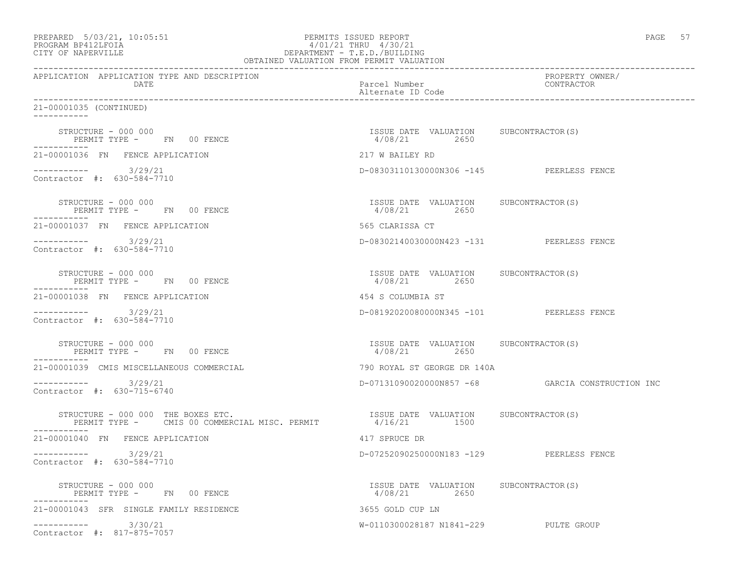PREPARED 5/03/21, 10:05:51 PERMITS ISSUED REPORT
PROGRAM BP412LFOIA 4/01/21 THRU 4/30/21
CITY OF NAPERVILLE DEPARTMENT - T.E.D./BUILDING
OBTAINED VALUATION FROM PERMIT VALUATION

| APPLICATION | APPLICATION TYPE AND DESCRIPTION DATE | Parcel Number / Alternate ID Code | PROPERTY OWNER/ CONTRACTOR |
|---|---|---|---|

21-00001035 (CONTINUED)

STRUCTURE - 000 000
PERMIT TYPE - FN 00 FENCE
ISSUE DATE 4/08/21 VALUATION 2650 SUBCONTRACTOR(S)

21-00001036 FN FENCE APPLICATION — 217 W BAILEY RD
3/29/21 — D-08303110130000N306 -145 — PEERLESS FENCE
Contractor #: 630-584-7710

STRUCTURE - 000 000
PERMIT TYPE - FN 00 FENCE
ISSUE DATE 4/08/21 VALUATION 2650 SUBCONTRACTOR(S)

21-00001037 FN FENCE APPLICATION — 565 CLARISSA CT
3/29/21 — D-08302140030000N423 -131 — PEERLESS FENCE
Contractor #: 630-584-7710

STRUCTURE - 000 000
PERMIT TYPE - FN 00 FENCE
ISSUE DATE 4/08/21 VALUATION 2650 SUBCONTRACTOR(S)

21-00001038 FN FENCE APPLICATION — 454 S COLUMBIA ST
3/29/21 — D-08192020080000N345 -101 — PEERLESS FENCE
Contractor #: 630-584-7710

STRUCTURE - 000 000
PERMIT TYPE - FN 00 FENCE
ISSUE DATE 4/08/21 VALUATION 2650 SUBCONTRACTOR(S)

21-00001039 CMIS MISCELLANEOUS COMMERCIAL — 790 ROYAL ST GEORGE DR 140A
3/29/21 — D-07131090020000N857 -68 — GARCIA CONSTRUCTION INC
Contractor #: 630-715-6740

STRUCTURE - 000 000 THE BOXES ETC.
PERMIT TYPE - CMIS 00 COMMERCIAL MISC. PERMIT
ISSUE DATE 4/16/21 VALUATION 1500 SUBCONTRACTOR(S)

21-00001040 FN FENCE APPLICATION — 417 SPRUCE DR
3/29/21 — D-07252090250000N183 -129 — PEERLESS FENCE
Contractor #: 630-584-7710

STRUCTURE - 000 000
PERMIT TYPE - FN 00 FENCE
ISSUE DATE 4/08/21 VALUATION 2650 SUBCONTRACTOR(S)

21-00001043 SFR SINGLE FAMILY RESIDENCE — 3655 GOLD CUP LN
3/30/21 — W-0110300028187 N1841-229 — PULTE GROUP
Contractor #: 817-875-7057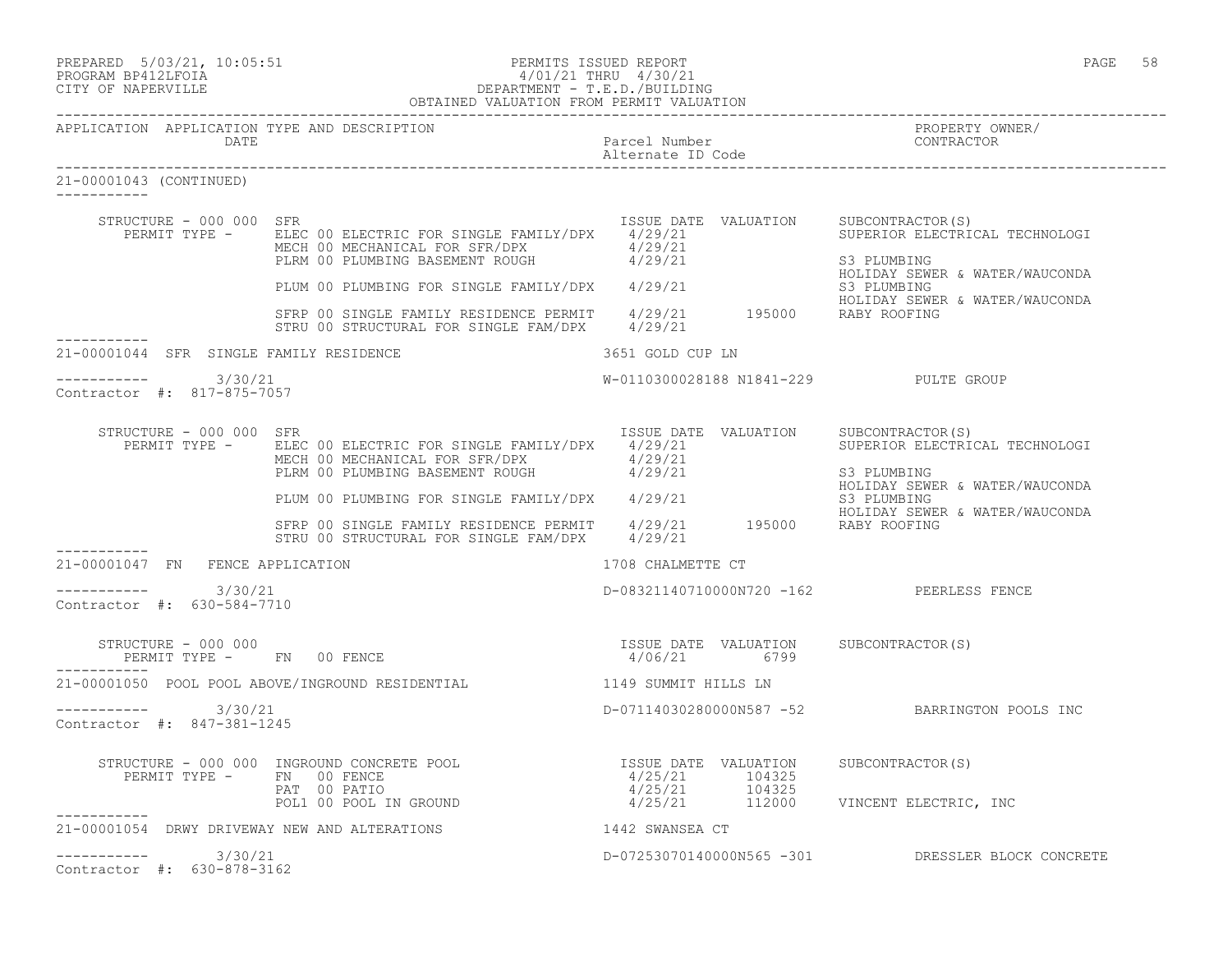PREPARED 5/03/21, 10:05:51 PERMITS ISSUED REPORT
PROGRAM BP412LFOIA 4/01/21 THRU 4/30/21
CITY OF NAPERVILLE DEPARTMENT - T.E.D./BUILDING
OBTAINED VALUATION FROM PERMIT VALUATION

| APPLICATION | APPLICATION TYPE AND DESCRIPTION DATE | Parcel Number Alternate ID Code | PROPERTY OWNER/ CONTRACTOR |
|---|---|---|---|

**21-00001043 (CONTINUED)**

STRUCTURE - 000 000 SFR

| PERMIT TYPE - | ISSUE DATE | VALUATION | SUBCONTRACTOR(S) |
|---|---|---|---|
| ELEC 00 ELECTRIC FOR SINGLE FAMILY/DPX | 4/29/21 | | SUPERIOR ELECTRICAL TECHNOLOGI |
| MECH 00 MECHANICAL FOR SFR/DPX | 4/29/21 | | |
| PLRM 00 PLUMBING BASEMENT ROUGH | 4/29/21 | | S3 PLUMBING<br>HOLIDAY SEWER & WATER/WAUCONDA |
| PLUM 00 PLUMBING FOR SINGLE FAMILY/DPX | 4/29/21 | | S3 PLUMBING<br>HOLIDAY SEWER & WATER/WAUCONDA |
| SFRP 00 SINGLE FAMILY RESIDENCE PERMIT | 4/29/21 | 195000 | RABY ROOFING |
| STRU 00 STRUCTURAL FOR SINGLE FAM/DPX | 4/29/21 | | |

**21-00001044 SFR SINGLE FAMILY RESIDENCE** — 3651 GOLD CUP LN

3/30/21 — W-0110300028188 N1841-229 — PULTE GROUP

Contractor #: 817-875-7057

STRUCTURE - 000 000 SFR

| PERMIT TYPE - | ISSUE DATE | VALUATION | SUBCONTRACTOR(S) |
|---|---|---|---|
| ELEC 00 ELECTRIC FOR SINGLE FAMILY/DPX | 4/29/21 | | SUPERIOR ELECTRICAL TECHNOLOGI |
| MECH 00 MECHANICAL FOR SFR/DPX | 4/29/21 | | |
| PLRM 00 PLUMBING BASEMENT ROUGH | 4/29/21 | | S3 PLUMBING<br>HOLIDAY SEWER & WATER/WAUCONDA |
| PLUM 00 PLUMBING FOR SINGLE FAMILY/DPX | 4/29/21 | | S3 PLUMBING<br>HOLIDAY SEWER & WATER/WAUCONDA |
| SFRP 00 SINGLE FAMILY RESIDENCE PERMIT | 4/29/21 | 195000 | RABY ROOFING |
| STRU 00 STRUCTURAL FOR SINGLE FAM/DPX | 4/29/21 | | |

**21-00001047 FN FENCE APPLICATION** — 1708 CHALMETTE CT

3/30/21 — D-08321140710000N720 -162 — PEERLESS FENCE

Contractor #: 630-584-7710

STRUCTURE - 000 000

| PERMIT TYPE - | ISSUE DATE | VALUATION | SUBCONTRACTOR(S) |
|---|---|---|---|
| FN 00 FENCE | 4/06/21 | 6799 | |

**21-00001050 POOL POOL ABOVE/INGROUND RESIDENTIAL** — 1149 SUMMIT HILLS LN

3/30/21 — D-07114030280000N587 -52 — BARRINGTON POOLS INC

Contractor #: 847-381-1245

STRUCTURE - 000 000 INGROUND CONCRETE POOL

| PERMIT TYPE - | ISSUE DATE | VALUATION | SUBCONTRACTOR(S) |
|---|---|---|---|
| FN 00 FENCE | 4/25/21 | 104325 | |
| PAT 00 PATIO | 4/25/21 | 104325 | |
| POL1 00 POOL IN GROUND | 4/25/21 | 112000 | VINCENT ELECTRIC, INC |

**21-00001054 DRWY DRIVEWAY NEW AND ALTERATIONS** — 1442 SWANSEA CT

3/30/21 — D-07253070140000N565 -301 — DRESSLER BLOCK CONCRETE

Contractor #: 630-878-3162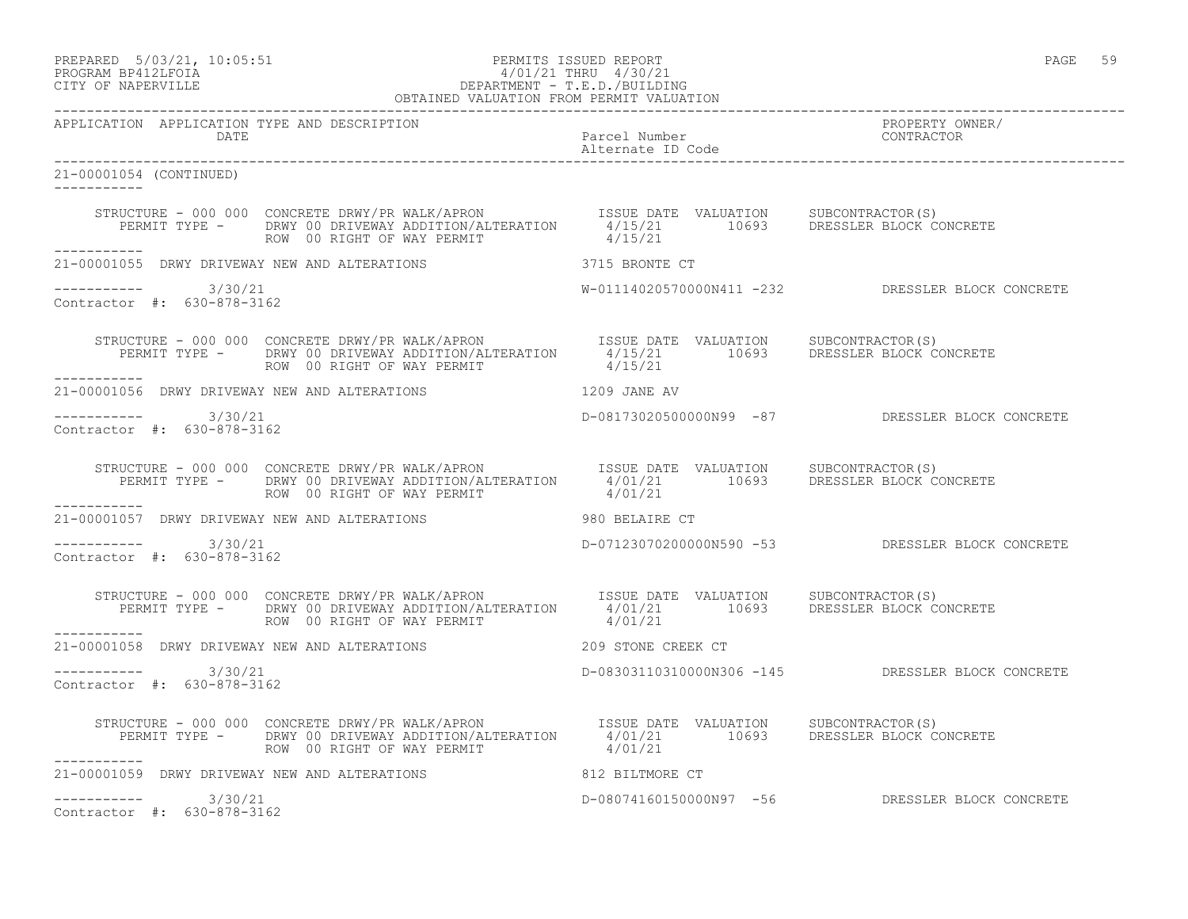PREPARED 5/03/21, 10:05:51
PROGRAM BP412LFOIA
CITY OF NAPERVILLE

PERMITS ISSUED REPORT
4/01/21 THRU 4/30/21
DEPARTMENT - T.E.D./BUILDING
OBTAINED VALUATION FROM PERMIT VALUATION

| APPLICATION | APPLICATION TYPE AND DESCRIPTION / DATE | Parcel Number / Alternate ID Code | PROPERTY OWNER/ CONTRACTOR |
|---|---|---|---|

**21-00001054 (CONTINUED)**

STRUCTURE - 000 000 CONCRETE DRWY/PR WALK/APRON — ISSUE DATE / VALUATION / SUBCONTRACTOR(S)
PERMIT TYPE - DRWY 00 DRIVEWAY ADDITION/ALTERATION — 4/15/21 — 10693 — DRESSLER BLOCK CONCRETE
ROW 00 RIGHT OF WAY PERMIT — 4/15/21

**21-00001055** DRWY DRIVEWAY NEW AND ALTERATIONS — 3715 BRONTE CT
3/30/21 — W-01114020570000N411 -232 — DRESSLER BLOCK CONCRETE
Contractor #: 630-878-3162

STRUCTURE - 000 000 CONCRETE DRWY/PR WALK/APRON — ISSUE DATE / VALUATION / SUBCONTRACTOR(S)
PERMIT TYPE - DRWY 00 DRIVEWAY ADDITION/ALTERATION — 4/15/21 — 10693 — DRESSLER BLOCK CONCRETE
ROW 00 RIGHT OF WAY PERMIT — 4/15/21

**21-00001056** DRWY DRIVEWAY NEW AND ALTERATIONS — 1209 JANE AV
3/30/21 — D-08173020500000N99 -87 — DRESSLER BLOCK CONCRETE
Contractor #: 630-878-3162

STRUCTURE - 000 000 CONCRETE DRWY/PR WALK/APRON — ISSUE DATE / VALUATION / SUBCONTRACTOR(S)
PERMIT TYPE - DRWY 00 DRIVEWAY ADDITION/ALTERATION — 4/01/21 — 10693 — DRESSLER BLOCK CONCRETE
ROW 00 RIGHT OF WAY PERMIT — 4/01/21

**21-00001057** DRWY DRIVEWAY NEW AND ALTERATIONS — 980 BELAIRE CT
3/30/21 — D-07123070200000N590 -53 — DRESSLER BLOCK CONCRETE
Contractor #: 630-878-3162

STRUCTURE - 000 000 CONCRETE DRWY/PR WALK/APRON — ISSUE DATE / VALUATION / SUBCONTRACTOR(S)
PERMIT TYPE - DRWY 00 DRIVEWAY ADDITION/ALTERATION — 4/01/21 — 10693 — DRESSLER BLOCK CONCRETE
ROW 00 RIGHT OF WAY PERMIT — 4/01/21

**21-00001058** DRWY DRIVEWAY NEW AND ALTERATIONS — 209 STONE CREEK CT
3/30/21 — D-08303110310000N306 -145 — DRESSLER BLOCK CONCRETE
Contractor #: 630-878-3162

STRUCTURE - 000 000 CONCRETE DRWY/PR WALK/APRON — ISSUE DATE / VALUATION / SUBCONTRACTOR(S)
PERMIT TYPE - DRWY 00 DRIVEWAY ADDITION/ALTERATION — 4/01/21 — 10693 — DRESSLER BLOCK CONCRETE
ROW 00 RIGHT OF WAY PERMIT — 4/01/21

**21-00001059** DRWY DRIVEWAY NEW AND ALTERATIONS — 812 BILTMORE CT
3/30/21 — D-08074160150000N97 -56 — DRESSLER BLOCK CONCRETE
Contractor #: 630-878-3162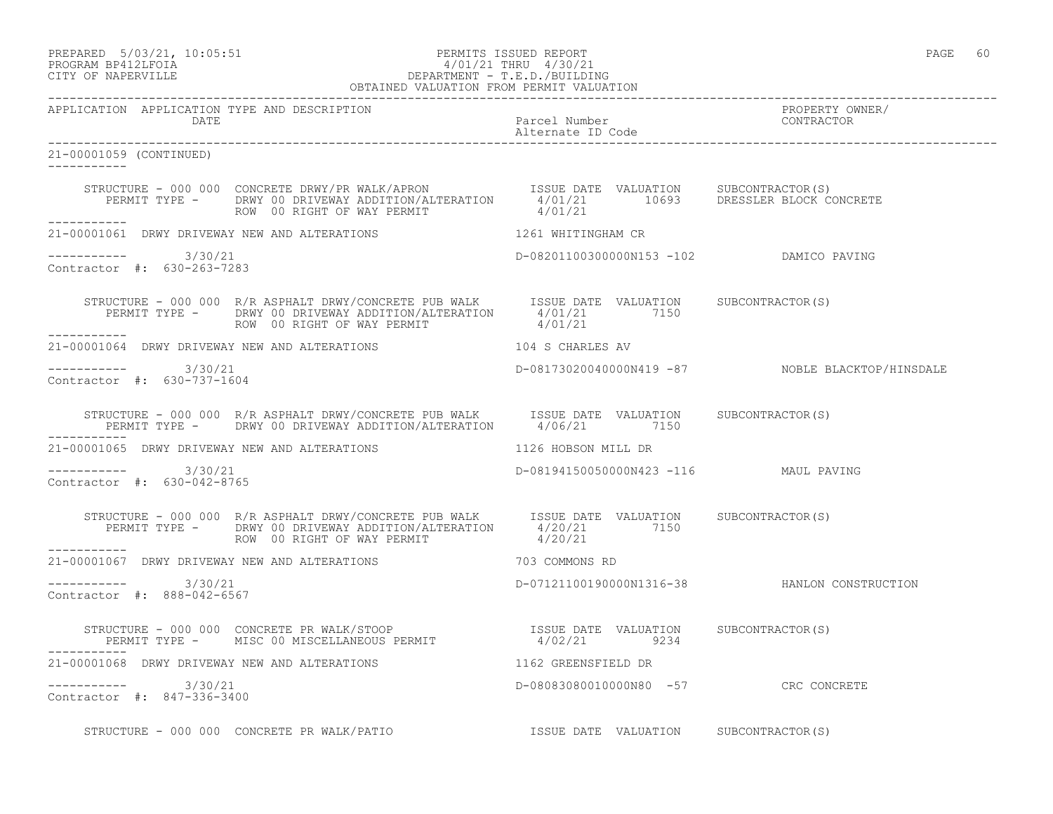21-00001059 (CONTINUED)

```
    STRUCTURE - 000 000  CONCRETE DRWY/PR WALK/APRON              ISSUE DATE  VALUATION     SUBCONTRACTOR(S)
       PERMIT TYPE -     DRWY 00 DRIVEWAY ADDITION/ALTERATION      4/01/21       10693     DRESSLER BLOCK CONCRETE
                         ROW  00 RIGHT OF WAY PERMIT                4/01/21
-----------
21-00001061  DRWY DRIVEWAY NEW AND ALTERATIONS                    1261 WHITINGHAM CR

-----------       3/30/21                                         D-08201100300000N153 -102          DAMICO PAVING
Contractor #:  630-263-7283

    STRUCTURE - 000 000  R/R ASPHALT DRWY/CONCRETE PUB WALK       ISSUE DATE  VALUATION     SUBCONTRACTOR(S)
       PERMIT TYPE -     DRWY 00 DRIVEWAY ADDITION/ALTERATION      4/01/21        7150
                         ROW  00 RIGHT OF WAY PERMIT                4/01/21
-----------
21-00001064  DRWY DRIVEWAY NEW AND ALTERATIONS                    104 S CHARLES AV

-----------       3/30/21                                         D-08173020040000N419 -87           NOBLE BLACKTOP/HINSDALE
Contractor #:  630-737-1604

    STRUCTURE - 000 000  R/R ASPHALT DRWY/CONCRETE PUB WALK       ISSUE DATE  VALUATION     SUBCONTRACTOR(S)
       PERMIT TYPE -     DRWY 00 DRIVEWAY ADDITION/ALTERATION      4/06/21        7150
-----------
21-00001065  DRWY DRIVEWAY NEW AND ALTERATIONS                    1126 HOBSON MILL DR

-----------       3/30/21                                         D-08194150050000N423 -116          MAUL PAVING
Contractor #:  630-042-8765

    STRUCTURE - 000 000  R/R ASPHALT DRWY/CONCRETE PUB WALK       ISSUE DATE  VALUATION     SUBCONTRACTOR(S)
       PERMIT TYPE -     DRWY 00 DRIVEWAY ADDITION/ALTERATION      4/20/21        7150
                         ROW  00 RIGHT OF WAY PERMIT                4/20/21
-----------
21-00001067  DRWY DRIVEWAY NEW AND ALTERATIONS                    703 COMMONS RD

-----------       3/30/21                                         D-07121100190000N1316-38           HANLON CONSTRUCTION
Contractor #:  888-042-6567

    STRUCTURE - 000 000  CONCRETE PR WALK/STOOP                   ISSUE DATE  VALUATION     SUBCONTRACTOR(S)
       PERMIT TYPE -     MISC 00 MISCELLANEOUS PERMIT              4/02/21        9234
-----------
21-00001068  DRWY DRIVEWAY NEW AND ALTERATIONS                    1162 GREENSFIELD DR

-----------       3/30/21                                         D-08083080010000N80  -57           CRC CONCRETE
Contractor #:  847-336-3400

    STRUCTURE - 000 000  CONCRETE PR WALK/PATIO                   ISSUE DATE  VALUATION     SUBCONTRACTOR(S)
```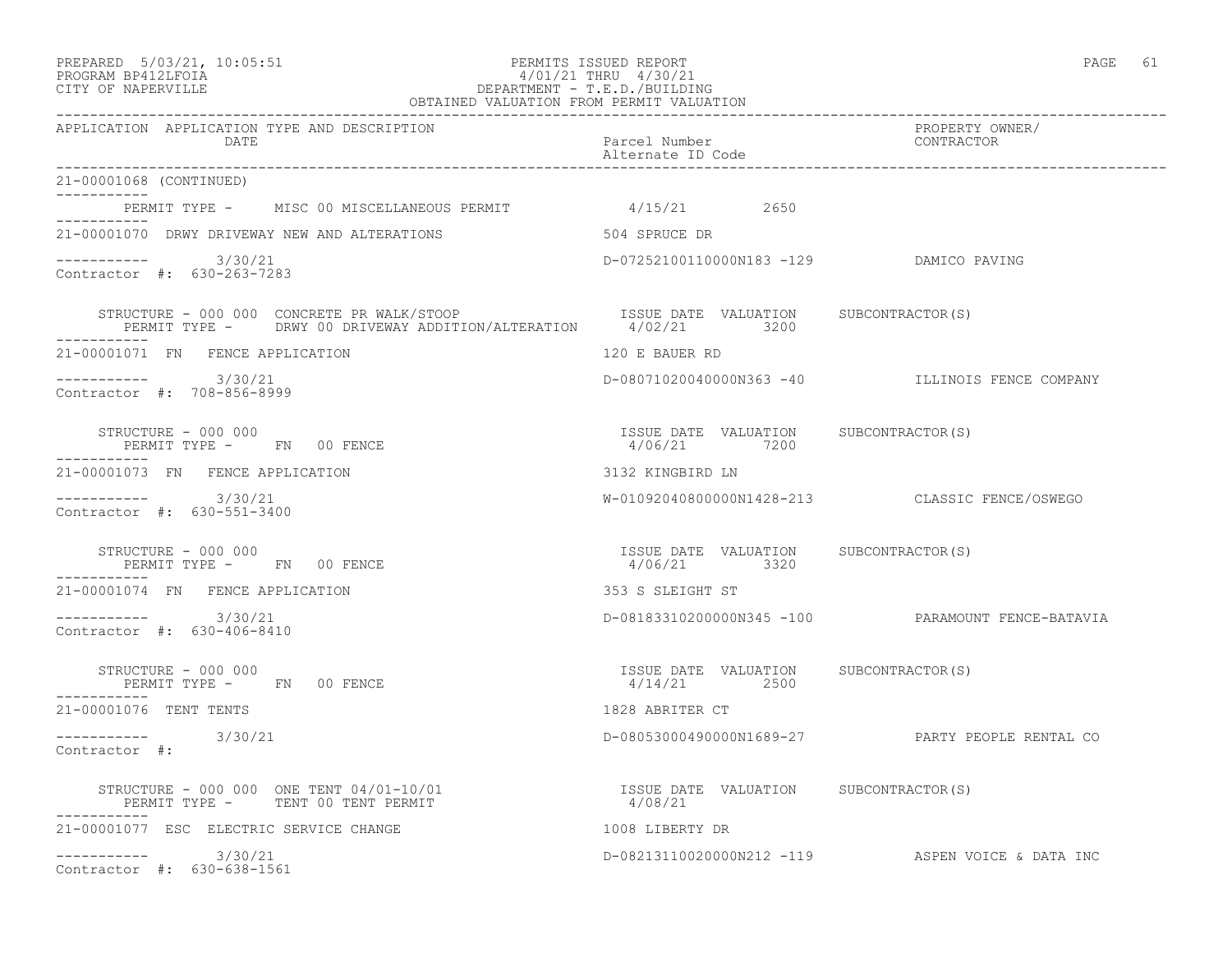PERMITS ISSUED REPORT
4/01/21 THRU 4/30/21
DEPARTMENT - T.E.D./BUILDING
OBTAINED VALUATION FROM PERMIT VALUATION

PREPARED 5/03/21, 10:05:51
PROGRAM BP412LFOIA
CITY OF NAPERVILLE

| APPLICATION | APPLICATION TYPE AND DESCRIPTION / DATE | Parcel Number / Alternate ID Code | PROPERTY OWNER/ CONTRACTOR |
|---|---|---|---|

21-00001068 (CONTINUED)

PERMIT TYPE - MISC 00 MISCELLANEOUS PERMIT — 4/15/21 — 2650

---

21-00001070 DRWY DRIVEWAY NEW AND ALTERATIONS — 504 SPRUCE DR

3/30/21 — D-07252100110000N183 -129 — DAMICO PAVING
Contractor #: 630-263-7283

STRUCTURE - 000 000 CONCRETE PR WALK/STOOP — ISSUE DATE 4/02/21 — VALUATION 3200 — SUBCONTRACTOR(S)
PERMIT TYPE - DRWY 00 DRIVEWAY ADDITION/ALTERATION

---

21-00001071 FN FENCE APPLICATION — 120 E BAUER RD

3/30/21 — D-08071020040000N363 -40 — ILLINOIS FENCE COMPANY
Contractor #: 708-856-8999

STRUCTURE - 000 000 — ISSUE DATE 4/06/21 — VALUATION 7200 — SUBCONTRACTOR(S)
PERMIT TYPE - FN 00 FENCE

---

21-00001073 FN FENCE APPLICATION — 3132 KINGBIRD LN

3/30/21 — W-01092040800000N1428-213 — CLASSIC FENCE/OSWEGO
Contractor #: 630-551-3400

STRUCTURE - 000 000 — ISSUE DATE 4/06/21 — VALUATION 3320 — SUBCONTRACTOR(S)
PERMIT TYPE - FN 00 FENCE

---

21-00001074 FN FENCE APPLICATION — 353 S SLEIGHT ST

3/30/21 — D-08183310200000N345 -100 — PARAMOUNT FENCE-BATAVIA
Contractor #: 630-406-8410

STRUCTURE - 000 000 — ISSUE DATE 4/14/21 — VALUATION 2500 — SUBCONTRACTOR(S)
PERMIT TYPE - FN 00 FENCE

---

21-00001076 TENT TENTS — 1828 ABRITER CT

3/30/21 — D-08053000490000N1689-27 — PARTY PEOPLE RENTAL CO
Contractor #:

STRUCTURE - 000 000 ONE TENT 04/01-10/01 — ISSUE DATE 4/08/21 — VALUATION — SUBCONTRACTOR(S)
PERMIT TYPE - TENT 00 TENT PERMIT

---

21-00001077 ESC ELECTRIC SERVICE CHANGE — 1008 LIBERTY DR

3/30/21 — D-08213110020000N212 -119 — ASPEN VOICE & DATA INC
Contractor #: 630-638-1561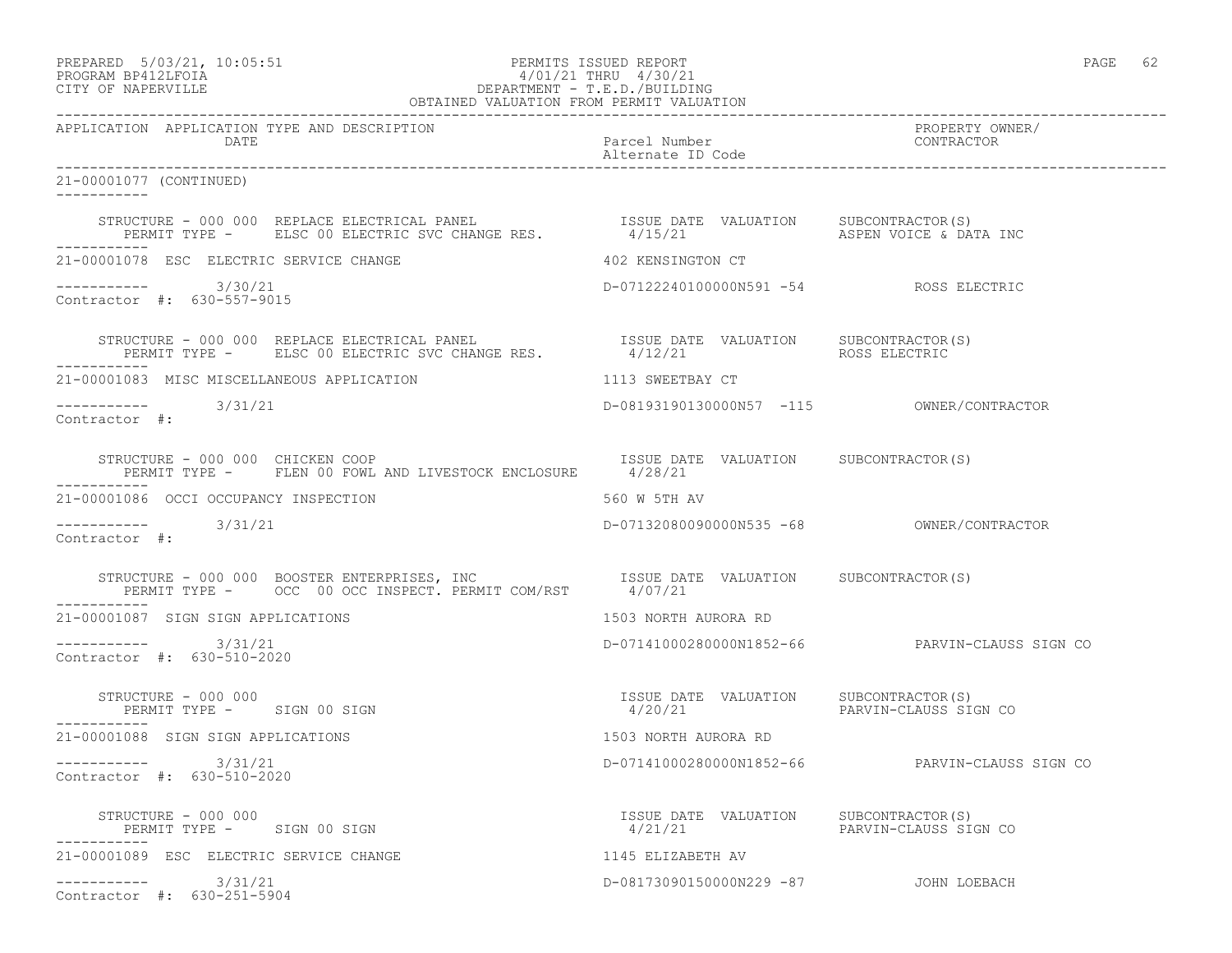PREPARED 5/03/21, 10:05:51 PERMITS ISSUED REPORT
PROGRAM BP412LFOIA 4/01/21 THRU 4/30/21
CITY OF NAPERVILLE DEPARTMENT - T.E.D./BUILDING
OBTAINED VALUATION FROM PERMIT VALUATION

| APPLICATION | APPLICATION TYPE AND DESCRIPTION DATE | Parcel Number Alternate ID Code | PROPERTY OWNER/ CONTRACTOR |
|---|---|---|---|

21-00001077 (CONTINUED)

STRUCTURE - 000 000 REPLACE ELECTRICAL PANEL — ISSUE DATE 4/15/21 — VALUATION — SUBCONTRACTOR(S): ASPEN VOICE & DATA INC
PERMIT TYPE - ELSC 00 ELECTRIC SVC CHANGE RES.

21-00001078 ESC ELECTRIC SERVICE CHANGE — 402 KENSINGTON CT
3/30/21 — D-07122240100000N591 -54 — ROSS ELECTRIC
Contractor #: 630-557-9015

STRUCTURE - 000 000 REPLACE ELECTRICAL PANEL — ISSUE DATE 4/12/21 — VALUATION — SUBCONTRACTOR(S): ROSS ELECTRIC
PERMIT TYPE - ELSC 00 ELECTRIC SVC CHANGE RES.

21-00001083 MISC MISCELLANEOUS APPLICATION — 1113 SWEETBAY CT
3/31/21 — D-08193190130000N57 -115 — OWNER/CONTRACTOR
Contractor #:

STRUCTURE - 000 000 CHICKEN COOP — ISSUE DATE 4/28/21 — VALUATION — SUBCONTRACTOR(S)
PERMIT TYPE - FLEN 00 FOWL AND LIVESTOCK ENCLOSURE

21-00001086 OCCI OCCUPANCY INSPECTION — 560 W 5TH AV
3/31/21 — D-07132080090000N535 -68 — OWNER/CONTRACTOR
Contractor #:

STRUCTURE - 000 000 BOOSTER ENTERPRISES, INC — ISSUE DATE 4/07/21 — VALUATION — SUBCONTRACTOR(S)
PERMIT TYPE - OCC 00 OCC INSPECT. PERMIT COM/RST

21-00001087 SIGN SIGN APPLICATIONS — 1503 NORTH AURORA RD
3/31/21 — D-07141000280000N1852-66 — PARVIN-CLAUSS SIGN CO
Contractor #: 630-510-2020

STRUCTURE - 000 000 — ISSUE DATE 4/20/21 — VALUATION — SUBCONTRACTOR(S): PARVIN-CLAUSS SIGN CO
PERMIT TYPE - SIGN 00 SIGN

21-00001088 SIGN SIGN APPLICATIONS — 1503 NORTH AURORA RD
3/31/21 — D-07141000280000N1852-66 — PARVIN-CLAUSS SIGN CO
Contractor #: 630-510-2020

STRUCTURE - 000 000 — ISSUE DATE 4/21/21 — VALUATION — SUBCONTRACTOR(S): PARVIN-CLAUSS SIGN CO
PERMIT TYPE - SIGN 00 SIGN

21-00001089 ESC ELECTRIC SERVICE CHANGE — 1145 ELIZABETH AV
3/31/21 — D-08173090150000N229 -87 — JOHN LOEBACH
Contractor #: 630-251-5904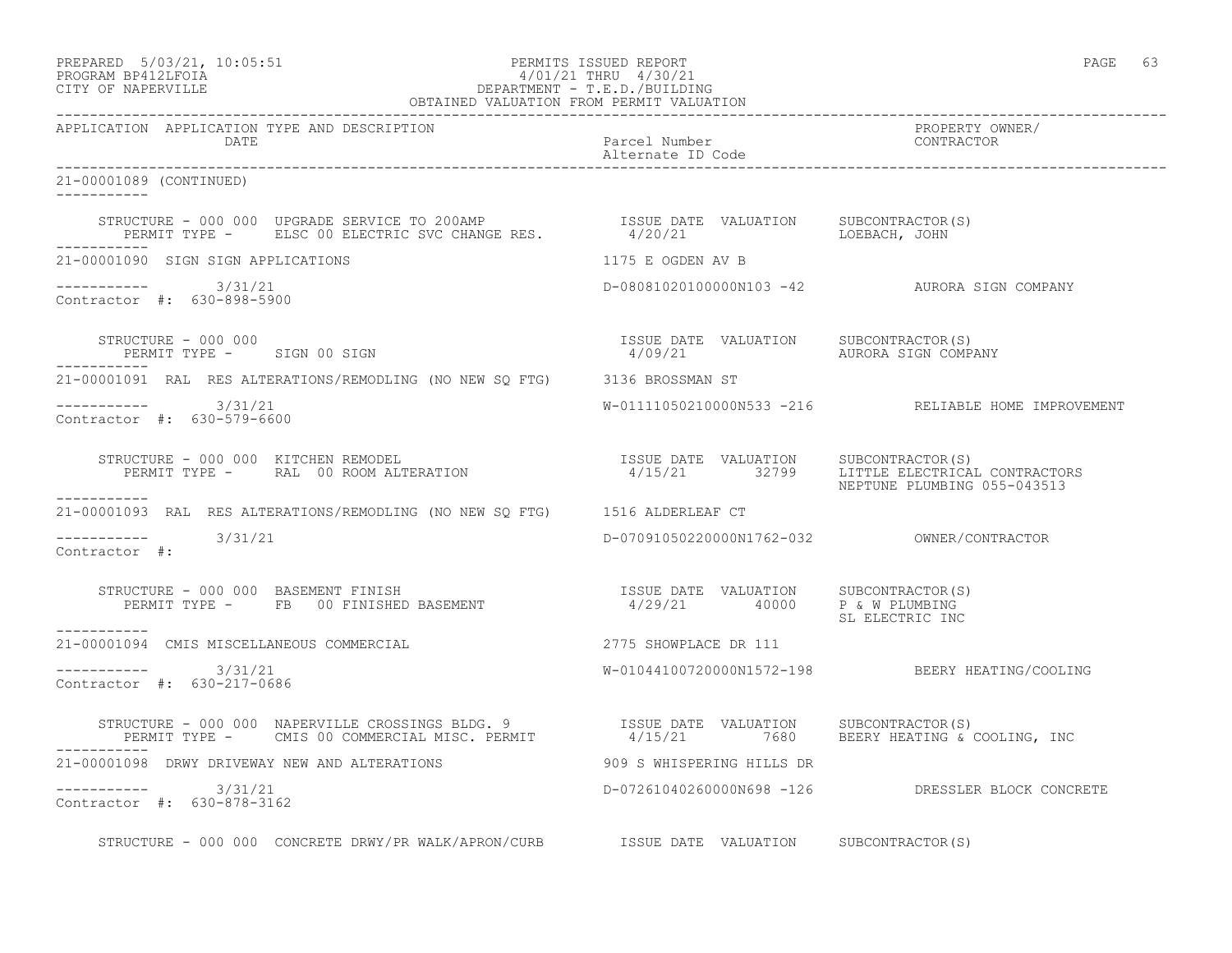| APPLICATION | APPLICATION TYPE AND DESCRIPTION DATE | Parcel Number Alternate ID Code | PROPERTY OWNER/ CONTRACTOR |
|---|---|---|---|

21-00001089 (CONTINUED)

STRUCTURE - 000 000 UPGRADE SERVICE TO 200AMP — ISSUE DATE 4/20/21 — VALUATION — SUBCONTRACTOR(S): LOEBACH, JOHN
PERMIT TYPE - ELSC 00 ELECTRIC SVC CHANGE RES.

---

**21-00001090 SIGN SIGN APPLICATIONS** — 1175 E OGDEN AV B

3/31/21 — D-08081020100000N103 -42 — AURORA SIGN COMPANY
Contractor #: 630-898-5900

STRUCTURE - 000 000 — ISSUE DATE 4/09/21 — VALUATION — SUBCONTRACTOR(S): AURORA SIGN COMPANY
PERMIT TYPE - SIGN 00 SIGN

---

**21-00001091 RAL RES ALTERATIONS/REMODLING (NO NEW SQ FTG)** — 3136 BROSSMAN ST

3/31/21 — W-01111050210000N533 -216 — RELIABLE HOME IMPROVEMENT
Contractor #: 630-579-6600

STRUCTURE - 000 000 KITCHEN REMODEL — ISSUE DATE 4/15/21 — VALUATION 32799 — SUBCONTRACTOR(S): LITTLE ELECTRICAL CONTRACTORS; NEPTUNE PLUMBING 055-043513
PERMIT TYPE - RAL 00 ROOM ALTERATION

---

**21-00001093 RAL RES ALTERATIONS/REMODLING (NO NEW SQ FTG)** — 1516 ALDERLEAF CT

3/31/21 — D-07091050220000N1762-032 — OWNER/CONTRACTOR
Contractor #:

STRUCTURE - 000 000 BASEMENT FINISH — ISSUE DATE 4/29/21 — VALUATION 40000 — SUBCONTRACTOR(S): P & W PLUMBING; SL ELECTRIC INC
PERMIT TYPE - FB 00 FINISHED BASEMENT

---

**21-00001094 CMIS MISCELLANEOUS COMMERCIAL** — 2775 SHOWPLACE DR 111

3/31/21 — W-01044100720000N1572-198 — BEERY HEATING/COOLING
Contractor #: 630-217-0686

STRUCTURE - 000 000 NAPERVILLE CROSSINGS BLDG. 9 — ISSUE DATE 4/15/21 — VALUATION 7680 — SUBCONTRACTOR(S): BEERY HEATING & COOLING, INC
PERMIT TYPE - CMIS 00 COMMERCIAL MISC. PERMIT

---

**21-00001098 DRWY DRIVEWAY NEW AND ALTERATIONS** — 909 S WHISPERING HILLS DR

3/31/21 — D-07261040260000N698 -126 — DRESSLER BLOCK CONCRETE
Contractor #: 630-878-3162

STRUCTURE - 000 000 CONCRETE DRWY/PR WALK/APRON/CURB — ISSUE DATE — VALUATION — SUBCONTRACTOR(S)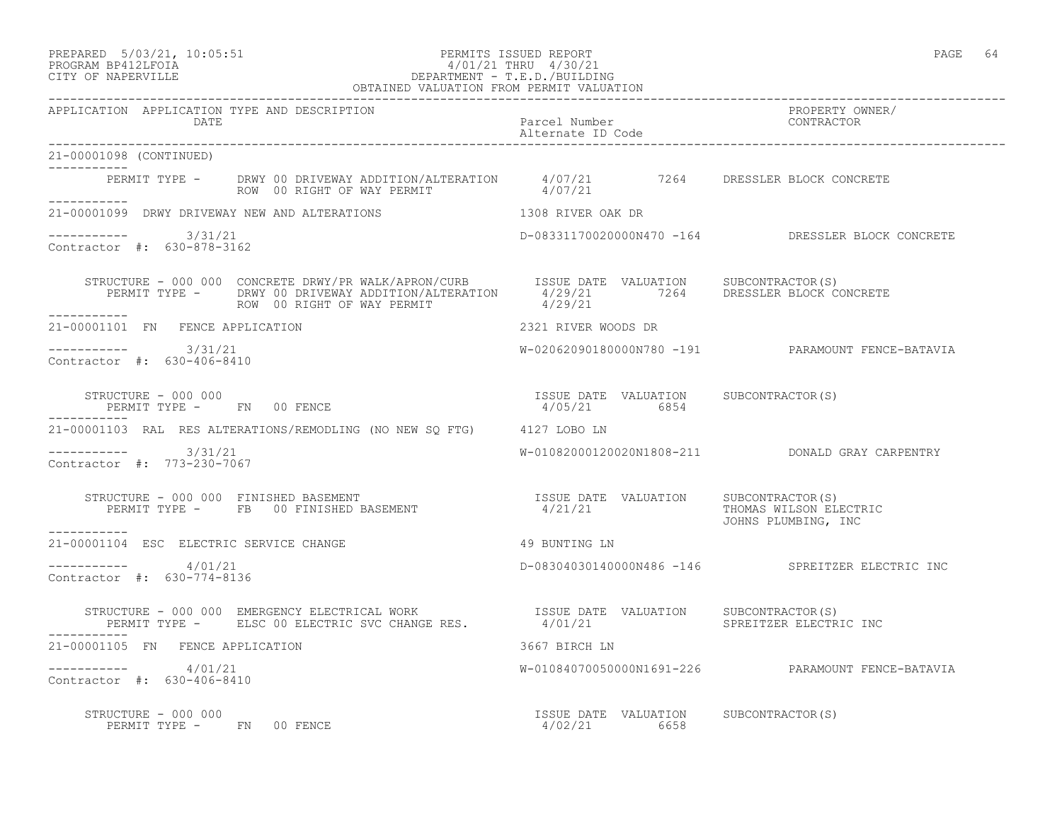PREPARED 5/03/21, 10:05:51 — PERMITS ISSUED REPORT
PROGRAM BP412LFOIA — 4/01/21 THRU 4/30/21
CITY OF NAPERVILLE — DEPARTMENT - T.E.D./BUILDING
OBTAINED VALUATION FROM PERMIT VALUATION

| APPLICATION | APPLICATION TYPE AND DESCRIPTION / DATE | Parcel Number / Alternate ID Code | PROPERTY OWNER/ CONTRACTOR |
|---|---|---|---|

21-00001098 (CONTINUED)

```
        PERMIT TYPE -    DRWY 00 DRIVEWAY ADDITION/ALTERATION     4/07/21        7264    DRESSLER BLOCK CONCRETE
                         ROW  00 RIGHT OF WAY PERMIT              4/07/21
-----------
21-00001099  DRWY DRIVEWAY NEW AND ALTERATIONS                1308 RIVER OAK DR

-----------      3/31/21                                      D-08331170020000N470 -164         DRESSLER BLOCK CONCRETE
Contractor #:  630-878-3162

     STRUCTURE - 000 000  CONCRETE DRWY/PR WALK/APRON/CURB        ISSUE DATE  VALUATION    SUBCONTRACTOR(S)
        PERMIT TYPE -    DRWY 00 DRIVEWAY ADDITION/ALTERATION     4/29/21        7264    DRESSLER BLOCK CONCRETE
                         ROW  00 RIGHT OF WAY PERMIT              4/29/21
-----------
21-00001101  FN   FENCE APPLICATION                           2321 RIVER WOODS DR

-----------      3/31/21                                      W-02062090180000N780 -191         PARAMOUNT FENCE-BATAVIA
Contractor #:  630-406-8410

     STRUCTURE - 000 000                                          ISSUE DATE  VALUATION    SUBCONTRACTOR(S)
        PERMIT TYPE -    FN   00 FENCE                            4/05/21        6854
-----------
21-00001103  RAL  RES ALTERATIONS/REMODLING (NO NEW SQ FTG)   4127 LOBO LN

-----------      3/31/21                                      W-01082000120020N1808-211         DONALD GRAY CARPENTRY
Contractor #:  773-230-7067

     STRUCTURE - 000 000  FINISHED BASEMENT                       ISSUE DATE  VALUATION    SUBCONTRACTOR(S)
        PERMIT TYPE -    FB   00 FINISHED BASEMENT                4/21/21                THOMAS WILSON ELECTRIC
                                                                                         JOHNS PLUMBING, INC
-----------
21-00001104  ESC  ELECTRIC SERVICE CHANGE                     49 BUNTING LN

-----------      4/01/21                                      D-08304030140000N486 -146         SPREITZER ELECTRIC INC
Contractor #:  630-774-8136

     STRUCTURE - 000 000  EMERGENCY ELECTRICAL WORK               ISSUE DATE  VALUATION    SUBCONTRACTOR(S)
        PERMIT TYPE -    ELSC 00 ELECTRIC SVC CHANGE RES.         4/01/21                SPREITZER ELECTRIC INC
-----------
21-00001105  FN   FENCE APPLICATION                           3667 BIRCH LN

-----------      4/01/21                                      W-01084070050000N1691-226         PARAMOUNT FENCE-BATAVIA
Contractor #:  630-406-8410

     STRUCTURE - 000 000                                          ISSUE DATE  VALUATION    SUBCONTRACTOR(S)
        PERMIT TYPE -    FN   00 FENCE                            4/02/21        6658
```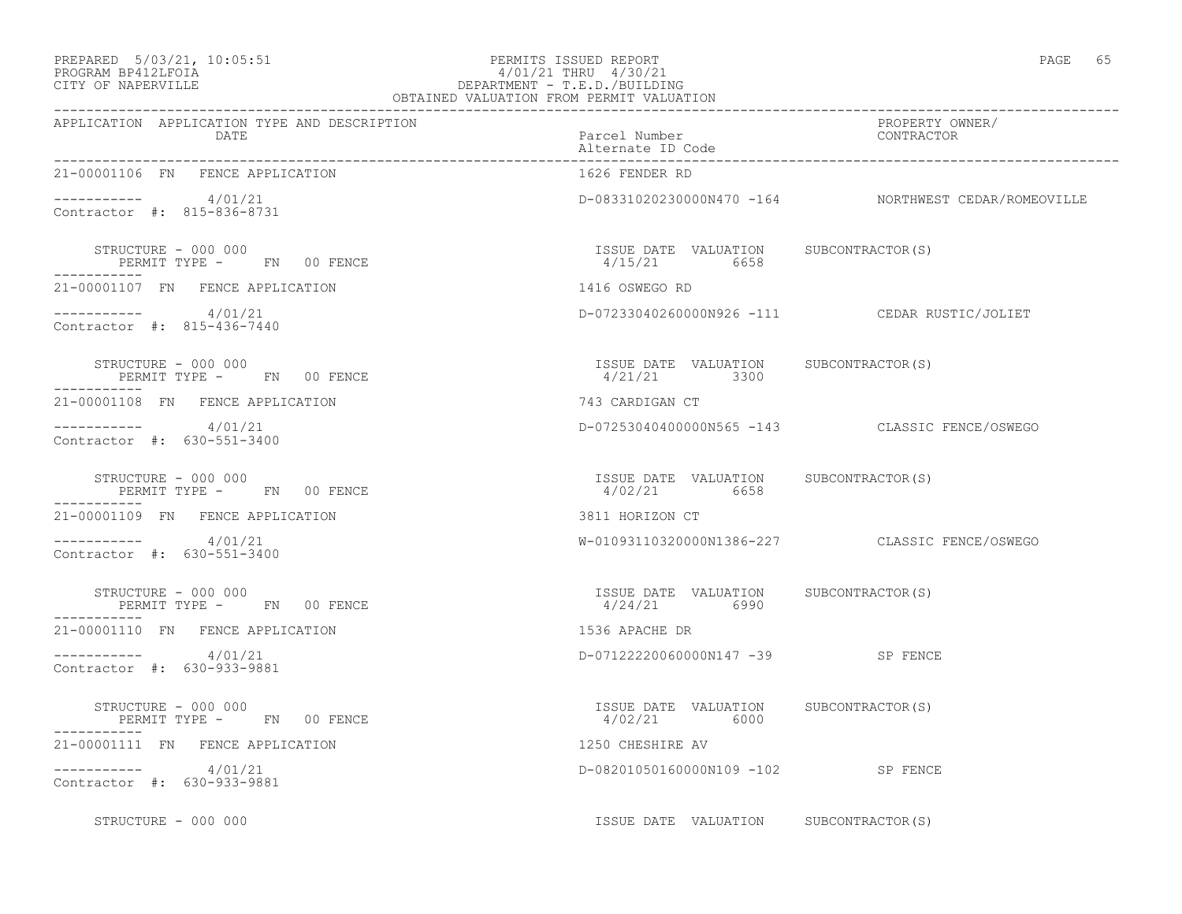PERMITS ISSUED REPORT
4/01/21 THRU 4/30/21
DEPARTMENT - T.E.D./BUILDING
OBTAINED VALUATION FROM PERMIT VALUATION

PREPARED 5/03/21, 10:05:51
PROGRAM BP412LFOIA
CITY OF NAPERVILLE

| APPLICATION | APPLICATION TYPE AND DESCRIPTION / DATE | Parcel Number / Alternate ID Code | PROPERTY OWNER/ CONTRACTOR |
|---|---|---|---|
| 21-00001106 | FN FENCE APPLICATION | 1626 FENDER RD | |
| ----------- | 4/01/21 | D-08331020230000N470 -164 | NORTHWEST CEDAR/ROMEOVILLE |
| Contractor #: 815-836-8731 | | | |
| STRUCTURE - 000 000 | PERMIT TYPE - FN 00 FENCE | ISSUE DATE 4/15/21 VALUATION 6658 | SUBCONTRACTOR(S) |
| 21-00001107 | FN FENCE APPLICATION | 1416 OSWEGO RD | |
| ----------- | 4/01/21 | D-07233040260000N926 -111 | CEDAR RUSTIC/JOLIET |
| Contractor #: 815-436-7440 | | | |
| STRUCTURE - 000 000 | PERMIT TYPE - FN 00 FENCE | ISSUE DATE 4/21/21 VALUATION 3300 | SUBCONTRACTOR(S) |
| 21-00001108 | FN FENCE APPLICATION | 743 CARDIGAN CT | |
| ----------- | 4/01/21 | D-07253040400000N565 -143 | CLASSIC FENCE/OSWEGO |
| Contractor #: 630-551-3400 | | | |
| STRUCTURE - 000 000 | PERMIT TYPE - FN 00 FENCE | ISSUE DATE 4/02/21 VALUATION 6658 | SUBCONTRACTOR(S) |
| 21-00001109 | FN FENCE APPLICATION | 3811 HORIZON CT | |
| ----------- | 4/01/21 | W-01093110320000N1386-227 | CLASSIC FENCE/OSWEGO |
| Contractor #: 630-551-3400 | | | |
| STRUCTURE - 000 000 | PERMIT TYPE - FN 00 FENCE | ISSUE DATE 4/24/21 VALUATION 6990 | SUBCONTRACTOR(S) |
| 21-00001110 | FN FENCE APPLICATION | 1536 APACHE DR | |
| ----------- | 4/01/21 | D-07122220060000N147 -39 | SP FENCE |
| Contractor #: 630-933-9881 | | | |
| STRUCTURE - 000 000 | PERMIT TYPE - FN 00 FENCE | ISSUE DATE 4/02/21 VALUATION 6000 | SUBCONTRACTOR(S) |
| 21-00001111 | FN FENCE APPLICATION | 1250 CHESHIRE AV | |
| ----------- | 4/01/21 | D-08201050160000N109 -102 | SP FENCE |
| Contractor #: 630-933-9881 | | | |
| STRUCTURE - 000 000 | | ISSUE DATE VALUATION | SUBCONTRACTOR(S) |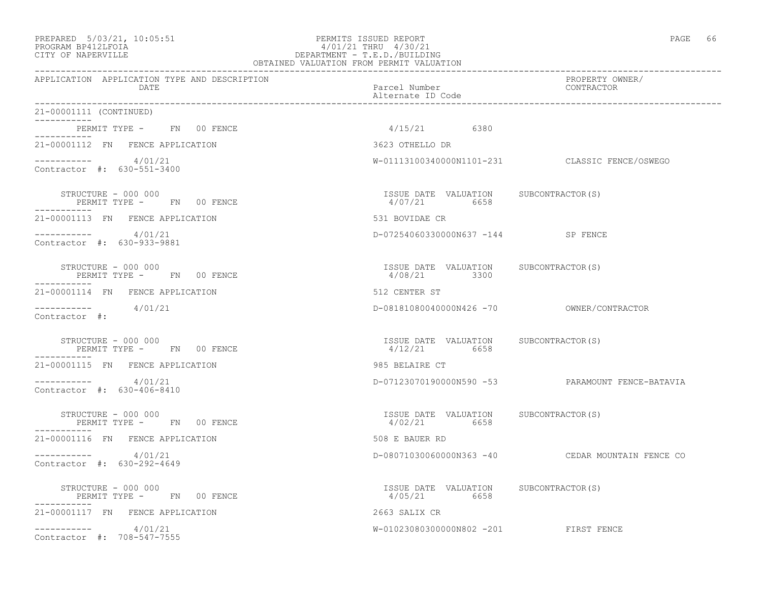PREPARED 5/03/21, 10:05:51
PROGRAM BP412LFOIA
CITY OF NAPERVILLE

PERMITS ISSUED REPORT
4/01/21 THRU 4/30/21
DEPARTMENT - T.E.D./BUILDING
OBTAINED VALUATION FROM PERMIT VALUATION

| APPLICATION | APPLICATION TYPE AND DESCRIPTION / DATE | Parcel Number / Alternate ID Code | PROPERTY OWNER/ CONTRACTOR |
|---|---|---|---|

21-00001111 (CONTINUED)

PERMIT TYPE - FN 00 FENCE — 4/15/21 6380

---

21-00001112 FN FENCE APPLICATION — 3623 OTHELLO DR

4/01/21 — W-01113100340000N1101-231 — CLASSIC FENCE/OSWEGO

Contractor #: 630-551-3400

| STRUCTURE - 000 000 | ISSUE DATE | VALUATION | SUBCONTRACTOR(S) |
|---|---|---|---|
| PERMIT TYPE - FN 00 FENCE | 4/07/21 | 6658 | |

---

21-00001113 FN FENCE APPLICATION — 531 BOVIDAE CR

4/01/21 — D-07254060330000N637 -144 — SP FENCE

Contractor #: 630-933-9881

| STRUCTURE - 000 000 | ISSUE DATE | VALUATION | SUBCONTRACTOR(S) |
|---|---|---|---|
| PERMIT TYPE - FN 00 FENCE | 4/08/21 | 3300 | |

---

21-00001114 FN FENCE APPLICATION — 512 CENTER ST

4/01/21 — D-08181080040000N426 -70 — OWNER/CONTRACTOR

Contractor #:

| STRUCTURE - 000 000 | ISSUE DATE | VALUATION | SUBCONTRACTOR(S) |
|---|---|---|---|
| PERMIT TYPE - FN 00 FENCE | 4/12/21 | 6658 | |

---

21-00001115 FN FENCE APPLICATION — 985 BELAIRE CT

4/01/21 — D-07123070190000N590 -53 — PARAMOUNT FENCE-BATAVIA

Contractor #: 630-406-8410

| STRUCTURE - 000 000 | ISSUE DATE | VALUATION | SUBCONTRACTOR(S) |
|---|---|---|---|
| PERMIT TYPE - FN 00 FENCE | 4/02/21 | 6658 | |

---

21-00001116 FN FENCE APPLICATION — 508 E BAUER RD

4/01/21 — D-08071030060000N363 -40 — CEDAR MOUNTAIN FENCE CO

Contractor #: 630-292-4649

| STRUCTURE - 000 000 | ISSUE DATE | VALUATION | SUBCONTRACTOR(S) |
|---|---|---|---|
| PERMIT TYPE - FN 00 FENCE | 4/05/21 | 6658 | |

---

21-00001117 FN FENCE APPLICATION — 2663 SALIX CR

4/01/21 — W-01023080300000N802 -201 — FIRST FENCE

Contractor #: 708-547-7555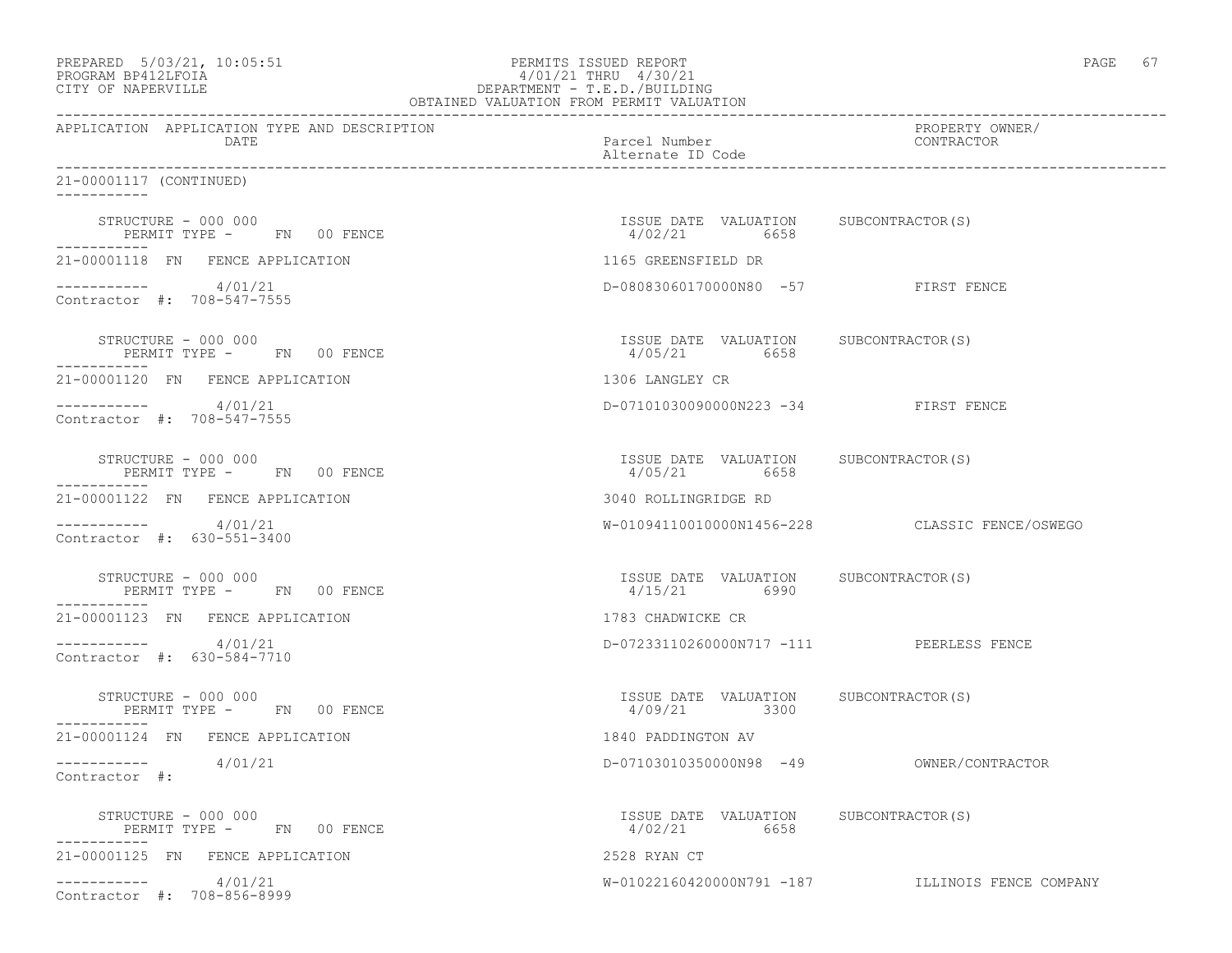PREPARED 5/03/21, 10:05:51 PERMITS ISSUED REPORT
PROGRAM BP412LFOIA 4/01/21 THRU 4/30/21
CITY OF NAPERVILLE DEPARTMENT - T.E.D./BUILDING
OBTAINED VALUATION FROM PERMIT VALUATION

| APPLICATION | APPLICATION TYPE AND DESCRIPTION DATE | Parcel Number / Alternate ID Code | PROPERTY OWNER/ CONTRACTOR |
|---|---|---|---|

21-00001117 (CONTINUED)

STRUCTURE - 000 000
PERMIT TYPE - FN 00 FENCE
ISSUE DATE 4/02/21 VALUATION 6658 SUBCONTRACTOR(S)

21-00001118 FN FENCE APPLICATION — 1165 GREENSFIELD DR
4/01/21 — D-08083060170000N80 -57 — FIRST FENCE
Contractor #: 708-547-7555

STRUCTURE - 000 000
PERMIT TYPE - FN 00 FENCE
ISSUE DATE 4/05/21 VALUATION 6658 SUBCONTRACTOR(S)

21-00001120 FN FENCE APPLICATION — 1306 LANGLEY CR
4/01/21 — D-07101030090000N223 -34 — FIRST FENCE
Contractor #: 708-547-7555

STRUCTURE - 000 000
PERMIT TYPE - FN 00 FENCE
ISSUE DATE 4/05/21 VALUATION 6658 SUBCONTRACTOR(S)

21-00001122 FN FENCE APPLICATION — 3040 ROLLINGRIDGE RD
4/01/21 — W-01094110010000N1456-228 — CLASSIC FENCE/OSWEGO
Contractor #: 630-551-3400

STRUCTURE - 000 000
PERMIT TYPE - FN 00 FENCE
ISSUE DATE 4/15/21 VALUATION 6990 SUBCONTRACTOR(S)

21-00001123 FN FENCE APPLICATION — 1783 CHADWICKE CR
4/01/21 — D-07233110260000N717 -111 — PEERLESS FENCE
Contractor #: 630-584-7710

STRUCTURE - 000 000
PERMIT TYPE - FN 00 FENCE
ISSUE DATE 4/09/21 VALUATION 3300 SUBCONTRACTOR(S)

21-00001124 FN FENCE APPLICATION — 1840 PADDINGTON AV
4/01/21 — D-07103010350000N98 -49 — OWNER/CONTRACTOR
Contractor #:

STRUCTURE - 000 000
PERMIT TYPE - FN 00 FENCE
ISSUE DATE 4/02/21 VALUATION 6658 SUBCONTRACTOR(S)

21-00001125 FN FENCE APPLICATION — 2528 RYAN CT
4/01/21 — W-01022160420000N791 -187 — ILLINOIS FENCE COMPANY
Contractor #: 708-856-8999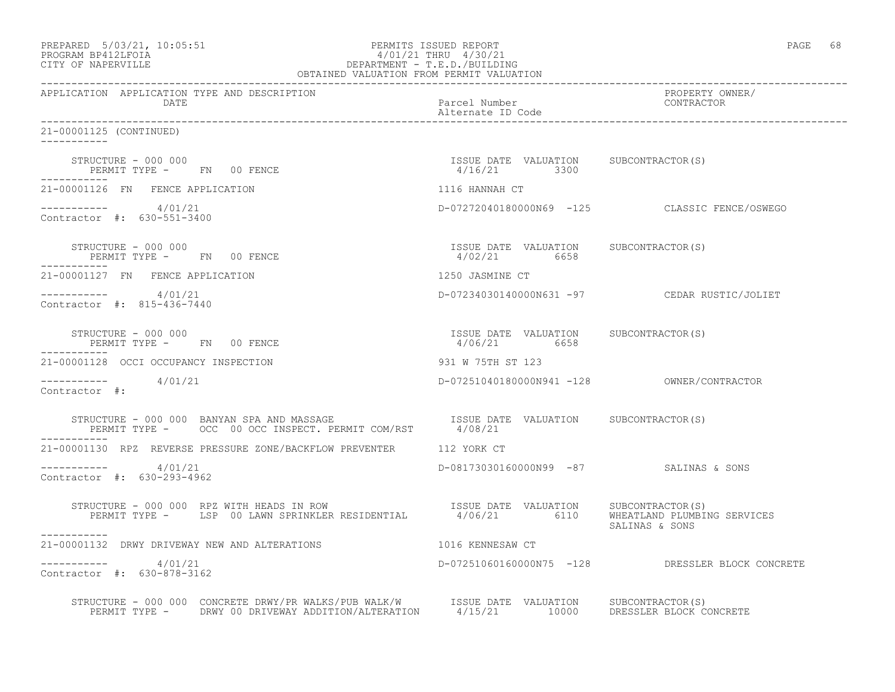PREPARED 5/03/21, 10:05:51 PERMITS ISSUED REPORT
PROGRAM BP412LFOIA 4/01/21 THRU 4/30/21
CITY OF NAPERVILLE DEPARTMENT - T.E.D./BUILDING
OBTAINED VALUATION FROM PERMIT VALUATION

| APPLICATION | APPLICATION TYPE AND DESCRIPTION / DATE | Parcel Number / Alternate ID Code | PROPERTY OWNER/ CONTRACTOR |
|---|---|---|---|

21-00001125 (CONTINUED)

STRUCTURE - 000 000
PERMIT TYPE - FN 00 FENCE
ISSUE DATE 4/16/21 VALUATION 3300 SUBCONTRACTOR(S)

21-00001126 FN FENCE APPLICATION — 1116 HANNAH CT
4/01/21 — D-07272040180000N69 -125 — CLASSIC FENCE/OSWEGO
Contractor #: 630-551-3400

STRUCTURE - 000 000
PERMIT TYPE - FN 00 FENCE
ISSUE DATE 4/02/21 VALUATION 6658 SUBCONTRACTOR(S)

21-00001127 FN FENCE APPLICATION — 1250 JASMINE CT
4/01/21 — D-07234030140000N631 -97 — CEDAR RUSTIC/JOLIET
Contractor #: 815-436-7440

STRUCTURE - 000 000
PERMIT TYPE - FN 00 FENCE
ISSUE DATE 4/06/21 VALUATION 6658 SUBCONTRACTOR(S)

21-00001128 OCCI OCCUPANCY INSPECTION — 931 W 75TH ST 123
4/01/21 — D-07251040180000N941 -128 — OWNER/CONTRACTOR
Contractor #:

STRUCTURE - 000 000 BANYAN SPA AND MASSAGE
PERMIT TYPE - OCC 00 OCC INSPECT. PERMIT COM/RST
ISSUE DATE 4/08/21 VALUATION SUBCONTRACTOR(S)

21-00001130 RPZ REVERSE PRESSURE ZONE/BACKFLOW PREVENTER — 112 YORK CT
4/01/21 — D-08173030160000N99 -87 — SALINAS & SONS
Contractor #: 630-293-4962

STRUCTURE - 000 000 RPZ WITH HEADS IN ROW
PERMIT TYPE - LSP 00 LAWN SPRINKLER RESIDENTIAL
ISSUE DATE 4/06/21 VALUATION 6110 SUBCONTRACTOR(S) WHEATLAND PLUMBING SERVICES, SALINAS & SONS

21-00001132 DRWY DRIVEWAY NEW AND ALTERATIONS — 1016 KENNESAW CT
4/01/21 — D-07251060160000N75 -128 — DRESSLER BLOCK CONCRETE
Contractor #: 630-878-3162

STRUCTURE - 000 000 CONCRETE DRWY/PR WALKS/PUB WALK/W
PERMIT TYPE - DRWY 00 DRIVEWAY ADDITION/ALTERATION
ISSUE DATE 4/15/21 VALUATION 10000 SUBCONTRACTOR(S) DRESSLER BLOCK CONCRETE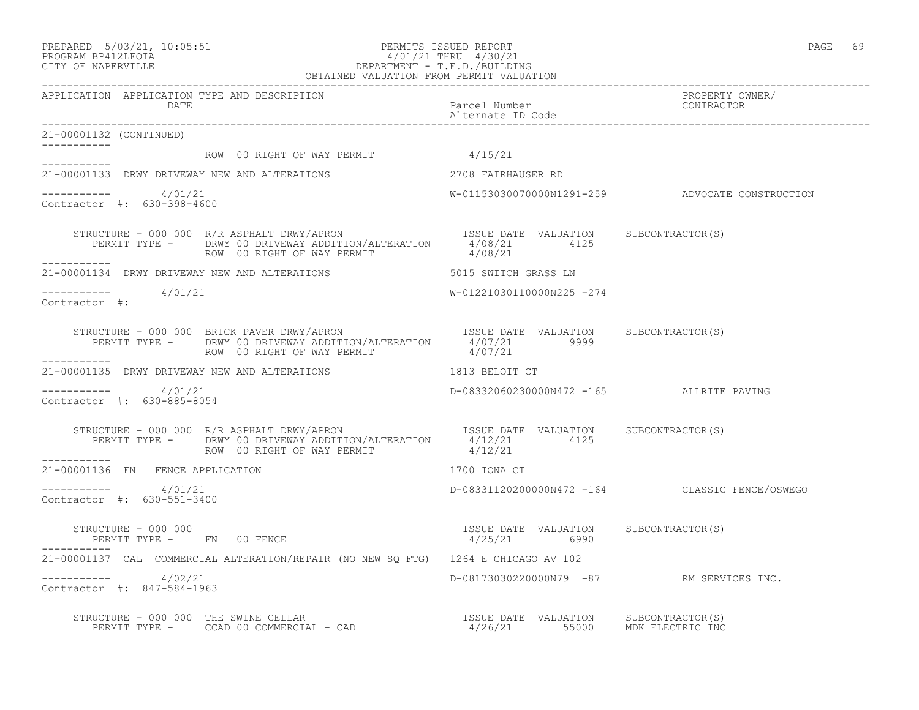PREPARED 5/03/21, 10:05:51 PERMITS ISSUED REPORT
PROGRAM BP412LFOIA 4/01/21 THRU 4/30/21
CITY OF NAPERVILLE DEPARTMENT - T.E.D./BUILDING
OBTAINED VALUATION FROM PERMIT VALUATION

| APPLICATION | APPLICATION TYPE AND DESCRIPTION / DATE | Parcel Number / Alternate ID Code | PROPERTY OWNER/ CONTRACTOR |
|---|---|---|---|

21-00001132 (CONTINUED)

ROW 00 RIGHT OF WAY PERMIT 4/15/21

---

21-00001133 DRWY DRIVEWAY NEW AND ALTERATIONS — 2708 FAIRHAUSER RD

4/01/21 — W-01153030070000N1291-259 — ADVOCATE CONSTRUCTION

Contractor #: 630-398-4600

| STRUCTURE - 000 000 R/R ASPHALT DRWY/APRON | ISSUE DATE | VALUATION | SUBCONTRACTOR(S) |
|---|---|---|---|
| PERMIT TYPE - DRWY 00 DRIVEWAY ADDITION/ALTERATION | 4/08/21 | 4125 | |
| ROW 00 RIGHT OF WAY PERMIT | 4/08/21 | | |

---

21-00001134 DRWY DRIVEWAY NEW AND ALTERATIONS — 5015 SWITCH GRASS LN

4/01/21 — W-01221030110000N225 -274

Contractor #:

| STRUCTURE - 000 000 BRICK PAVER DRWY/APRON | ISSUE DATE | VALUATION | SUBCONTRACTOR(S) |
|---|---|---|---|
| PERMIT TYPE - DRWY 00 DRIVEWAY ADDITION/ALTERATION | 4/07/21 | 9999 | |
| ROW 00 RIGHT OF WAY PERMIT | 4/07/21 | | |

---

21-00001135 DRWY DRIVEWAY NEW AND ALTERATIONS — 1813 BELOIT CT

4/01/21 — D-08332060230000N472 -165 — ALLRITE PAVING

Contractor #: 630-885-8054

| STRUCTURE - 000 000 R/R ASPHALT DRWY/APRON | ISSUE DATE | VALUATION | SUBCONTRACTOR(S) |
|---|---|---|---|
| PERMIT TYPE - DRWY 00 DRIVEWAY ADDITION/ALTERATION | 4/12/21 | 4125 | |
| ROW 00 RIGHT OF WAY PERMIT | 4/12/21 | | |

---

21-00001136 FN FENCE APPLICATION — 1700 IONA CT

4/01/21 — D-08331120200000N472 -164 — CLASSIC FENCE/OSWEGO

Contractor #: 630-551-3400

| STRUCTURE - 000 000 | ISSUE DATE | VALUATION | SUBCONTRACTOR(S) |
|---|---|---|---|
| PERMIT TYPE - FN 00 FENCE | 4/25/21 | 6990 | |

---

21-00001137 CAL COMMERCIAL ALTERATION/REPAIR (NO NEW SQ FTG) — 1264 E CHICAGO AV 102

4/02/21 — D-08173030220000N79 -87 — RM SERVICES INC.

Contractor #: 847-584-1963

| STRUCTURE - 000 000 THE SWINE CELLAR | ISSUE DATE | VALUATION | SUBCONTRACTOR(S) |
|---|---|---|---|
| PERMIT TYPE - CCAD 00 COMMERCIAL - CAD | 4/26/21 | 55000 | MDK ELECTRIC INC |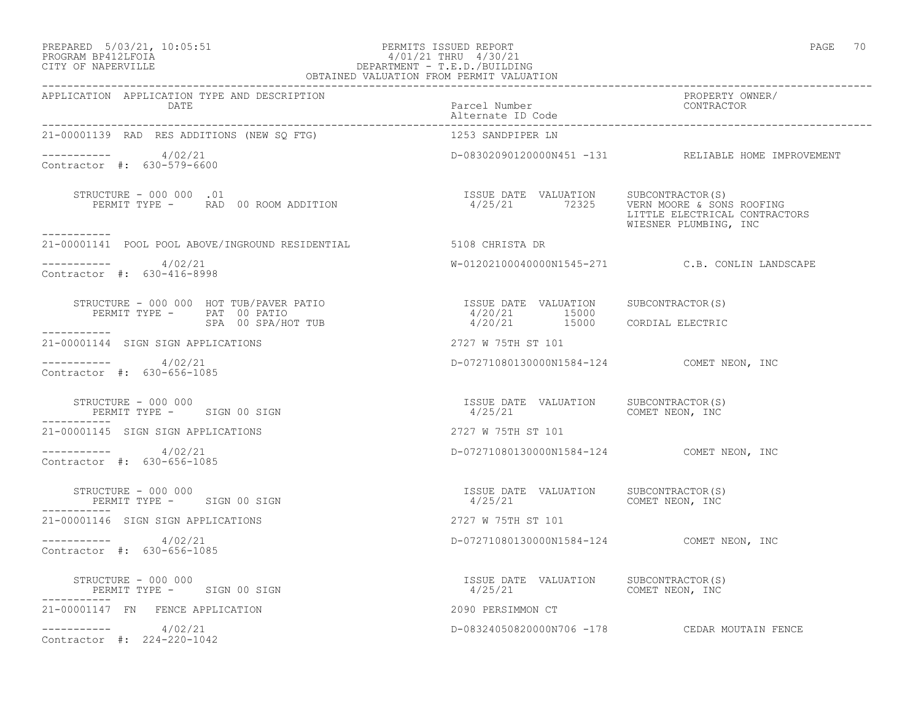PERMITS ISSUED REPORT
4/01/21 THRU 4/30/21
DEPARTMENT - T.E.D./BUILDING
OBTAINED VALUATION FROM PERMIT VALUATION

PREPARED 5/03/21, 10:05:51
PROGRAM BP412LFOIA
CITY OF NAPERVILLE

| APPLICATION | APPLICATION TYPE AND DESCRIPTION / DATE | Parcel Number / Alternate ID Code | PROPERTY OWNER/ CONTRACTOR |
|---|---|---|---|
| 21-00001139 | RAD RES ADDITIONS (NEW SQ FTG) | 1253 SANDPIPER LN | |
| | 4/02/21 | D-08302090120000N451 -131 | RELIABLE HOME IMPROVEMENT |
| | Contractor #: 630-579-6600 | | |

STRUCTURE - 000 000 .01
PERMIT TYPE - RAD 00 ROOM ADDITION

| ISSUE DATE | VALUATION | SUBCONTRACTOR(S) |
|---|---|---|
| 4/25/21 | 72325 | VERN MOORE & SONS ROOFING |
| | | LITTLE ELECTRICAL CONTRACTORS |
| | | WIESNER PLUMBING, INC |

| APPLICATION | APPLICATION TYPE AND DESCRIPTION / DATE | Parcel Number / Alternate ID Code | PROPERTY OWNER/ CONTRACTOR |
|---|---|---|---|
| 21-00001141 | POOL POOL ABOVE/INGROUND RESIDENTIAL | 5108 CHRISTA DR | |
| | 4/02/21 | W-01202100040000N1545-271 | C.B. CONLIN LANDSCAPE |
| | Contractor #: 630-416-8998 | | |

STRUCTURE - 000 000 HOT TUB/PAVER PATIO

| PERMIT TYPE | ISSUE DATE | VALUATION | SUBCONTRACTOR(S) |
|---|---|---|---|
| PAT 00 PATIO | 4/20/21 | 15000 | |
| SPA 00 SPA/HOT TUB | 4/20/21 | 15000 | CORDIAL ELECTRIC |

| APPLICATION | APPLICATION TYPE AND DESCRIPTION / DATE | Parcel Number / Alternate ID Code | PROPERTY OWNER/ CONTRACTOR |
|---|---|---|---|
| 21-00001144 | SIGN SIGN APPLICATIONS | 2727 W 75TH ST 101 | |
| | 4/02/21 | D-07271080130000N1584-124 | COMET NEON, INC |
| | Contractor #: 630-656-1085 | | |

STRUCTURE - 000 000
PERMIT TYPE - SIGN 00 SIGN

| ISSUE DATE | VALUATION | SUBCONTRACTOR(S) |
|---|---|---|
| 4/25/21 | | COMET NEON, INC |

| APPLICATION | APPLICATION TYPE AND DESCRIPTION / DATE | Parcel Number / Alternate ID Code | PROPERTY OWNER/ CONTRACTOR |
|---|---|---|---|
| 21-00001145 | SIGN SIGN APPLICATIONS | 2727 W 75TH ST 101 | |
| | 4/02/21 | D-07271080130000N1584-124 | COMET NEON, INC |
| | Contractor #: 630-656-1085 | | |

STRUCTURE - 000 000
PERMIT TYPE - SIGN 00 SIGN

| ISSUE DATE | VALUATION | SUBCONTRACTOR(S) |
|---|---|---|
| 4/25/21 | | COMET NEON, INC |

| APPLICATION | APPLICATION TYPE AND DESCRIPTION / DATE | Parcel Number / Alternate ID Code | PROPERTY OWNER/ CONTRACTOR |
|---|---|---|---|
| 21-00001146 | SIGN SIGN APPLICATIONS | 2727 W 75TH ST 101 | |
| | 4/02/21 | D-07271080130000N1584-124 | COMET NEON, INC |
| | Contractor #: 630-656-1085 | | |

STRUCTURE - 000 000
PERMIT TYPE - SIGN 00 SIGN

| ISSUE DATE | VALUATION | SUBCONTRACTOR(S) |
|---|---|---|
| 4/25/21 | | COMET NEON, INC |

| APPLICATION | APPLICATION TYPE AND DESCRIPTION / DATE | Parcel Number / Alternate ID Code | PROPERTY OWNER/ CONTRACTOR |
|---|---|---|---|
| 21-00001147 | FN FENCE APPLICATION | 2090 PERSIMMON CT | |
| | 4/02/21 | D-08324050820000N706 -178 | CEDAR MOUTAIN FENCE |
| | Contractor #: 224-220-1042 | | |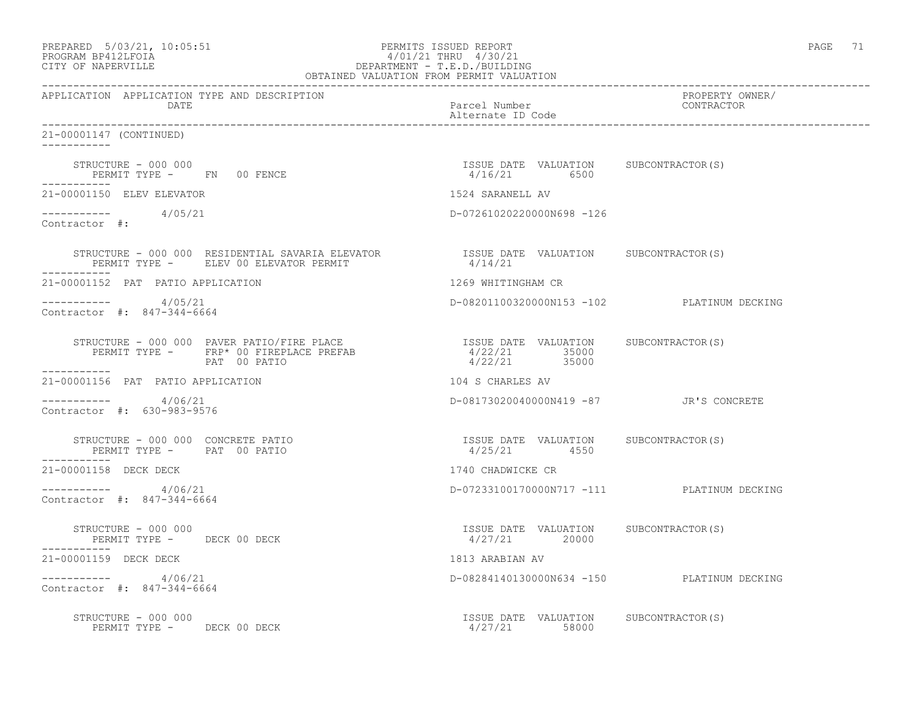PREPARED 5/03/21, 10:05:51
PROGRAM BP412LFOIA
CITY OF NAPERVILLE

PERMITS ISSUED REPORT
4/01/21 THRU 4/30/21
DEPARTMENT - T.E.D./BUILDING
OBTAINED VALUATION FROM PERMIT VALUATION

| APPLICATION | APPLICATION TYPE AND DESCRIPTION DATE | Parcel Number Alternate ID Code | PROPERTY OWNER/ CONTRACTOR |
|---|---|---|---|

21-00001147 (CONTINUED)

STRUCTURE - 000 000
PERMIT TYPE - FN 00 FENCE

| ISSUE DATE | VALUATION | SUBCONTRACTOR(S) |
|---|---|---|
| 4/16/21 | 6500 | |

---

21-00001150 ELEV ELEVATOR — 1524 SARANELL AV

4/05/21 — D-07261020220000N698 -126

Contractor #:

STRUCTURE - 000 000 RESIDENTIAL SAVARIA ELEVATOR
PERMIT TYPE - ELEV 00 ELEVATOR PERMIT

| ISSUE DATE | VALUATION | SUBCONTRACTOR(S) |
|---|---|---|
| 4/14/21 | | |

---

21-00001152 PAT PATIO APPLICATION — 1269 WHITINGHAM CR

4/05/21 — D-08201100320000N153 -102 — PLATINUM DECKING

Contractor #: 847-344-6664

STRUCTURE - 000 000 PAVER PATIO/FIRE PLACE
PERMIT TYPE - FRP* 00 FIREPLACE PREFAB
PAT 00 PATIO

| ISSUE DATE | VALUATION | SUBCONTRACTOR(S) |
|---|---|---|
| 4/22/21 | 35000 | |
| 4/22/21 | 35000 | |

---

21-00001156 PAT PATIO APPLICATION — 104 S CHARLES AV

4/06/21 — D-08173020040000N419 -87 — JR'S CONCRETE

Contractor #: 630-983-9576

STRUCTURE - 000 000 CONCRETE PATIO
PERMIT TYPE - PAT 00 PATIO

| ISSUE DATE | VALUATION | SUBCONTRACTOR(S) |
|---|---|---|
| 4/25/21 | 4550 | |

---

21-00001158 DECK DECK — 1740 CHADWICKE CR

4/06/21 — D-07233100170000N717 -111 — PLATINUM DECKING

Contractor #: 847-344-6664

STRUCTURE - 000 000
PERMIT TYPE - DECK 00 DECK

| ISSUE DATE | VALUATION | SUBCONTRACTOR(S) |
|---|---|---|
| 4/27/21 | 20000 | |

---

21-00001159 DECK DECK — 1813 ARABIAN AV

4/06/21 — D-08284140130000N634 -150 — PLATINUM DECKING

Contractor #: 847-344-6664

STRUCTURE - 000 000
PERMIT TYPE - DECK 00 DECK

| ISSUE DATE | VALUATION | SUBCONTRACTOR(S) |
|---|---|---|
| 4/27/21 | 58000 | |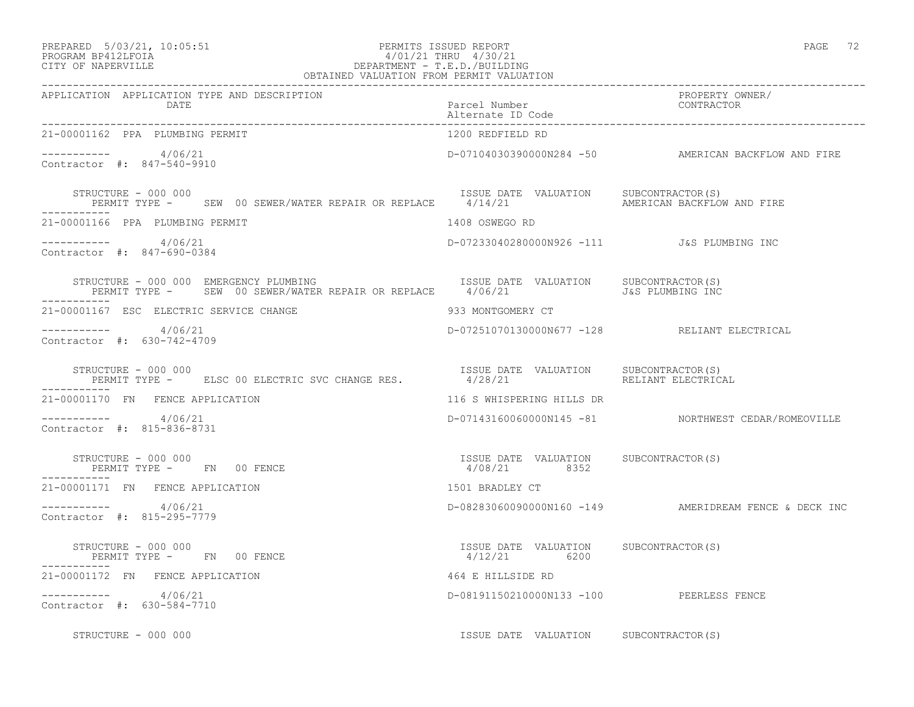PREPARED 5/03/21, 10:05:51 PERMITS ISSUED REPORT
PROGRAM BP412LFOIA 4/01/21 THRU 4/30/21
CITY OF NAPERVILLE DEPARTMENT - T.E.D./BUILDING
OBTAINED VALUATION FROM PERMIT VALUATION

| APPLICATION | APPLICATION TYPE AND DESCRIPTION / DATE | Parcel Number / Alternate ID Code | PROPERTY OWNER/ CONTRACTOR |
|---|---|---|---|
| 21-00001162 | PPA PLUMBING PERMIT | 1200 REDFIELD RD | |
| ----------- | 4/06/21 | D-07104030390000N284 -50 | AMERICAN BACKFLOW AND FIRE |
| Contractor #: 847-540-9910 | | | |
| | STRUCTURE - 000 000 / PERMIT TYPE - SEW 00 SEWER/WATER REPAIR OR REPLACE | ISSUE DATE 4/14/21 VALUATION | SUBCONTRACTOR(S) AMERICAN BACKFLOW AND FIRE |
| 21-00001166 | PPA PLUMBING PERMIT | 1408 OSWEGO RD | |
| ----------- | 4/06/21 | D-07233040280000N926 -111 | J&S PLUMBING INC |
| Contractor #: 847-690-0384 | | | |
| | STRUCTURE - 000 000 EMERGENCY PLUMBING / PERMIT TYPE - SEW 00 SEWER/WATER REPAIR OR REPLACE | ISSUE DATE 4/06/21 VALUATION | SUBCONTRACTOR(S) J&S PLUMBING INC |
| 21-00001167 | ESC ELECTRIC SERVICE CHANGE | 933 MONTGOMERY CT | |
| ----------- | 4/06/21 | D-07251070130000N677 -128 | RELIANT ELECTRICAL |
| Contractor #: 630-742-4709 | | | |
| | STRUCTURE - 000 000 / PERMIT TYPE - ELSC 00 ELECTRIC SVC CHANGE RES. | ISSUE DATE 4/28/21 VALUATION | SUBCONTRACTOR(S) RELIANT ELECTRICAL |
| 21-00001170 | FN FENCE APPLICATION | 116 S WHISPERING HILLS DR | |
| ----------- | 4/06/21 | D-07143160060000N145 -81 | NORTHWEST CEDAR/ROMEOVILLE |
| Contractor #: 815-836-8731 | | | |
| | STRUCTURE - 000 000 / PERMIT TYPE - FN 00 FENCE | ISSUE DATE 4/08/21 VALUATION 8352 | SUBCONTRACTOR(S) |
| 21-00001171 | FN FENCE APPLICATION | 1501 BRADLEY CT | |
| ----------- | 4/06/21 | D-08283060090000N160 -149 | AMERIDREAM FENCE & DECK INC |
| Contractor #: 815-295-7779 | | | |
| | STRUCTURE - 000 000 / PERMIT TYPE - FN 00 FENCE | ISSUE DATE 4/12/21 VALUATION 6200 | SUBCONTRACTOR(S) |
| 21-00001172 | FN FENCE APPLICATION | 464 E HILLSIDE RD | |
| ----------- | 4/06/21 | D-08191150210000N133 -100 | PEERLESS FENCE |
| Contractor #: 630-584-7710 | | | |
| | STRUCTURE - 000 000 | ISSUE DATE VALUATION | SUBCONTRACTOR(S) |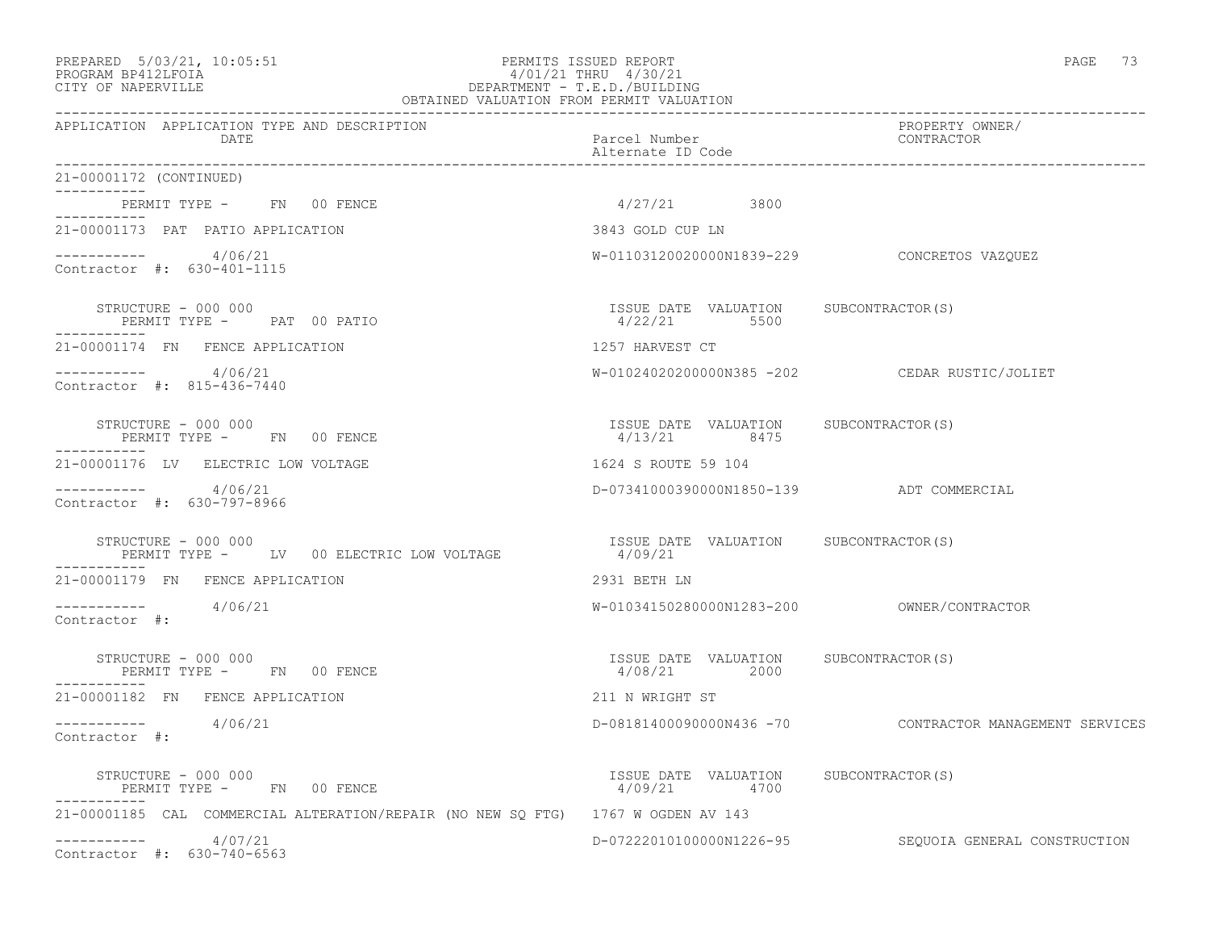PREPARED 5/03/21, 10:05:51 PERMITS ISSUED REPORT
PROGRAM BP412LFOIA 4/01/21 THRU 4/30/21
CITY OF NAPERVILLE DEPARTMENT - T.E.D./BUILDING
OBTAINED VALUATION FROM PERMIT VALUATION

| APPLICATION | APPLICATION TYPE AND DESCRIPTION / DATE | Parcel Number / Alternate ID Code | PROPERTY OWNER/ CONTRACTOR |
|---|---|---|---|
| 21-00001172 (CONTINUED) | | | |
| | PERMIT TYPE - FN 00 FENCE | 4/27/21 3800 | |
| 21-00001173 | PAT PATIO APPLICATION | 3843 GOLD CUP LN | |
| | 4/06/21 Contractor #: 630-401-1115 | W-01103120020000N1839-229 | CONCRETOS VAZQUEZ |
| | STRUCTURE - 000 000 PERMIT TYPE - PAT 00 PATIO | ISSUE DATE 4/22/21 VALUATION 5500 | SUBCONTRACTOR(S) |
| 21-00001174 | FN FENCE APPLICATION | 1257 HARVEST CT | |
| | 4/06/21 Contractor #: 815-436-7440 | W-01024020200000N385 -202 | CEDAR RUSTIC/JOLIET |
| | STRUCTURE - 000 000 PERMIT TYPE - FN 00 FENCE | ISSUE DATE 4/13/21 VALUATION 8475 | SUBCONTRACTOR(S) |
| 21-00001176 | LV ELECTRIC LOW VOLTAGE | 1624 S ROUTE 59 104 | |
| | 4/06/21 Contractor #: 630-797-8966 | D-07341000390000N1850-139 | ADT COMMERCIAL |
| | STRUCTURE - 000 000 PERMIT TYPE - LV 00 ELECTRIC LOW VOLTAGE | ISSUE DATE 4/09/21 VALUATION | SUBCONTRACTOR(S) |
| 21-00001179 | FN FENCE APPLICATION | 2931 BETH LN | |
| | 4/06/21 Contractor #: | W-01034150280000N1283-200 | OWNER/CONTRACTOR |
| | STRUCTURE - 000 000 PERMIT TYPE - FN 00 FENCE | ISSUE DATE 4/08/21 VALUATION 2000 | SUBCONTRACTOR(S) |
| 21-00001182 | FN FENCE APPLICATION | 211 N WRIGHT ST | |
| | 4/06/21 Contractor #: | D-08181400090000N436 -70 | CONTRACTOR MANAGEMENT SERVICES |
| | STRUCTURE - 000 000 PERMIT TYPE - FN 00 FENCE | ISSUE DATE 4/09/21 VALUATION 4700 | SUBCONTRACTOR(S) |
| 21-00001185 | CAL COMMERCIAL ALTERATION/REPAIR (NO NEW SQ FTG) | 1767 W OGDEN AV 143 | |
| | 4/07/21 Contractor #: 630-740-6563 | D-07222010100000N1226-95 | SEQUOIA GENERAL CONSTRUCTION |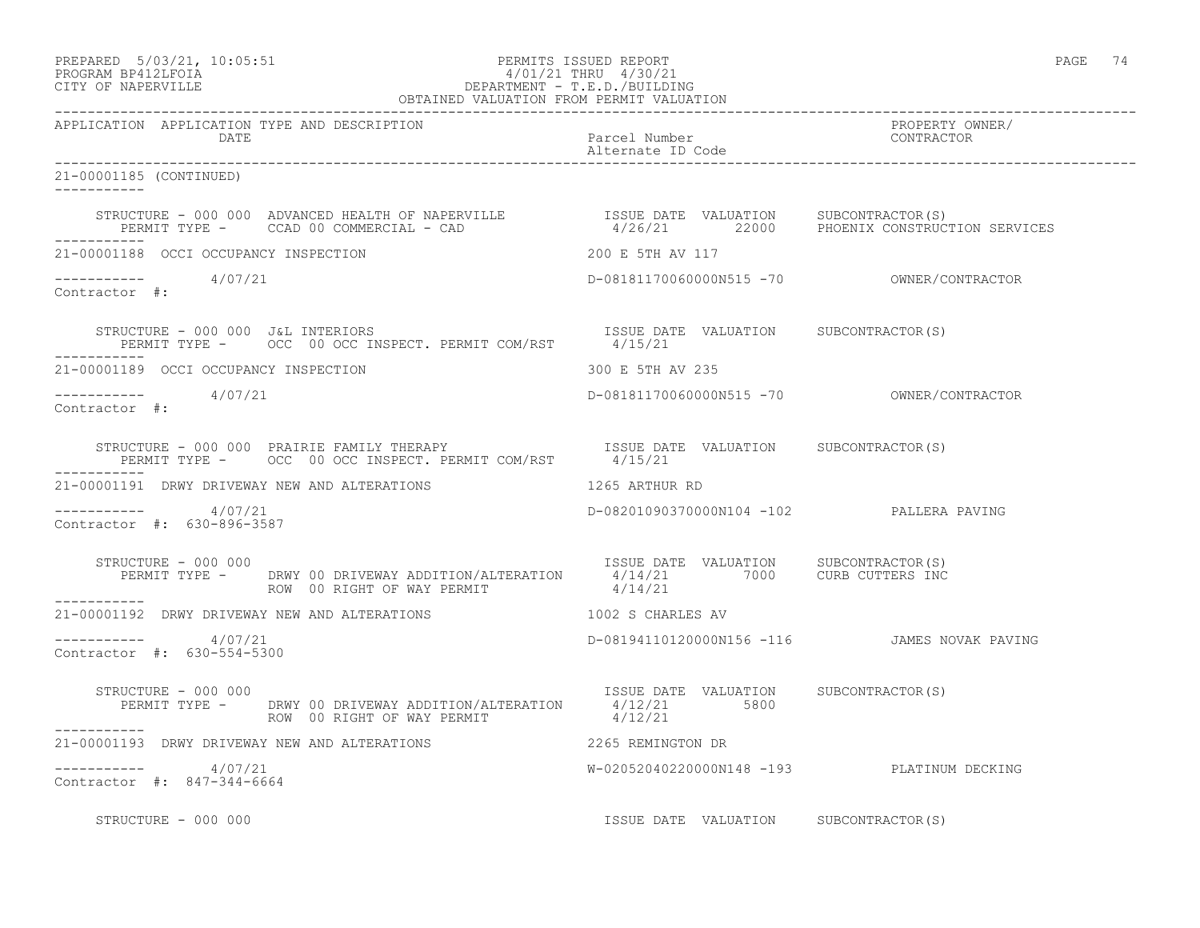PREPARED 5/03/21, 10:05:51 PERMITS ISSUED REPORT
PROGRAM BP412LFOIA 4/01/21 THRU 4/30/21
CITY OF NAPERVILLE DEPARTMENT - T.E.D./BUILDING
OBTAINED VALUATION FROM PERMIT VALUATION

| APPLICATION | APPLICATION TYPE AND DESCRIPTION / DATE | Parcel Number / Alternate ID Code | PROPERTY OWNER/ CONTRACTOR |
|---|---|---|---|

**21-00001185 (CONTINUED)**

STRUCTURE - 000 000 ADVANCED HEALTH OF NAPERVILLE — ISSUE DATE 4/26/21, VALUATION 22000, SUBCONTRACTOR(S): PHOENIX CONSTRUCTION SERVICES
PERMIT TYPE - CCAD 00 COMMERCIAL - CAD

---

**21-00001188 OCCI OCCUPANCY INSPECTION** — 200 E 5TH AV 117
4/07/21 — D-08181170060000N515 -70 — OWNER/CONTRACTOR
Contractor #:

STRUCTURE - 000 000 J&L INTERIORS — ISSUE DATE 4/15/21, VALUATION, SUBCONTRACTOR(S)
PERMIT TYPE - OCC 00 OCC INSPECT. PERMIT COM/RST

---

**21-00001189 OCCI OCCUPANCY INSPECTION** — 300 E 5TH AV 235
4/07/21 — D-08181170060000N515 -70 — OWNER/CONTRACTOR
Contractor #:

STRUCTURE - 000 000 PRAIRIE FAMILY THERAPY — ISSUE DATE 4/15/21, VALUATION, SUBCONTRACTOR(S)
PERMIT TYPE - OCC 00 OCC INSPECT. PERMIT COM/RST

---

**21-00001191 DRWY DRIVEWAY NEW AND ALTERATIONS** — 1265 ARTHUR RD
4/07/21 — D-08201090370000N104 -102 — PALLERA PAVING
Contractor #: 630-896-3587

STRUCTURE - 000 000

| PERMIT TYPE | ISSUE DATE | VALUATION | SUBCONTRACTOR(S) |
|---|---|---|---|
| DRWY 00 DRIVEWAY ADDITION/ALTERATION | 4/14/21 | 7000 | CURB CUTTERS INC |
| ROW 00 RIGHT OF WAY PERMIT | 4/14/21 | | |

---

**21-00001192 DRWY DRIVEWAY NEW AND ALTERATIONS** — 1002 S CHARLES AV
4/07/21 — D-08194110120000N156 -116 — JAMES NOVAK PAVING
Contractor #: 630-554-5300

STRUCTURE - 000 000

| PERMIT TYPE | ISSUE DATE | VALUATION | SUBCONTRACTOR(S) |
|---|---|---|---|
| DRWY 00 DRIVEWAY ADDITION/ALTERATION | 4/12/21 | 5800 | |
| ROW 00 RIGHT OF WAY PERMIT | 4/12/21 | | |

---

**21-00001193 DRWY DRIVEWAY NEW AND ALTERATIONS** — 2265 REMINGTON DR
4/07/21 — W-02052040220000N148 -193 — PLATINUM DECKING
Contractor #: 847-344-6664

STRUCTURE - 000 000 — ISSUE DATE, VALUATION, SUBCONTRACTOR(S)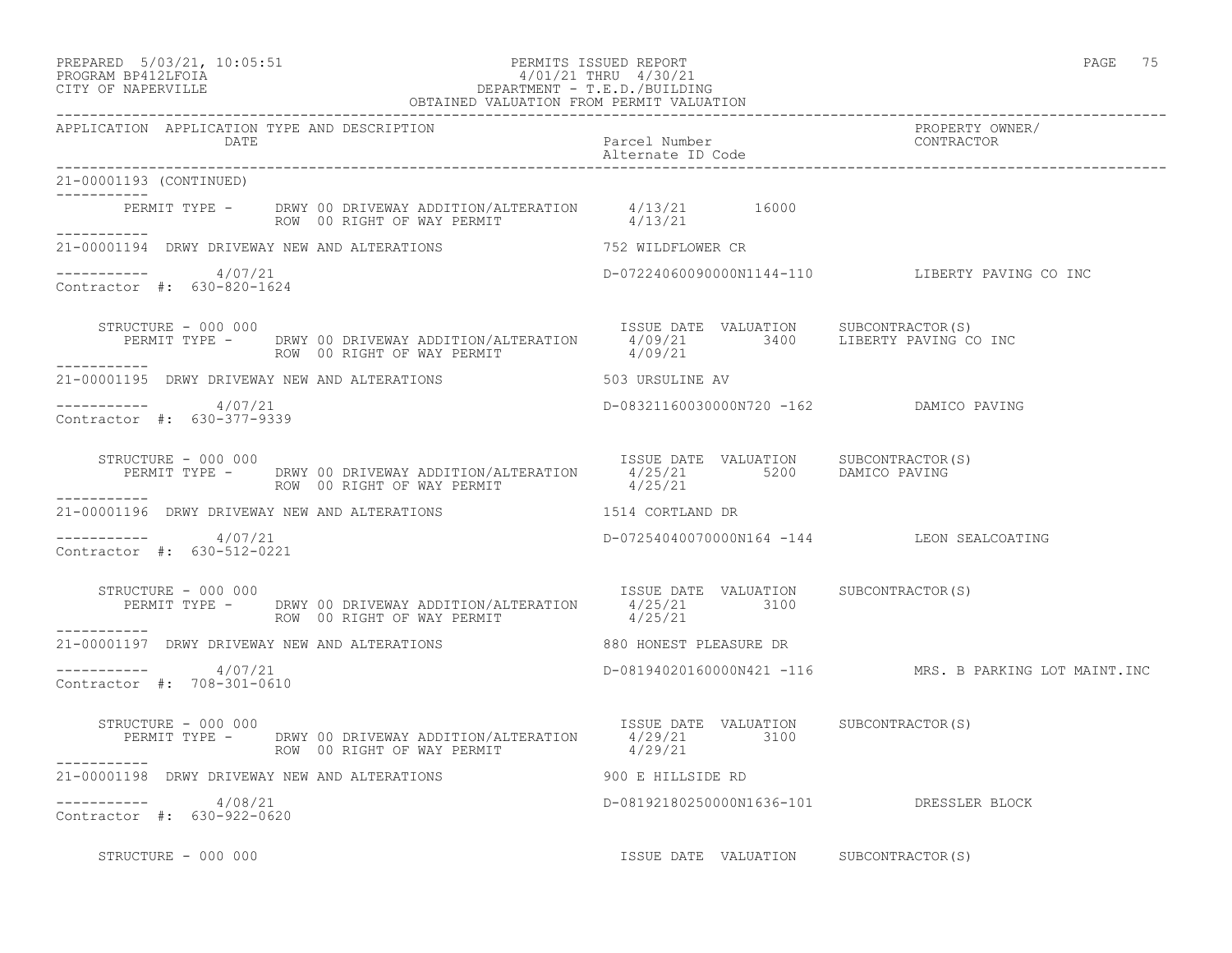21-00001193 (CONTINUED)

| | | | |
|---|---|---|---|
| PERMIT TYPE - DRWY 00 DRIVEWAY ADDITION/ALTERATION | 4/13/21 | 16000 | |
| ROW 00 RIGHT OF WAY PERMIT | 4/13/21 | | |

---

**21-00001194 DRWY DRIVEWAY NEW AND ALTERATIONS** — 752 WILDFLOWER CR

4/07/21 — D-07224060090000N1144-110 — LIBERTY PAVING CO INC

Contractor #: 630-820-1624

| STRUCTURE - 000 000 | ISSUE DATE | VALUATION | SUBCONTRACTOR(S) |
|---|---|---|---|
| PERMIT TYPE - DRWY 00 DRIVEWAY ADDITION/ALTERATION | 4/09/21 | 3400 | LIBERTY PAVING CO INC |
| ROW 00 RIGHT OF WAY PERMIT | 4/09/21 | | |

---

**21-00001195 DRWY DRIVEWAY NEW AND ALTERATIONS** — 503 URSULINE AV

4/07/21 — D-08321160030000N720 -162 — DAMICO PAVING

Contractor #: 630-377-9339

| STRUCTURE - 000 000 | ISSUE DATE | VALUATION | SUBCONTRACTOR(S) |
|---|---|---|---|
| PERMIT TYPE - DRWY 00 DRIVEWAY ADDITION/ALTERATION | 4/25/21 | 5200 | DAMICO PAVING |
| ROW 00 RIGHT OF WAY PERMIT | 4/25/21 | | |

---

**21-00001196 DRWY DRIVEWAY NEW AND ALTERATIONS** — 1514 CORTLAND DR

4/07/21 — D-07254040070000N164 -144 — LEON SEALCOATING

Contractor #: 630-512-0221

| STRUCTURE - 000 000 | ISSUE DATE | VALUATION | SUBCONTRACTOR(S) |
|---|---|---|---|
| PERMIT TYPE - DRWY 00 DRIVEWAY ADDITION/ALTERATION | 4/25/21 | 3100 | |
| ROW 00 RIGHT OF WAY PERMIT | 4/25/21 | | |

---

**21-00001197 DRWY DRIVEWAY NEW AND ALTERATIONS** — 880 HONEST PLEASURE DR

4/07/21 — D-08194020160000N421 -116 — MRS. B PARKING LOT MAINT.INC

Contractor #: 708-301-0610

| STRUCTURE - 000 000 | ISSUE DATE | VALUATION | SUBCONTRACTOR(S) |
|---|---|---|---|
| PERMIT TYPE - DRWY 00 DRIVEWAY ADDITION/ALTERATION | 4/29/21 | 3100 | |
| ROW 00 RIGHT OF WAY PERMIT | 4/29/21 | | |

---

**21-00001198 DRWY DRIVEWAY NEW AND ALTERATIONS** — 900 E HILLSIDE RD

4/08/21 — D-08192180250000N1636-101 — DRESSLER BLOCK

Contractor #: 630-922-0620

| STRUCTURE - 000 000 | ISSUE DATE | VALUATION | SUBCONTRACTOR(S) |
|---|---|---|---|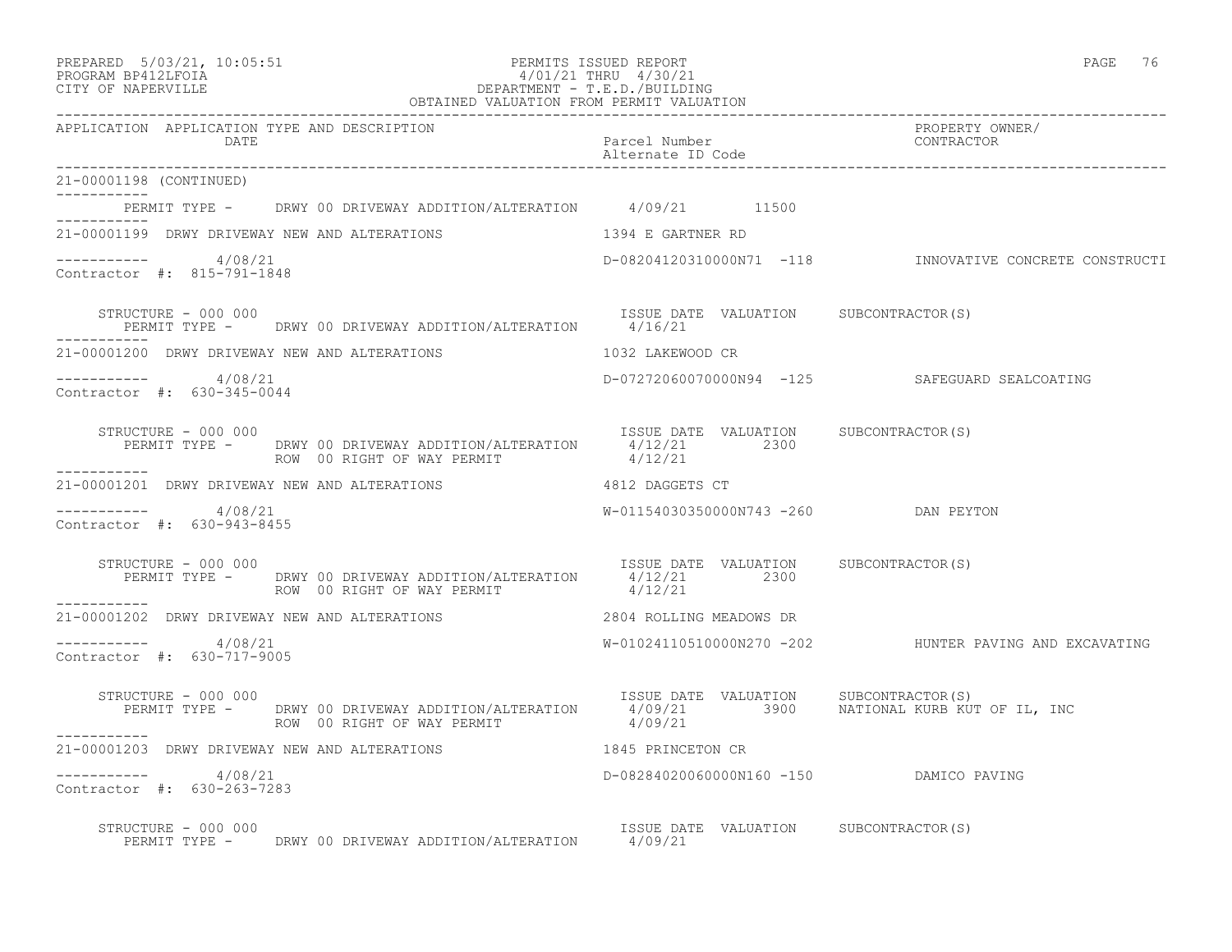OBTAINED VALUATION FROM PERMIT VALUATION

```
APPLICATION  APPLICATION TYPE AND DESCRIPTION                                                                    PROPERTY OWNER/
             DATE                                                         Parcel Number                          CONTRACTOR
                                                                          Alternate ID Code

21-00001198 (CONTINUED)
-----------
        PERMIT TYPE -     DRWY 00 DRIVEWAY ADDITION/ALTERATION      4/09/21        11500
-----------
21-00001199  DRWY DRIVEWAY NEW AND ALTERATIONS                          1394 E GARTNER RD

-----------       4/08/21                                             D-08204120310000N71  -118          INNOVATIVE CONCRETE CONSTRUCTI
Contractor  #:  815-791-1848

     STRUCTURE - 000 000                                                ISSUE DATE  VALUATION     SUBCONTRACTOR(S)
        PERMIT TYPE -     DRWY 00 DRIVEWAY ADDITION/ALTERATION      4/16/21
-----------
21-00001200  DRWY DRIVEWAY NEW AND ALTERATIONS                          1032 LAKEWOOD CR

-----------       4/08/21                                             D-07272060070000N94  -125          SAFEGUARD SEALCOATING
Contractor  #:  630-345-0044

     STRUCTURE - 000 000                                                ISSUE DATE  VALUATION     SUBCONTRACTOR(S)
        PERMIT TYPE -     DRWY 00 DRIVEWAY ADDITION/ALTERATION      4/12/21          2300
                          ROW  00 RIGHT OF WAY PERMIT               4/12/21
-----------
21-00001201  DRWY DRIVEWAY NEW AND ALTERATIONS                          4812 DAGGETS CT

-----------       4/08/21                                             W-01154030350000N743 -260          DAN PEYTON
Contractor  #:  630-943-8455

     STRUCTURE - 000 000                                                ISSUE DATE  VALUATION     SUBCONTRACTOR(S)
        PERMIT TYPE -     DRWY 00 DRIVEWAY ADDITION/ALTERATION      4/12/21          2300
                          ROW  00 RIGHT OF WAY PERMIT               4/12/21
-----------
21-00001202  DRWY DRIVEWAY NEW AND ALTERATIONS                          2804 ROLLING MEADOWS DR

-----------       4/08/21                                             W-01024110510000N270 -202          HUNTER PAVING AND EXCAVATING
Contractor  #:  630-717-9005

     STRUCTURE - 000 000                                                ISSUE DATE  VALUATION     SUBCONTRACTOR(S)
        PERMIT TYPE -     DRWY 00 DRIVEWAY ADDITION/ALTERATION      4/09/21          3900     NATIONAL KURB KUT OF IL, INC
                          ROW  00 RIGHT OF WAY PERMIT               4/09/21
-----------
21-00001203  DRWY DRIVEWAY NEW AND ALTERATIONS                          1845 PRINCETON CR

-----------       4/08/21                                             D-08284020060000N160 -150          DAMICO PAVING
Contractor  #:  630-263-7283

     STRUCTURE - 000 000                                                ISSUE DATE  VALUATION     SUBCONTRACTOR(S)
        PERMIT TYPE -     DRWY 00 DRIVEWAY ADDITION/ALTERATION      4/09/21
```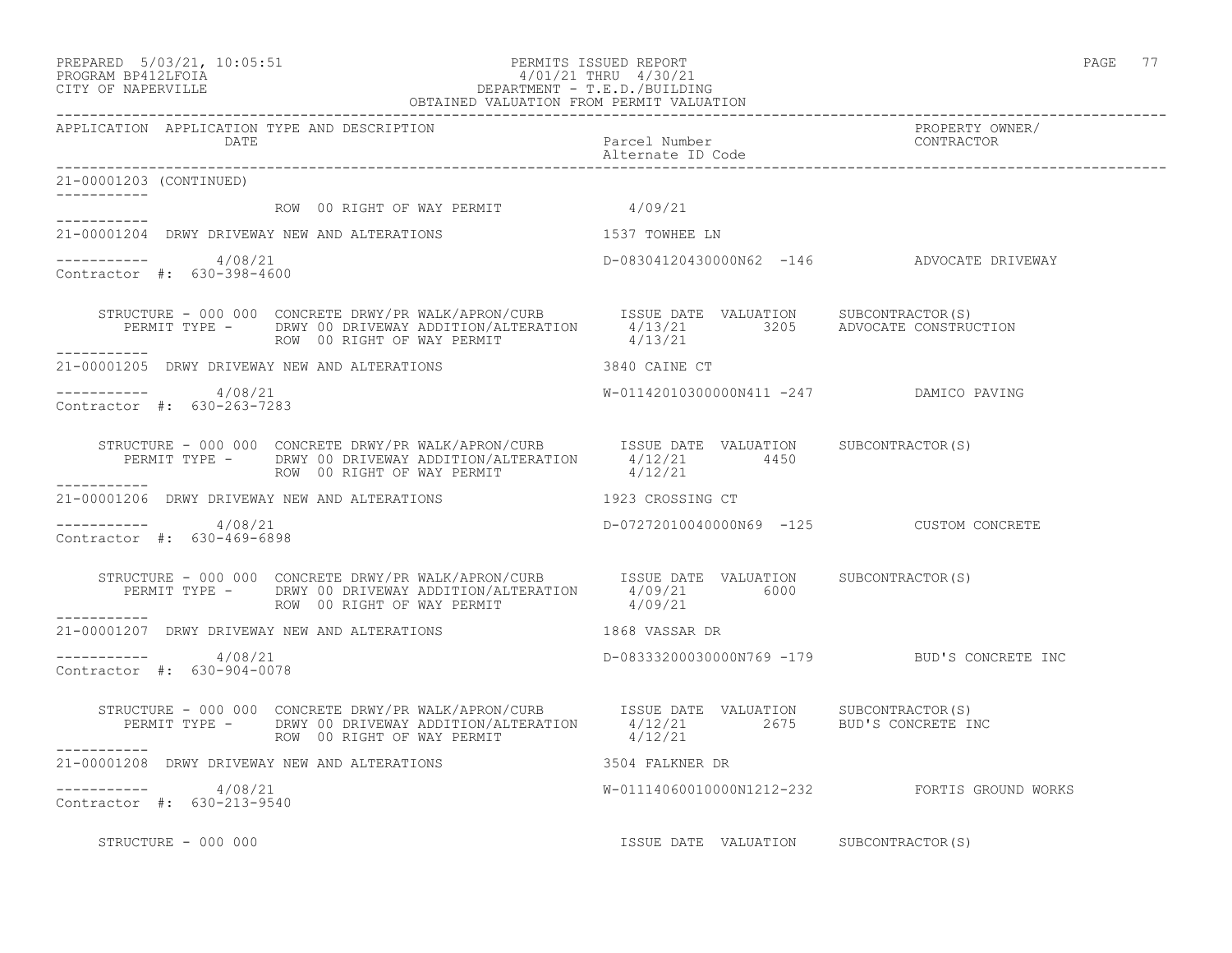PREPARED 5/03/21, 10:05:51
PROGRAM BP412LFOIA
CITY OF NAPERVILLE

PERMITS ISSUED REPORT
4/01/21 THRU 4/30/21
DEPARTMENT - T.E.D./BUILDING
OBTAINED VALUATION FROM PERMIT VALUATION

| APPLICATION | APPLICATION TYPE AND DESCRIPTION / DATE | Parcel Number / Alternate ID Code | PROPERTY OWNER/ CONTRACTOR |
|---|---|---|---|

21-00001203 (CONTINUED)

ROW 00 RIGHT OF WAY PERMIT 4/09/21

---

21-00001204 DRWY DRIVEWAY NEW AND ALTERATIONS — 1537 TOWHEE LN

4/08/21 — D-08304120430000N62 -146 — ADVOCATE DRIVEWAY

Contractor #: 630-398-4600

| STRUCTURE - 000 000 CONCRETE DRWY/PR WALK/APRON/CURB | ISSUE DATE | VALUATION | SUBCONTRACTOR(S) |
|---|---|---|---|
| PERMIT TYPE - DRWY 00 DRIVEWAY ADDITION/ALTERATION | 4/13/21 | 3205 | ADVOCATE CONSTRUCTION |
| ROW 00 RIGHT OF WAY PERMIT | 4/13/21 | | |

---

21-00001205 DRWY DRIVEWAY NEW AND ALTERATIONS — 3840 CAINE CT

4/08/21 — W-01142010300000N411 -247 — DAMICO PAVING

Contractor #: 630-263-7283

| STRUCTURE - 000 000 CONCRETE DRWY/PR WALK/APRON/CURB | ISSUE DATE | VALUATION | SUBCONTRACTOR(S) |
|---|---|---|---|
| PERMIT TYPE - DRWY 00 DRIVEWAY ADDITION/ALTERATION | 4/12/21 | 4450 | |
| ROW 00 RIGHT OF WAY PERMIT | 4/12/21 | | |

---

21-00001206 DRWY DRIVEWAY NEW AND ALTERATIONS — 1923 CROSSING CT

4/08/21 — D-07272010040000N69 -125 — CUSTOM CONCRETE

Contractor #: 630-469-6898

| STRUCTURE - 000 000 CONCRETE DRWY/PR WALK/APRON/CURB | ISSUE DATE | VALUATION | SUBCONTRACTOR(S) |
|---|---|---|---|
| PERMIT TYPE - DRWY 00 DRIVEWAY ADDITION/ALTERATION | 4/09/21 | 6000 | |
| ROW 00 RIGHT OF WAY PERMIT | 4/09/21 | | |

---

21-00001207 DRWY DRIVEWAY NEW AND ALTERATIONS — 1868 VASSAR DR

4/08/21 — D-08333200030000N769 -179 — BUD'S CONCRETE INC

Contractor #: 630-904-0078

| STRUCTURE - 000 000 CONCRETE DRWY/PR WALK/APRON/CURB | ISSUE DATE | VALUATION | SUBCONTRACTOR(S) |
|---|---|---|---|
| PERMIT TYPE - DRWY 00 DRIVEWAY ADDITION/ALTERATION | 4/12/21 | 2675 | BUD'S CONCRETE INC |
| ROW 00 RIGHT OF WAY PERMIT | 4/12/21 | | |

---

21-00001208 DRWY DRIVEWAY NEW AND ALTERATIONS — 3504 FALKNER DR

4/08/21 — W-01114060010000N1212-232 — FORTIS GROUND WORKS

Contractor #: 630-213-9540

| STRUCTURE - 000 000 | ISSUE DATE | VALUATION | SUBCONTRACTOR(S) |
|---|---|---|---|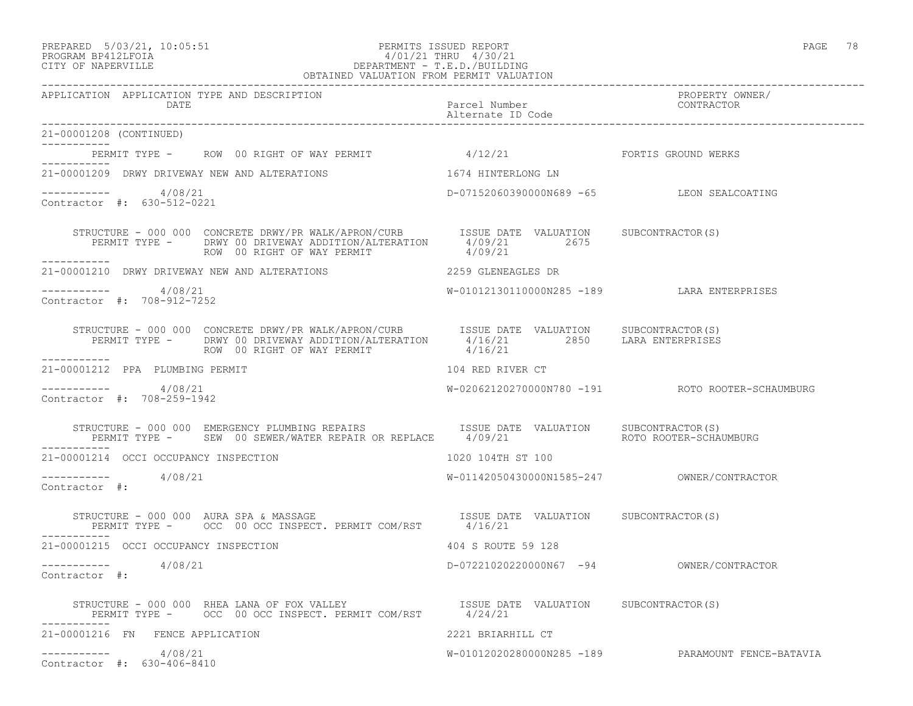PREPARED 5/03/21, 10:05:51 PERMITS ISSUED REPORT
PROGRAM BP412LFOIA 4/01/21 THRU 4/30/21
CITY OF NAPERVILLE DEPARTMENT - T.E.D./BUILDING
OBTAINED VALUATION FROM PERMIT VALUATION

| APPLICATION | APPLICATION TYPE AND DESCRIPTION DATE | Parcel Number Alternate ID Code | PROPERTY OWNER/ CONTRACTOR |
|---|---|---|---|

21-00001208 (CONTINUED)

PERMIT TYPE - ROW 00 RIGHT OF WAY PERMIT 4/12/21 FORTIS GROUND WERKS

21-00001209 DRWY DRIVEWAY NEW AND ALTERATIONS 1674 HINTERLONG LN

----------- 4/08/21 D-07152060390000N689 -65 LEON SEALCOATING
Contractor #: 630-512-0221

STRUCTURE - 000 000 CONCRETE DRWY/PR WALK/APRON/CURB ISSUE DATE VALUATION SUBCONTRACTOR(S)
PERMIT TYPE - DRWY 00 DRIVEWAY ADDITION/ALTERATION 4/09/21 2675
ROW 00 RIGHT OF WAY PERMIT 4/09/21

21-00001210 DRWY DRIVEWAY NEW AND ALTERATIONS 2259 GLENEAGLES DR

----------- 4/08/21 W-01012130110000N285 -189 LARA ENTERPRISES
Contractor #: 708-912-7252

STRUCTURE - 000 000 CONCRETE DRWY/PR WALK/APRON/CURB ISSUE DATE VALUATION SUBCONTRACTOR(S)
PERMIT TYPE - DRWY 00 DRIVEWAY ADDITION/ALTERATION 4/16/21 2850 LARA ENTERPRISES
ROW 00 RIGHT OF WAY PERMIT 4/16/21

21-00001212 PPA PLUMBING PERMIT 104 RED RIVER CT

----------- 4/08/21 W-02062120270000N780 -191 ROTO ROOTER-SCHAUMBURG
Contractor #: 708-259-1942

STRUCTURE - 000 000 EMERGENCY PLUMBING REPAIRS ISSUE DATE VALUATION SUBCONTRACTOR(S)
PERMIT TYPE - SEW 00 SEWER/WATER REPAIR OR REPLACE 4/09/21 ROTO ROOTER-SCHAUMBURG

21-00001214 OCCI OCCUPANCY INSPECTION 1020 104TH ST 100

----------- 4/08/21 W-01142050430000N1585-247 OWNER/CONTRACTOR
Contractor #:

STRUCTURE - 000 000 AURA SPA & MASSAGE ISSUE DATE VALUATION SUBCONTRACTOR(S)
PERMIT TYPE - OCC 00 OCC INSPECT. PERMIT COM/RST 4/16/21

21-00001215 OCCI OCCUPANCY INSPECTION 404 S ROUTE 59 128

----------- 4/08/21 D-07221020220000N67 -94 OWNER/CONTRACTOR
Contractor #:

STRUCTURE - 000 000 RHEA LANA OF FOX VALLEY ISSUE DATE VALUATION SUBCONTRACTOR(S)
PERMIT TYPE - OCC 00 OCC INSPECT. PERMIT COM/RST 4/24/21

21-00001216 FN FENCE APPLICATION 2221 BRIARHILL CT

----------- 4/08/21 W-01012020280000N285 -189 PARAMOUNT FENCE-BATAVIA
Contractor #: 630-406-8410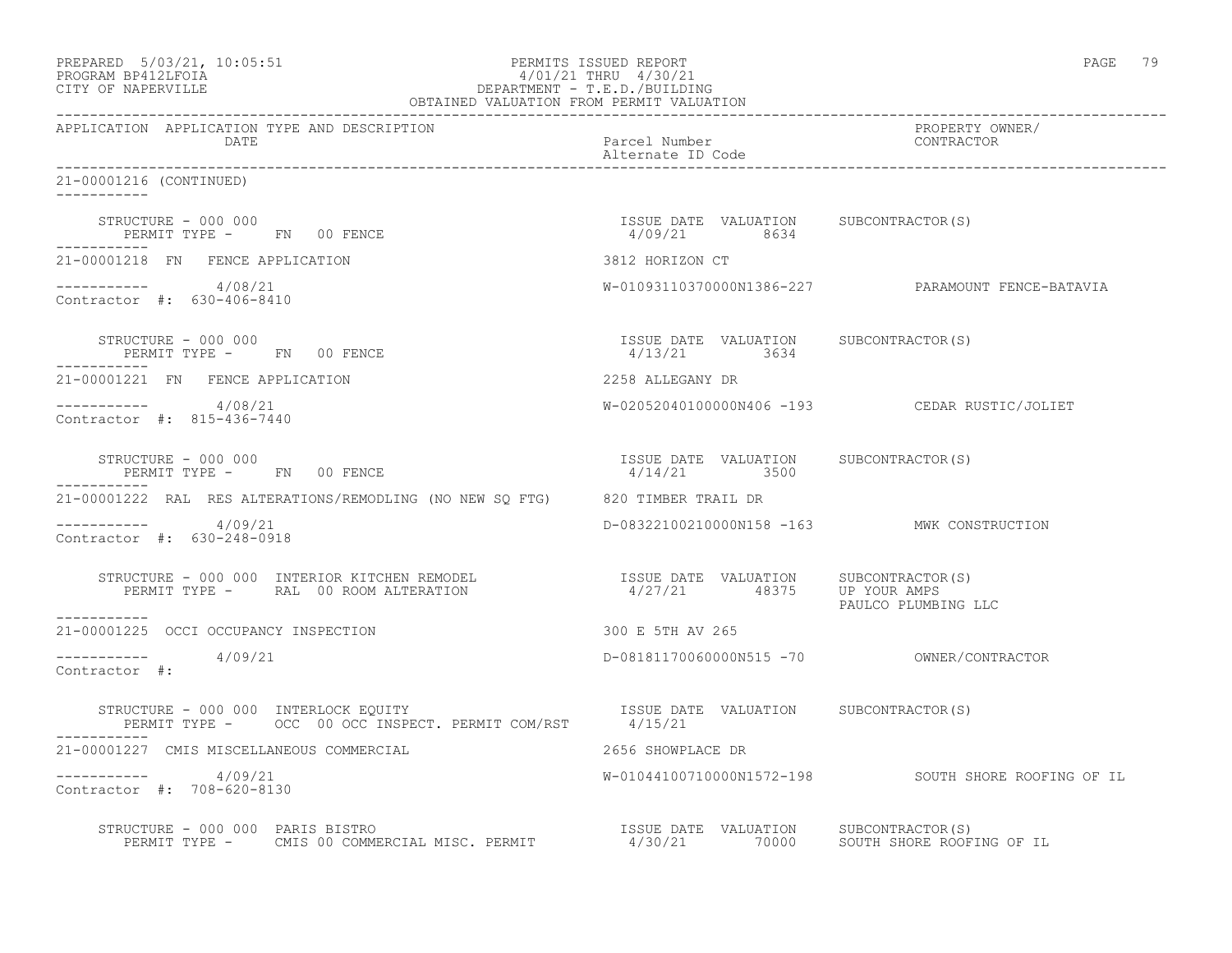PREPARED 5/03/21, 10:05:51 PERMITS ISSUED REPORT
PROGRAM BP412LFOIA 4/01/21 THRU 4/30/21
CITY OF NAPERVILLE DEPARTMENT - T.E.D./BUILDING
OBTAINED VALUATION FROM PERMIT VALUATION

APPLICATION APPLICATION TYPE AND DESCRIPTION / DATE | Parcel Number / Alternate ID Code | PROPERTY OWNER/ CONTRACTOR

21-00001216 (CONTINUED)

STRUCTURE - 000 000
PERMIT TYPE - FN 00 FENCE
ISSUE DATE 4/09/21 VALUATION 8634 SUBCONTRACTOR(S)

21-00001218 FN FENCE APPLICATION — 3812 HORIZON CT
4/08/21 — W-01093110370000N1386-227 — PARAMOUNT FENCE-BATAVIA
Contractor #: 630-406-8410

STRUCTURE - 000 000
PERMIT TYPE - FN 00 FENCE
ISSUE DATE 4/13/21 VALUATION 3634 SUBCONTRACTOR(S)

21-00001221 FN FENCE APPLICATION — 2258 ALLEGANY DR
4/08/21 — W-02052040100000N406 -193 — CEDAR RUSTIC/JOLIET
Contractor #: 815-436-7440

STRUCTURE - 000 000
PERMIT TYPE - FN 00 FENCE
ISSUE DATE 4/14/21 VALUATION 3500 SUBCONTRACTOR(S)

21-00001222 RAL RES ALTERATIONS/REMODLING (NO NEW SQ FTG) — 820 TIMBER TRAIL DR
4/09/21 — D-08322100210000N158 -163 — MWK CONSTRUCTION
Contractor #: 630-248-0918

STRUCTURE - 000 000 INTERIOR KITCHEN REMODEL
PERMIT TYPE - RAL 00 ROOM ALTERATION
ISSUE DATE 4/27/21 VALUATION 48375 SUBCONTRACTOR(S) UP YOUR AMPS, PAULCO PLUMBING LLC

21-00001225 OCCI OCCUPANCY INSPECTION — 300 E 5TH AV 265
4/09/21 — D-08181170060000N515 -70 — OWNER/CONTRACTOR
Contractor #:

STRUCTURE - 000 000 INTERLOCK EQUITY
PERMIT TYPE - OCC 00 OCC INSPECT. PERMIT COM/RST
ISSUE DATE 4/15/21 VALUATION SUBCONTRACTOR(S)

21-00001227 CMIS MISCELLANEOUS COMMERCIAL — 2656 SHOWPLACE DR
4/09/21 — W-01044100710000N1572-198 — SOUTH SHORE ROOFING OF IL
Contractor #: 708-620-8130

STRUCTURE - 000 000 PARIS BISTRO
PERMIT TYPE - CMIS 00 COMMERCIAL MISC. PERMIT
ISSUE DATE 4/30/21 VALUATION 70000 SUBCONTRACTOR(S) SOUTH SHORE ROOFING OF IL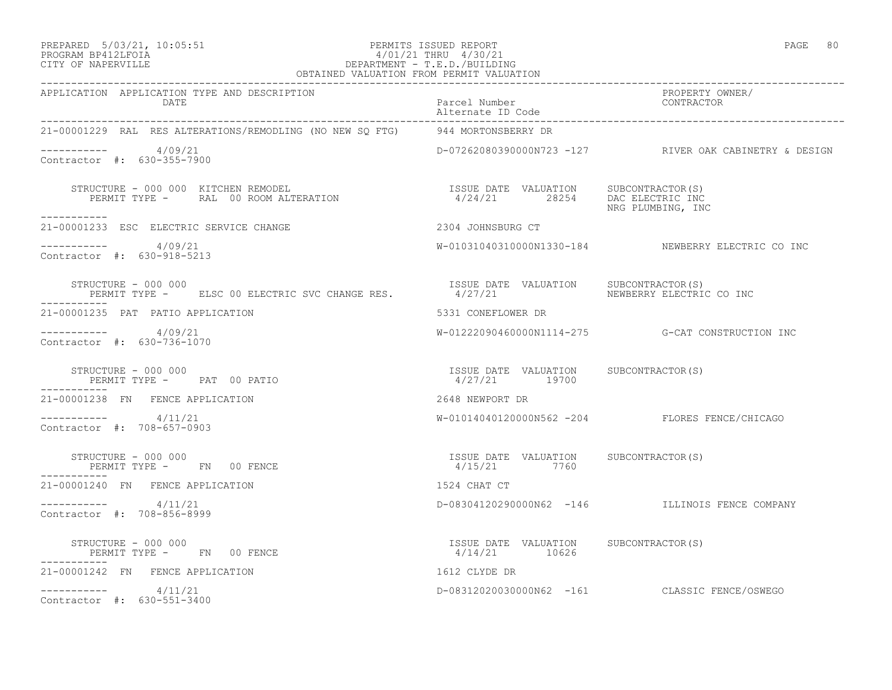PREPARED 5/03/21, 10:05:51 PERMITS ISSUED REPORT
PROGRAM BP412LFOIA 4/01/21 THRU 4/30/21
CITY OF NAPERVILLE DEPARTMENT - T.E.D./BUILDING
OBTAINED VALUATION FROM PERMIT VALUATION

| APPLICATION | APPLICATION TYPE AND DESCRIPTION DATE | Parcel Number / Alternate ID Code | PROPERTY OWNER/ CONTRACTOR |
|---|---|---|---|
| 21-00001229 | RAL RES ALTERATIONS/REMODLING (NO NEW SQ FTG) | 944 MORTONSBERRY DR | |
| ----------- | 4/09/21 | D-07262080390000N723 -127 | RIVER OAK CABINETRY & DESIGN |
| Contractor #: 630-355-7900 | | | |
| | STRUCTURE - 000 000 KITCHEN REMODEL | ISSUE DATE VALUATION | SUBCONTRACTOR(S) |
| | PERMIT TYPE - RAL 00 ROOM ALTERATION | 4/24/21 28254 | DAC ELECTRIC INC |
| | | | NRG PLUMBING, INC |
| 21-00001233 | ESC ELECTRIC SERVICE CHANGE | 2304 JOHNSBURG CT | |
| ----------- | 4/09/21 | W-01031040310000N1330-184 | NEWBERRY ELECTRIC CO INC |
| Contractor #: 630-918-5213 | | | |
| | STRUCTURE - 000 000 | ISSUE DATE VALUATION | SUBCONTRACTOR(S) |
| | PERMIT TYPE - ELSC 00 ELECTRIC SVC CHANGE RES. | 4/27/21 | NEWBERRY ELECTRIC CO INC |
| 21-00001235 | PAT PATIO APPLICATION | 5331 CONEFLOWER DR | |
| ----------- | 4/09/21 | W-01222090460000N1114-275 | G-CAT CONSTRUCTION INC |
| Contractor #: 630-736-1070 | | | |
| | STRUCTURE - 000 000 | ISSUE DATE VALUATION | SUBCONTRACTOR(S) |
| | PERMIT TYPE - PAT 00 PATIO | 4/27/21 19700 | |
| 21-00001238 | FN FENCE APPLICATION | 2648 NEWPORT DR | |
| ----------- | 4/11/21 | W-01014040120000N562 -204 | FLORES FENCE/CHICAGO |
| Contractor #: 708-657-0903 | | | |
| | STRUCTURE - 000 000 | ISSUE DATE VALUATION | SUBCONTRACTOR(S) |
| | PERMIT TYPE - FN 00 FENCE | 4/15/21 7760 | |
| 21-00001240 | FN FENCE APPLICATION | 1524 CHAT CT | |
| ----------- | 4/11/21 | D-08304120290000N62 -146 | ILLINOIS FENCE COMPANY |
| Contractor #: 708-856-8999 | | | |
| | STRUCTURE - 000 000 | ISSUE DATE VALUATION | SUBCONTRACTOR(S) |
| | PERMIT TYPE - FN 00 FENCE | 4/14/21 10626 | |
| 21-00001242 | FN FENCE APPLICATION | 1612 CLYDE DR | |
| ----------- | 4/11/21 | D-08312020030000N62 -161 | CLASSIC FENCE/OSWEGO |
| Contractor #: 630-551-3400 | | | |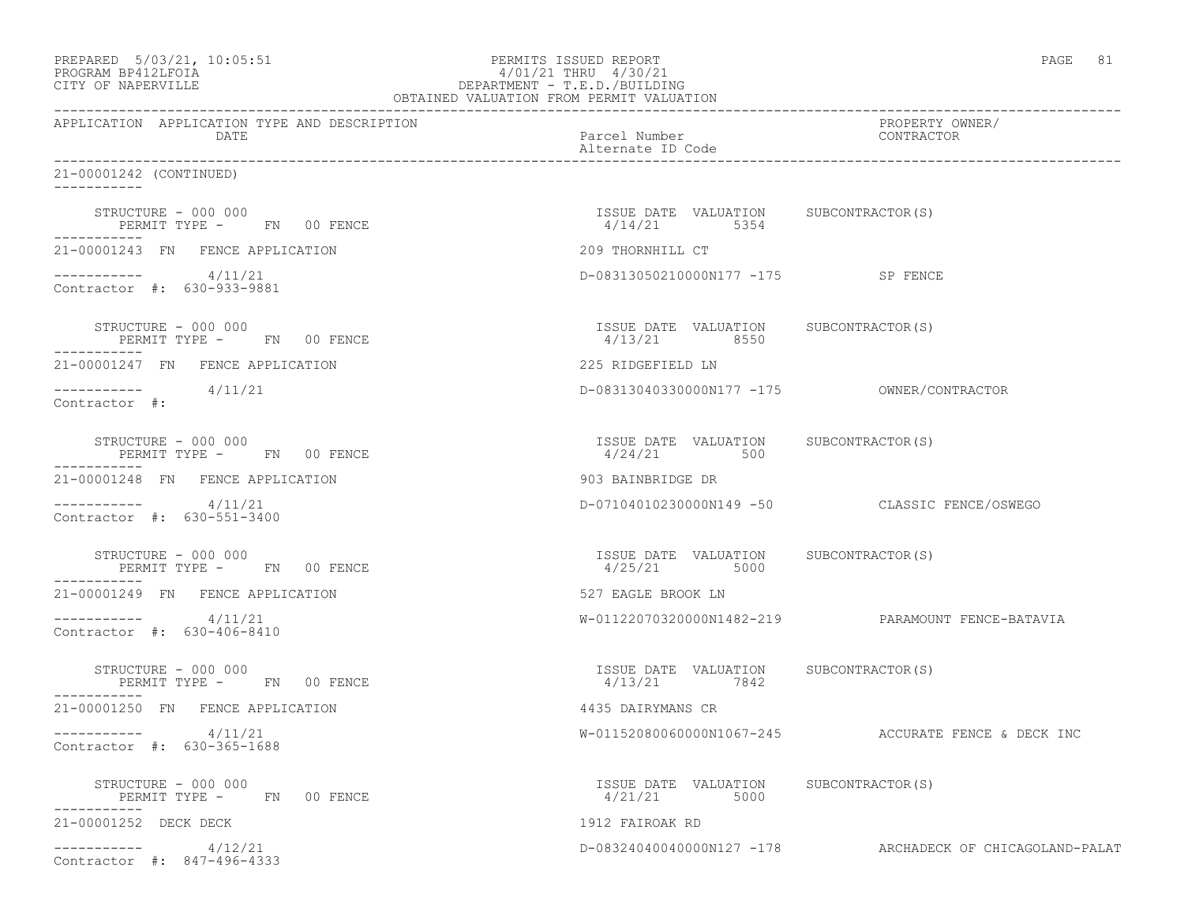OBTAINED VALUATION FROM PERMIT VALUATION

| APPLICATION | APPLICATION TYPE AND DESCRIPTION DATE | Parcel Number / Alternate ID Code | PROPERTY OWNER/ CONTRACTOR |
|---|---|---|---|

21-00001242 (CONTINUED)

STRUCTURE - 000 000
PERMIT TYPE - FN 00 FENCE
ISSUE DATE 4/14/21 VALUATION 5354 SUBCONTRACTOR(S)

21-00001243 FN FENCE APPLICATION — 209 THORNHILL CT
4/11/21 — D-08313050210000N177 -175 — SP FENCE
Contractor #: 630-933-9881

STRUCTURE - 000 000
PERMIT TYPE - FN 00 FENCE
ISSUE DATE 4/13/21 VALUATION 8550 SUBCONTRACTOR(S)

21-00001247 FN FENCE APPLICATION — 225 RIDGEFIELD LN
4/11/21 — D-08313040330000N177 -175 — OWNER/CONTRACTOR
Contractor #:

STRUCTURE - 000 000
PERMIT TYPE - FN 00 FENCE
ISSUE DATE 4/24/21 VALUATION 500 SUBCONTRACTOR(S)

21-00001248 FN FENCE APPLICATION — 903 BAINBRIDGE DR
4/11/21 — D-07104010230000N149 -50 — CLASSIC FENCE/OSWEGO
Contractor #: 630-551-3400

STRUCTURE - 000 000
PERMIT TYPE - FN 00 FENCE
ISSUE DATE 4/25/21 VALUATION 5000 SUBCONTRACTOR(S)

21-00001249 FN FENCE APPLICATION — 527 EAGLE BROOK LN
4/11/21 — W-01122070320000N1482-219 — PARAMOUNT FENCE-BATAVIA
Contractor #: 630-406-8410

STRUCTURE - 000 000
PERMIT TYPE - FN 00 FENCE
ISSUE DATE 4/13/21 VALUATION 7842 SUBCONTRACTOR(S)

21-00001250 FN FENCE APPLICATION — 4435 DAIRYMANS CR
4/11/21 — W-01152080060000N1067-245 — ACCURATE FENCE & DECK INC
Contractor #: 630-365-1688

STRUCTURE - 000 000
PERMIT TYPE - FN 00 FENCE
ISSUE DATE 4/21/21 VALUATION 5000 SUBCONTRACTOR(S)

21-00001252 DECK DECK — 1912 FAIROAK RD
4/12/21 — D-08324040040000N127 -178 — ARCHADECK OF CHICAGOLAND-PALAT
Contractor #: 847-496-4333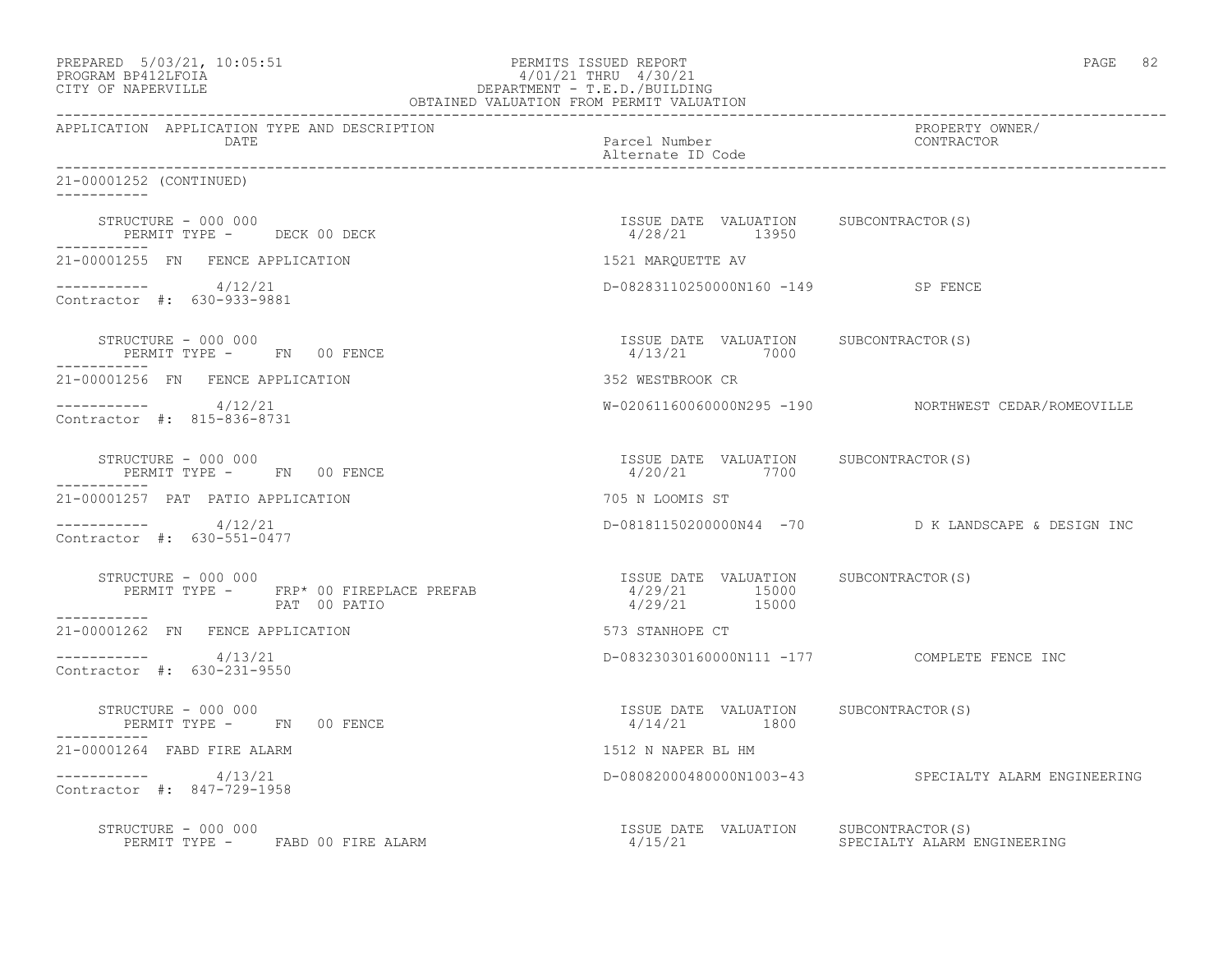PREPARED 5/03/21, 10:05:51
PROGRAM BP412LFOIA
CITY OF NAPERVILLE

PERMITS ISSUED REPORT
4/01/21 THRU 4/30/21
DEPARTMENT - T.E.D./BUILDING
OBTAINED VALUATION FROM PERMIT VALUATION

| APPLICATION | APPLICATION TYPE AND DESCRIPTION / DATE | Parcel Number / Alternate ID Code | PROPERTY OWNER/ CONTRACTOR |
|---|---|---|---|

21-00001252 (CONTINUED)

STRUCTURE - 000 000
PERMIT TYPE - DECK 00 DECK
ISSUE DATE 4/28/21 VALUATION 13950 SUBCONTRACTOR(S)

21-00001255 FN FENCE APPLICATION — 1521 MARQUETTE AV
4/12/21 — D-08283110250000N160 -149 — SP FENCE
Contractor #: 630-933-9881

STRUCTURE - 000 000
PERMIT TYPE - FN 00 FENCE
ISSUE DATE 4/13/21 VALUATION 7000 SUBCONTRACTOR(S)

21-00001256 FN FENCE APPLICATION — 352 WESTBROOK CR
4/12/21 — W-02061160060000N295 -190 — NORTHWEST CEDAR/ROMEOVILLE
Contractor #: 815-836-8731

STRUCTURE - 000 000
PERMIT TYPE - FN 00 FENCE
ISSUE DATE 4/20/21 VALUATION 7700 SUBCONTRACTOR(S)

21-00001257 PAT PATIO APPLICATION — 705 N LOOMIS ST
4/12/21 — D-08181150200000N44 -70 — D K LANDSCAPE & DESIGN INC
Contractor #: 630-551-0477

STRUCTURE - 000 000
PERMIT TYPE - FRP* 00 FIREPLACE PREFAB — ISSUE DATE 4/29/21 VALUATION 15000 SUBCONTRACTOR(S)
PAT 00 PATIO — 4/29/21 15000

21-00001262 FN FENCE APPLICATION — 573 STANHOPE CT
4/13/21 — D-08323030160000N111 -177 — COMPLETE FENCE INC
Contractor #: 630-231-9550

STRUCTURE - 000 000
PERMIT TYPE - FN 00 FENCE
ISSUE DATE 4/14/21 VALUATION 1800 SUBCONTRACTOR(S)

21-00001264 FABD FIRE ALARM — 1512 N NAPER BL HM
4/13/21 — D-08082000480000N1003-43 — SPECIALTY ALARM ENGINEERING
Contractor #: 847-729-1958

STRUCTURE - 000 000
PERMIT TYPE - FABD 00 FIRE ALARM
ISSUE DATE 4/15/21 VALUATION SUBCONTRACTOR(S) SPECIALTY ALARM ENGINEERING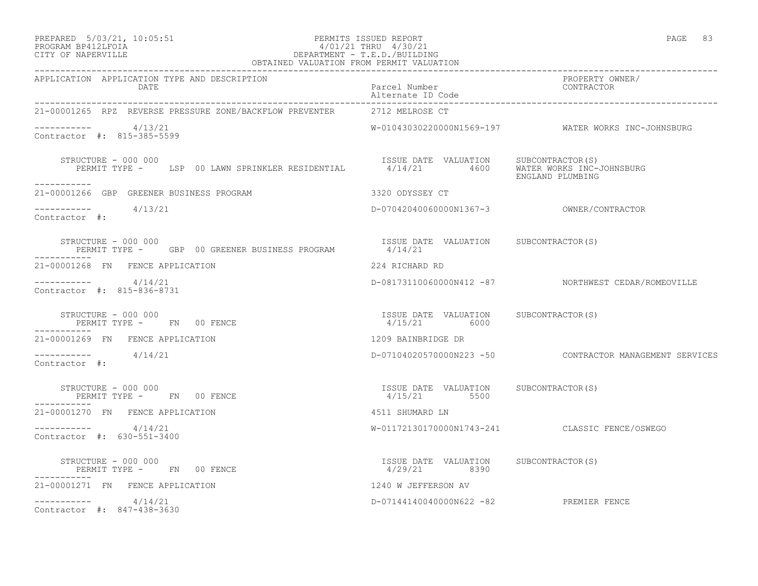| APPLICATION | APPLICATION TYPE AND DESCRIPTION DATE | Parcel Number Alternate ID Code | PROPERTY OWNER/ CONTRACTOR |
|---|---|---|---|
| 21-00001265 | RPZ REVERSE PRESSURE ZONE/BACKFLOW PREVENTER | 2712 MELROSE CT | |
| ----------- | 4/13/21 | W-01043030220000N1569-197 | WATER WORKS INC-JOHNSBURG |
| Contractor #: 815-385-5599 | | | |
| STRUCTURE - 000 000 | | ISSUE DATE VALUATION | SUBCONTRACTOR(S) |
| PERMIT TYPE - | LSP 00 LAWN SPRINKLER RESIDENTIAL | 4/14/21 4600 | WATER WORKS INC-JOHNSBURG ENGLAND PLUMBING |
| 21-00001266 | GBP GREENER BUSINESS PROGRAM | 3320 ODYSSEY CT | |
| ----------- | 4/13/21 | D-07042040060000N1367-3 | OWNER/CONTRACTOR |
| Contractor #: | | | |
| STRUCTURE - 000 000 | | ISSUE DATE VALUATION | SUBCONTRACTOR(S) |
| PERMIT TYPE - | GBP 00 GREENER BUSINESS PROGRAM | 4/14/21 | |
| 21-00001268 | FN FENCE APPLICATION | 224 RICHARD RD | |
| ----------- | 4/14/21 | D-08173110060000N412 -87 | NORTHWEST CEDAR/ROMEOVILLE |
| Contractor #: 815-836-8731 | | | |
| STRUCTURE - 000 000 | | ISSUE DATE VALUATION | SUBCONTRACTOR(S) |
| PERMIT TYPE - | FN 00 FENCE | 4/15/21 6000 | |
| 21-00001269 | FN FENCE APPLICATION | 1209 BAINBRIDGE DR | |
| ----------- | 4/14/21 | D-07104020570000N223 -50 | CONTRACTOR MANAGEMENT SERVICES |
| Contractor #: | | | |
| STRUCTURE - 000 000 | | ISSUE DATE VALUATION | SUBCONTRACTOR(S) |
| PERMIT TYPE - | FN 00 FENCE | 4/15/21 5500 | |
| 21-00001270 | FN FENCE APPLICATION | 4511 SHUMARD LN | |
| ----------- | 4/14/21 | W-01172130170000N1743-241 | CLASSIC FENCE/OSWEGO |
| Contractor #: 630-551-3400 | | | |
| STRUCTURE - 000 000 | | ISSUE DATE VALUATION | SUBCONTRACTOR(S) |
| PERMIT TYPE - | FN 00 FENCE | 4/29/21 8390 | |
| 21-00001271 | FN FENCE APPLICATION | 1240 W JEFFERSON AV | |
| ----------- | 4/14/21 | D-07144140040000N622 -82 | PREMIER FENCE |
| Contractor #: 847-438-3630 | | | |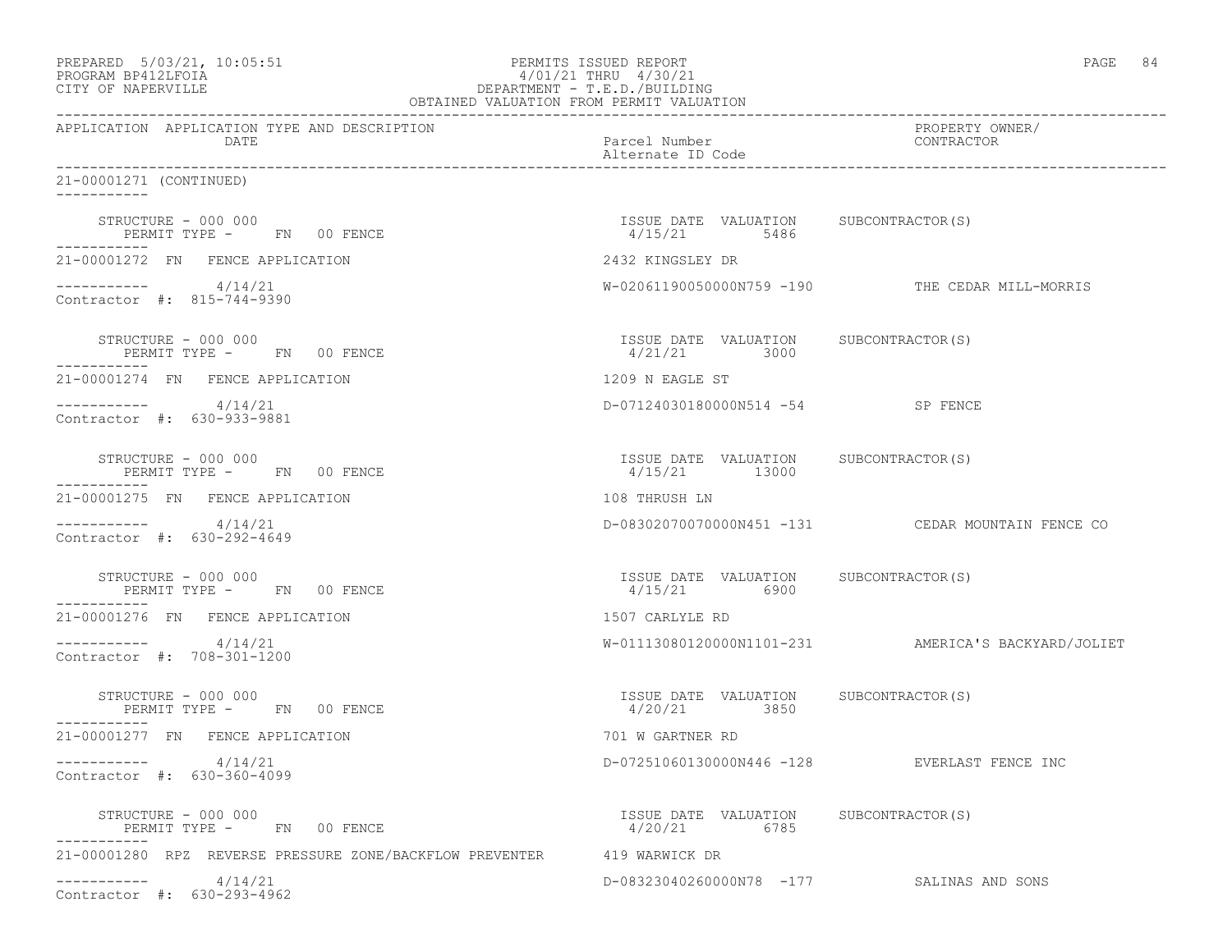PREPARED 5/03/21, 10:05:51
PROGRAM BP412LFOIA
CITY OF NAPERVILLE

PERMITS ISSUED REPORT
4/01/21 THRU 4/30/21
DEPARTMENT - T.E.D./BUILDING
OBTAINED VALUATION FROM PERMIT VALUATION

| APPLICATION | APPLICATION TYPE AND DESCRIPTION DATE | Parcel Number Alternate ID Code | PROPERTY OWNER/ CONTRACTOR |
|---|---|---|---|

21-00001271 (CONTINUED)

STRUCTURE - 000 000
PERMIT TYPE - FN 00 FENCE
ISSUE DATE 4/15/21 VALUATION 5486 SUBCONTRACTOR(S)

21-00001272 FN FENCE APPLICATION — 2432 KINGSLEY DR
4/14/21 — W-02061190050000N759 -190 — THE CEDAR MILL-MORRIS
Contractor #: 815-744-9390

STRUCTURE - 000 000
PERMIT TYPE - FN 00 FENCE
ISSUE DATE 4/21/21 VALUATION 3000 SUBCONTRACTOR(S)

21-00001274 FN FENCE APPLICATION — 1209 N EAGLE ST
4/14/21 — D-07124030180000N514 -54 — SP FENCE
Contractor #: 630-933-9881

STRUCTURE - 000 000
PERMIT TYPE - FN 00 FENCE
ISSUE DATE 4/15/21 VALUATION 13000 SUBCONTRACTOR(S)

21-00001275 FN FENCE APPLICATION — 108 THRUSH LN
4/14/21 — D-08302070070000N451 -131 — CEDAR MOUNTAIN FENCE CO
Contractor #: 630-292-4649

STRUCTURE - 000 000
PERMIT TYPE - FN 00 FENCE
ISSUE DATE 4/15/21 VALUATION 6900 SUBCONTRACTOR(S)

21-00001276 FN FENCE APPLICATION — 1507 CARLYLE RD
4/14/21 — W-01113080120000N1101-231 — AMERICA'S BACKYARD/JOLIET
Contractor #: 708-301-1200

STRUCTURE - 000 000
PERMIT TYPE - FN 00 FENCE
ISSUE DATE 4/20/21 VALUATION 3850 SUBCONTRACTOR(S)

21-00001277 FN FENCE APPLICATION — 701 W GARTNER RD
4/14/21 — D-07251060130000N446 -128 — EVERLAST FENCE INC
Contractor #: 630-360-4099

STRUCTURE - 000 000
PERMIT TYPE - FN 00 FENCE
ISSUE DATE 4/20/21 VALUATION 6785 SUBCONTRACTOR(S)

21-00001280 RPZ REVERSE PRESSURE ZONE/BACKFLOW PREVENTER — 419 WARWICK DR
4/14/21 — D-08323040260000N78 -177 — SALINAS AND SONS
Contractor #: 630-293-4962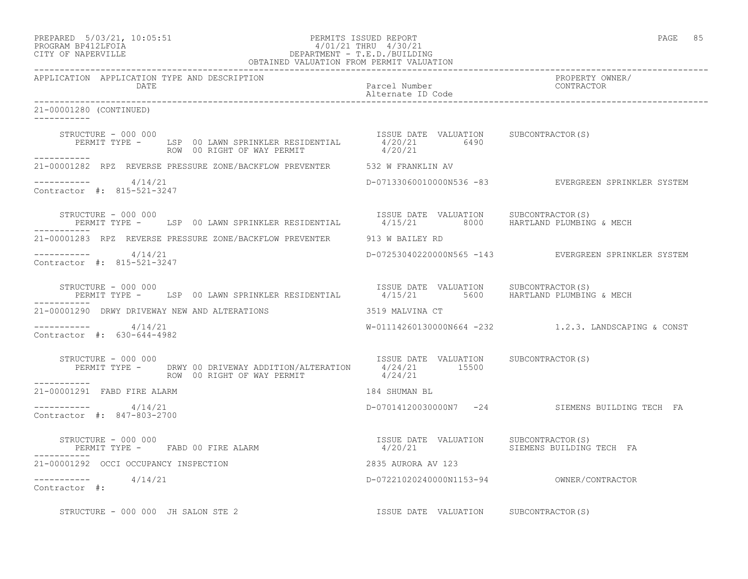PREPARED 5/03/21, 10:05:51 PERMITS ISSUED REPORT
PROGRAM BP412LFOIA 4/01/21 THRU 4/30/21
CITY OF NAPERVILLE DEPARTMENT - T.E.D./BUILDING
OBTAINED VALUATION FROM PERMIT VALUATION

| APPLICATION | APPLICATION TYPE AND DESCRIPTION DATE | Parcel Number Alternate ID Code | PROPERTY OWNER/ CONTRACTOR |
|---|---|---|---|

21-00001280 (CONTINUED)

STRUCTURE - 000 000 | ISSUE DATE VALUATION SUBCONTRACTOR(S)
PERMIT TYPE - LSP 00 LAWN SPRINKLER RESIDENTIAL 4/20/21 6490
ROW 00 RIGHT OF WAY PERMIT 4/20/21

21-00001282 RPZ REVERSE PRESSURE ZONE/BACKFLOW PREVENTER 532 W FRANKLIN AV
4/14/21 D-07133060010000N536 -83 EVERGREEN SPRINKLER SYSTEM
Contractor #: 815-521-3247

STRUCTURE - 000 000 | ISSUE DATE VALUATION SUBCONTRACTOR(S)
PERMIT TYPE - LSP 00 LAWN SPRINKLER RESIDENTIAL 4/15/21 8000 HARTLAND PLUMBING & MECH

21-00001283 RPZ REVERSE PRESSURE ZONE/BACKFLOW PREVENTER 913 W BAILEY RD
4/14/21 D-07253040220000N565 -143 EVERGREEN SPRINKLER SYSTEM
Contractor #: 815-521-3247

STRUCTURE - 000 000 | ISSUE DATE VALUATION SUBCONTRACTOR(S)
PERMIT TYPE - LSP 00 LAWN SPRINKLER RESIDENTIAL 4/15/21 5600 HARTLAND PLUMBING & MECH

21-00001290 DRWY DRIVEWAY NEW AND ALTERATIONS 3519 MALVINA CT
4/14/21 W-01114260130000N664 -232 1.2.3. LANDSCAPING & CONST
Contractor #: 630-644-4982

STRUCTURE - 000 000 | ISSUE DATE VALUATION SUBCONTRACTOR(S)
PERMIT TYPE - DRWY 00 DRIVEWAY ADDITION/ALTERATION 4/24/21 15500
ROW 00 RIGHT OF WAY PERMIT 4/24/21

21-00001291 FABD FIRE ALARM 184 SHUMAN BL
4/14/21 D-07014120030000N7 -24 SIEMENS BUILDING TECH FA
Contractor #: 847-803-2700

STRUCTURE - 000 000 | ISSUE DATE VALUATION SUBCONTRACTOR(S)
PERMIT TYPE - FABD 00 FIRE ALARM 4/20/21 SIEMENS BUILDING TECH FA

21-00001292 OCCI OCCUPANCY INSPECTION 2835 AURORA AV 123
4/14/21 D-07221020240000N1153-94 OWNER/CONTRACTOR
Contractor #:

STRUCTURE - 000 000 JH SALON STE 2 | ISSUE DATE VALUATION SUBCONTRACTOR(S)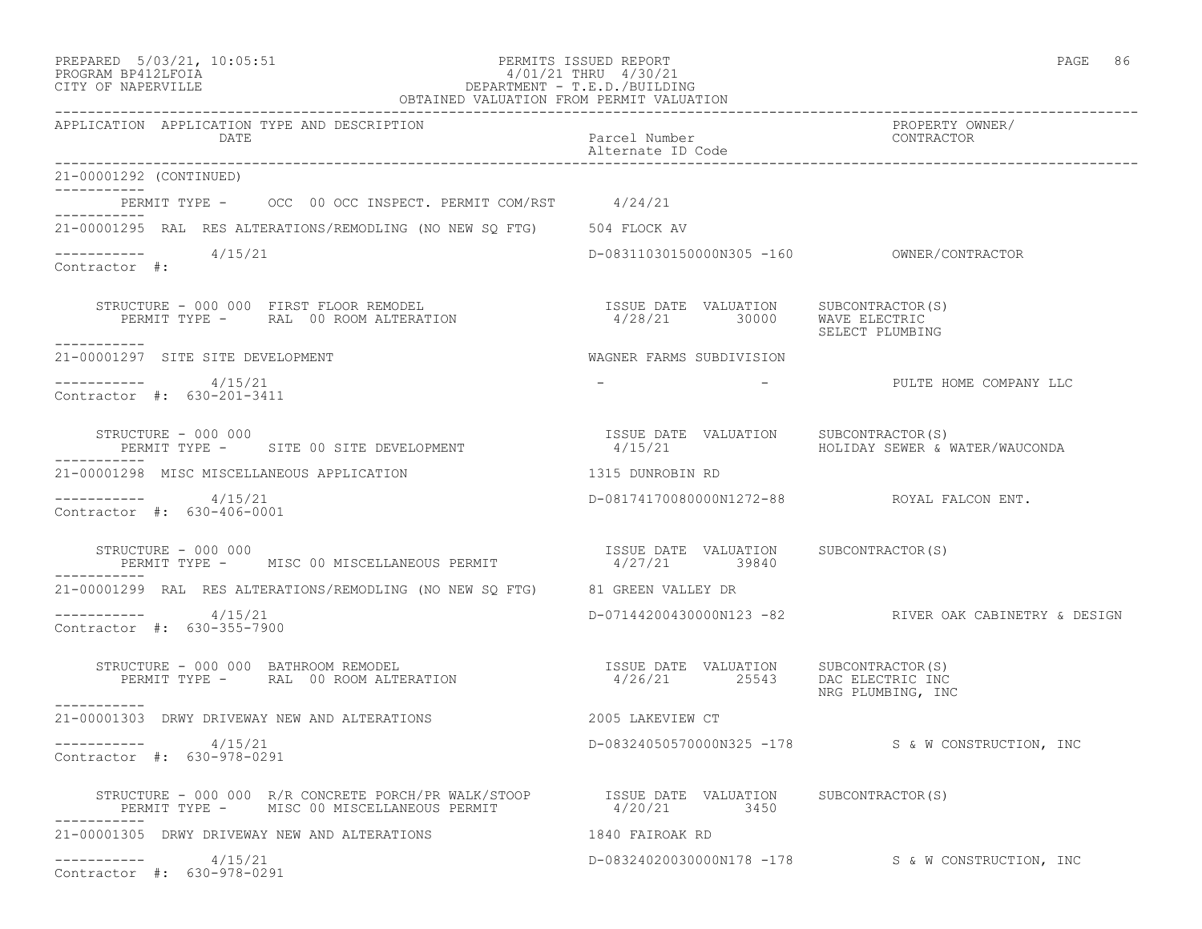PREPARED 5/03/21, 10:05:51
PROGRAM BP412LFOIA
CITY OF NAPERVILLE

PERMITS ISSUED REPORT
4/01/21 THRU 4/30/21
DEPARTMENT - T.E.D./BUILDING
OBTAINED VALUATION FROM PERMIT VALUATION

| APPLICATION | APPLICATION TYPE AND DESCRIPTION / DATE | Parcel Number / Alternate ID Code | PROPERTY OWNER/ CONTRACTOR |
|---|---|---|---|

21-00001292 (CONTINUED)

PERMIT TYPE - OCC 00 OCC INSPECT. PERMIT COM/RST 4/24/21

21-00001295 RAL RES ALTERATIONS/REMODLING (NO NEW SQ FTG) 504 FLOCK AV

4/15/21 D-08311030150000N305 -160 OWNER/CONTRACTOR
Contractor #:

STRUCTURE - 000 000 FIRST FLOOR REMODEL
PERMIT TYPE - RAL 00 ROOM ALTERATION

| ISSUE DATE | VALUATION | SUBCONTRACTOR(S) |
|---|---|---|
| 4/28/21 | 30000 | WAVE ELECTRIC |
| | | SELECT PLUMBING |

21-00001297 SITE SITE DEVELOPMENT WAGNER FARMS SUBDIVISION

4/15/21 - - PULTE HOME COMPANY LLC
Contractor #: 630-201-3411

STRUCTURE - 000 000
PERMIT TYPE - SITE 00 SITE DEVELOPMENT

| ISSUE DATE | VALUATION | SUBCONTRACTOR(S) |
|---|---|---|
| 4/15/21 | | HOLIDAY SEWER & WATER/WAUCONDA |

21-00001298 MISC MISCELLANEOUS APPLICATION 1315 DUNROBIN RD

4/15/21 D-08174170080000N1272-88 ROYAL FALCON ENT.
Contractor #: 630-406-0001

STRUCTURE - 000 000
PERMIT TYPE - MISC 00 MISCELLANEOUS PERMIT

| ISSUE DATE | VALUATION | SUBCONTRACTOR(S) |
|---|---|---|
| 4/27/21 | 39840 | |

21-00001299 RAL RES ALTERATIONS/REMODLING (NO NEW SQ FTG) 81 GREEN VALLEY DR

4/15/21 D-07144200430000N123 -82 RIVER OAK CABINETRY & DESIGN
Contractor #: 630-355-7900

STRUCTURE - 000 000 BATHROOM REMODEL
PERMIT TYPE - RAL 00 ROOM ALTERATION

| ISSUE DATE | VALUATION | SUBCONTRACTOR(S) |
|---|---|---|
| 4/26/21 | 25543 | DAC ELECTRIC INC |
| | | NRG PLUMBING, INC |

21-00001303 DRWY DRIVEWAY NEW AND ALTERATIONS 2005 LAKEVIEW CT

4/15/21 D-08324050570000N325 -178 S & W CONSTRUCTION, INC
Contractor #: 630-978-0291

STRUCTURE - 000 000 R/R CONCRETE PORCH/PR WALK/STOOP
PERMIT TYPE - MISC 00 MISCELLANEOUS PERMIT

| ISSUE DATE | VALUATION | SUBCONTRACTOR(S) |
|---|---|---|
| 4/20/21 | 3450 | |

21-00001305 DRWY DRIVEWAY NEW AND ALTERATIONS 1840 FAIROAK RD

4/15/21 D-08324020030000N178 -178 S & W CONSTRUCTION, INC
Contractor #: 630-978-0291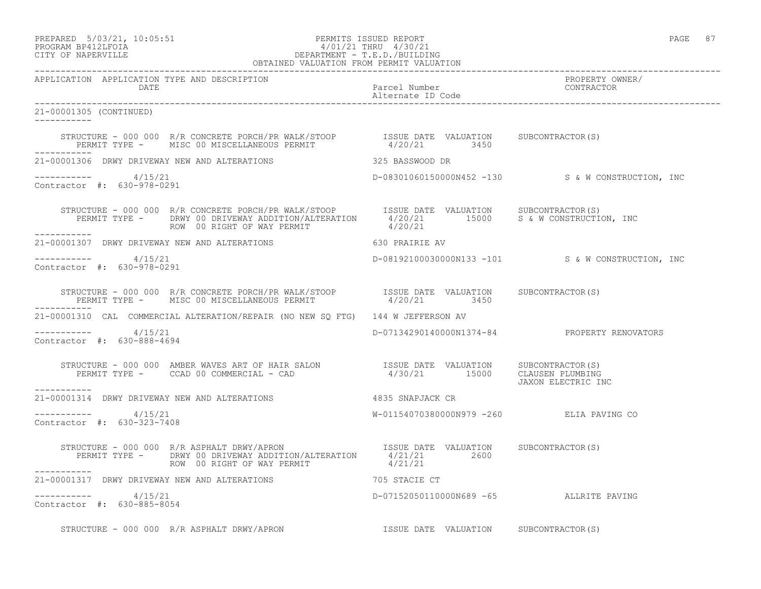PREPARED 5/03/21, 10:05:51
PROGRAM BP412LFOIA
CITY OF NAPERVILLE

PERMITS ISSUED REPORT
4/01/21 THRU 4/30/21
DEPARTMENT - T.E.D./BUILDING
OBTAINED VALUATION FROM PERMIT VALUATION

| APPLICATION | APPLICATION TYPE AND DESCRIPTION / DATE | Parcel Number / Alternate ID Code | PROPERTY OWNER/ CONTRACTOR |
|---|---|---|---|

21-00001305 (CONTINUED)

STRUCTURE - 000 000 R/R CONCRETE PORCH/PR WALK/STOOP — ISSUE DATE VALUATION SUBCONTRACTOR(S)
PERMIT TYPE - MISC 00 MISCELLANEOUS PERMIT — 4/20/21 3450

---

21-00001306 DRWY DRIVEWAY NEW AND ALTERATIONS — 325 BASSWOOD DR

4/15/21 — D-08301060150000N452 -130 — S & W CONSTRUCTION, INC
Contractor #: 630-978-0291

STRUCTURE - 000 000 R/R CONCRETE PORCH/PR WALK/STOOP — ISSUE DATE VALUATION SUBCONTRACTOR(S)
PERMIT TYPE - DRWY 00 DRIVEWAY ADDITION/ALTERATION — 4/20/21 15000 — S & W CONSTRUCTION, INC
ROW 00 RIGHT OF WAY PERMIT — 4/20/21

---

21-00001307 DRWY DRIVEWAY NEW AND ALTERATIONS — 630 PRAIRIE AV

4/15/21 — D-08192100030000N133 -101 — S & W CONSTRUCTION, INC
Contractor #: 630-978-0291

STRUCTURE - 000 000 R/R CONCRETE PORCH/PR WALK/STOOP — ISSUE DATE VALUATION SUBCONTRACTOR(S)
PERMIT TYPE - MISC 00 MISCELLANEOUS PERMIT — 4/20/21 3450

---

21-00001310 CAL COMMERCIAL ALTERATION/REPAIR (NO NEW SQ FTG) — 144 W JEFFERSON AV

4/15/21 — D-07134290140000N1374-84 — PROPERTY RENOVATORS
Contractor #: 630-888-4694

STRUCTURE - 000 000 AMBER WAVES ART OF HAIR SALON — ISSUE DATE VALUATION SUBCONTRACTOR(S)
PERMIT TYPE - CCAD 00 COMMERCIAL - CAD — 4/30/21 15000 — CLAUSEN PLUMBING
JAXON ELECTRIC INC

---

21-00001314 DRWY DRIVEWAY NEW AND ALTERATIONS — 4835 SNAPJACK CR

4/15/21 — W-01154070380000N979 -260 — ELIA PAVING CO
Contractor #: 630-323-7408

STRUCTURE - 000 000 R/R ASPHALT DRWY/APRON — ISSUE DATE VALUATION SUBCONTRACTOR(S)
PERMIT TYPE - DRWY 00 DRIVEWAY ADDITION/ALTERATION — 4/21/21 2600
ROW 00 RIGHT OF WAY PERMIT — 4/21/21

---

21-00001317 DRWY DRIVEWAY NEW AND ALTERATIONS — 705 STACIE CT

4/15/21 — D-07152050110000N689 -65 — ALLRITE PAVING
Contractor #: 630-885-8054

STRUCTURE - 000 000 R/R ASPHALT DRWY/APRON — ISSUE DATE VALUATION SUBCONTRACTOR(S)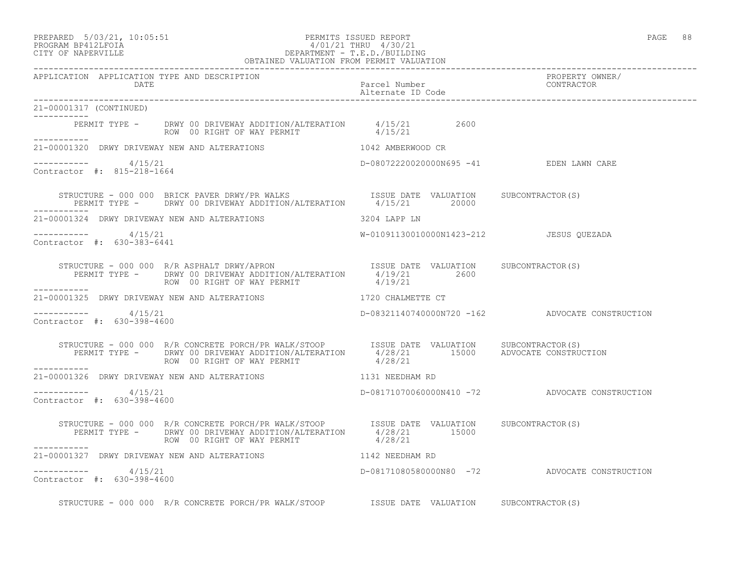21-00001317 (CONTINUED)

PERMIT TYPE - DRWY 00 DRIVEWAY ADDITION/ALTERATION 4/15/21 2600
ROW 00 RIGHT OF WAY PERMIT 4/15/21

---

21-00001320 DRWY DRIVEWAY NEW AND ALTERATIONS — 1042 AMBERWOOD CR

4/15/21 — D-08072220020000N695 -41 — EDEN LAWN CARE
Contractor #: 815-218-1664

| STRUCTURE | PERMIT TYPE | ISSUE DATE | VALUATION | SUBCONTRACTOR(S) |
|---|---|---|---|---|
| 000 000 BRICK PAVER DRWY/PR WALKS | DRWY 00 DRIVEWAY ADDITION/ALTERATION | 4/15/21 | 20000 | |

---

21-00001324 DRWY DRIVEWAY NEW AND ALTERATIONS — 3204 LAPP LN

4/15/21 — W-01091130010000N1423-212 — JESUS QUEZADA
Contractor #: 630-383-6441

| STRUCTURE | PERMIT TYPE | ISSUE DATE | VALUATION | SUBCONTRACTOR(S) |
|---|---|---|---|---|
| 000 000 R/R ASPHALT DRWY/APRON | DRWY 00 DRIVEWAY ADDITION/ALTERATION | 4/19/21 | 2600 | |
| | ROW 00 RIGHT OF WAY PERMIT | 4/19/21 | | |

---

21-00001325 DRWY DRIVEWAY NEW AND ALTERATIONS — 1720 CHALMETTE CT

4/15/21 — D-08321140740000N720 -162 — ADVOCATE CONSTRUCTION
Contractor #: 630-398-4600

| STRUCTURE | PERMIT TYPE | ISSUE DATE | VALUATION | SUBCONTRACTOR(S) |
|---|---|---|---|---|
| 000 000 R/R CONCRETE PORCH/PR WALK/STOOP | DRWY 00 DRIVEWAY ADDITION/ALTERATION | 4/28/21 | 15000 | ADVOCATE CONSTRUCTION |
| | ROW 00 RIGHT OF WAY PERMIT | 4/28/21 | | |

---

21-00001326 DRWY DRIVEWAY NEW AND ALTERATIONS — 1131 NEEDHAM RD

4/15/21 — D-08171070060000N410 -72 — ADVOCATE CONSTRUCTION
Contractor #: 630-398-4600

| STRUCTURE | PERMIT TYPE | ISSUE DATE | VALUATION | SUBCONTRACTOR(S) |
|---|---|---|---|---|
| 000 000 R/R CONCRETE PORCH/PR WALK/STOOP | DRWY 00 DRIVEWAY ADDITION/ALTERATION | 4/28/21 | 15000 | |
| | ROW 00 RIGHT OF WAY PERMIT | 4/28/21 | | |

---

21-00001327 DRWY DRIVEWAY NEW AND ALTERATIONS — 1142 NEEDHAM RD

4/15/21 — D-08171080580000N80 -72 — ADVOCATE CONSTRUCTION
Contractor #: 630-398-4600

STRUCTURE - 000 000 R/R CONCRETE PORCH/PR WALK/STOOP — ISSUE DATE VALUATION SUBCONTRACTOR(S)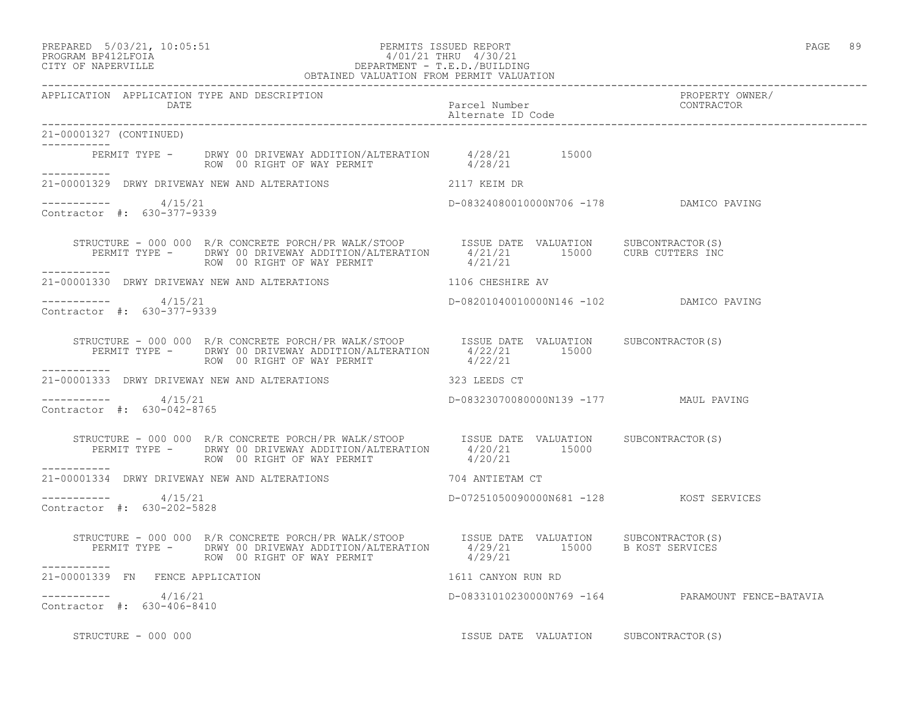APPLICATION APPLICATION TYPE AND DESCRIPTION | Parcel Number / Alternate ID Code | PROPERTY OWNER/ CONTRACTOR
DATE

21-00001327 (CONTINUED)

PERMIT TYPE - DRWY 00 DRIVEWAY ADDITION/ALTERATION 4/28/21 15000
ROW 00 RIGHT OF WAY PERMIT 4/28/21

21-00001329 DRWY DRIVEWAY NEW AND ALTERATIONS 2117 KEIM DR

4/15/21 D-08324080010000N706 -178 DAMICO PAVING
Contractor #: 630-377-9339

STRUCTURE - 000 000 R/R CONCRETE PORCH/PR WALK/STOOP ISSUE DATE VALUATION SUBCONTRACTOR(S)
PERMIT TYPE - DRWY 00 DRIVEWAY ADDITION/ALTERATION 4/21/21 15000 CURB CUTTERS INC
ROW 00 RIGHT OF WAY PERMIT 4/21/21

21-00001330 DRWY DRIVEWAY NEW AND ALTERATIONS 1106 CHESHIRE AV

4/15/21 D-08201040010000N146 -102 DAMICO PAVING
Contractor #: 630-377-9339

STRUCTURE - 000 000 R/R CONCRETE PORCH/PR WALK/STOOP ISSUE DATE VALUATION SUBCONTRACTOR(S)
PERMIT TYPE - DRWY 00 DRIVEWAY ADDITION/ALTERATION 4/22/21 15000
ROW 00 RIGHT OF WAY PERMIT 4/22/21

21-00001333 DRWY DRIVEWAY NEW AND ALTERATIONS 323 LEEDS CT

4/15/21 D-08323070080000N139 -177 MAUL PAVING
Contractor #: 630-042-8765

STRUCTURE - 000 000 R/R CONCRETE PORCH/PR WALK/STOOP ISSUE DATE VALUATION SUBCONTRACTOR(S)
PERMIT TYPE - DRWY 00 DRIVEWAY ADDITION/ALTERATION 4/20/21 15000
ROW 00 RIGHT OF WAY PERMIT 4/20/21

21-00001334 DRWY DRIVEWAY NEW AND ALTERATIONS 704 ANTIETAM CT

4/15/21 D-07251050090000N681 -128 KOST SERVICES
Contractor #: 630-202-5828

STRUCTURE - 000 000 R/R CONCRETE PORCH/PR WALK/STOOP ISSUE DATE VALUATION SUBCONTRACTOR(S)
PERMIT TYPE - DRWY 00 DRIVEWAY ADDITION/ALTERATION 4/29/21 15000 B KOST SERVICES
ROW 00 RIGHT OF WAY PERMIT 4/29/21

21-00001339 FN FENCE APPLICATION 1611 CANYON RUN RD

4/16/21 D-08331010230000N769 -164 PARAMOUNT FENCE-BATAVIA
Contractor #: 630-406-8410

STRUCTURE - 000 000 ISSUE DATE VALUATION SUBCONTRACTOR(S)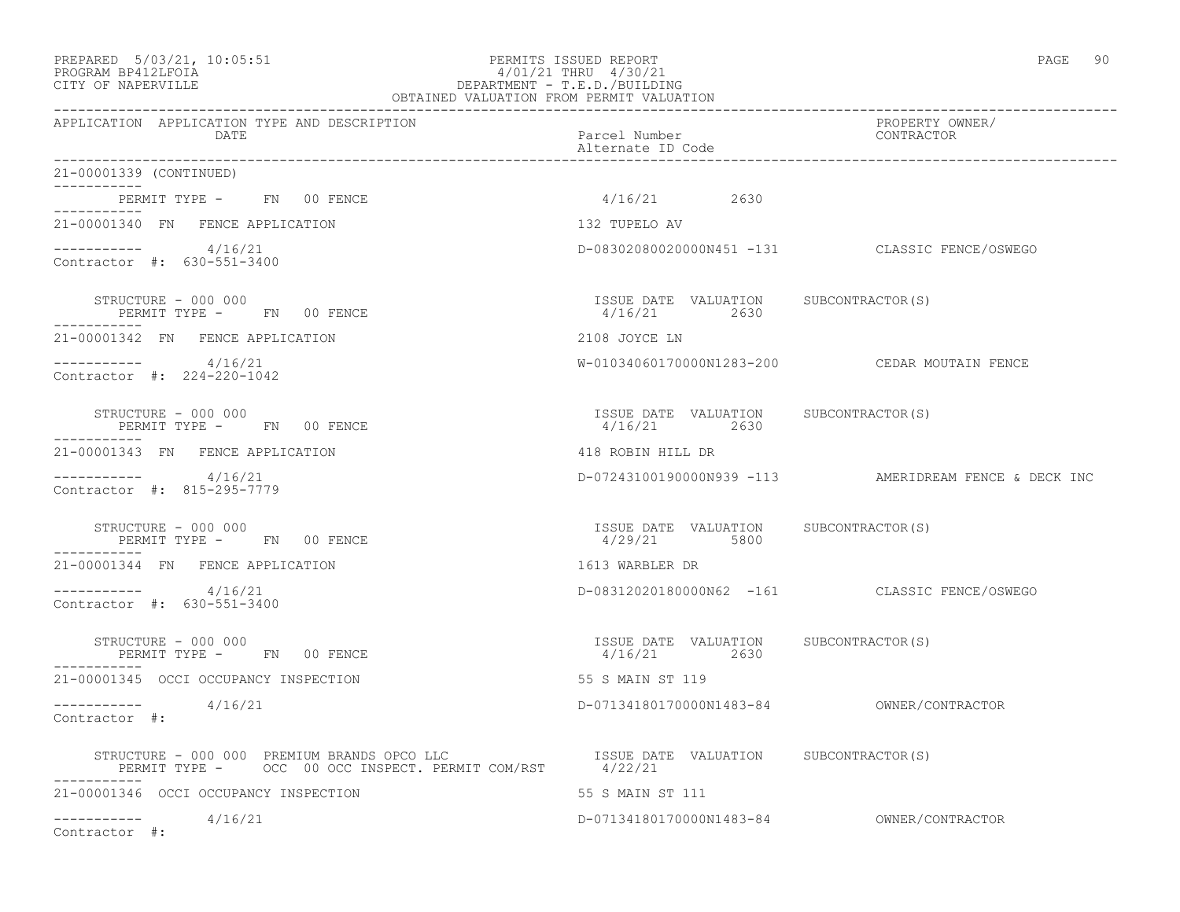PREPARED 5/03/21, 10:05:51 PERMITS ISSUED REPORT
PROGRAM BP412LFOIA 4/01/21 THRU 4/30/21
CITY OF NAPERVILLE DEPARTMENT - T.E.D./BUILDING
OBTAINED VALUATION FROM PERMIT VALUATION

| APPLICATION | APPLICATION TYPE AND DESCRIPTION / DATE | Parcel Number / Alternate ID Code | PROPERTY OWNER/ CONTRACTOR |
|---|---|---|---|

21-00001339 (CONTINUED)

PERMIT TYPE - FN 00 FENCE — 4/16/21 2630

---

21-00001340 FN FENCE APPLICATION — 132 TUPELO AV

4/16/21 — D-08302080020000N451 -131 — CLASSIC FENCE/OSWEGO

Contractor #: 630-551-3400

STRUCTURE - 000 000 — ISSUE DATE VALUATION SUBCONTRACTOR(S)
PERMIT TYPE - FN 00 FENCE — 4/16/21 2630

---

21-00001342 FN FENCE APPLICATION — 2108 JOYCE LN

4/16/21 — W-01034060170000N1283-200 — CEDAR MOUTAIN FENCE

Contractor #: 224-220-1042

STRUCTURE - 000 000 — ISSUE DATE VALUATION SUBCONTRACTOR(S)
PERMIT TYPE - FN 00 FENCE — 4/16/21 2630

---

21-00001343 FN FENCE APPLICATION — 418 ROBIN HILL DR

4/16/21 — D-07243100190000N939 -113 — AMERIDREAM FENCE & DECK INC

Contractor #: 815-295-7779

STRUCTURE - 000 000 — ISSUE DATE VALUATION SUBCONTRACTOR(S)
PERMIT TYPE - FN 00 FENCE — 4/29/21 5800

---

21-00001344 FN FENCE APPLICATION — 1613 WARBLER DR

4/16/21 — D-08312020180000N62 -161 — CLASSIC FENCE/OSWEGO

Contractor #: 630-551-3400

STRUCTURE - 000 000 — ISSUE DATE VALUATION SUBCONTRACTOR(S)
PERMIT TYPE - FN 00 FENCE — 4/16/21 2630

---

21-00001345 OCCI OCCUPANCY INSPECTION — 55 S MAIN ST 119

4/16/21 — D-07134180170000N1483-84 — OWNER/CONTRACTOR

Contractor #:

STRUCTURE - 000 000 PREMIUM BRANDS OPCO LLC — ISSUE DATE VALUATION SUBCONTRACTOR(S)
PERMIT TYPE - OCC 00 OCC INSPECT. PERMIT COM/RST — 4/22/21

---

21-00001346 OCCI OCCUPANCY INSPECTION — 55 S MAIN ST 111

4/16/21 — D-07134180170000N1483-84 — OWNER/CONTRACTOR

Contractor #: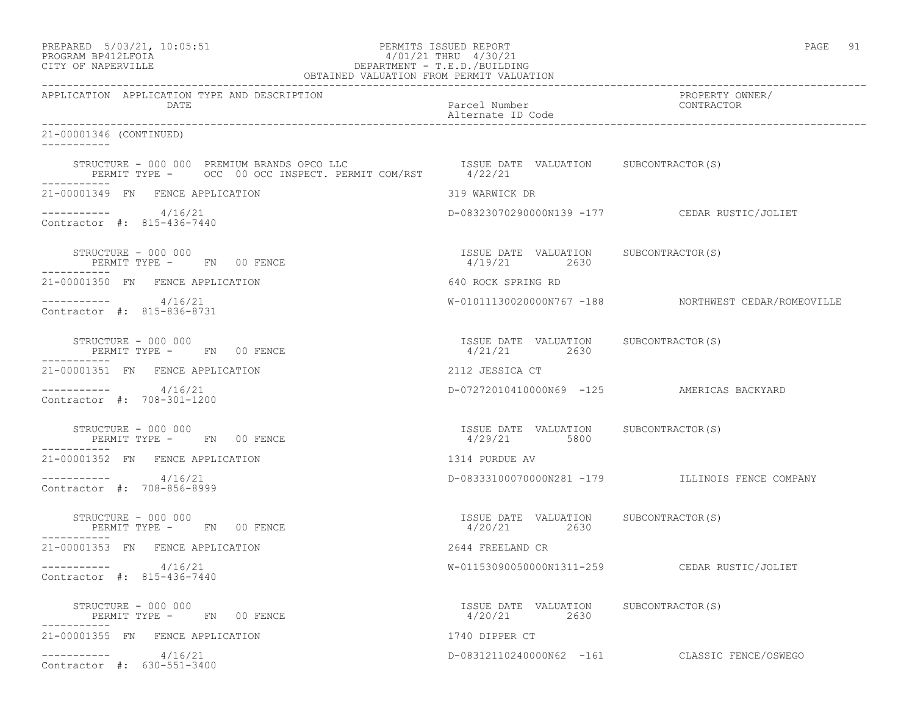PREPARED 5/03/21, 10:05:51
PROGRAM BP412LFOIA
CITY OF NAPERVILLE

PERMITS ISSUED REPORT
4/01/21 THRU 4/30/21
DEPARTMENT - T.E.D./BUILDING
OBTAINED VALUATION FROM PERMIT VALUATION

| APPLICATION | APPLICATION TYPE AND DESCRIPTION / DATE | Parcel Number / Alternate ID Code | PROPERTY OWNER/ CONTRACTOR |
|---|---|---|---|

21-00001346 (CONTINUED)

STRUCTURE - 000 000 PREMIUM BRANDS OPCO LLC — ISSUE DATE 4/22/21, VALUATION —, SUBCONTRACTOR(S)
PERMIT TYPE - OCC 00 OCC INSPECT. PERMIT COM/RST

21-00001349 FN FENCE APPLICATION — 319 WARWICK DR
4/16/21 — D-08323070290000N139 -177 — CEDAR RUSTIC/JOLIET
Contractor #: 815-436-7440

STRUCTURE - 000 000 — ISSUE DATE 4/19/21, VALUATION 2630, SUBCONTRACTOR(S)
PERMIT TYPE - FN 00 FENCE

21-00001350 FN FENCE APPLICATION — 640 ROCK SPRING RD
4/16/21 — W-01011130020000N767 -188 — NORTHWEST CEDAR/ROMEOVILLE
Contractor #: 815-836-8731

STRUCTURE - 000 000 — ISSUE DATE 4/21/21, VALUATION 2630, SUBCONTRACTOR(S)
PERMIT TYPE - FN 00 FENCE

21-00001351 FN FENCE APPLICATION — 2112 JESSICA CT
4/16/21 — D-07272010410000N69 -125 — AMERICAS BACKYARD
Contractor #: 708-301-1200

STRUCTURE - 000 000 — ISSUE DATE 4/29/21, VALUATION 5800, SUBCONTRACTOR(S)
PERMIT TYPE - FN 00 FENCE

21-00001352 FN FENCE APPLICATION — 1314 PURDUE AV
4/16/21 — D-08333100070000N281 -179 — ILLINOIS FENCE COMPANY
Contractor #: 708-856-8999

STRUCTURE - 000 000 — ISSUE DATE 4/20/21, VALUATION 2630, SUBCONTRACTOR(S)
PERMIT TYPE - FN 00 FENCE

21-00001353 FN FENCE APPLICATION — 2644 FREELAND CR
4/16/21 — W-01153090050000N1311-259 — CEDAR RUSTIC/JOLIET
Contractor #: 815-436-7440

STRUCTURE - 000 000 — ISSUE DATE 4/20/21, VALUATION 2630, SUBCONTRACTOR(S)
PERMIT TYPE - FN 00 FENCE

21-00001355 FN FENCE APPLICATION — 1740 DIPPER CT
4/16/21 — D-08312110240000N62 -161 — CLASSIC FENCE/OSWEGO
Contractor #: 630-551-3400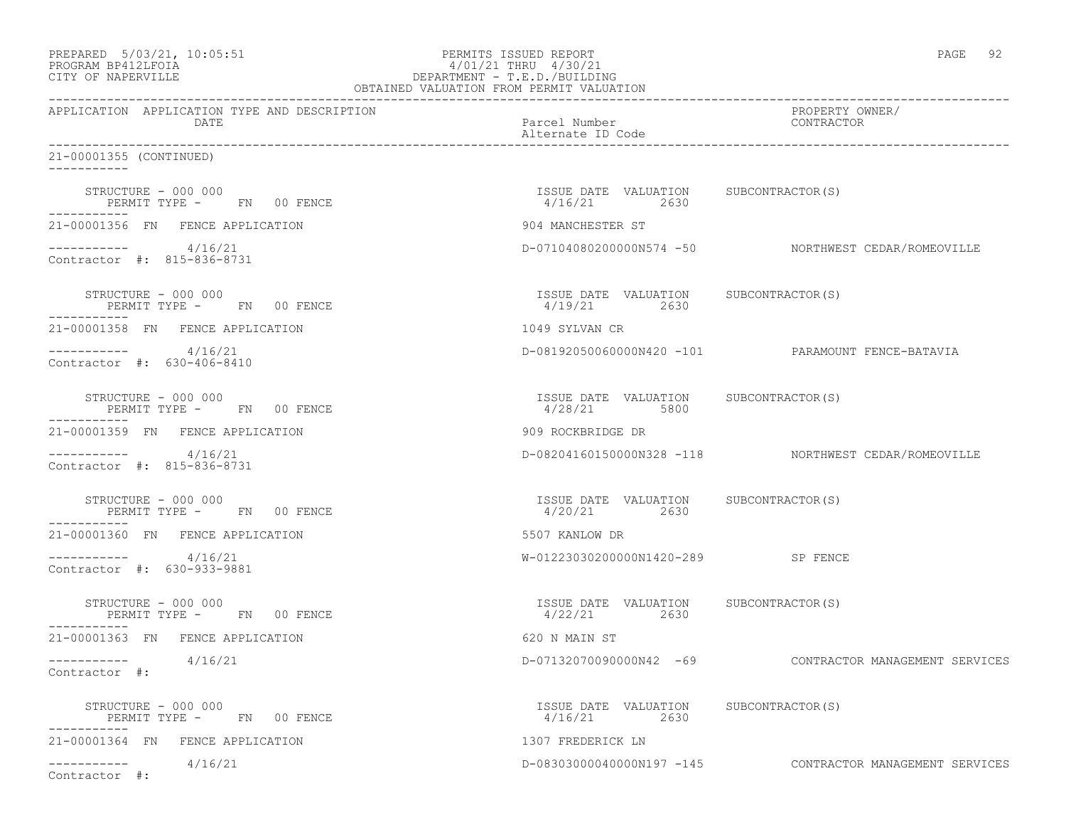PREPARED 5/03/21, 10:05:51
PROGRAM BP412LFOIA
CITY OF NAPERVILLE

PERMITS ISSUED REPORT
4/01/21 THRU 4/30/21
DEPARTMENT - T.E.D./BUILDING
OBTAINED VALUATION FROM PERMIT VALUATION

| APPLICATION | APPLICATION TYPE AND DESCRIPTION DATE | Parcel Number / Alternate ID Code | PROPERTY OWNER/ CONTRACTOR |
|---|---|---|---|

21-00001355 (CONTINUED)

STRUCTURE - 000 000
PERMIT TYPE - FN 00 FENCE
ISSUE DATE 4/16/21 VALUATION 2630 SUBCONTRACTOR(S)

21-00001356 FN FENCE APPLICATION — 904 MANCHESTER ST
4/16/21 — D-07104080200000N574 -50 — NORTHWEST CEDAR/ROMEOVILLE
Contractor #: 815-836-8731

STRUCTURE - 000 000
PERMIT TYPE - FN 00 FENCE
ISSUE DATE 4/19/21 VALUATION 2630 SUBCONTRACTOR(S)

21-00001358 FN FENCE APPLICATION — 1049 SYLVAN CR
4/16/21 — D-08192050060000N420 -101 — PARAMOUNT FENCE-BATAVIA
Contractor #: 630-406-8410

STRUCTURE - 000 000
PERMIT TYPE - FN 00 FENCE
ISSUE DATE 4/28/21 VALUATION 5800 SUBCONTRACTOR(S)

21-00001359 FN FENCE APPLICATION — 909 ROCKBRIDGE DR
4/16/21 — D-08204160150000N328 -118 — NORTHWEST CEDAR/ROMEOVILLE
Contractor #: 815-836-8731

STRUCTURE - 000 000
PERMIT TYPE - FN 00 FENCE
ISSUE DATE 4/20/21 VALUATION 2630 SUBCONTRACTOR(S)

21-00001360 FN FENCE APPLICATION — 5507 KANLOW DR
4/16/21 — W-01223030200000N1420-289 — SP FENCE
Contractor #: 630-933-9881

STRUCTURE - 000 000
PERMIT TYPE - FN 00 FENCE
ISSUE DATE 4/22/21 VALUATION 2630 SUBCONTRACTOR(S)

21-00001363 FN FENCE APPLICATION — 620 N MAIN ST
4/16/21 — D-07132070090000N42 -69 — CONTRACTOR MANAGEMENT SERVICES
Contractor #:

STRUCTURE - 000 000
PERMIT TYPE - FN 00 FENCE
ISSUE DATE 4/16/21 VALUATION 2630 SUBCONTRACTOR(S)

21-00001364 FN FENCE APPLICATION — 1307 FREDERICK LN
4/16/21 — D-08303000040000N197 -145 — CONTRACTOR MANAGEMENT SERVICES
Contractor #: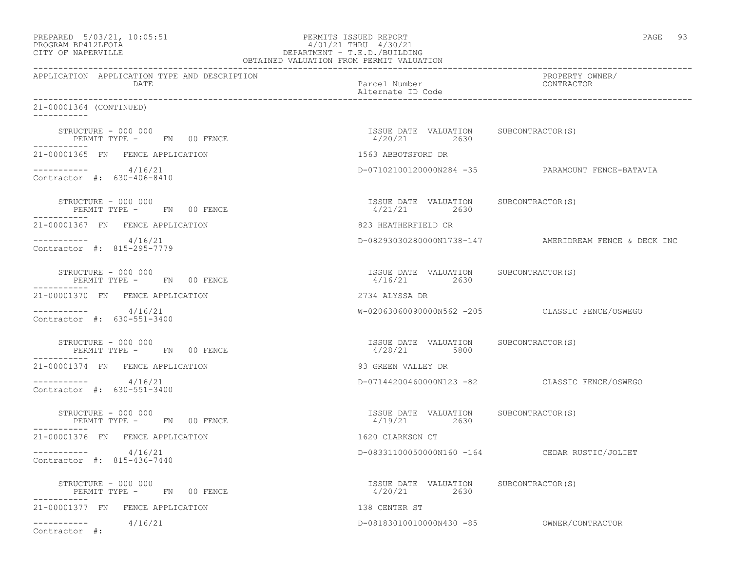PREPARED 5/03/21, 10:05:51
PROGRAM BP412LFOIA
CITY OF NAPERVILLE

PERMITS ISSUED REPORT
4/01/21 THRU 4/30/21
DEPARTMENT - T.E.D./BUILDING
OBTAINED VALUATION FROM PERMIT VALUATION

| APPLICATION | APPLICATION TYPE AND DESCRIPTION DATE | Parcel Number Alternate ID Code | PROPERTY OWNER/ CONTRACTOR |
|---|---|---|---|

21-00001364 (CONTINUED)

STRUCTURE - 000 000
PERMIT TYPE - FN 00 FENCE
ISSUE DATE 4/20/21 VALUATION 2630 SUBCONTRACTOR(S)

21-00001365 FN FENCE APPLICATION — 1563 ABBOTSFORD DR
4/16/21 — D-07102100120000N284 -35 — PARAMOUNT FENCE-BATAVIA
Contractor #: 630-406-8410

STRUCTURE - 000 000
PERMIT TYPE - FN 00 FENCE
ISSUE DATE 4/21/21 VALUATION 2630 SUBCONTRACTOR(S)

21-00001367 FN FENCE APPLICATION — 823 HEATHERFIELD CR
4/16/21 — D-08293030280000N1738-147 — AMERIDREAM FENCE & DECK INC
Contractor #: 815-295-7779

STRUCTURE - 000 000
PERMIT TYPE - FN 00 FENCE
ISSUE DATE 4/16/21 VALUATION 2630 SUBCONTRACTOR(S)

21-00001370 FN FENCE APPLICATION — 2734 ALYSSA DR
4/16/21 — W-02063060090000N562 -205 — CLASSIC FENCE/OSWEGO
Contractor #: 630-551-3400

STRUCTURE - 000 000
PERMIT TYPE - FN 00 FENCE
ISSUE DATE 4/28/21 VALUATION 5800 SUBCONTRACTOR(S)

21-00001374 FN FENCE APPLICATION — 93 GREEN VALLEY DR
4/16/21 — D-07144200460000N123 -82 — CLASSIC FENCE/OSWEGO
Contractor #: 630-551-3400

STRUCTURE - 000 000
PERMIT TYPE - FN 00 FENCE
ISSUE DATE 4/19/21 VALUATION 2630 SUBCONTRACTOR(S)

21-00001376 FN FENCE APPLICATION — 1620 CLARKSON CT
4/16/21 — D-08331100050000N160 -164 — CEDAR RUSTIC/JOLIET
Contractor #: 815-436-7440

STRUCTURE - 000 000
PERMIT TYPE - FN 00 FENCE
ISSUE DATE 4/20/21 VALUATION 2630 SUBCONTRACTOR(S)

21-00001377 FN FENCE APPLICATION — 138 CENTER ST
4/16/21 — D-08183010010000N430 -85 — OWNER/CONTRACTOR
Contractor #: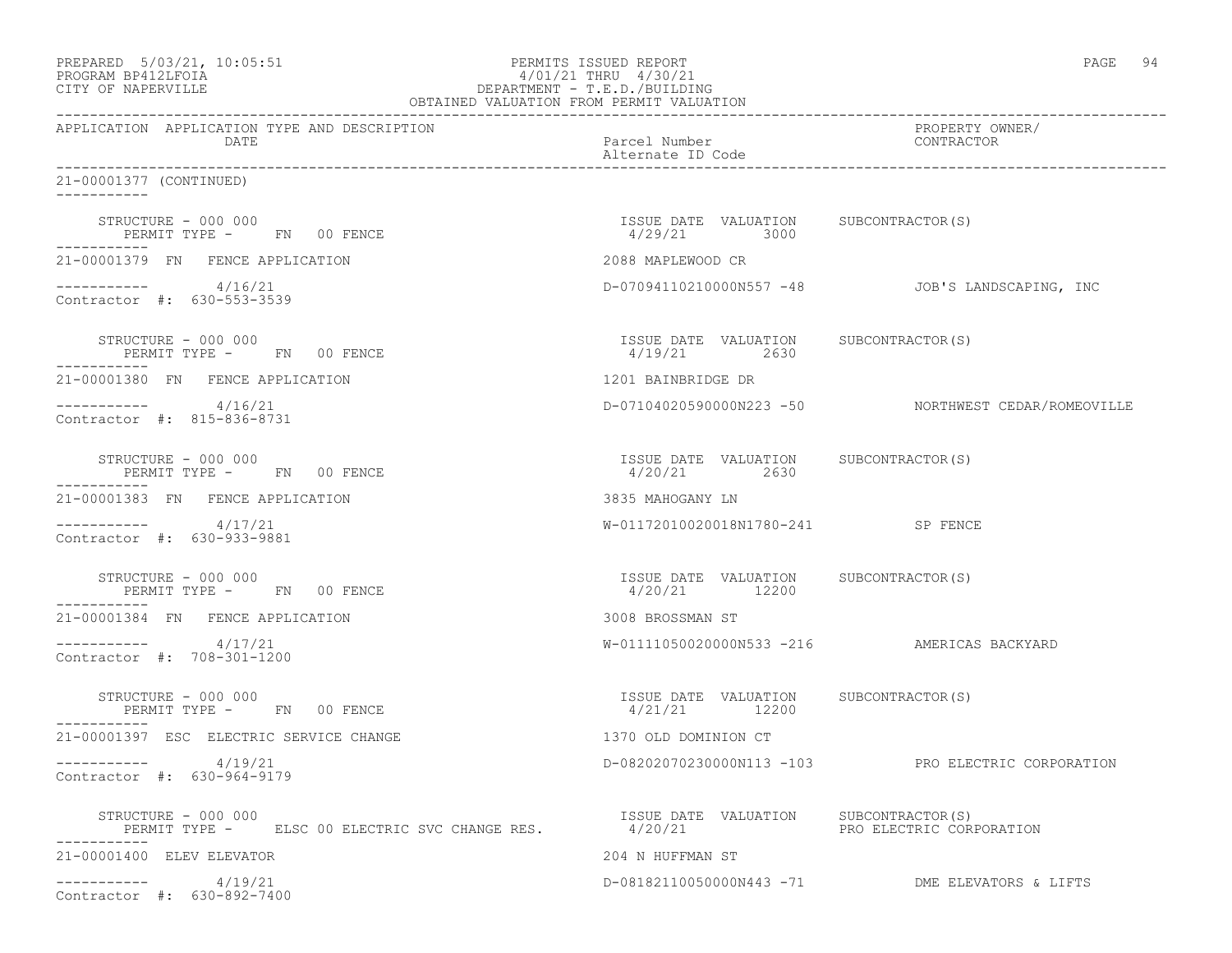PREPARED 5/03/21, 10:05:51
PROGRAM BP412LFOIA
CITY OF NAPERVILLE

PERMITS ISSUED REPORT
4/01/21 THRU 4/30/21
DEPARTMENT - T.E.D./BUILDING
OBTAINED VALUATION FROM PERMIT VALUATION

| APPLICATION | APPLICATION TYPE AND DESCRIPTION DATE | Parcel Number / Alternate ID Code | PROPERTY OWNER/ CONTRACTOR |
|---|---|---|---|

21-00001377 (CONTINUED)

STRUCTURE - 000 000
PERMIT TYPE - FN 00 FENCE
ISSUE DATE 4/29/21 VALUATION 3000 SUBCONTRACTOR(S)

21-00001379 FN FENCE APPLICATION — 2088 MAPLEWOOD CR
4/16/21 — D-07094110210000N557 -48 — JOB'S LANDSCAPING, INC
Contractor #: 630-553-3539

STRUCTURE - 000 000
PERMIT TYPE - FN 00 FENCE
ISSUE DATE 4/19/21 VALUATION 2630 SUBCONTRACTOR(S)

21-00001380 FN FENCE APPLICATION — 1201 BAINBRIDGE DR
4/16/21 — D-07104020590000N223 -50 — NORTHWEST CEDAR/ROMEOVILLE
Contractor #: 815-836-8731

STRUCTURE - 000 000
PERMIT TYPE - FN 00 FENCE
ISSUE DATE 4/20/21 VALUATION 2630 SUBCONTRACTOR(S)

21-00001383 FN FENCE APPLICATION — 3835 MAHOGANY LN
4/17/21 — W-01172010020018N1780-241 — SP FENCE
Contractor #: 630-933-9881

STRUCTURE - 000 000
PERMIT TYPE - FN 00 FENCE
ISSUE DATE 4/20/21 VALUATION 12200 SUBCONTRACTOR(S)

21-00001384 FN FENCE APPLICATION — 3008 BROSSMAN ST
4/17/21 — W-01111050020000N533 -216 — AMERICAS BACKYARD
Contractor #: 708-301-1200

STRUCTURE - 000 000
PERMIT TYPE - FN 00 FENCE
ISSUE DATE 4/21/21 VALUATION 12200 SUBCONTRACTOR(S)

21-00001397 ESC ELECTRIC SERVICE CHANGE — 1370 OLD DOMINION CT
4/19/21 — D-08202070230000N113 -103 — PRO ELECTRIC CORPORATION
Contractor #: 630-964-9179

STRUCTURE - 000 000
PERMIT TYPE - ELSC 00 ELECTRIC SVC CHANGE RES.
ISSUE DATE 4/20/21 VALUATION SUBCONTRACTOR(S) PRO ELECTRIC CORPORATION

21-00001400 ELEV ELEVATOR — 204 N HUFFMAN ST
4/19/21 — D-08182110050000N443 -71 — DME ELEVATORS & LIFTS
Contractor #: 630-892-7400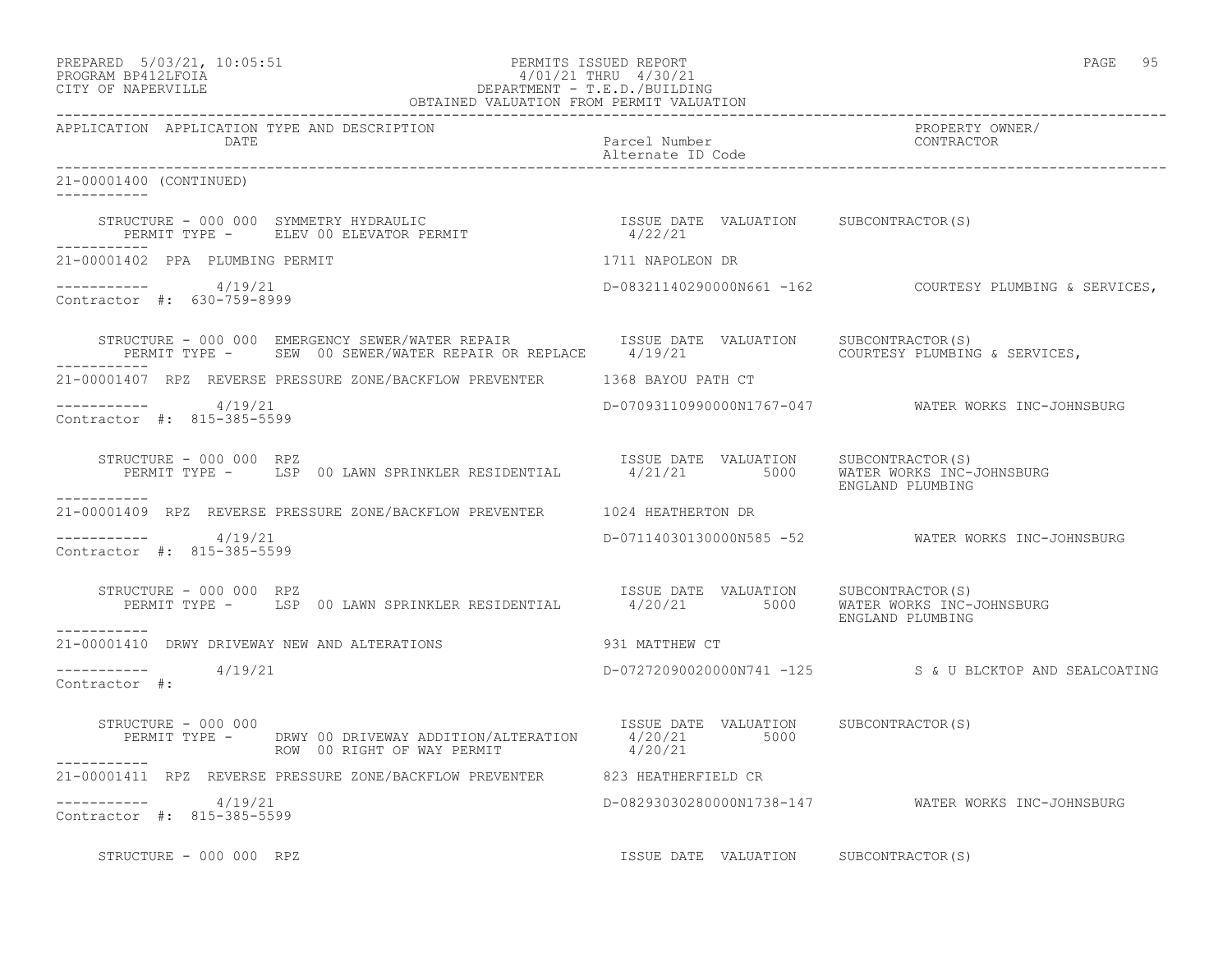PREPARED 5/03/21, 10:05:51 PERMITS ISSUED REPORT
PROGRAM BP412LFOIA 4/01/21 THRU 4/30/21
CITY OF NAPERVILLE DEPARTMENT - T.E.D./BUILDING
OBTAINED VALUATION FROM PERMIT VALUATION

| APPLICATION | APPLICATION TYPE AND DESCRIPTION / DATE | Parcel Number / Alternate ID Code | PROPERTY OWNER/ CONTRACTOR |
|---|---|---|---|

21-00001400 (CONTINUED)

STRUCTURE - 000 000 SYMMETRY HYDRAULIC — ISSUE DATE 4/22/21 — VALUATION — SUBCONTRACTOR(S)
PERMIT TYPE - ELEV 00 ELEVATOR PERMIT

21-00001402 PPA PLUMBING PERMIT — 1711 NAPOLEON DR
4/19/21 — D-08321140290000N661 -162 — COURTESY PLUMBING & SERVICES,
Contractor #: 630-759-8999

STRUCTURE - 000 000 EMERGENCY SEWER/WATER REPAIR — ISSUE DATE 4/19/21 — VALUATION — SUBCONTRACTOR(S): COURTESY PLUMBING & SERVICES,
PERMIT TYPE - SEW 00 SEWER/WATER REPAIR OR REPLACE

21-00001407 RPZ REVERSE PRESSURE ZONE/BACKFLOW PREVENTER — 1368 BAYOU PATH CT
4/19/21 — D-07093110990000N1767-047 — WATER WORKS INC-JOHNSBURG
Contractor #: 815-385-5599

STRUCTURE - 000 000 RPZ — ISSUE DATE 4/21/21 — VALUATION 5000 — SUBCONTRACTOR(S): WATER WORKS INC-JOHNSBURG, ENGLAND PLUMBING
PERMIT TYPE - LSP 00 LAWN SPRINKLER RESIDENTIAL

21-00001409 RPZ REVERSE PRESSURE ZONE/BACKFLOW PREVENTER — 1024 HEATHERTON DR
4/19/21 — D-07114030130000N585 -52 — WATER WORKS INC-JOHNSBURG
Contractor #: 815-385-5599

STRUCTURE - 000 000 RPZ — ISSUE DATE 4/20/21 — VALUATION 5000 — SUBCONTRACTOR(S): WATER WORKS INC-JOHNSBURG, ENGLAND PLUMBING
PERMIT TYPE - LSP 00 LAWN SPRINKLER RESIDENTIAL

21-00001410 DRWY DRIVEWAY NEW AND ALTERATIONS — 931 MATTHEW CT
4/19/21 — D-07272090020000N741 -125 — S & U BLCKTOP AND SEALCOATING
Contractor #:

STRUCTURE - 000 000 — ISSUE DATE — VALUATION — SUBCONTRACTOR(S)
PERMIT TYPE - DRWY 00 DRIVEWAY ADDITION/ALTERATION — 4/20/21 — 5000
ROW 00 RIGHT OF WAY PERMIT — 4/20/21

21-00001411 RPZ REVERSE PRESSURE ZONE/BACKFLOW PREVENTER — 823 HEATHERFIELD CR
4/19/21 — D-08293030280000N1738-147 — WATER WORKS INC-JOHNSBURG
Contractor #: 815-385-5599

STRUCTURE - 000 000 RPZ — ISSUE DATE — VALUATION — SUBCONTRACTOR(S)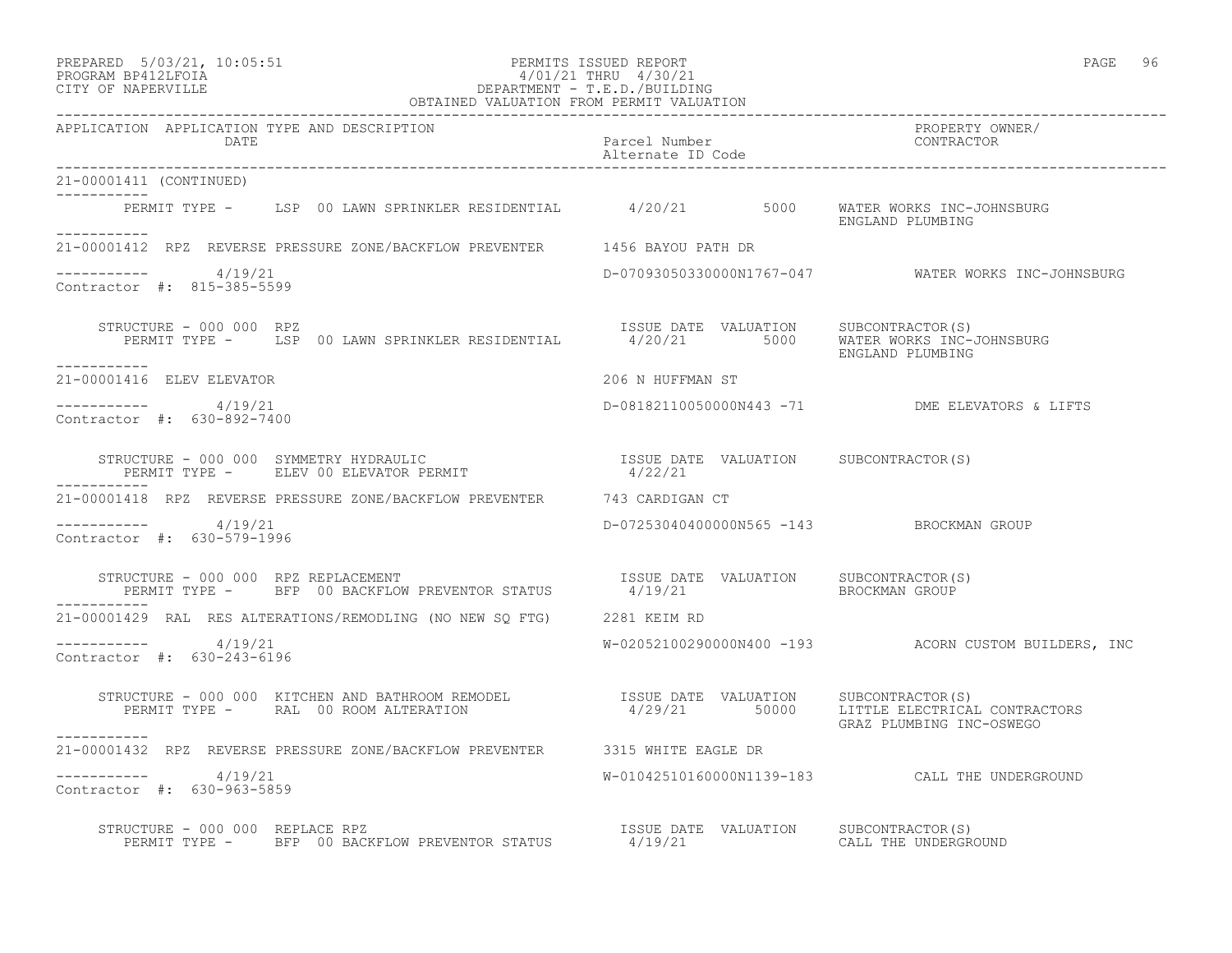APPLICATION APPLICATION TYPE AND DESCRIPTION | Parcel Number / Alternate ID Code | PROPERTY OWNER/ CONTRACTOR
DATE

21-00001411 (CONTINUED)

PERMIT TYPE - LSP 00 LAWN SPRINKLER RESIDENTIAL 4/20/21 5000 WATER WORKS INC-JOHNSBURG
ENGLAND PLUMBING

21-00001412 RPZ REVERSE PRESSURE ZONE/BACKFLOW PREVENTER 1456 BAYOU PATH DR

4/19/21 D-07093050330000N1767-047 WATER WORKS INC-JOHNSBURG
Contractor #: 815-385-5599

STRUCTURE - 000 000 RPZ ISSUE DATE VALUATION SUBCONTRACTOR(S)
PERMIT TYPE - LSP 00 LAWN SPRINKLER RESIDENTIAL 4/20/21 5000 WATER WORKS INC-JOHNSBURG
ENGLAND PLUMBING

21-00001416 ELEV ELEVATOR 206 N HUFFMAN ST

4/19/21 D-08182110050000N443 -71 DME ELEVATORS & LIFTS
Contractor #: 630-892-7400

STRUCTURE - 000 000 SYMMETRY HYDRAULIC ISSUE DATE VALUATION SUBCONTRACTOR(S)
PERMIT TYPE - ELEV 00 ELEVATOR PERMIT 4/22/21

21-00001418 RPZ REVERSE PRESSURE ZONE/BACKFLOW PREVENTER 743 CARDIGAN CT

4/19/21 D-07253040400000N565 -143 BROCKMAN GROUP
Contractor #: 630-579-1996

STRUCTURE - 000 000 RPZ REPLACEMENT ISSUE DATE VALUATION SUBCONTRACTOR(S)
PERMIT TYPE - BFP 00 BACKFLOW PREVENTOR STATUS 4/19/21 BROCKMAN GROUP

21-00001429 RAL RES ALTERATIONS/REMODLING (NO NEW SQ FTG) 2281 KEIM RD

4/19/21 W-02052100290000N400 -193 ACORN CUSTOM BUILDERS, INC
Contractor #: 630-243-6196

STRUCTURE - 000 000 KITCHEN AND BATHROOM REMODEL ISSUE DATE VALUATION SUBCONTRACTOR(S)
PERMIT TYPE - RAL 00 ROOM ALTERATION 4/29/21 50000 LITTLE ELECTRICAL CONTRACTORS
GRAZ PLUMBING INC-OSWEGO

21-00001432 RPZ REVERSE PRESSURE ZONE/BACKFLOW PREVENTER 3315 WHITE EAGLE DR

4/19/21 W-01042510160000N1139-183 CALL THE UNDERGROUND
Contractor #: 630-963-5859

STRUCTURE - 000 000 REPLACE RPZ ISSUE DATE VALUATION SUBCONTRACTOR(S)
PERMIT TYPE - BFP 00 BACKFLOW PREVENTOR STATUS 4/19/21 CALL THE UNDERGROUND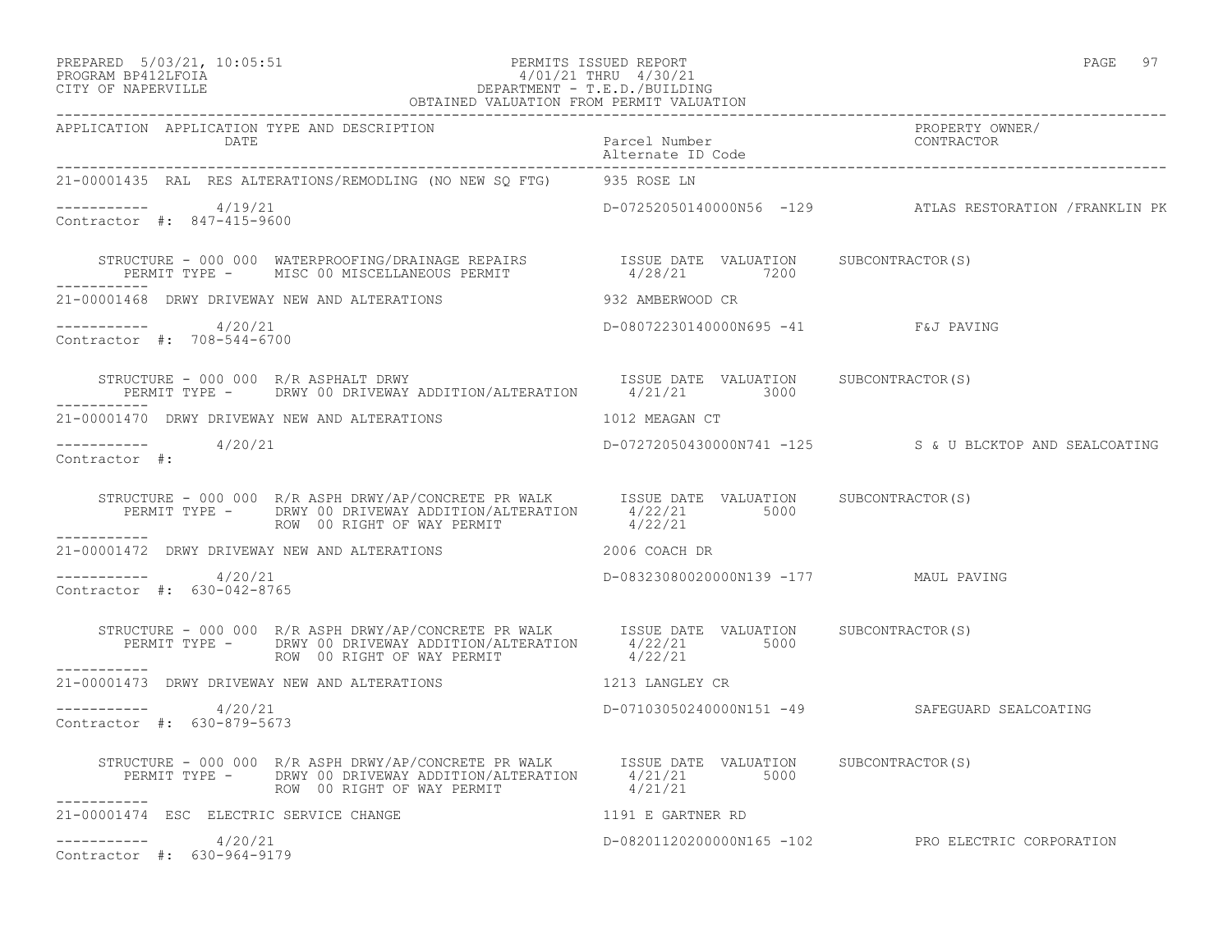PREPARED 5/03/21, 10:05:51
PROGRAM BP412LFOIA
CITY OF NAPERVILLE

PERMITS ISSUED REPORT
4/01/21 THRU 4/30/21
DEPARTMENT - T.E.D./BUILDING
OBTAINED VALUATION FROM PERMIT VALUATION

| APPLICATION | APPLICATION TYPE AND DESCRIPTION / DATE | Parcel Number / Alternate ID Code | PROPERTY OWNER/ CONTRACTOR |
|---|---|---|---|
| 21-00001435 | RAL RES ALTERATIONS/REMODLING (NO NEW SQ FTG) | 935 ROSE LN | |
| ----------- | 4/19/21 | D-07252050140000N56 -129 | ATLAS RESTORATION /FRANKLIN PK |
| Contractor #: 847-415-9600 | | | |

STRUCTURE - 000 000 WATERPROOFING/DRAINAGE REPAIRS — ISSUE DATE 4/28/21, VALUATION 7200, SUBCONTRACTOR(S)
PERMIT TYPE - MISC 00 MISCELLANEOUS PERMIT

| APPLICATION | APPLICATION TYPE AND DESCRIPTION / DATE | Parcel Number / Alternate ID Code | PROPERTY OWNER/ CONTRACTOR |
|---|---|---|---|
| 21-00001468 | DRWY DRIVEWAY NEW AND ALTERATIONS | 932 AMBERWOOD CR | |
| ----------- | 4/20/21 | D-08072230140000N695 -41 | F&J PAVING |
| Contractor #: 708-544-6700 | | | |

STRUCTURE - 000 000 R/R ASPHALT DRWY — ISSUE DATE 4/21/21, VALUATION 3000, SUBCONTRACTOR(S)
PERMIT TYPE - DRWY 00 DRIVEWAY ADDITION/ALTERATION

| APPLICATION | APPLICATION TYPE AND DESCRIPTION / DATE | Parcel Number / Alternate ID Code | PROPERTY OWNER/ CONTRACTOR |
|---|---|---|---|
| 21-00001470 | DRWY DRIVEWAY NEW AND ALTERATIONS | 1012 MEAGAN CT | |
| ----------- | 4/20/21 | D-07272050430000N741 -125 | S & U BLCKTOP AND SEALCOATING |
| Contractor #: | | | |

STRUCTURE - 000 000 R/R ASPH DRWY/AP/CONCRETE PR WALK — SUBCONTRACTOR(S)

| PERMIT TYPE | ISSUE DATE | VALUATION |
|---|---|---|
| DRWY 00 DRIVEWAY ADDITION/ALTERATION | 4/22/21 | 5000 |
| ROW 00 RIGHT OF WAY PERMIT | 4/22/21 | |

| APPLICATION | APPLICATION TYPE AND DESCRIPTION / DATE | Parcel Number / Alternate ID Code | PROPERTY OWNER/ CONTRACTOR |
|---|---|---|---|
| 21-00001472 | DRWY DRIVEWAY NEW AND ALTERATIONS | 2006 COACH DR | |
| ----------- | 4/20/21 | D-08323080020000N139 -177 | MAUL PAVING |
| Contractor #: 630-042-8765 | | | |

STRUCTURE - 000 000 R/R ASPH DRWY/AP/CONCRETE PR WALK — SUBCONTRACTOR(S)

| PERMIT TYPE | ISSUE DATE | VALUATION |
|---|---|---|
| DRWY 00 DRIVEWAY ADDITION/ALTERATION | 4/22/21 | 5000 |
| ROW 00 RIGHT OF WAY PERMIT | 4/22/21 | |

| APPLICATION | APPLICATION TYPE AND DESCRIPTION / DATE | Parcel Number / Alternate ID Code | PROPERTY OWNER/ CONTRACTOR |
|---|---|---|---|
| 21-00001473 | DRWY DRIVEWAY NEW AND ALTERATIONS | 1213 LANGLEY CR | |
| ----------- | 4/20/21 | D-07103050240000N151 -49 | SAFEGUARD SEALCOATING |
| Contractor #: 630-879-5673 | | | |

STRUCTURE - 000 000 R/R ASPH DRWY/AP/CONCRETE PR WALK — SUBCONTRACTOR(S)

| PERMIT TYPE | ISSUE DATE | VALUATION |
|---|---|---|
| DRWY 00 DRIVEWAY ADDITION/ALTERATION | 4/21/21 | 5000 |
| ROW 00 RIGHT OF WAY PERMIT | 4/21/21 | |

| APPLICATION | APPLICATION TYPE AND DESCRIPTION / DATE | Parcel Number / Alternate ID Code | PROPERTY OWNER/ CONTRACTOR |
|---|---|---|---|
| 21-00001474 | ESC ELECTRIC SERVICE CHANGE | 1191 E GARTNER RD | |
| ----------- | 4/20/21 | D-08201120200000N165 -102 | PRO ELECTRIC CORPORATION |
| Contractor #: 630-964-9179 | | | |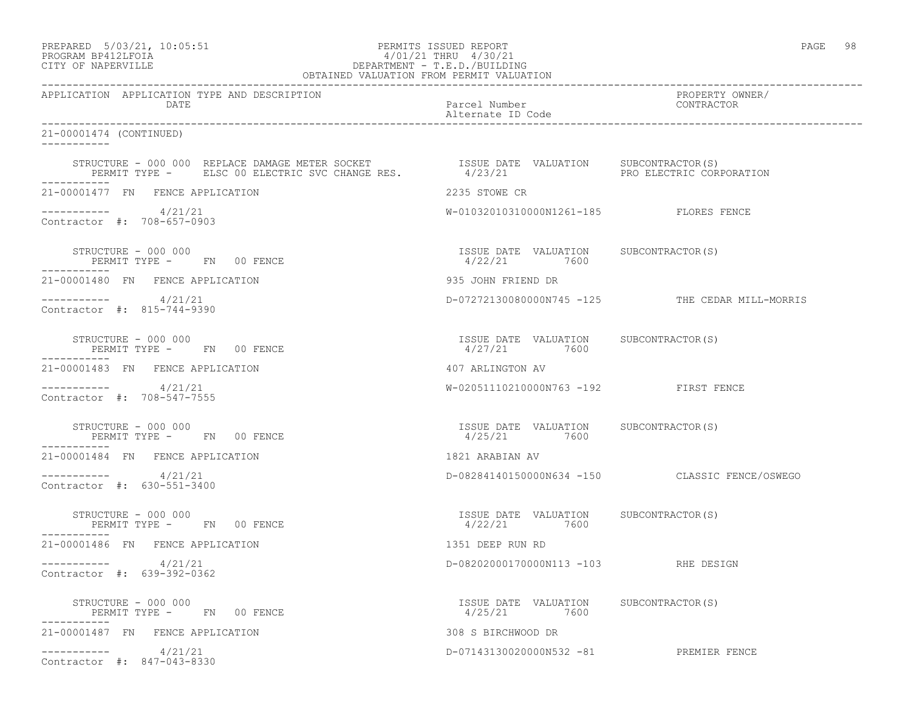| APPLICATION | APPLICATION TYPE AND DESCRIPTION DATE | Parcel Number Alternate ID Code | PROPERTY OWNER/ CONTRACTOR |
|---|---|---|---|

21-00001474 (CONTINUED)

```
     STRUCTURE - 000 000  REPLACE DAMAGE METER SOCKET              ISSUE DATE  VALUATION     SUBCONTRACTOR(S)
        PERMIT TYPE -     ELSC 00 ELECTRIC SVC CHANGE RES.          4/23/21                  PRO ELECTRIC CORPORATION
-----------
21-00001477  FN   FENCE APPLICATION                              2235 STOWE CR
-----------        4/21/21                                       W-01032010310000N1261-185           FLORES FENCE
Contractor  #:  708-657-0903

     STRUCTURE - 000 000                                          ISSUE DATE  VALUATION     SUBCONTRACTOR(S)
        PERMIT TYPE -     FN   00 FENCE                           4/22/21        7600
-----------
21-00001480  FN   FENCE APPLICATION                              935 JOHN FRIEND DR
-----------        4/21/21                                       D-07272130080000N745 -125           THE CEDAR MILL-MORRIS
Contractor  #:  815-744-9390

     STRUCTURE - 000 000                                          ISSUE DATE  VALUATION     SUBCONTRACTOR(S)
        PERMIT TYPE -     FN   00 FENCE                           4/27/21        7600
-----------
21-00001483  FN   FENCE APPLICATION                              407 ARLINGTON AV
-----------        4/21/21                                       W-02051110210000N763 -192           FIRST FENCE
Contractor  #:  708-547-7555

     STRUCTURE - 000 000                                          ISSUE DATE  VALUATION     SUBCONTRACTOR(S)
        PERMIT TYPE -     FN   00 FENCE                           4/25/21        7600
-----------
21-00001484  FN   FENCE APPLICATION                              1821 ARABIAN AV
-----------        4/21/21                                       D-08284140150000N634 -150           CLASSIC FENCE/OSWEGO
Contractor  #:  630-551-3400

     STRUCTURE - 000 000                                          ISSUE DATE  VALUATION     SUBCONTRACTOR(S)
        PERMIT TYPE -     FN   00 FENCE                           4/22/21        7600
-----------
21-00001486  FN   FENCE APPLICATION                              1351 DEEP RUN RD
-----------        4/21/21                                       D-08202000170000N113 -103           RHE DESIGN
Contractor  #:  639-392-0362

     STRUCTURE - 000 000                                          ISSUE DATE  VALUATION     SUBCONTRACTOR(S)
        PERMIT TYPE -     FN   00 FENCE                           4/25/21        7600
-----------
21-00001487  FN   FENCE APPLICATION                              308 S BIRCHWOOD DR
-----------        4/21/21                                       D-07143130020000N532 -81            PREMIER FENCE
Contractor  #:  847-043-8330
```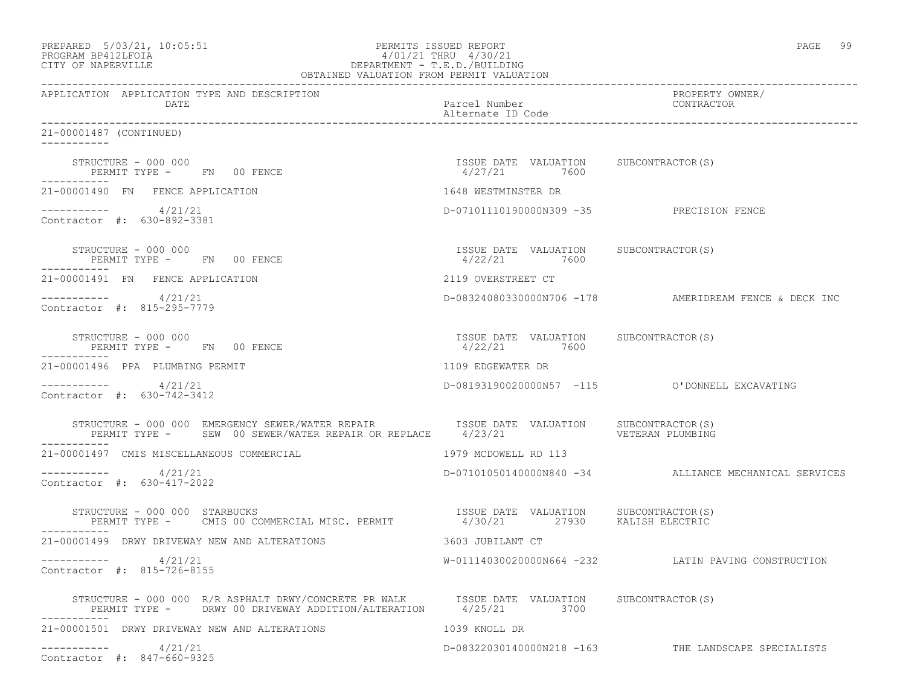PREPARED 5/03/21, 10:05:51
PROGRAM BP412LFOIA
CITY OF NAPERVILLE

PERMITS ISSUED REPORT
4/01/21 THRU 4/30/21
DEPARTMENT - T.E.D./BUILDING
OBTAINED VALUATION FROM PERMIT VALUATION

| APPLICATION APPLICATION TYPE AND DESCRIPTION DATE | Parcel Number Alternate ID Code | PROPERTY OWNER/ CONTRACTOR |
|---|---|---|

21-00001487 (CONTINUED)

STRUCTURE - 000 000
PERMIT TYPE - FN 00 FENCE
ISSUE DATE 4/27/21 VALUATION 7600 SUBCONTRACTOR(S)

21-00001490 FN FENCE APPLICATION — 1648 WESTMINSTER DR
4/21/21 — D-07101110190000N309 -35 — PRECISION FENCE
Contractor #: 630-892-3381

STRUCTURE - 000 000
PERMIT TYPE - FN 00 FENCE
ISSUE DATE 4/22/21 VALUATION 7600 SUBCONTRACTOR(S)

21-00001491 FN FENCE APPLICATION — 2119 OVERSTREET CT
4/21/21 — D-08324080330000N706 -178 — AMERIDREAM FENCE & DECK INC
Contractor #: 815-295-7779

STRUCTURE - 000 000
PERMIT TYPE - FN 00 FENCE
ISSUE DATE 4/22/21 VALUATION 7600 SUBCONTRACTOR(S)

21-00001496 PPA PLUMBING PERMIT — 1109 EDGEWATER DR
4/21/21 — D-08193190020000N57 -115 — O'DONNELL EXCAVATING
Contractor #: 630-742-3412

STRUCTURE - 000 000 EMERGENCY SEWER/WATER REPAIR
PERMIT TYPE - SEW 00 SEWER/WATER REPAIR OR REPLACE
ISSUE DATE 4/23/21 VALUATION SUBCONTRACTOR(S) VETERAN PLUMBING

21-00001497 CMIS MISCELLANEOUS COMMERCIAL — 1979 MCDOWELL RD 113
4/21/21 — D-07101050140000N840 -34 — ALLIANCE MECHANICAL SERVICES
Contractor #: 630-417-2022

STRUCTURE - 000 000 STARBUCKS
PERMIT TYPE - CMIS 00 COMMERCIAL MISC. PERMIT
ISSUE DATE 4/30/21 VALUATION 27930 SUBCONTRACTOR(S) KALISH ELECTRIC

21-00001499 DRWY DRIVEWAY NEW AND ALTERATIONS — 3603 JUBILANT CT
4/21/21 — W-01114030020000N664 -232 — LATIN PAVING CONSTRUCTION
Contractor #: 815-726-8155

STRUCTURE - 000 000 R/R ASPHALT DRWY/CONCRETE PR WALK
PERMIT TYPE - DRWY 00 DRIVEWAY ADDITION/ALTERATION
ISSUE DATE 4/25/21 VALUATION 3700 SUBCONTRACTOR(S)

21-00001501 DRWY DRIVEWAY NEW AND ALTERATIONS — 1039 KNOLL DR
4/21/21 — D-08322030140000N218 -163 — THE LANDSCAPE SPECIALISTS
Contractor #: 847-660-9325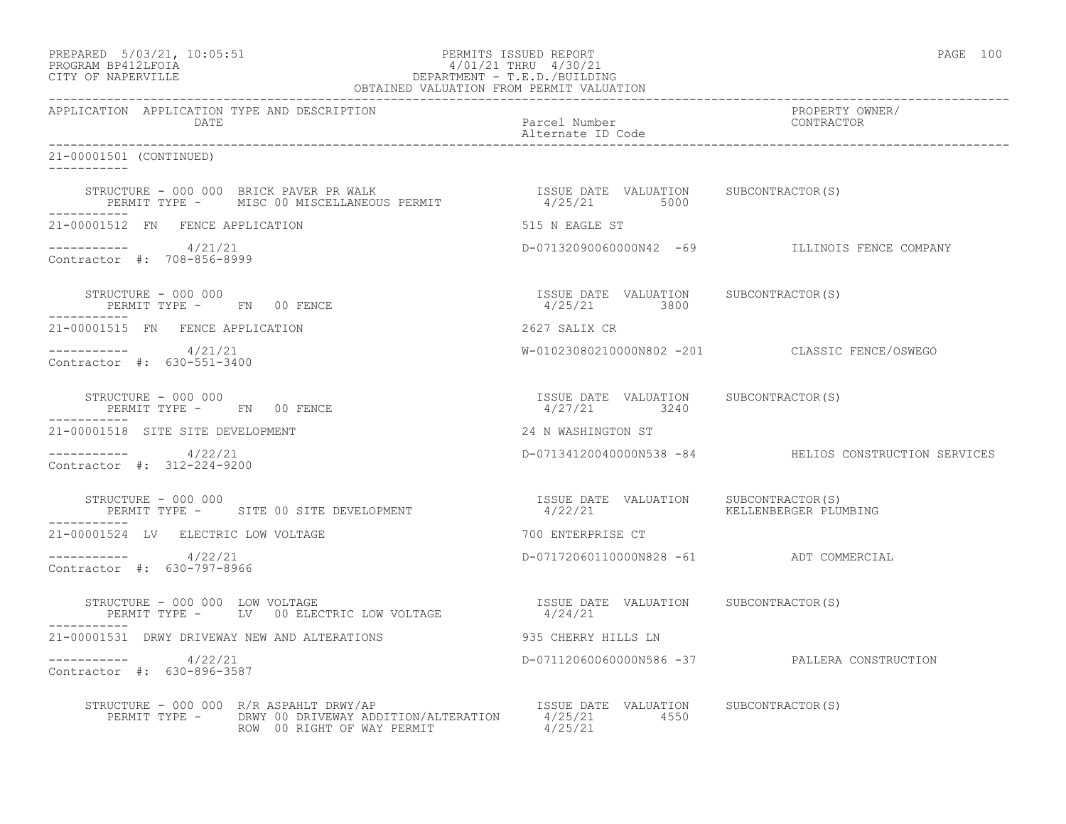PREPARED 5/03/21, 10:05:51
PROGRAM BP412LFOIA
CITY OF NAPERVILLE

PERMITS ISSUED REPORT
4/01/21 THRU 4/30/21
DEPARTMENT - T.E.D./BUILDING
OBTAINED VALUATION FROM PERMIT VALUATION

```
APPLICATION  APPLICATION TYPE AND DESCRIPTION                                                             PROPERTY OWNER/
             DATE                                                Parcel Number                           CONTRACTOR
                                                                 Alternate ID Code

21-00001501 (CONTINUED)
-----------

     STRUCTURE - 000 000  BRICK PAVER PR WALK                    ISSUE DATE  VALUATION     SUBCONTRACTOR(S)
        PERMIT TYPE -     MISC 00 MISCELLANEOUS PERMIT            4/25/21         5000
-----------
21-00001512  FN   FENCE APPLICATION                              515 N EAGLE ST

-----------        4/21/21                                       D-07132090060000N42  -69           ILLINOIS FENCE COMPANY
Contractor  #:  708-856-8999

     STRUCTURE - 000 000                                         ISSUE DATE  VALUATION     SUBCONTRACTOR(S)
        PERMIT TYPE -     FN   00 FENCE                           4/25/21         3800
-----------
21-00001515  FN   FENCE APPLICATION                              2627 SALIX CR

-----------        4/21/21                                       W-01023080210000N802 -201          CLASSIC FENCE/OSWEGO
Contractor  #:  630-551-3400

     STRUCTURE - 000 000                                         ISSUE DATE  VALUATION     SUBCONTRACTOR(S)
        PERMIT TYPE -     FN   00 FENCE                           4/27/21         3240
-----------
21-00001518  SITE SITE DEVELOPMENT                               24 N WASHINGTON ST

-----------        4/22/21                                       D-07134120040000N538 -84           HELIOS CONSTRUCTION SERVICES
Contractor  #:  312-224-9200

     STRUCTURE - 000 000                                         ISSUE DATE  VALUATION     SUBCONTRACTOR(S)
        PERMIT TYPE -     SITE 00 SITE DEVELOPMENT                4/22/21                  KELLENBERGER PLUMBING
-----------
21-00001524  LV   ELECTRIC LOW VOLTAGE                           700 ENTERPRISE CT

-----------        4/22/21                                       D-07172060110000N828 -61           ADT COMMERCIAL
Contractor  #:  630-797-8966

     STRUCTURE - 000 000  LOW VOLTAGE                            ISSUE DATE  VALUATION     SUBCONTRACTOR(S)
        PERMIT TYPE -     LV   00 ELECTRIC LOW VOLTAGE            4/24/21
-----------
21-00001531  DRWY DRIVEWAY NEW AND ALTERATIONS                   935 CHERRY HILLS LN

-----------        4/22/21                                       D-07112060060000N586 -37           PALLERA CONSTRUCTION
Contractor  #:  630-896-3587

     STRUCTURE - 000 000  R/R ASPAHLT DRWY/AP                    ISSUE DATE  VALUATION     SUBCONTRACTOR(S)
        PERMIT TYPE -     DRWY 00 DRIVEWAY ADDITION/ALTERATION    4/25/21         4550
                          ROW  00 RIGHT OF WAY PERMIT             4/25/21
```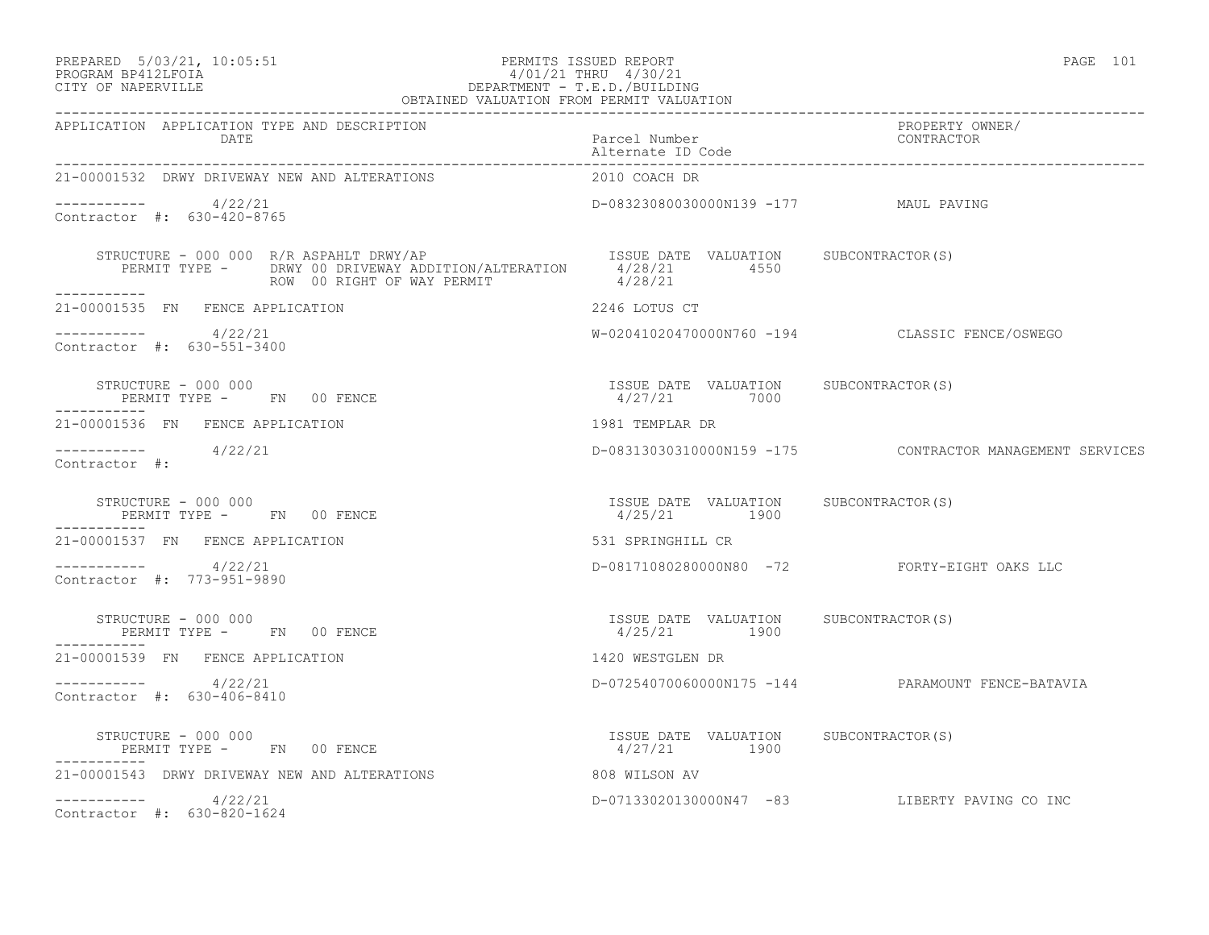PREPARED 5/03/21, 10:05:51
PROGRAM BP412LFOIA
CITY OF NAPERVILLE

PERMITS ISSUED REPORT
4/01/21 THRU 4/30/21
DEPARTMENT - T.E.D./BUILDING
OBTAINED VALUATION FROM PERMIT VALUATION

| APPLICATION | APPLICATION TYPE AND DESCRIPTION / DATE | Parcel Number / Alternate ID Code | PROPERTY OWNER/ CONTRACTOR |
|---|---|---|---|
| 21-00001532 | DRWY DRIVEWAY NEW AND ALTERATIONS | 2010 COACH DR | |
| ----------- | 4/22/21 | D-08323080030000N139 -177 | MAUL PAVING |
| Contractor #: 630-420-8765 | | | |

STRUCTURE - 000 000 R/R ASPAHLT DRWY/AP — ISSUE DATE / VALUATION / SUBCONTRACTOR(S)
PERMIT TYPE - DRWY 00 DRIVEWAY ADDITION/ALTERATION — 4/28/21 — 4550
ROW 00 RIGHT OF WAY PERMIT — 4/28/21

| APPLICATION | APPLICATION TYPE AND DESCRIPTION / DATE | Parcel Number / Alternate ID Code | PROPERTY OWNER/ CONTRACTOR |
|---|---|---|---|
| 21-00001535 | FN FENCE APPLICATION | 2246 LOTUS CT | |
| ----------- | 4/22/21 | W-02041020470000N760 -194 | CLASSIC FENCE/OSWEGO |
| Contractor #: 630-551-3400 | | | |

STRUCTURE - 000 000 — ISSUE DATE / VALUATION / SUBCONTRACTOR(S)
PERMIT TYPE - FN 00 FENCE — 4/27/21 — 7000

| APPLICATION | APPLICATION TYPE AND DESCRIPTION / DATE | Parcel Number / Alternate ID Code | PROPERTY OWNER/ CONTRACTOR |
|---|---|---|---|
| 21-00001536 | FN FENCE APPLICATION | 1981 TEMPLAR DR | |
| ----------- | 4/22/21 | D-08313030310000N159 -175 | CONTRACTOR MANAGEMENT SERVICES |
| Contractor #: | | | |

STRUCTURE - 000 000 — ISSUE DATE / VALUATION / SUBCONTRACTOR(S)
PERMIT TYPE - FN 00 FENCE — 4/25/21 — 1900

| APPLICATION | APPLICATION TYPE AND DESCRIPTION / DATE | Parcel Number / Alternate ID Code | PROPERTY OWNER/ CONTRACTOR |
|---|---|---|---|
| 21-00001537 | FN FENCE APPLICATION | 531 SPRINGHILL CR | |
| ----------- | 4/22/21 | D-08171080280000N80 -72 | FORTY-EIGHT OAKS LLC |
| Contractor #: 773-951-9890 | | | |

STRUCTURE - 000 000 — ISSUE DATE / VALUATION / SUBCONTRACTOR(S)
PERMIT TYPE - FN 00 FENCE — 4/25/21 — 1900

| APPLICATION | APPLICATION TYPE AND DESCRIPTION / DATE | Parcel Number / Alternate ID Code | PROPERTY OWNER/ CONTRACTOR |
|---|---|---|---|
| 21-00001539 | FN FENCE APPLICATION | 1420 WESTGLEN DR | |
| ----------- | 4/22/21 | D-07254070060000N175 -144 | PARAMOUNT FENCE-BATAVIA |
| Contractor #: 630-406-8410 | | | |

STRUCTURE - 000 000 — ISSUE DATE / VALUATION / SUBCONTRACTOR(S)
PERMIT TYPE - FN 00 FENCE — 4/27/21 — 1900

| APPLICATION | APPLICATION TYPE AND DESCRIPTION / DATE | Parcel Number / Alternate ID Code | PROPERTY OWNER/ CONTRACTOR |
|---|---|---|---|
| 21-00001543 | DRWY DRIVEWAY NEW AND ALTERATIONS | 808 WILSON AV | |
| ----------- | 4/22/21 | D-07133020130000N47 -83 | LIBERTY PAVING CO INC |
| Contractor #: 630-820-1624 | | | |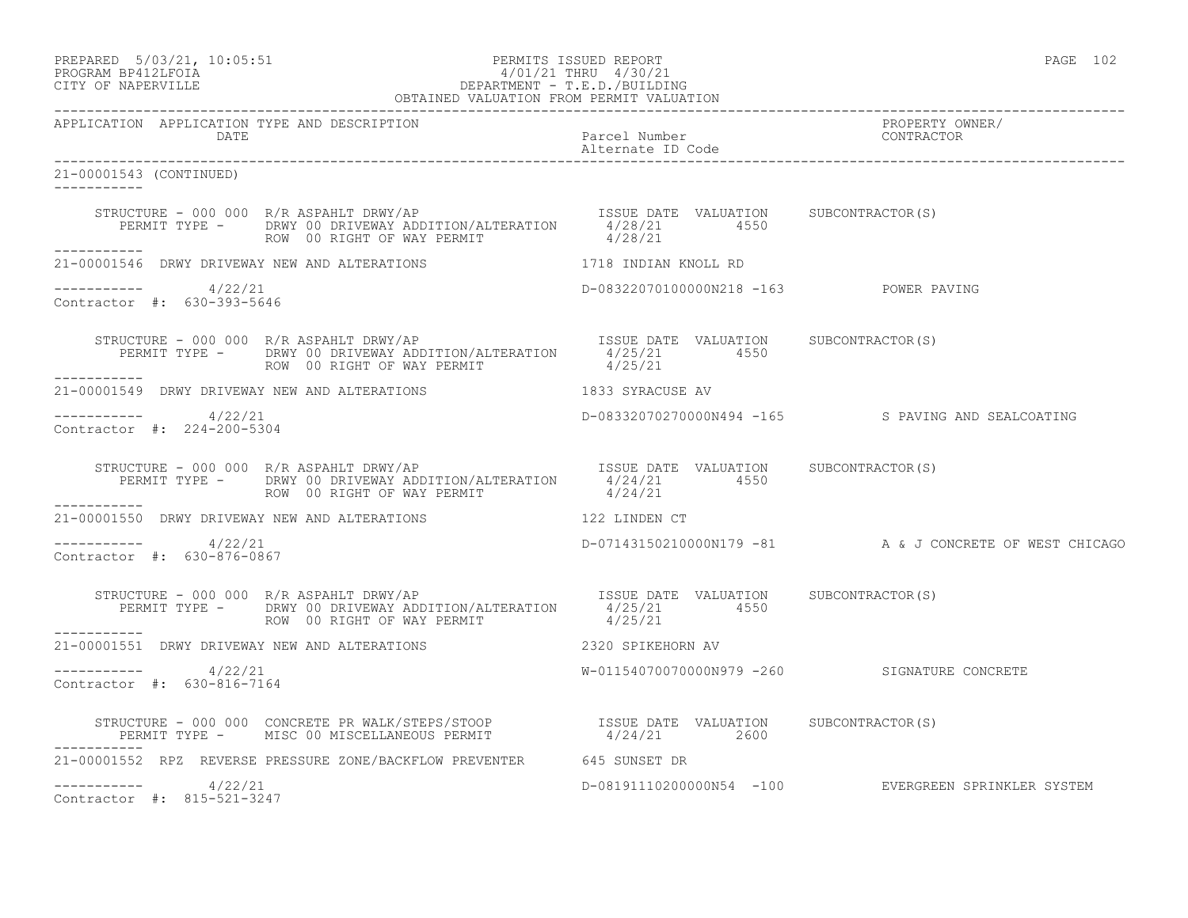PREPARED 5/03/21, 10:05:51
PROGRAM BP412LFOIA
CITY OF NAPERVILLE

PERMITS ISSUED REPORT
4/01/21 THRU 4/30/21
DEPARTMENT - T.E.D./BUILDING
OBTAINED VALUATION FROM PERMIT VALUATION

| APPLICATION | APPLICATION TYPE AND DESCRIPTION / DATE | Parcel Number / Alternate ID Code | PROPERTY OWNER/ CONTRACTOR |
|---|---|---|---|

**21-00001543 (CONTINUED)**

STRUCTURE - 000 000 R/R ASPAHLT DRWY/AP — ISSUE DATE 4/28/21, VALUATION 4550, SUBCONTRACTOR(S)
PERMIT TYPE - DRWY 00 DRIVEWAY ADDITION/ALTERATION 4/28/21
ROW 00 RIGHT OF WAY PERMIT 4/28/21

---

**21-00001546** DRWY DRIVEWAY NEW AND ALTERATIONS — 1718 INDIAN KNOLL RD
4/22/21 — D-08322070100000N218 -163 — POWER PAVING
Contractor #: 630-393-5646

STRUCTURE - 000 000 R/R ASPAHLT DRWY/AP — ISSUE DATE 4/25/21, VALUATION 4550, SUBCONTRACTOR(S)
PERMIT TYPE - DRWY 00 DRIVEWAY ADDITION/ALTERATION 4/25/21
ROW 00 RIGHT OF WAY PERMIT 4/25/21

---

**21-00001549** DRWY DRIVEWAY NEW AND ALTERATIONS — 1833 SYRACUSE AV
4/22/21 — D-08332070270000N494 -165 — S PAVING AND SEALCOATING
Contractor #: 224-200-5304

STRUCTURE - 000 000 R/R ASPAHLT DRWY/AP — ISSUE DATE 4/24/21, VALUATION 4550, SUBCONTRACTOR(S)
PERMIT TYPE - DRWY 00 DRIVEWAY ADDITION/ALTERATION 4/24/21
ROW 00 RIGHT OF WAY PERMIT 4/24/21

---

**21-00001550** DRWY DRIVEWAY NEW AND ALTERATIONS — 122 LINDEN CT
4/22/21 — D-07143150210000N179 -81 — A & J CONCRETE OF WEST CHICAGO
Contractor #: 630-876-0867

STRUCTURE - 000 000 R/R ASPAHLT DRWY/AP — ISSUE DATE 4/25/21, VALUATION 4550, SUBCONTRACTOR(S)
PERMIT TYPE - DRWY 00 DRIVEWAY ADDITION/ALTERATION 4/25/21
ROW 00 RIGHT OF WAY PERMIT 4/25/21

---

**21-00001551** DRWY DRIVEWAY NEW AND ALTERATIONS — 2320 SPIKEHORN AV
4/22/21 — W-01154070070000N979 -260 — SIGNATURE CONCRETE
Contractor #: 630-816-7164

STRUCTURE - 000 000 CONCRETE PR WALK/STEPS/STOOP — ISSUE DATE 4/24/21, VALUATION 2600, SUBCONTRACTOR(S)
PERMIT TYPE - MISC 00 MISCELLANEOUS PERMIT 4/24/21

---

**21-00001552** RPZ REVERSE PRESSURE ZONE/BACKFLOW PREVENTER — 645 SUNSET DR
4/22/21 — D-08191110200000N54 -100 — EVERGREEN SPRINKLER SYSTEM
Contractor #: 815-521-3247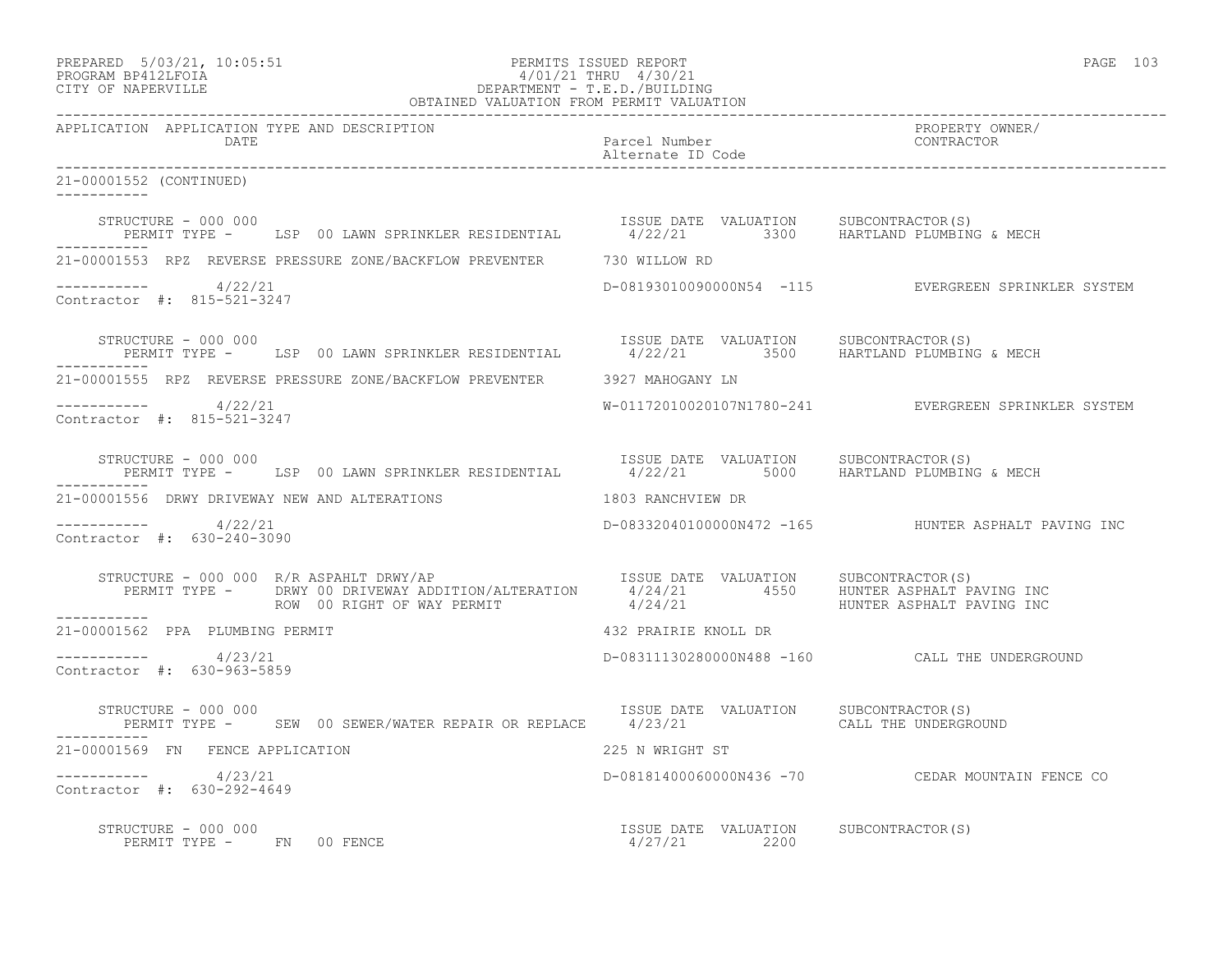APPLICATION APPLICATION TYPE AND DESCRIPTION DATE | Parcel Number Alternate ID Code | PROPERTY OWNER/ CONTRACTOR

21-00001552 (CONTINUED)

```
    STRUCTURE - 000 000                                          ISSUE DATE  VALUATION     SUBCONTRACTOR(S)
       PERMIT TYPE -     LSP  00 LAWN SPRINKLER RESIDENTIAL       4/22/21         3300     HARTLAND PLUMBING & MECH
-----------
21-00001553  RPZ  REVERSE PRESSURE ZONE/BACKFLOW PREVENTER       730 WILLOW RD

-----------       4/22/21                                       D-08193010090000N54  -115          EVERGREEN SPRINKLER SYSTEM
Contractor #:  815-521-3247

    STRUCTURE - 000 000                                          ISSUE DATE  VALUATION     SUBCONTRACTOR(S)
       PERMIT TYPE -     LSP  00 LAWN SPRINKLER RESIDENTIAL       4/22/21         3500     HARTLAND PLUMBING & MECH
-----------
21-00001555  RPZ  REVERSE PRESSURE ZONE/BACKFLOW PREVENTER       3927 MAHOGANY LN

-----------       4/22/21                                       W-01172010020107N1780-241          EVERGREEN SPRINKLER SYSTEM
Contractor #:  815-521-3247

    STRUCTURE - 000 000                                          ISSUE DATE  VALUATION     SUBCONTRACTOR(S)
       PERMIT TYPE -     LSP  00 LAWN SPRINKLER RESIDENTIAL       4/22/21         5000     HARTLAND PLUMBING & MECH
-----------
21-00001556  DRWY DRIVEWAY NEW AND ALTERATIONS                   1803 RANCHVIEW DR

-----------       4/22/21                                       D-08332040100000N472 -165          HUNTER ASPHALT PAVING INC
Contractor #:  630-240-3090

    STRUCTURE - 000 000  R/R ASPAHLT DRWY/AP                     ISSUE DATE  VALUATION     SUBCONTRACTOR(S)
       PERMIT TYPE -     DRWY 00 DRIVEWAY ADDITION/ALTERATION     4/24/21         4550     HUNTER ASPHALT PAVING INC
                         ROW  00 RIGHT OF WAY PERMIT              4/24/21                  HUNTER ASPHALT PAVING INC
-----------
21-00001562  PPA  PLUMBING PERMIT                                432 PRAIRIE KNOLL DR

-----------       4/23/21                                       D-08311130280000N488 -160          CALL THE UNDERGROUND
Contractor #:  630-963-5859

    STRUCTURE - 000 000                                          ISSUE DATE  VALUATION     SUBCONTRACTOR(S)
       PERMIT TYPE -     SEW  00 SEWER/WATER REPAIR OR REPLACE    4/23/21                  CALL THE UNDERGROUND
-----------
21-00001569  FN   FENCE APPLICATION                              225 N WRIGHT ST

-----------       4/23/21                                       D-08181400060000N436 -70           CEDAR MOUNTAIN FENCE CO
Contractor #:  630-292-4649

    STRUCTURE - 000 000                                          ISSUE DATE  VALUATION     SUBCONTRACTOR(S)
       PERMIT TYPE -     FN   00 FENCE                            4/27/21         2200
```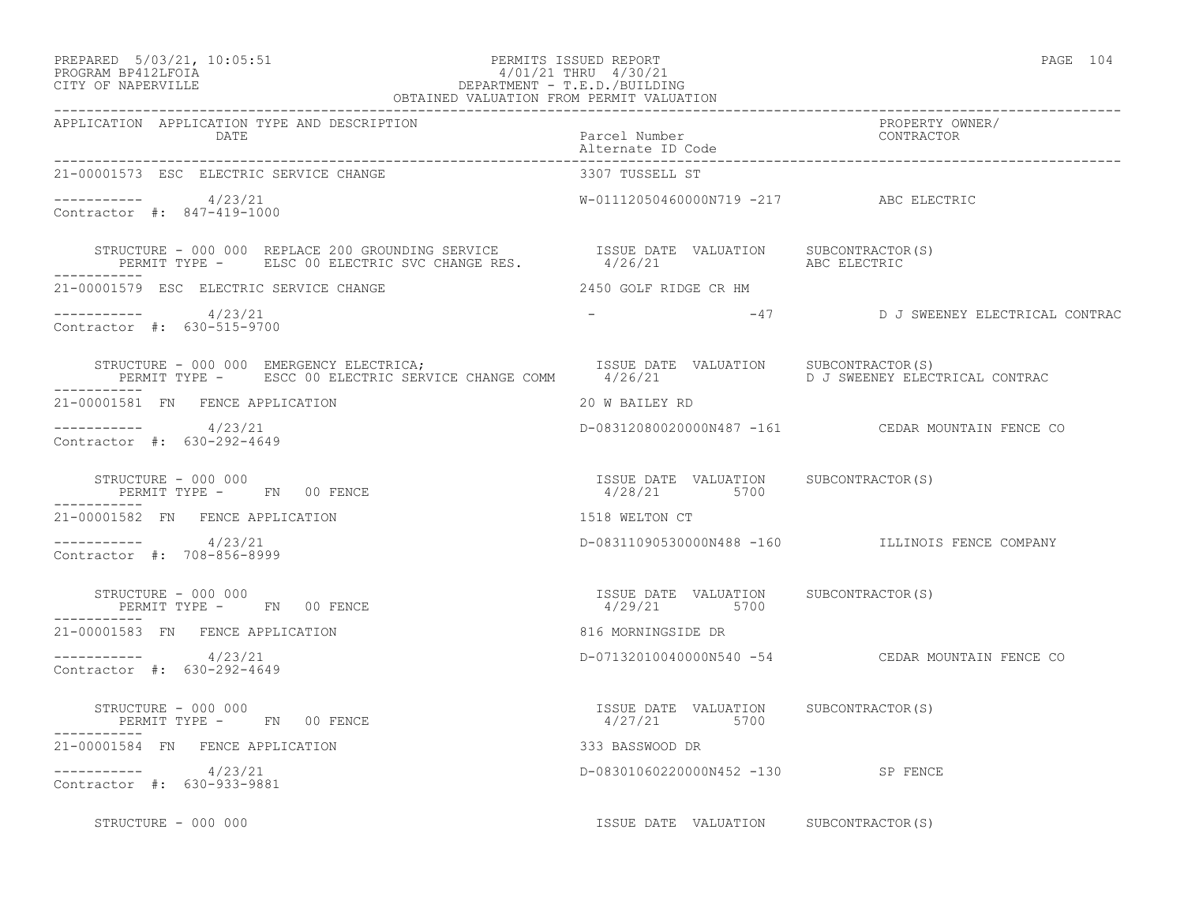PREPARED 5/03/21, 10:05:51 — PERMITS ISSUED REPORT
PROGRAM BP412LFOIA — 4/01/21 THRU 4/30/21
CITY OF NAPERVILLE — DEPARTMENT - T.E.D./BUILDING
OBTAINED VALUATION FROM PERMIT VALUATION

| APPLICATION | APPLICATION TYPE AND DESCRIPTION / DATE | Parcel Number / Alternate ID Code | PROPERTY OWNER/ CONTRACTOR |
|---|---|---|---|
| 21-00001573 | ESC ELECTRIC SERVICE CHANGE | 3307 TUSSELL ST | |
| ----------- | 4/23/21 | W-01112050460000N719 -217 | ABC ELECTRIC |
| Contractor #: 847-419-1000 | | | |

STRUCTURE - 000 000 REPLACE 200 GROUNDING SERVICE — ISSUE DATE 4/26/21 — VALUATION — SUBCONTRACTOR(S) ABC ELECTRIC
PERMIT TYPE - ELSC 00 ELECTRIC SVC CHANGE RES.

| APPLICATION | APPLICATION TYPE AND DESCRIPTION / DATE | Parcel Number / Alternate ID Code | PROPERTY OWNER/ CONTRACTOR |
|---|---|---|---|
| 21-00001579 | ESC ELECTRIC SERVICE CHANGE | 2450 GOLF RIDGE CR HM | |
| ----------- | 4/23/21 | - -47 | D J SWEENEY ELECTRICAL CONTRAC |
| Contractor #: 630-515-9700 | | | |

STRUCTURE - 000 000 EMERGENCY ELECTRICA; — ISSUE DATE 4/26/21 — VALUATION — SUBCONTRACTOR(S) D J SWEENEY ELECTRICAL CONTRAC
PERMIT TYPE - ESCC 00 ELECTRIC SERVICE CHANGE COMM

| APPLICATION | APPLICATION TYPE AND DESCRIPTION / DATE | Parcel Number / Alternate ID Code | PROPERTY OWNER/ CONTRACTOR |
|---|---|---|---|
| 21-00001581 | FN FENCE APPLICATION | 20 W BAILEY RD | |
| ----------- | 4/23/21 | D-08312080020000N487 -161 | CEDAR MOUNTAIN FENCE CO |
| Contractor #: 630-292-4649 | | | |

STRUCTURE - 000 000 — ISSUE DATE 4/28/21 — VALUATION 5700 — SUBCONTRACTOR(S)
PERMIT TYPE - FN 00 FENCE

| APPLICATION | APPLICATION TYPE AND DESCRIPTION / DATE | Parcel Number / Alternate ID Code | PROPERTY OWNER/ CONTRACTOR |
|---|---|---|---|
| 21-00001582 | FN FENCE APPLICATION | 1518 WELTON CT | |
| ----------- | 4/23/21 | D-08311090530000N488 -160 | ILLINOIS FENCE COMPANY |
| Contractor #: 708-856-8999 | | | |

STRUCTURE - 000 000 — ISSUE DATE 4/29/21 — VALUATION 5700 — SUBCONTRACTOR(S)
PERMIT TYPE - FN 00 FENCE

| APPLICATION | APPLICATION TYPE AND DESCRIPTION / DATE | Parcel Number / Alternate ID Code | PROPERTY OWNER/ CONTRACTOR |
|---|---|---|---|
| 21-00001583 | FN FENCE APPLICATION | 816 MORNINGSIDE DR | |
| ----------- | 4/23/21 | D-07132010040000N540 -54 | CEDAR MOUNTAIN FENCE CO |
| Contractor #: 630-292-4649 | | | |

STRUCTURE - 000 000 — ISSUE DATE 4/27/21 — VALUATION 5700 — SUBCONTRACTOR(S)
PERMIT TYPE - FN 00 FENCE

| APPLICATION | APPLICATION TYPE AND DESCRIPTION / DATE | Parcel Number / Alternate ID Code | PROPERTY OWNER/ CONTRACTOR |
|---|---|---|---|
| 21-00001584 | FN FENCE APPLICATION | 333 BASSWOOD DR | |
| ----------- | 4/23/21 | D-08301060220000N452 -130 | SP FENCE |
| Contractor #: 630-933-9881 | | | |

STRUCTURE - 000 000 — ISSUE DATE — VALUATION — SUBCONTRACTOR(S)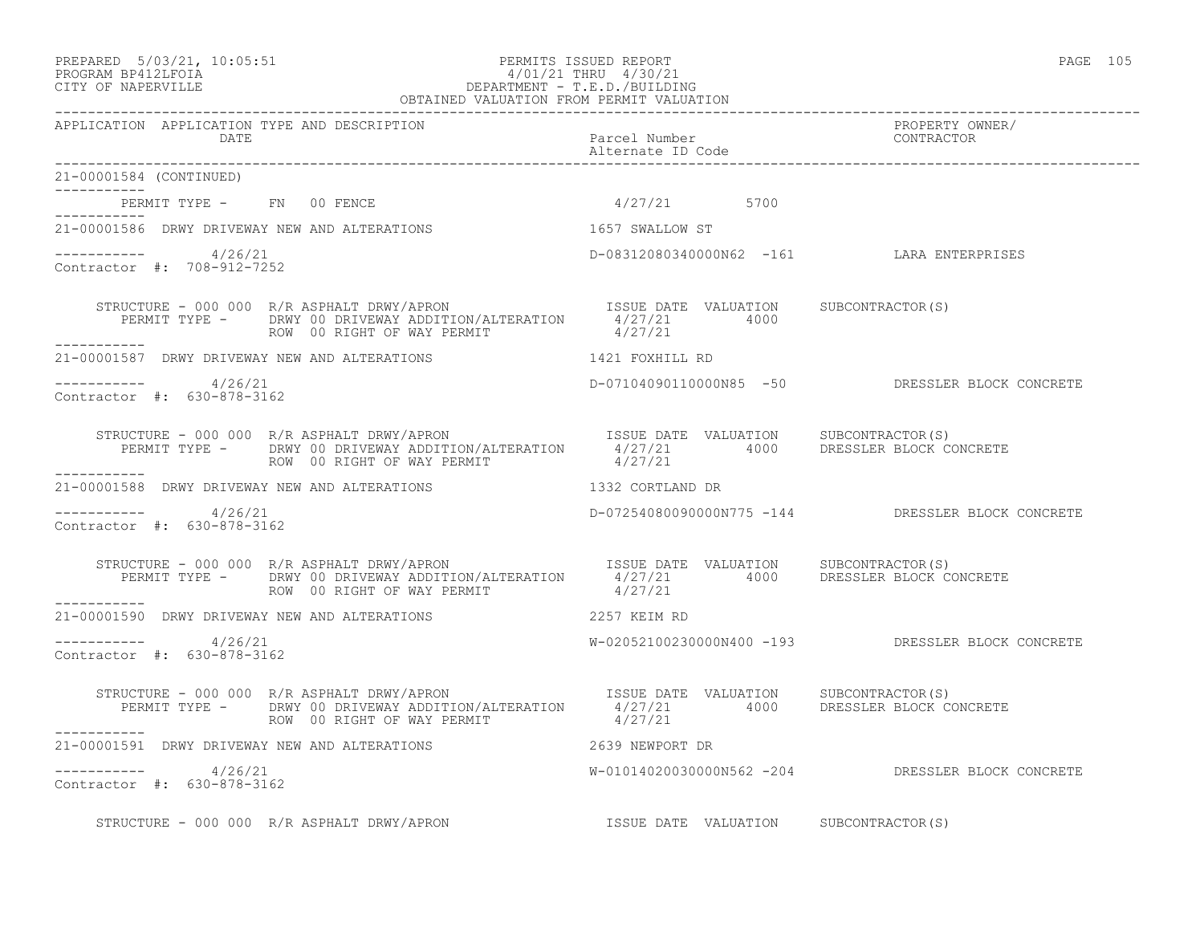PREPARED 5/03/21, 10:05:51 PERMITS ISSUED REPORT
PROGRAM BP412LFOIA 4/01/21 THRU 4/30/21
CITY OF NAPERVILLE DEPARTMENT - T.E.D./BUILDING
OBTAINED VALUATION FROM PERMIT VALUATION

| APPLICATION | APPLICATION TYPE AND DESCRIPTION DATE | Parcel Number Alternate ID Code | PROPERTY OWNER/ CONTRACTOR |
|---|---|---|---|

21-00001584 (CONTINUED)

PERMIT TYPE - FN 00 FENCE 4/27/21 5700

---

21-00001586 DRWY DRIVEWAY NEW AND ALTERATIONS 1657 SWALLOW ST

4/26/21 D-08312080340000N62 -161 LARA ENTERPRISES
Contractor #: 708-912-7252

| STRUCTURE - 000 000 R/R ASPHALT DRWY/APRON | ISSUE DATE | VALUATION | SUBCONTRACTOR(S) |
|---|---|---|---|
| PERMIT TYPE - DRWY 00 DRIVEWAY ADDITION/ALTERATION | 4/27/21 | 4000 | |
| ROW 00 RIGHT OF WAY PERMIT | 4/27/21 | | |

---

21-00001587 DRWY DRIVEWAY NEW AND ALTERATIONS 1421 FOXHILL RD

4/26/21 D-07104090110000N85 -50 DRESSLER BLOCK CONCRETE
Contractor #: 630-878-3162

| STRUCTURE - 000 000 R/R ASPHALT DRWY/APRON | ISSUE DATE | VALUATION | SUBCONTRACTOR(S) |
|---|---|---|---|
| PERMIT TYPE - DRWY 00 DRIVEWAY ADDITION/ALTERATION | 4/27/21 | 4000 | DRESSLER BLOCK CONCRETE |
| ROW 00 RIGHT OF WAY PERMIT | 4/27/21 | | |

---

21-00001588 DRWY DRIVEWAY NEW AND ALTERATIONS 1332 CORTLAND DR

4/26/21 D-07254080090000N775 -144 DRESSLER BLOCK CONCRETE
Contractor #: 630-878-3162

| STRUCTURE - 000 000 R/R ASPHALT DRWY/APRON | ISSUE DATE | VALUATION | SUBCONTRACTOR(S) |
|---|---|---|---|
| PERMIT TYPE - DRWY 00 DRIVEWAY ADDITION/ALTERATION | 4/27/21 | 4000 | DRESSLER BLOCK CONCRETE |
| ROW 00 RIGHT OF WAY PERMIT | 4/27/21 | | |

---

21-00001590 DRWY DRIVEWAY NEW AND ALTERATIONS 2257 KEIM RD

4/26/21 W-02052100230000N400 -193 DRESSLER BLOCK CONCRETE
Contractor #: 630-878-3162

| STRUCTURE - 000 000 R/R ASPHALT DRWY/APRON | ISSUE DATE | VALUATION | SUBCONTRACTOR(S) |
|---|---|---|---|
| PERMIT TYPE - DRWY 00 DRIVEWAY ADDITION/ALTERATION | 4/27/21 | 4000 | DRESSLER BLOCK CONCRETE |
| ROW 00 RIGHT OF WAY PERMIT | 4/27/21 | | |

---

21-00001591 DRWY DRIVEWAY NEW AND ALTERATIONS 2639 NEWPORT DR

4/26/21 W-01014020030000N562 -204 DRESSLER BLOCK CONCRETE
Contractor #: 630-878-3162

| STRUCTURE - 000 000 R/R ASPHALT DRWY/APRON | ISSUE DATE | VALUATION | SUBCONTRACTOR(S) |
|---|---|---|---|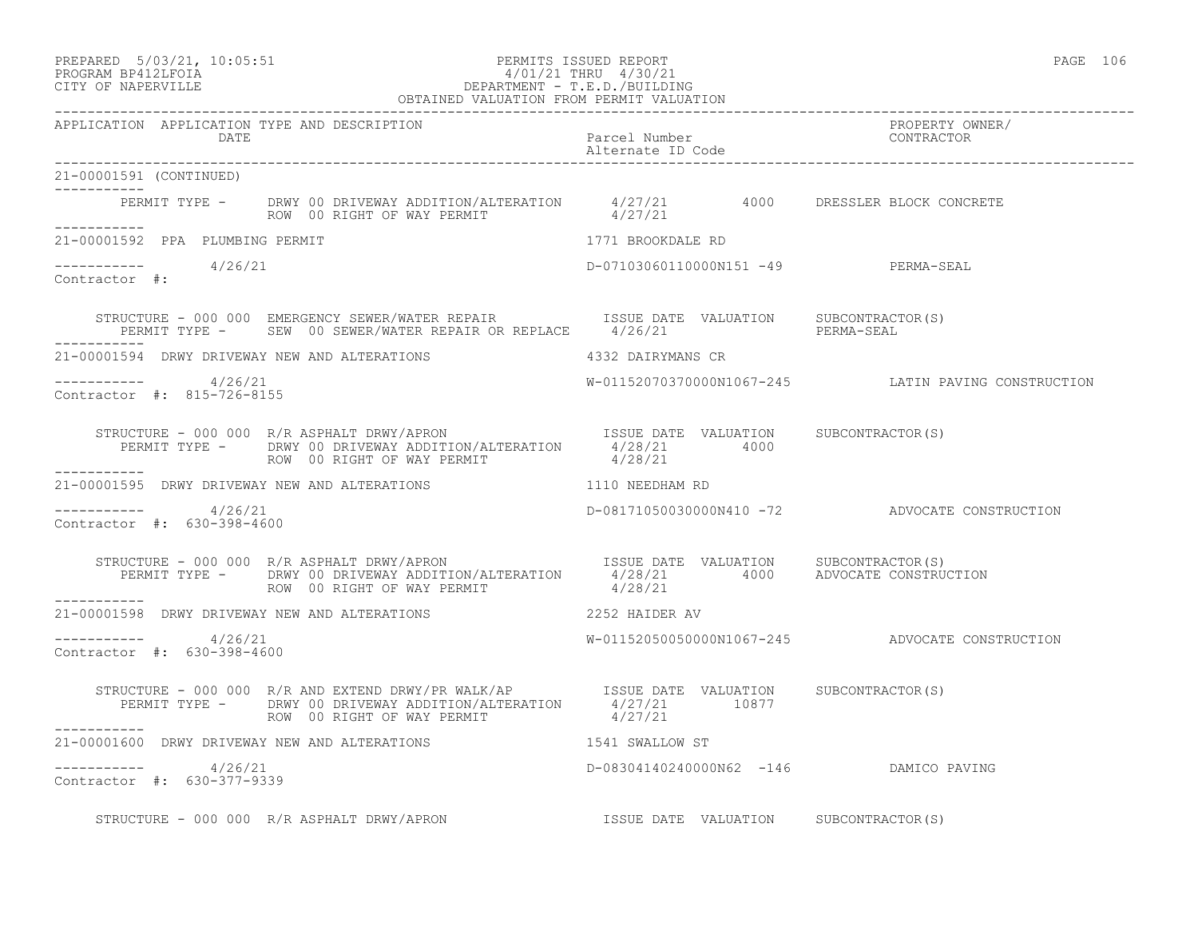PREPARED 5/03/21, 10:05:51 PERMITS ISSUED REPORT
PROGRAM BP412LFOIA 4/01/21 THRU 4/30/21
CITY OF NAPERVILLE DEPARTMENT - T.E.D./BUILDING
OBTAINED VALUATION FROM PERMIT VALUATION

```
APPLICATION  APPLICATION TYPE AND DESCRIPTION                                                            PROPERTY OWNER/
             DATE                                                    Parcel Number                       CONTRACTOR
                                                                     Alternate ID Code

21-00001591 (CONTINUED)
-----------
        PERMIT TYPE -     DRWY 00 DRIVEWAY ADDITION/ALTERATION      4/27/21         4000     DRESSLER BLOCK CONCRETE
                          ROW  00 RIGHT OF WAY PERMIT               4/27/21
-----------
21-00001592  PPA  PLUMBING PERMIT                                   1771 BROOKDALE RD

-----------        4/26/21                                          D-07103060110000N151 -49            PERMA-SEAL
Contractor #:

     STRUCTURE - 000 000  EMERGENCY SEWER/WATER REPAIR              ISSUE DATE  VALUATION     SUBCONTRACTOR(S)
        PERMIT TYPE -     SEW  00 SEWER/WATER REPAIR OR REPLACE     4/26/21                   PERMA-SEAL
-----------
21-00001594  DRWY DRIVEWAY NEW AND ALTERATIONS                      4332 DAIRYMANS CR

-----------        4/26/21                                          W-01152070370000N1067-245          LATIN PAVING CONSTRUCTION
Contractor #:  815-726-8155

     STRUCTURE - 000 000  R/R ASPHALT DRWY/APRON                    ISSUE DATE  VALUATION     SUBCONTRACTOR(S)
        PERMIT TYPE -     DRWY 00 DRIVEWAY ADDITION/ALTERATION      4/28/21         4000
                          ROW  00 RIGHT OF WAY PERMIT               4/28/21
-----------
21-00001595  DRWY DRIVEWAY NEW AND ALTERATIONS                      1110 NEEDHAM RD

-----------        4/26/21                                          D-08171050030000N410 -72            ADVOCATE CONSTRUCTION
Contractor #:  630-398-4600

     STRUCTURE - 000 000  R/R ASPHALT DRWY/APRON                    ISSUE DATE  VALUATION     SUBCONTRACTOR(S)
        PERMIT TYPE -     DRWY 00 DRIVEWAY ADDITION/ALTERATION      4/28/21         4000     ADVOCATE CONSTRUCTION
                          ROW  00 RIGHT OF WAY PERMIT               4/28/21
-----------
21-00001598  DRWY DRIVEWAY NEW AND ALTERATIONS                      2252 HAIDER AV

-----------        4/26/21                                          W-01152050050000N1067-245          ADVOCATE CONSTRUCTION
Contractor #:  630-398-4600

     STRUCTURE - 000 000  R/R AND EXTEND DRWY/PR WALK/AP            ISSUE DATE  VALUATION     SUBCONTRACTOR(S)
        PERMIT TYPE -     DRWY 00 DRIVEWAY ADDITION/ALTERATION      4/27/21        10877
                          ROW  00 RIGHT OF WAY PERMIT               4/27/21
-----------
21-00001600  DRWY DRIVEWAY NEW AND ALTERATIONS                      1541 SWALLOW ST

-----------        4/26/21                                          D-08304140240000N62  -146           DAMICO PAVING
Contractor #:  630-377-9339

     STRUCTURE - 000 000  R/R ASPHALT DRWY/APRON                    ISSUE DATE  VALUATION     SUBCONTRACTOR(S)
```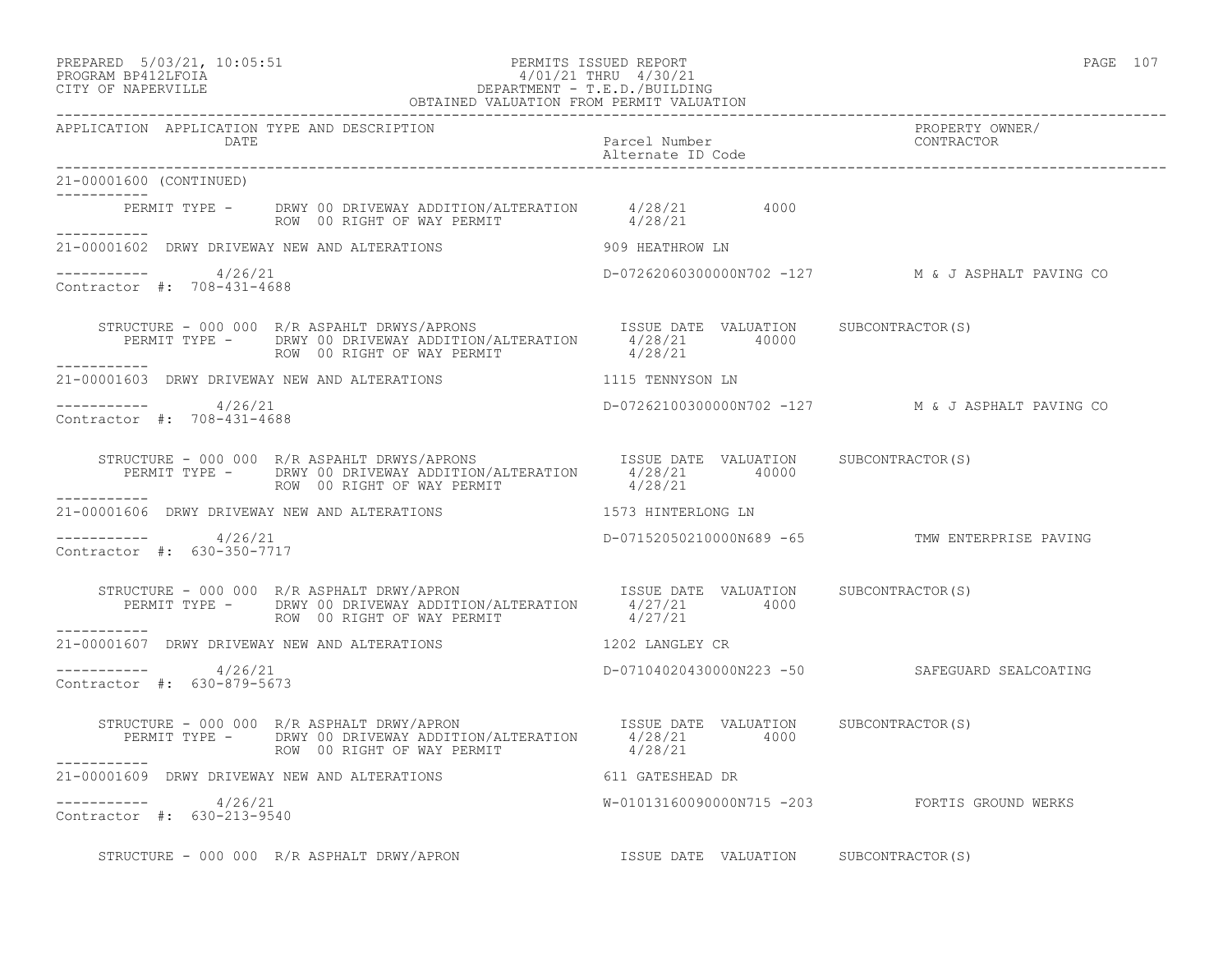PREPARED 5/03/21, 10:05:51 PERMITS ISSUED REPORT
PROGRAM BP412LFOIA 4/01/21 THRU 4/30/21
CITY OF NAPERVILLE DEPARTMENT - T.E.D./BUILDING
OBTAINED VALUATION FROM PERMIT VALUATION

| APPLICATION | APPLICATION TYPE AND DESCRIPTION / DATE | Parcel Number / Alternate ID Code | PROPERTY OWNER/ CONTRACTOR |
|---|---|---|---|

21-00001600 (CONTINUED)

PERMIT TYPE - DRWY 00 DRIVEWAY ADDITION/ALTERATION 4/28/21 4000
ROW 00 RIGHT OF WAY PERMIT 4/28/21

21-00001602 DRWY DRIVEWAY NEW AND ALTERATIONS 909 HEATHROW LN

4/26/21 D-07262060300000N702 -127 M & J ASPHALT PAVING CO
Contractor #: 708-431-4688

STRUCTURE - 000 000 R/R ASPAHLT DRWYS/APRONS ISSUE DATE VALUATION SUBCONTRACTOR(S)
PERMIT TYPE - DRWY 00 DRIVEWAY ADDITION/ALTERATION 4/28/21 40000
ROW 00 RIGHT OF WAY PERMIT 4/28/21

21-00001603 DRWY DRIVEWAY NEW AND ALTERATIONS 1115 TENNYSON LN

4/26/21 D-07262100300000N702 -127 M & J ASPHALT PAVING CO
Contractor #: 708-431-4688

STRUCTURE - 000 000 R/R ASPAHLT DRWYS/APRONS ISSUE DATE VALUATION SUBCONTRACTOR(S)
PERMIT TYPE - DRWY 00 DRIVEWAY ADDITION/ALTERATION 4/28/21 40000
ROW 00 RIGHT OF WAY PERMIT 4/28/21

21-00001606 DRWY DRIVEWAY NEW AND ALTERATIONS 1573 HINTERLONG LN

4/26/21 D-07152050210000N689 -65 TMW ENTERPRISE PAVING
Contractor #: 630-350-7717

STRUCTURE - 000 000 R/R ASPHALT DRWY/APRON ISSUE DATE VALUATION SUBCONTRACTOR(S)
PERMIT TYPE - DRWY 00 DRIVEWAY ADDITION/ALTERATION 4/27/21 4000
ROW 00 RIGHT OF WAY PERMIT 4/27/21

21-00001607 DRWY DRIVEWAY NEW AND ALTERATIONS 1202 LANGLEY CR

4/26/21 D-07104020430000N223 -50 SAFEGUARD SEALCOATING
Contractor #: 630-879-5673

STRUCTURE - 000 000 R/R ASPHALT DRWY/APRON ISSUE DATE VALUATION SUBCONTRACTOR(S)
PERMIT TYPE - DRWY 00 DRIVEWAY ADDITION/ALTERATION 4/28/21 4000
ROW 00 RIGHT OF WAY PERMIT 4/28/21

21-00001609 DRWY DRIVEWAY NEW AND ALTERATIONS 611 GATESHEAD DR

4/26/21 W-01013160090000N715 -203 FORTIS GROUND WERKS
Contractor #: 630-213-9540

STRUCTURE - 000 000 R/R ASPHALT DRWY/APRON ISSUE DATE VALUATION SUBCONTRACTOR(S)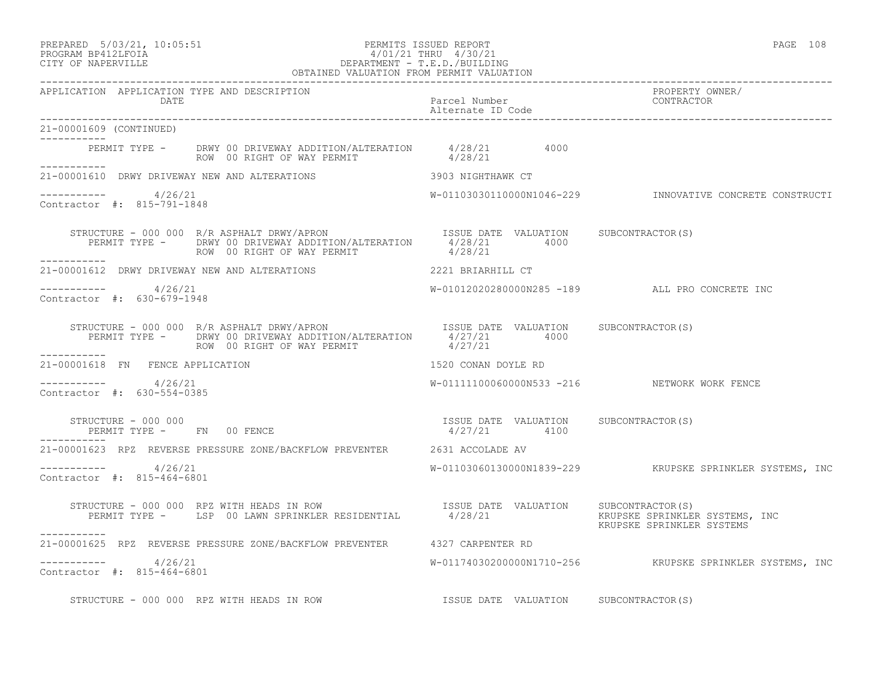APPLICATION APPLICATION TYPE AND DESCRIPTION / DATE | Parcel Number / Alternate ID Code | PROPERTY OWNER/ CONTRACTOR

21-00001609 (CONTINUED)

PERMIT TYPE - DRWY 00 DRIVEWAY ADDITION/ALTERATION 4/28/21 4000
ROW 00 RIGHT OF WAY PERMIT 4/28/21

21-00001610 DRWY DRIVEWAY NEW AND ALTERATIONS 3903 NIGHTHAWK CT

4/26/21 W-01103030110000N1046-229 INNOVATIVE CONCRETE CONSTRUCTI
Contractor #: 815-791-1848

STRUCTURE - 000 000 R/R ASPHALT DRWY/APRON ISSUE DATE VALUATION SUBCONTRACTOR(S)
PERMIT TYPE - DRWY 00 DRIVEWAY ADDITION/ALTERATION 4/28/21 4000
ROW 00 RIGHT OF WAY PERMIT 4/28/21

21-00001612 DRWY DRIVEWAY NEW AND ALTERATIONS 2221 BRIARHILL CT

4/26/21 W-01012020280000N285 -189 ALL PRO CONCRETE INC
Contractor #: 630-679-1948

STRUCTURE - 000 000 R/R ASPHALT DRWY/APRON ISSUE DATE VALUATION SUBCONTRACTOR(S)
PERMIT TYPE - DRWY 00 DRIVEWAY ADDITION/ALTERATION 4/27/21 4000
ROW 00 RIGHT OF WAY PERMIT 4/27/21

21-00001618 FN FENCE APPLICATION 1520 CONAN DOYLE RD

4/26/21 W-01111100060000N533 -216 NETWORK WORK FENCE
Contractor #: 630-554-0385

STRUCTURE - 000 000 ISSUE DATE VALUATION SUBCONTRACTOR(S)
PERMIT TYPE - FN 00 FENCE 4/27/21 4100

21-00001623 RPZ REVERSE PRESSURE ZONE/BACKFLOW PREVENTER 2631 ACCOLADE AV

4/26/21 W-01103060130000N1839-229 KRUPSKE SPRINKLER SYSTEMS, INC
Contractor #: 815-464-6801

STRUCTURE - 000 000 RPZ WITH HEADS IN ROW ISSUE DATE VALUATION SUBCONTRACTOR(S)
PERMIT TYPE - LSP 00 LAWN SPRINKLER RESIDENTIAL 4/28/21 KRUPSKE SPRINKLER SYSTEMS, INC
KRUPSKE SPRINKLER SYSTEMS

21-00001625 RPZ REVERSE PRESSURE ZONE/BACKFLOW PREVENTER 4327 CARPENTER RD

4/26/21 W-01174030200000N1710-256 KRUPSKE SPRINKLER SYSTEMS, INC
Contractor #: 815-464-6801

STRUCTURE - 000 000 RPZ WITH HEADS IN ROW ISSUE DATE VALUATION SUBCONTRACTOR(S)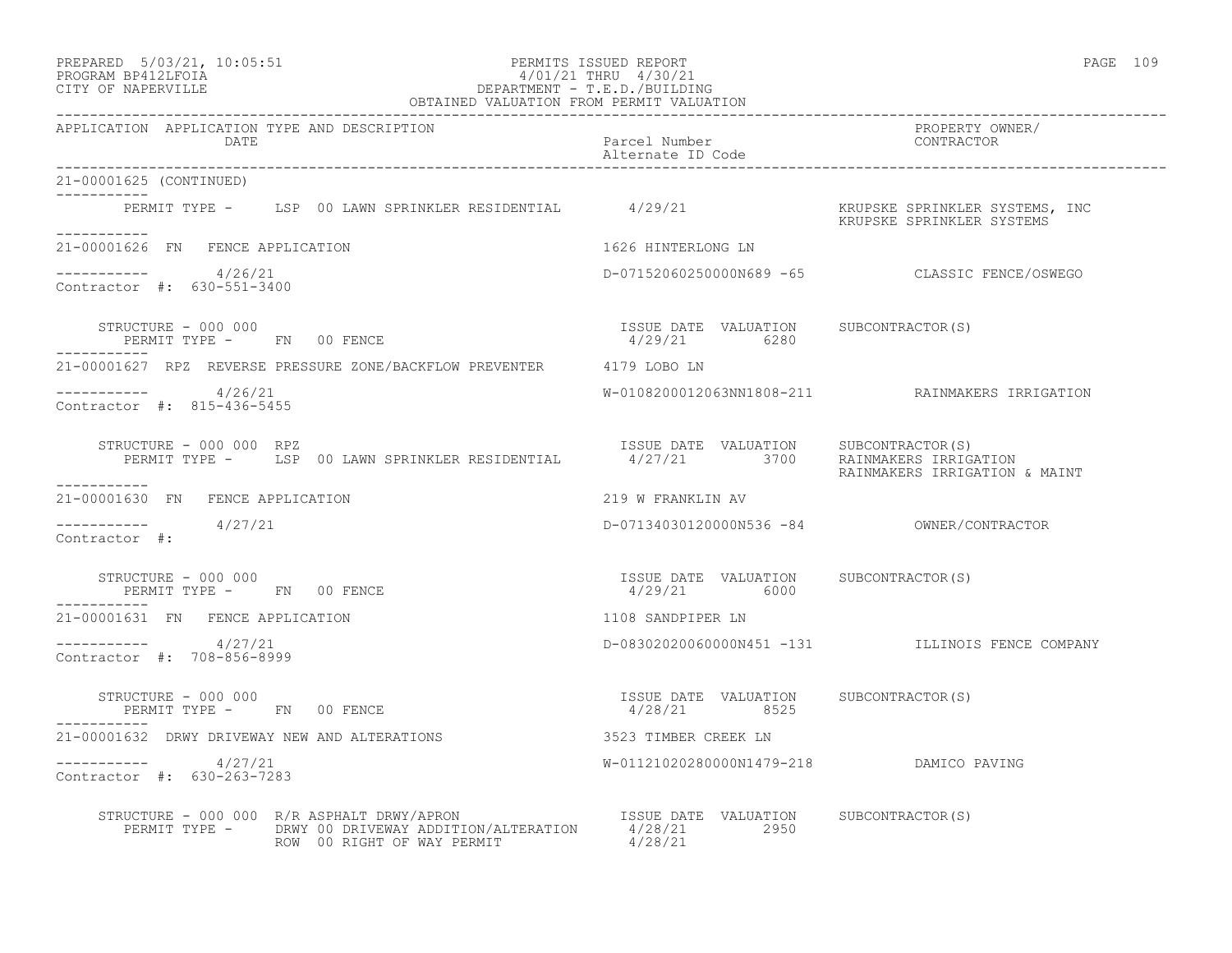PREPARED 5/03/21, 10:05:51 PERMITS ISSUED REPORT
PROGRAM BP412LFOIA 4/01/21 THRU 4/30/21
CITY OF NAPERVILLE DEPARTMENT - T.E.D./BUILDING
OBTAINED VALUATION FROM PERMIT VALUATION

| APPLICATION | APPLICATION TYPE AND DESCRIPTION / DATE | Parcel Number / Alternate ID Code | PROPERTY OWNER/ CONTRACTOR |
|---|---|---|---|

21-00001625 (CONTINUED)

PERMIT TYPE - LSP 00 LAWN SPRINKLER RESIDENTIAL 4/29/21 KRUPSKE SPRINKLER SYSTEMS, INC
KRUPSKE SPRINKLER SYSTEMS

---

21-00001626 FN FENCE APPLICATION — 1626 HINTERLONG LN
4/26/21 — D-07152060250000N689 -65 — CLASSIC FENCE/OSWEGO
Contractor #: 630-551-3400

STRUCTURE - 000 000
PERMIT TYPE - FN 00 FENCE — ISSUE DATE 4/29/21 — VALUATION 6280 — SUBCONTRACTOR(S)

---

21-00001627 RPZ REVERSE PRESSURE ZONE/BACKFLOW PREVENTER — 4179 LOBO LN
4/26/21 — W-0108200012063NN1808-211 — RAINMAKERS IRRIGATION
Contractor #: 815-436-5455

STRUCTURE - 000 000 RPZ
PERMIT TYPE - LSP 00 LAWN SPRINKLER RESIDENTIAL — ISSUE DATE 4/27/21 — VALUATION 3700 — SUBCONTRACTOR(S) RAINMAKERS IRRIGATION
RAINMAKERS IRRIGATION & MAINT

---

21-00001630 FN FENCE APPLICATION — 219 W FRANKLIN AV
4/27/21 — D-07134030120000N536 -84 — OWNER/CONTRACTOR
Contractor #:

STRUCTURE - 000 000
PERMIT TYPE - FN 00 FENCE — ISSUE DATE 4/29/21 — VALUATION 6000 — SUBCONTRACTOR(S)

---

21-00001631 FN FENCE APPLICATION — 1108 SANDPIPER LN
4/27/21 — D-08302020060000N451 -131 — ILLINOIS FENCE COMPANY
Contractor #: 708-856-8999

STRUCTURE - 000 000
PERMIT TYPE - FN 00 FENCE — ISSUE DATE 4/28/21 — VALUATION 8525 — SUBCONTRACTOR(S)

---

21-00001632 DRWY DRIVEWAY NEW AND ALTERATIONS — 3523 TIMBER CREEK LN
4/27/21 — W-01121020280000N1479-218 — DAMICO PAVING
Contractor #: 630-263-7283

STRUCTURE - 000 000 R/R ASPHALT DRWY/APRON — ISSUE DATE / VALUATION / SUBCONTRACTOR(S)
PERMIT TYPE - DRWY 00 DRIVEWAY ADDITION/ALTERATION — 4/28/21 — 2950
ROW 00 RIGHT OF WAY PERMIT — 4/28/21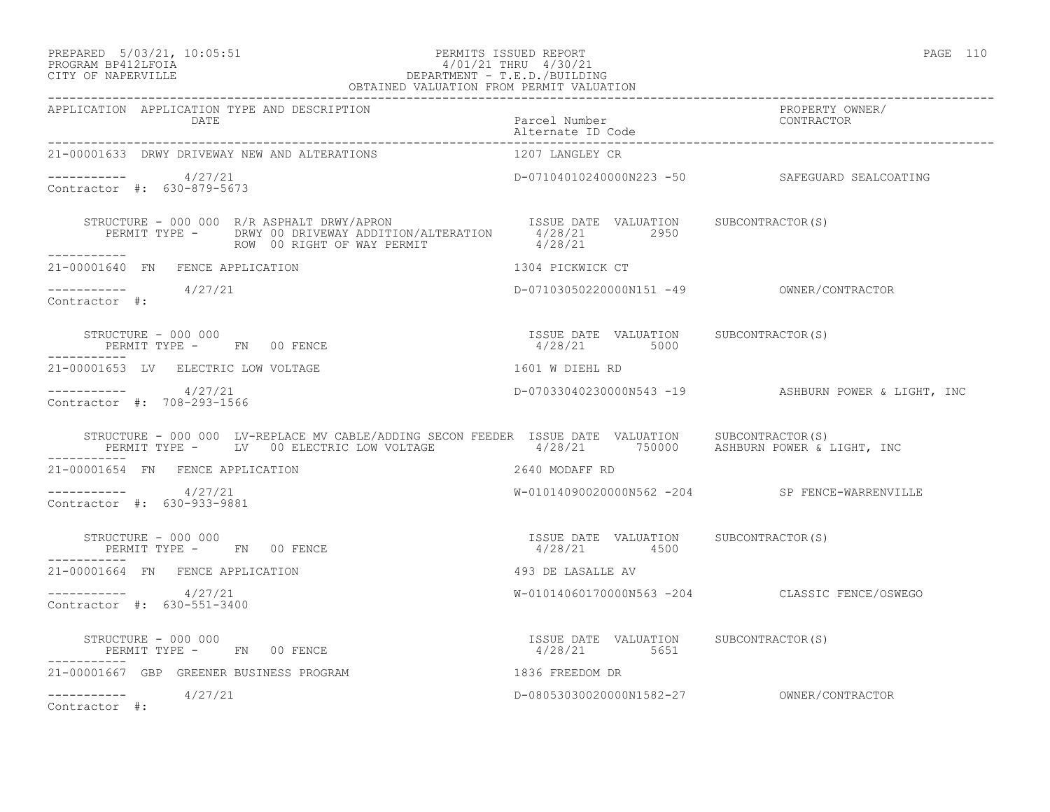PREPARED 5/03/21, 10:05:51 PERMITS ISSUED REPORT
PROGRAM BP412LFOIA 4/01/21 THRU 4/30/21
CITY OF NAPERVILLE DEPARTMENT - T.E.D./BUILDING
OBTAINED VALUATION FROM PERMIT VALUATION

| APPLICATION | APPLICATION TYPE AND DESCRIPTION DATE | Parcel Number Alternate ID Code | PROPERTY OWNER/ CONTRACTOR |
|---|---|---|---|
| 21-00001633 | DRWY DRIVEWAY NEW AND ALTERATIONS | 1207 LANGLEY CR | |
| ----------- | 4/27/21 | D-07104010240000N223 -50 | SAFEGUARD SEALCOATING |
| Contractor #: 630-879-5673 | | | |

STRUCTURE - 000 000 R/R ASPHALT DRWY/APRON — ISSUE DATE VALUATION SUBCONTRACTOR(S)
PERMIT TYPE - DRWY 00 DRIVEWAY ADDITION/ALTERATION 4/28/21 2950
ROW 00 RIGHT OF WAY PERMIT 4/28/21

| APPLICATION | APPLICATION TYPE AND DESCRIPTION DATE | Parcel Number Alternate ID Code | PROPERTY OWNER/ CONTRACTOR |
|---|---|---|---|
| 21-00001640 | FN FENCE APPLICATION | 1304 PICKWICK CT | |
| ----------- | 4/27/21 | D-07103050220000N151 -49 | OWNER/CONTRACTOR |
| Contractor #: | | | |

STRUCTURE - 000 000 — ISSUE DATE VALUATION SUBCONTRACTOR(S)
PERMIT TYPE - FN 00 FENCE 4/28/21 5000

| APPLICATION | APPLICATION TYPE AND DESCRIPTION DATE | Parcel Number Alternate ID Code | PROPERTY OWNER/ CONTRACTOR |
|---|---|---|---|
| 21-00001653 | LV ELECTRIC LOW VOLTAGE | 1601 W DIEHL RD | |
| ----------- | 4/27/21 | D-07033040230000N543 -19 | ASHBURN POWER & LIGHT, INC |
| Contractor #: 708-293-1566 | | | |

STRUCTURE - 000 000 LV-REPLACE MV CABLE/ADDING SECON FEEDER — ISSUE DATE VALUATION SUBCONTRACTOR(S)
PERMIT TYPE - LV 00 ELECTRIC LOW VOLTAGE 4/28/21 750000 ASHBURN POWER & LIGHT, INC

| APPLICATION | APPLICATION TYPE AND DESCRIPTION DATE | Parcel Number Alternate ID Code | PROPERTY OWNER/ CONTRACTOR |
|---|---|---|---|
| 21-00001654 | FN FENCE APPLICATION | 2640 MODAFF RD | |
| ----------- | 4/27/21 | W-01014090020000N562 -204 | SP FENCE-WARRENVILLE |
| Contractor #: 630-933-9881 | | | |

STRUCTURE - 000 000 — ISSUE DATE VALUATION SUBCONTRACTOR(S)
PERMIT TYPE - FN 00 FENCE 4/28/21 4500

| APPLICATION | APPLICATION TYPE AND DESCRIPTION DATE | Parcel Number Alternate ID Code | PROPERTY OWNER/ CONTRACTOR |
|---|---|---|---|
| 21-00001664 | FN FENCE APPLICATION | 493 DE LASALLE AV | |
| ----------- | 4/27/21 | W-01014060170000N563 -204 | CLASSIC FENCE/OSWEGO |
| Contractor #: 630-551-3400 | | | |

STRUCTURE - 000 000 — ISSUE DATE VALUATION SUBCONTRACTOR(S)
PERMIT TYPE - FN 00 FENCE 4/28/21 5651

| APPLICATION | APPLICATION TYPE AND DESCRIPTION DATE | Parcel Number Alternate ID Code | PROPERTY OWNER/ CONTRACTOR |
|---|---|---|---|
| 21-00001667 | GBP GREENER BUSINESS PROGRAM | 1836 FREEDOM DR | |
| ----------- | 4/27/21 | D-08053030020000N1582-27 | OWNER/CONTRACTOR |
| Contractor #: | | | |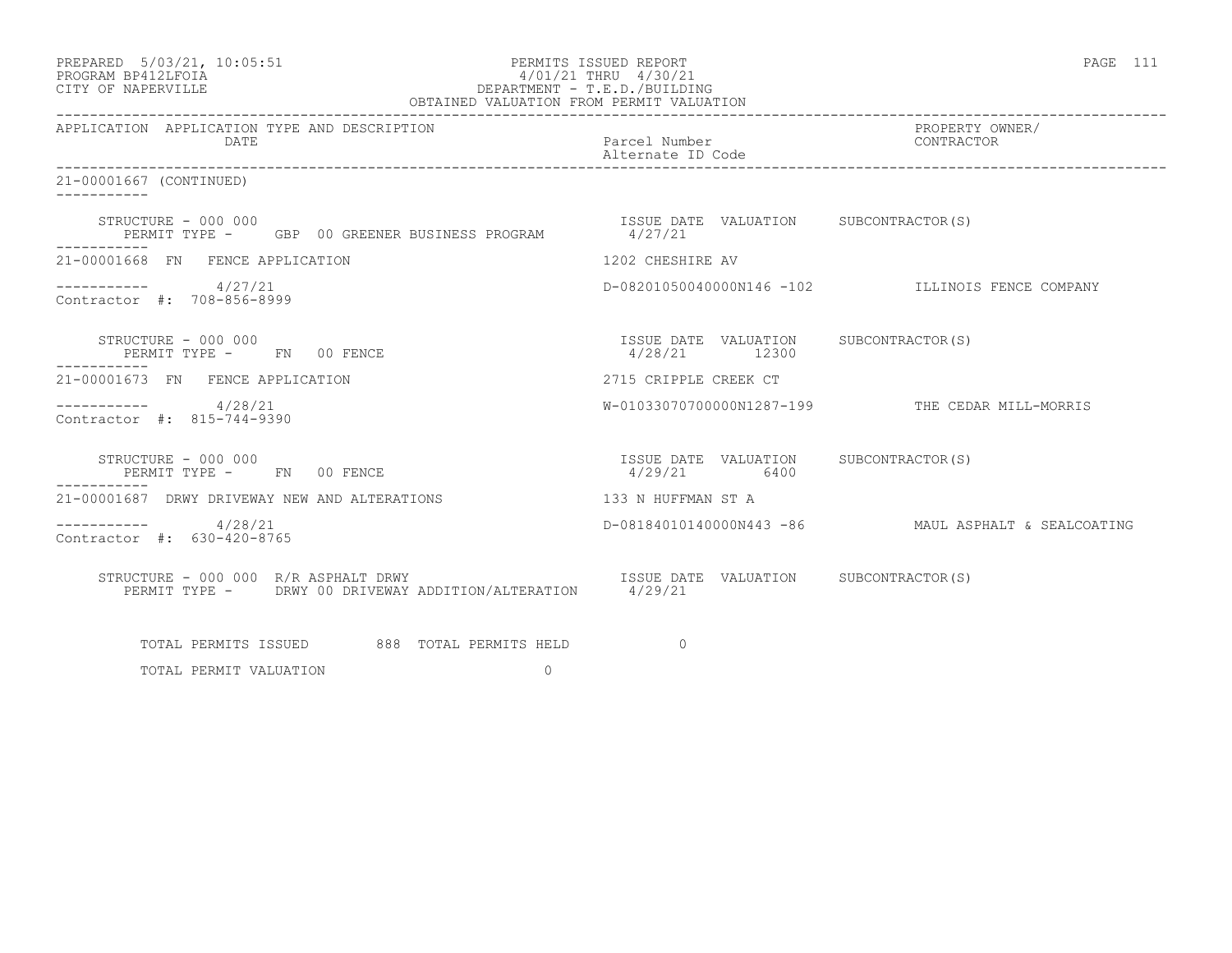PREPARED 5/03/21, 10:05:51
PROGRAM BP412LFOIA
CITY OF NAPERVILLE

PERMITS ISSUED REPORT
4/01/21 THRU 4/30/21
DEPARTMENT - T.E.D./BUILDING
OBTAINED VALUATION FROM PERMIT VALUATION

| APPLICATION APPLICATION TYPE AND DESCRIPTION DATE | Parcel Number Alternate ID Code | PROPERTY OWNER/ CONTRACTOR |
|---|---|---|

21-00001667 (CONTINUED)

STRUCTURE - 000 000
PERMIT TYPE - GBP 00 GREENER BUSINESS PROGRAM — ISSUE DATE 4/27/21 — VALUATION — SUBCONTRACTOR(S)

21-00001668 FN FENCE APPLICATION — 1202 CHESHIRE AV
4/27/21 — D-08201050040000N146 -102 — ILLINOIS FENCE COMPANY
Contractor #: 708-856-8999

STRUCTURE - 000 000
PERMIT TYPE - FN 00 FENCE — ISSUE DATE 4/28/21 — VALUATION 12300 — SUBCONTRACTOR(S)

21-00001673 FN FENCE APPLICATION — 2715 CRIPPLE CREEK CT
4/28/21 — W-01033070700000N1287-199 — THE CEDAR MILL-MORRIS
Contractor #: 815-744-9390

STRUCTURE - 000 000
PERMIT TYPE - FN 00 FENCE — ISSUE DATE 4/29/21 — VALUATION 6400 — SUBCONTRACTOR(S)

21-00001687 DRWY DRIVEWAY NEW AND ALTERATIONS — 133 N HUFFMAN ST A
4/28/21 — D-08184010140000N443 -86 — MAUL ASPHALT & SEALCOATING
Contractor #: 630-420-8765

STRUCTURE - 000 000 R/R ASPHALT DRWY
PERMIT TYPE - DRWY 00 DRIVEWAY ADDITION/ALTERATION — ISSUE DATE 4/29/21 — VALUATION — SUBCONTRACTOR(S)

TOTAL PERMITS ISSUED 888 TOTAL PERMITS HELD 0

TOTAL PERMIT VALUATION 0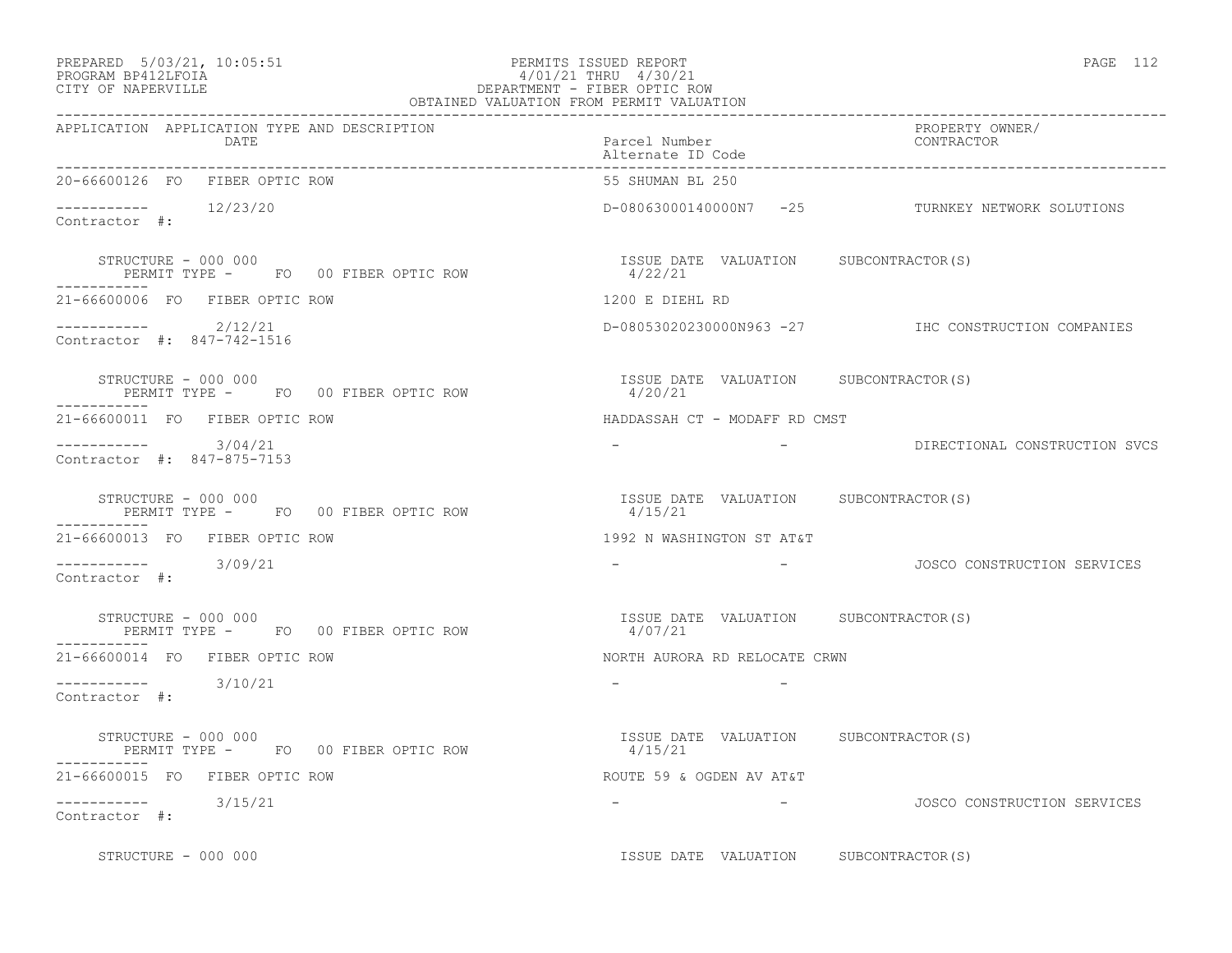PREPARED 5/03/21, 10:05:51 PERMITS ISSUED REPORT
PROGRAM BP412LFOIA 4/01/21 THRU 4/30/21
CITY OF NAPERVILLE DEPARTMENT - FIBER OPTIC ROW
OBTAINED VALUATION FROM PERMIT VALUATION

| APPLICATION | APPLICATION TYPE AND DESCRIPTION / DATE | Parcel Number / Alternate ID Code | PROPERTY OWNER/ CONTRACTOR |
|---|---|---|---|
| 20-66600126 FO | FIBER OPTIC ROW | 55 SHUMAN BL 250 | |
| ----------- | 12/23/20 | D-08063000140000N7 -25 | TURNKEY NETWORK SOLUTIONS |
| Contractor #: | | | |
| STRUCTURE - 000 000 | PERMIT TYPE - FO 00 FIBER OPTIC ROW | ISSUE DATE 4/22/21 VALUATION | SUBCONTRACTOR(S) |
| 21-66600006 FO | FIBER OPTIC ROW | 1200 E DIEHL RD | |
| ----------- | 2/12/21 | D-08053020230000N963 -27 | IHC CONSTRUCTION COMPANIES |
| Contractor #: 847-742-1516 | | | |
| STRUCTURE - 000 000 | PERMIT TYPE - FO 00 FIBER OPTIC ROW | ISSUE DATE 4/20/21 VALUATION | SUBCONTRACTOR(S) |
| 21-66600011 FO | FIBER OPTIC ROW | HADDASSAH CT - MODAFF RD CMST | |
| ----------- | 3/04/21 | - - | DIRECTIONAL CONSTRUCTION SVCS |
| Contractor #: 847-875-7153 | | | |
| STRUCTURE - 000 000 | PERMIT TYPE - FO 00 FIBER OPTIC ROW | ISSUE DATE 4/15/21 VALUATION | SUBCONTRACTOR(S) |
| 21-66600013 FO | FIBER OPTIC ROW | 1992 N WASHINGTON ST AT&T | |
| ----------- | 3/09/21 | - - | JOSCO CONSTRUCTION SERVICES |
| Contractor #: | | | |
| STRUCTURE - 000 000 | PERMIT TYPE - FO 00 FIBER OPTIC ROW | ISSUE DATE 4/07/21 VALUATION | SUBCONTRACTOR(S) |
| 21-66600014 FO | FIBER OPTIC ROW | NORTH AURORA RD RELOCATE CRWN | |
| ----------- | 3/10/21 | - - | |
| Contractor #: | | | |
| STRUCTURE - 000 000 | PERMIT TYPE - FO 00 FIBER OPTIC ROW | ISSUE DATE 4/15/21 VALUATION | SUBCONTRACTOR(S) |
| 21-66600015 FO | FIBER OPTIC ROW | ROUTE 59 & OGDEN AV AT&T | |
| ----------- | 3/15/21 | - - | JOSCO CONSTRUCTION SERVICES |
| Contractor #: | | | |
| STRUCTURE - 000 000 | | ISSUE DATE VALUATION | SUBCONTRACTOR(S) |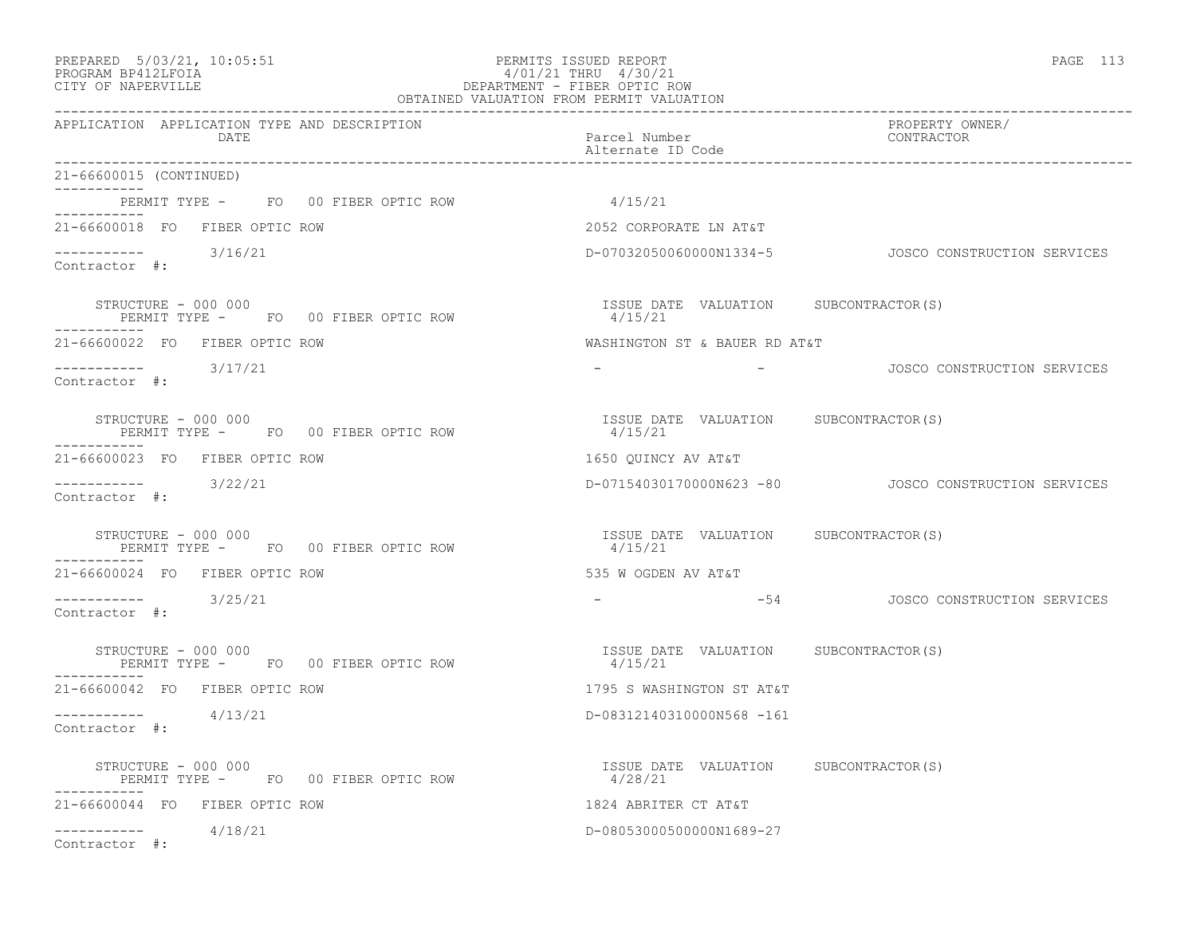PREPARED 5/03/21, 10:05:51
PROGRAM BP412LFOIA
CITY OF NAPERVILLE

PERMITS ISSUED REPORT
4/01/21 THRU 4/30/21
DEPARTMENT - FIBER OPTIC ROW
OBTAINED VALUATION FROM PERMIT VALUATION

| APPLICATION | APPLICATION TYPE AND DESCRIPTION / DATE | Parcel Number / Alternate ID Code | PROPERTY OWNER/ CONTRACTOR |
|---|---|---|---|

21-66600015 (CONTINUED)

PERMIT TYPE - FO 00 FIBER OPTIC ROW 4/15/21

---

21-66600018 FO FIBER OPTIC ROW — 2052 CORPORATE LN AT&T

3/16/21 — D-07032050060000N1334-5 — JOSCO CONSTRUCTION SERVICES

Contractor #:

STRUCTURE - 000 000 — ISSUE DATE VALUATION SUBCONTRACTOR(S)
PERMIT TYPE - FO 00 FIBER OPTIC ROW — 4/15/21

---

21-66600022 FO FIBER OPTIC ROW — WASHINGTON ST & BAUER RD AT&T

3/17/21 — - - — JOSCO CONSTRUCTION SERVICES

Contractor #:

STRUCTURE - 000 000 — ISSUE DATE VALUATION SUBCONTRACTOR(S)
PERMIT TYPE - FO 00 FIBER OPTIC ROW — 4/15/21

---

21-66600023 FO FIBER OPTIC ROW — 1650 QUINCY AV AT&T

3/22/21 — D-07154030170000N623 -80 — JOSCO CONSTRUCTION SERVICES

Contractor #:

STRUCTURE - 000 000 — ISSUE DATE VALUATION SUBCONTRACTOR(S)
PERMIT TYPE - FO 00 FIBER OPTIC ROW — 4/15/21

---

21-66600024 FO FIBER OPTIC ROW — 535 W OGDEN AV AT&T

3/25/21 — - -54 — JOSCO CONSTRUCTION SERVICES

Contractor #:

STRUCTURE - 000 000 — ISSUE DATE VALUATION SUBCONTRACTOR(S)
PERMIT TYPE - FO 00 FIBER OPTIC ROW — 4/15/21

---

21-66600042 FO FIBER OPTIC ROW — 1795 S WASHINGTON ST AT&T

4/13/21 — D-08312140310000N568 -161

Contractor #:

STRUCTURE - 000 000 — ISSUE DATE VALUATION SUBCONTRACTOR(S)
PERMIT TYPE - FO 00 FIBER OPTIC ROW — 4/28/21

---

21-66600044 FO FIBER OPTIC ROW — 1824 ABRITER CT AT&T

4/18/21 — D-08053000500000N1689-27

Contractor #: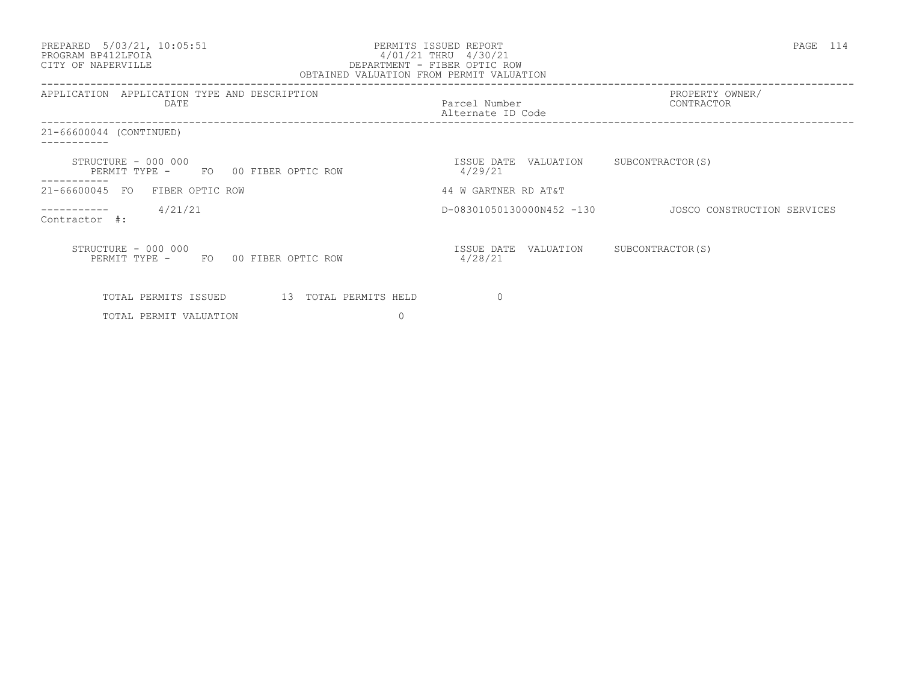PREPARED 5/03/21, 10:05:51
PROGRAM BP412LFOIA
CITY OF NAPERVILLE

PERMITS ISSUED REPORT
4/01/21 THRU 4/30/21
DEPARTMENT - FIBER OPTIC ROW
OBTAINED VALUATION FROM PERMIT VALUATION

| APPLICATION | APPLICATION TYPE AND DESCRIPTION DATE | Parcel Number Alternate ID Code | PROPERTY OWNER/ CONTRACTOR |
|---|---|---|---|
| 21-66600044 (CONTINUED) | | | |
| | STRUCTURE - 000 000 PERMIT TYPE - FO 00 FIBER OPTIC ROW | ISSUE DATE 4/29/21 VALUATION | SUBCONTRACTOR(S) |
| 21-66600045 | FO FIBER OPTIC ROW | 44 W GARTNER RD AT&T | |
| Contractor #: | 4/21/21 | D-08301050130000N452 -130 | JOSCO CONSTRUCTION SERVICES |
| | STRUCTURE - 000 000 PERMIT TYPE - FO 00 FIBER OPTIC ROW | ISSUE DATE 4/28/21 VALUATION | SUBCONTRACTOR(S) |

TOTAL PERMITS ISSUED 13 TOTAL PERMITS HELD 0

TOTAL PERMIT VALUATION 0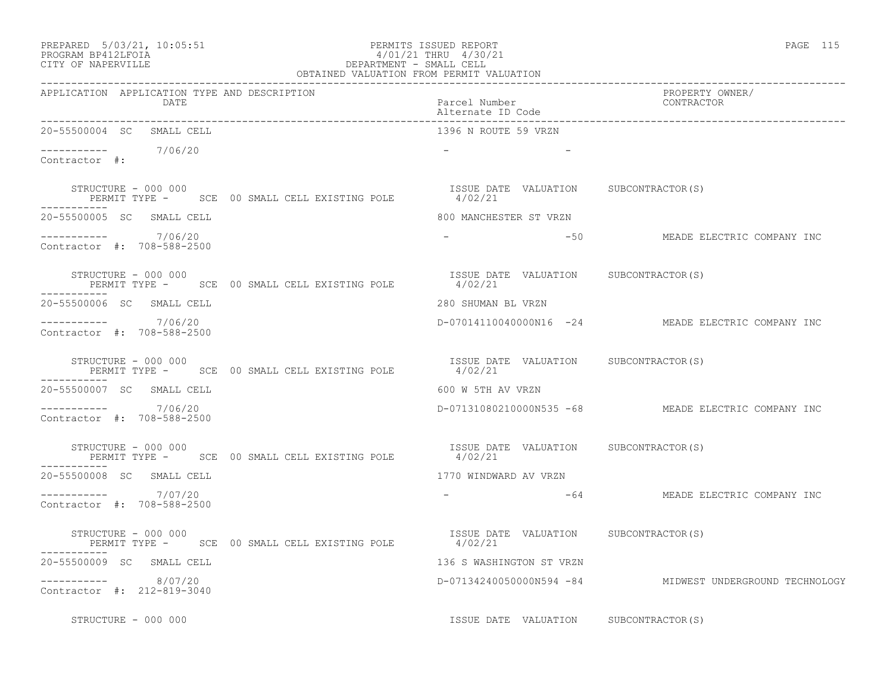PREPARED 5/03/21, 10:05:51
PROGRAM BP412LFOIA
CITY OF NAPERVILLE

PERMITS ISSUED REPORT
4/01/21 THRU 4/30/21
DEPARTMENT - SMALL CELL
OBTAINED VALUATION FROM PERMIT VALUATION

| APPLICATION | APPLICATION TYPE AND DESCRIPTION DATE | Parcel Number / Alternate ID Code | PROPERTY OWNER/ CONTRACTOR |
|---|---|---|---|
| 20-55500004 SC | SMALL CELL | 1396 N ROUTE 59 VRZN | |
| ----------- | 7/06/20 | - - | |
| Contractor #: | | | |
| STRUCTURE - 000 000 | PERMIT TYPE - SCE 00 SMALL CELL EXISTING POLE | ISSUE DATE 4/02/21 VALUATION | SUBCONTRACTOR(S) |
| 20-55500005 SC | SMALL CELL | 800 MANCHESTER ST VRZN | |
| ----------- | 7/06/20 | - -50 | MEADE ELECTRIC COMPANY INC |
| Contractor #: 708-588-2500 | | | |
| STRUCTURE - 000 000 | PERMIT TYPE - SCE 00 SMALL CELL EXISTING POLE | ISSUE DATE 4/02/21 VALUATION | SUBCONTRACTOR(S) |
| 20-55500006 SC | SMALL CELL | 280 SHUMAN BL VRZN | |
| ----------- | 7/06/20 | D-07014110040000N16 -24 | MEADE ELECTRIC COMPANY INC |
| Contractor #: 708-588-2500 | | | |
| STRUCTURE - 000 000 | PERMIT TYPE - SCE 00 SMALL CELL EXISTING POLE | ISSUE DATE 4/02/21 VALUATION | SUBCONTRACTOR(S) |
| 20-55500007 SC | SMALL CELL | 600 W 5TH AV VRZN | |
| ----------- | 7/06/20 | D-07131080210000N535 -68 | MEADE ELECTRIC COMPANY INC |
| Contractor #: 708-588-2500 | | | |
| STRUCTURE - 000 000 | PERMIT TYPE - SCE 00 SMALL CELL EXISTING POLE | ISSUE DATE 4/02/21 VALUATION | SUBCONTRACTOR(S) |
| 20-55500008 SC | SMALL CELL | 1770 WINDWARD AV VRZN | |
| ----------- | 7/07/20 | - -64 | MEADE ELECTRIC COMPANY INC |
| Contractor #: 708-588-2500 | | | |
| STRUCTURE - 000 000 | PERMIT TYPE - SCE 00 SMALL CELL EXISTING POLE | ISSUE DATE 4/02/21 VALUATION | SUBCONTRACTOR(S) |
| 20-55500009 SC | SMALL CELL | 136 S WASHINGTON ST VRZN | |
| ----------- | 8/07/20 | D-07134240050000N594 -84 | MIDWEST UNDERGROUND TECHNOLOGY |
| Contractor #: 212-819-3040 | | | |
| STRUCTURE - 000 000 | | ISSUE DATE VALUATION | SUBCONTRACTOR(S) |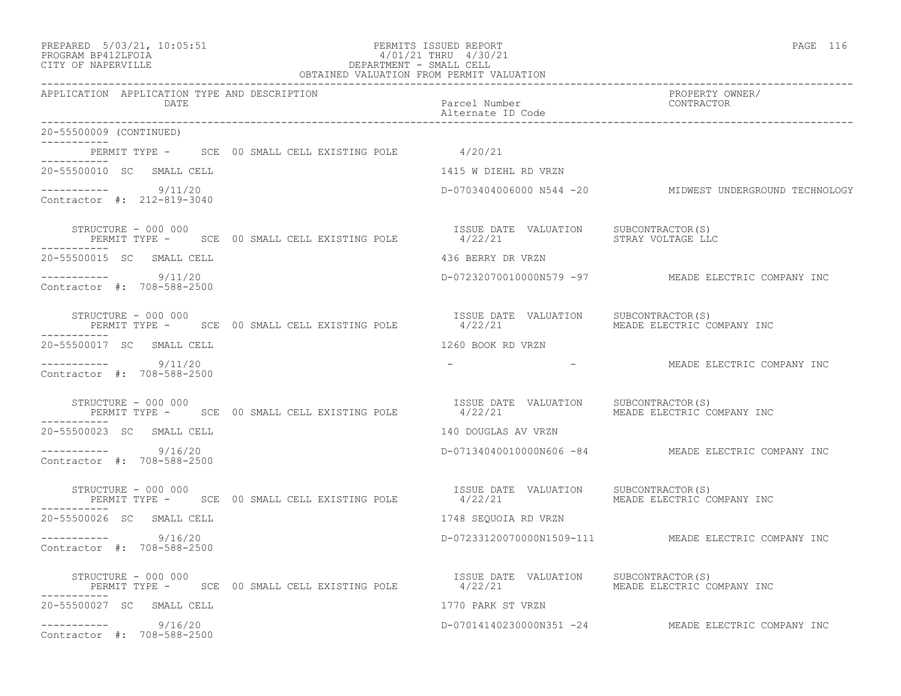PERMITS ISSUED REPORT
4/01/21 THRU 4/30/21
DEPARTMENT - SMALL CELL
OBTAINED VALUATION FROM PERMIT VALUATION

| APPLICATION | APPLICATION TYPE AND DESCRIPTION DATE | Parcel Number / Alternate ID Code | PROPERTY OWNER/ CONTRACTOR |
|---|---|---|---|

20-55500009 (CONTINUED)

PERMIT TYPE - SCE 00 SMALL CELL EXISTING POLE 4/20/21

---

20-55500010 SC SMALL CELL — 1415 W DIEHL RD VRZN

9/11/20 — D-0703404006000 N544 -20 — MIDWEST UNDERGROUND TECHNOLOGY

Contractor #: 212-819-3040

STRUCTURE - 000 000 — ISSUE DATE 4/22/21 — VALUATION — SUBCONTRACTOR(S): STRAY VOLTAGE LLC

PERMIT TYPE - SCE 00 SMALL CELL EXISTING POLE

---

20-55500015 SC SMALL CELL — 436 BERRY DR VRZN

9/11/20 — D-07232070010000N579 -97 — MEADE ELECTRIC COMPANY INC

Contractor #: 708-588-2500

STRUCTURE - 000 000 — ISSUE DATE 4/22/21 — VALUATION — SUBCONTRACTOR(S): MEADE ELECTRIC COMPANY INC

PERMIT TYPE - SCE 00 SMALL CELL EXISTING POLE

---

20-55500017 SC SMALL CELL — 1260 BOOK RD VRZN

9/11/20 — - - — MEADE ELECTRIC COMPANY INC

Contractor #: 708-588-2500

STRUCTURE - 000 000 — ISSUE DATE 4/22/21 — VALUATION — SUBCONTRACTOR(S): MEADE ELECTRIC COMPANY INC

PERMIT TYPE - SCE 00 SMALL CELL EXISTING POLE

---

20-55500023 SC SMALL CELL — 140 DOUGLAS AV VRZN

9/16/20 — D-07134040010000N606 -84 — MEADE ELECTRIC COMPANY INC

Contractor #: 708-588-2500

STRUCTURE - 000 000 — ISSUE DATE 4/22/21 — VALUATION — SUBCONTRACTOR(S): MEADE ELECTRIC COMPANY INC

PERMIT TYPE - SCE 00 SMALL CELL EXISTING POLE

---

20-55500026 SC SMALL CELL — 1748 SEQUOIA RD VRZN

9/16/20 — D-07233120070000N1509-111 — MEADE ELECTRIC COMPANY INC

Contractor #: 708-588-2500

STRUCTURE - 000 000 — ISSUE DATE 4/22/21 — VALUATION — SUBCONTRACTOR(S): MEADE ELECTRIC COMPANY INC

PERMIT TYPE - SCE 00 SMALL CELL EXISTING POLE

---

20-55500027 SC SMALL CELL — 1770 PARK ST VRZN

9/16/20 — D-07014140230000N351 -24 — MEADE ELECTRIC COMPANY INC

Contractor #: 708-588-2500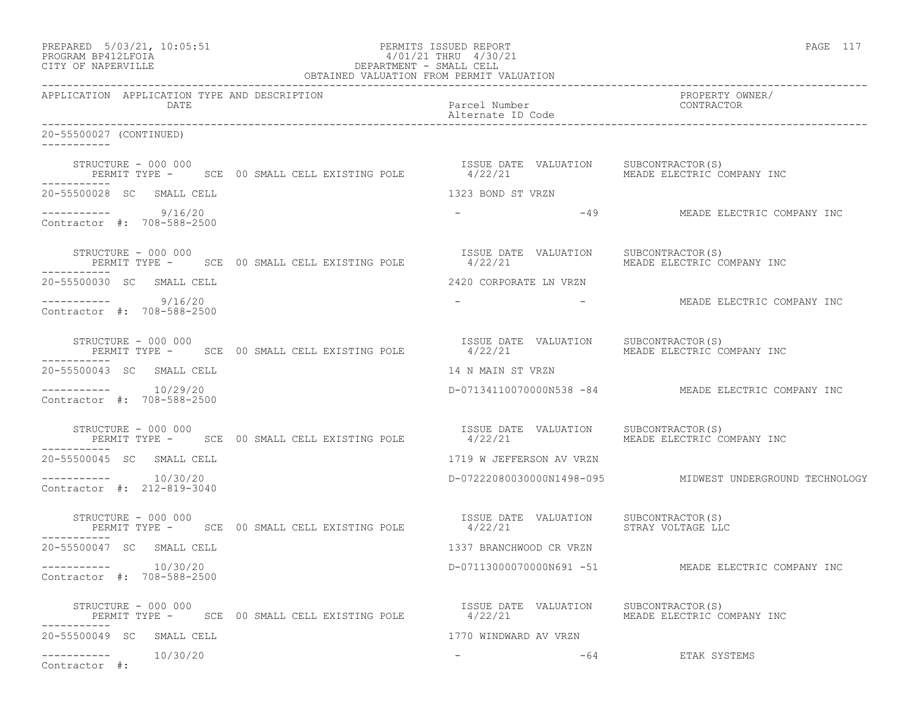PREPARED 5/03/21, 10:05:51
PROGRAM BP412LFOIA
CITY OF NAPERVILLE

PERMITS ISSUED REPORT
4/01/21 THRU 4/30/21
DEPARTMENT - SMALL CELL
OBTAINED VALUATION FROM PERMIT VALUATION

| APPLICATION | APPLICATION TYPE AND DESCRIPTION / DATE | Parcel Number / Alternate ID Code | | PROPERTY OWNER/ CONTRACTOR |
|---|---|---|---|---|
| 20-55500027 (CONTINUED) | | | | |
| STRUCTURE - 000 000 | PERMIT TYPE - SCE 00 SMALL CELL EXISTING POLE | ISSUE DATE 4/22/21 | VALUATION | SUBCONTRACTOR(S) MEADE ELECTRIC COMPANY INC |
| 20-55500028 | SC SMALL CELL | 1323 BOND ST VRZN | | |
| ----------- 9/16/20 | Contractor #: 708-588-2500 | - | -49 | MEADE ELECTRIC COMPANY INC |
| STRUCTURE - 000 000 | PERMIT TYPE - SCE 00 SMALL CELL EXISTING POLE | ISSUE DATE 4/22/21 | VALUATION | SUBCONTRACTOR(S) MEADE ELECTRIC COMPANY INC |
| 20-55500030 | SC SMALL CELL | 2420 CORPORATE LN VRZN | | |
| ----------- 9/16/20 | Contractor #: 708-588-2500 | - | - | MEADE ELECTRIC COMPANY INC |
| STRUCTURE - 000 000 | PERMIT TYPE - SCE 00 SMALL CELL EXISTING POLE | ISSUE DATE 4/22/21 | VALUATION | SUBCONTRACTOR(S) MEADE ELECTRIC COMPANY INC |
| 20-55500043 | SC SMALL CELL | 14 N MAIN ST VRZN | | |
| ----------- 10/29/20 | Contractor #: 708-588-2500 | D-07134110070000N538 | -84 | MEADE ELECTRIC COMPANY INC |
| STRUCTURE - 000 000 | PERMIT TYPE - SCE 00 SMALL CELL EXISTING POLE | ISSUE DATE 4/22/21 | VALUATION | SUBCONTRACTOR(S) MEADE ELECTRIC COMPANY INC |
| 20-55500045 | SC SMALL CELL | 1719 W JEFFERSON AV VRZN | | |
| ----------- 10/30/20 | Contractor #: 212-819-3040 | D-07222080030000N1498 | -095 | MIDWEST UNDERGROUND TECHNOLOGY |
| STRUCTURE - 000 000 | PERMIT TYPE - SCE 00 SMALL CELL EXISTING POLE | ISSUE DATE 4/22/21 | VALUATION | SUBCONTRACTOR(S) STRAY VOLTAGE LLC |
| 20-55500047 | SC SMALL CELL | 1337 BRANCHWOOD CR VRZN | | |
| ----------- 10/30/20 | Contractor #: 708-588-2500 | D-07113000070000N691 | -51 | MEADE ELECTRIC COMPANY INC |
| STRUCTURE - 000 000 | PERMIT TYPE - SCE 00 SMALL CELL EXISTING POLE | ISSUE DATE 4/22/21 | VALUATION | SUBCONTRACTOR(S) MEADE ELECTRIC COMPANY INC |
| 20-55500049 | SC SMALL CELL | 1770 WINDWARD AV VRZN | | |
| ----------- 10/30/20 | Contractor #: | - | -64 | ETAK SYSTEMS |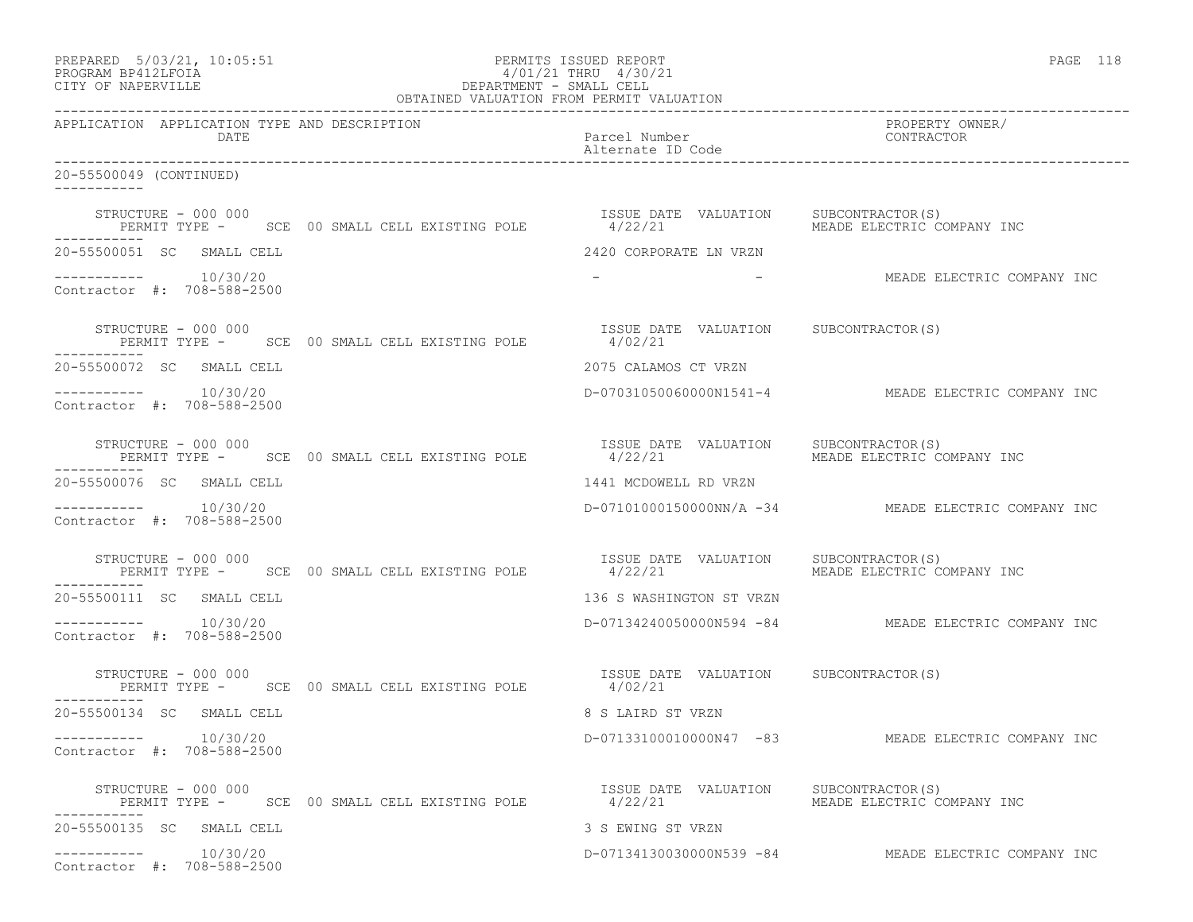PREPARED 5/03/21, 10:05:51 PERMITS ISSUED REPORT
PROGRAM BP412LFOIA 4/01/21 THRU 4/30/21
CITY OF NAPERVILLE DEPARTMENT - SMALL CELL
OBTAINED VALUATION FROM PERMIT VALUATION

| APPLICATION | APPLICATION TYPE AND DESCRIPTION DATE | Parcel Number / Alternate ID Code | PROPERTY OWNER/ CONTRACTOR |
|---|---|---|---|

20-55500049 (CONTINUED)

STRUCTURE - 000 000 — PERMIT TYPE - SCE 00 SMALL CELL EXISTING POLE — ISSUE DATE 4/22/21 — VALUATION — SUBCONTRACTOR(S): MEADE ELECTRIC COMPANY INC

**20-55500051 SC SMALL CELL** — 2420 CORPORATE LN VRZN
----------- 10/30/20 — - - — MEADE ELECTRIC COMPANY INC
Contractor #: 708-588-2500

STRUCTURE - 000 000 — PERMIT TYPE - SCE 00 SMALL CELL EXISTING POLE — ISSUE DATE 4/02/21 — VALUATION — SUBCONTRACTOR(S)

**20-55500072 SC SMALL CELL** — 2075 CALAMOS CT VRZN
----------- 10/30/20 — D-07031050060000N1541-4 — MEADE ELECTRIC COMPANY INC
Contractor #: 708-588-2500

STRUCTURE - 000 000 — PERMIT TYPE - SCE 00 SMALL CELL EXISTING POLE — ISSUE DATE 4/22/21 — VALUATION — SUBCONTRACTOR(S): MEADE ELECTRIC COMPANY INC

**20-55500076 SC SMALL CELL** — 1441 MCDOWELL RD VRZN
----------- 10/30/20 — D-07101000150000NN/A -34 — MEADE ELECTRIC COMPANY INC
Contractor #: 708-588-2500

STRUCTURE - 000 000 — PERMIT TYPE - SCE 00 SMALL CELL EXISTING POLE — ISSUE DATE 4/22/21 — VALUATION — SUBCONTRACTOR(S): MEADE ELECTRIC COMPANY INC

**20-55500111 SC SMALL CELL** — 136 S WASHINGTON ST VRZN
----------- 10/30/20 — D-07134240050000N594 -84 — MEADE ELECTRIC COMPANY INC
Contractor #: 708-588-2500

STRUCTURE - 000 000 — PERMIT TYPE - SCE 00 SMALL CELL EXISTING POLE — ISSUE DATE 4/02/21 — VALUATION — SUBCONTRACTOR(S)

**20-55500134 SC SMALL CELL** — 8 S LAIRD ST VRZN
----------- 10/30/20 — D-07133100010000N47 -83 — MEADE ELECTRIC COMPANY INC
Contractor #: 708-588-2500

STRUCTURE - 000 000 — PERMIT TYPE - SCE 00 SMALL CELL EXISTING POLE — ISSUE DATE 4/22/21 — VALUATION — SUBCONTRACTOR(S): MEADE ELECTRIC COMPANY INC

**20-55500135 SC SMALL CELL** — 3 S EWING ST VRZN
----------- 10/30/20 — D-07134130030000N539 -84 — MEADE ELECTRIC COMPANY INC
Contractor #: 708-588-2500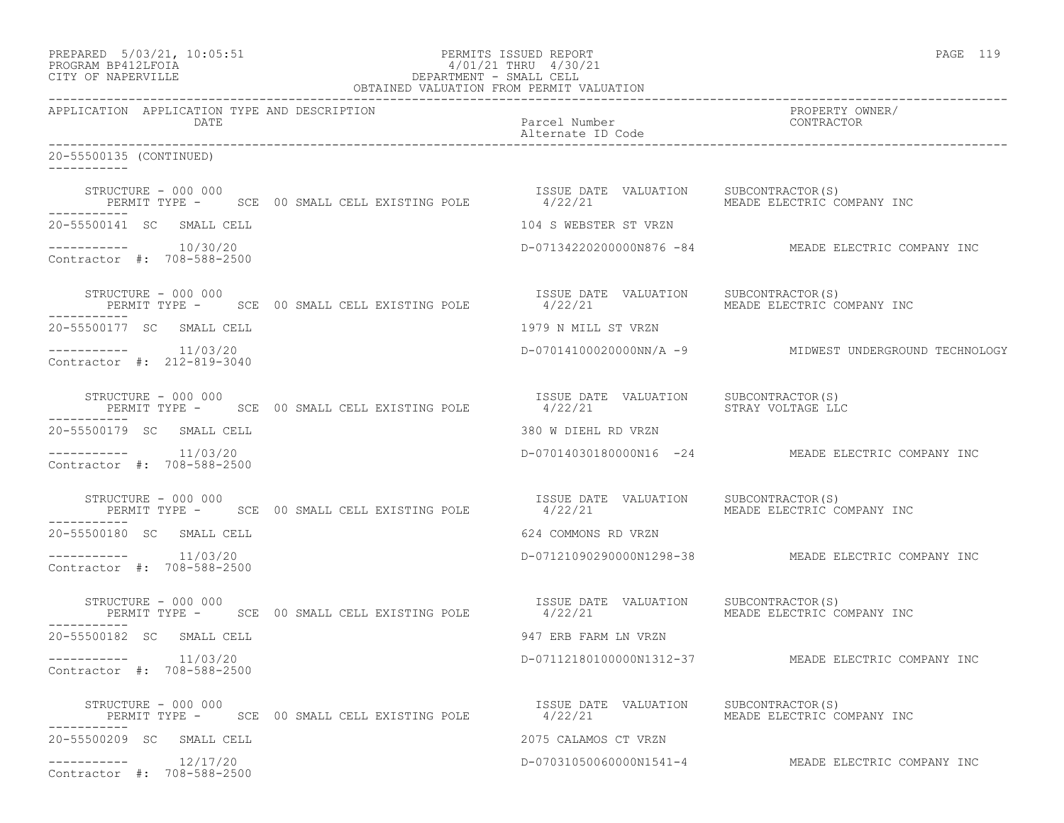PREPARED 5/03/21, 10:05:51 PERMITS ISSUED REPORT
PROGRAM BP412LFOIA 4/01/21 THRU 4/30/21
CITY OF NAPERVILLE DEPARTMENT - SMALL CELL
OBTAINED VALUATION FROM PERMIT VALUATION

| APPLICATION | APPLICATION TYPE AND DESCRIPTION DATE | Parcel Number / Alternate ID Code | PROPERTY OWNER/ CONTRACTOR |
|---|---|---|---|

20-55500135 (CONTINUED)

STRUCTURE - 000 000 — PERMIT TYPE - SCE 00 SMALL CELL EXISTING POLE — ISSUE DATE 4/22/21 — VALUATION — SUBCONTRACTOR(S): MEADE ELECTRIC COMPANY INC

---

20-55500141 SC SMALL CELL — 104 S WEBSTER ST VRZN
10/30/20 — D-07134220200000N876 -84 — MEADE ELECTRIC COMPANY INC
Contractor #: 708-588-2500

STRUCTURE - 000 000 — PERMIT TYPE - SCE 00 SMALL CELL EXISTING POLE — ISSUE DATE 4/22/21 — VALUATION — SUBCONTRACTOR(S): MEADE ELECTRIC COMPANY INC

---

20-55500177 SC SMALL CELL — 1979 N MILL ST VRZN
11/03/20 — D-07014100020000NN/A -9 — MIDWEST UNDERGROUND TECHNOLOGY
Contractor #: 212-819-3040

STRUCTURE - 000 000 — PERMIT TYPE - SCE 00 SMALL CELL EXISTING POLE — ISSUE DATE 4/22/21 — VALUATION — SUBCONTRACTOR(S): STRAY VOLTAGE LLC

---

20-55500179 SC SMALL CELL — 380 W DIEHL RD VRZN
11/03/20 — D-07014030180000N16 -24 — MEADE ELECTRIC COMPANY INC
Contractor #: 708-588-2500

STRUCTURE - 000 000 — PERMIT TYPE - SCE 00 SMALL CELL EXISTING POLE — ISSUE DATE 4/22/21 — VALUATION — SUBCONTRACTOR(S): MEADE ELECTRIC COMPANY INC

---

20-55500180 SC SMALL CELL — 624 COMMONS RD VRZN
11/03/20 — D-07121090290000N1298-38 — MEADE ELECTRIC COMPANY INC
Contractor #: 708-588-2500

STRUCTURE - 000 000 — PERMIT TYPE - SCE 00 SMALL CELL EXISTING POLE — ISSUE DATE 4/22/21 — VALUATION — SUBCONTRACTOR(S): MEADE ELECTRIC COMPANY INC

---

20-55500182 SC SMALL CELL — 947 ERB FARM LN VRZN
11/03/20 — D-07112180100000N1312-37 — MEADE ELECTRIC COMPANY INC
Contractor #: 708-588-2500

STRUCTURE - 000 000 — PERMIT TYPE - SCE 00 SMALL CELL EXISTING POLE — ISSUE DATE 4/22/21 — VALUATION — SUBCONTRACTOR(S): MEADE ELECTRIC COMPANY INC

---

20-55500209 SC SMALL CELL — 2075 CALAMOS CT VRZN
12/17/20 — D-07031050060000N1541-4 — MEADE ELECTRIC COMPANY INC
Contractor #: 708-588-2500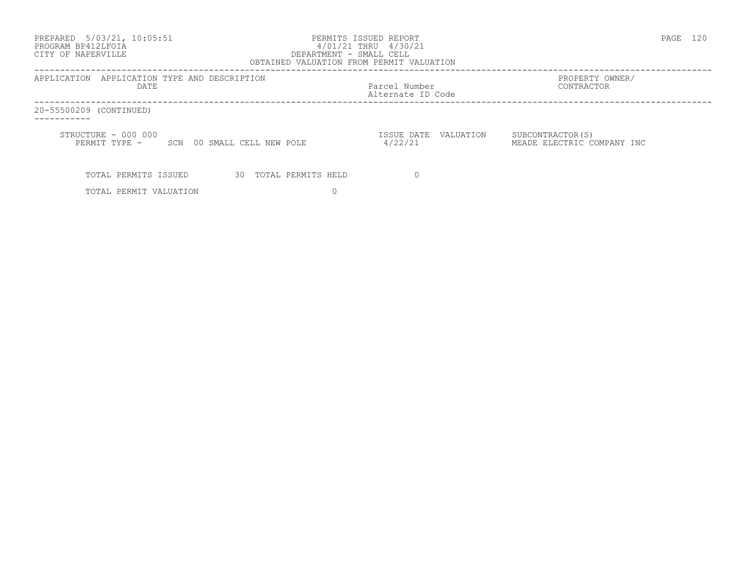PERMITS ISSUED REPORT
4/01/21 THRU 4/30/21
DEPARTMENT - SMALL CELL
OBTAINED VALUATION FROM PERMIT VALUATION

| APPLICATION | APPLICATION TYPE AND DESCRIPTION DATE | Parcel Number Alternate ID Code | PROPERTY OWNER/ CONTRACTOR |
|---|---|---|---|

20-55500209 (CONTINUED)

STRUCTURE - 000 000
PERMIT TYPE - SCN 00 SMALL CELL NEW POLE

| ISSUE DATE | VALUATION | SUBCONTRACTOR(S) |
|---|---|---|
| 4/22/21 | | MEADE ELECTRIC COMPANY INC |

TOTAL PERMITS ISSUED 30 TOTAL PERMITS HELD 0

TOTAL PERMIT VALUATION 0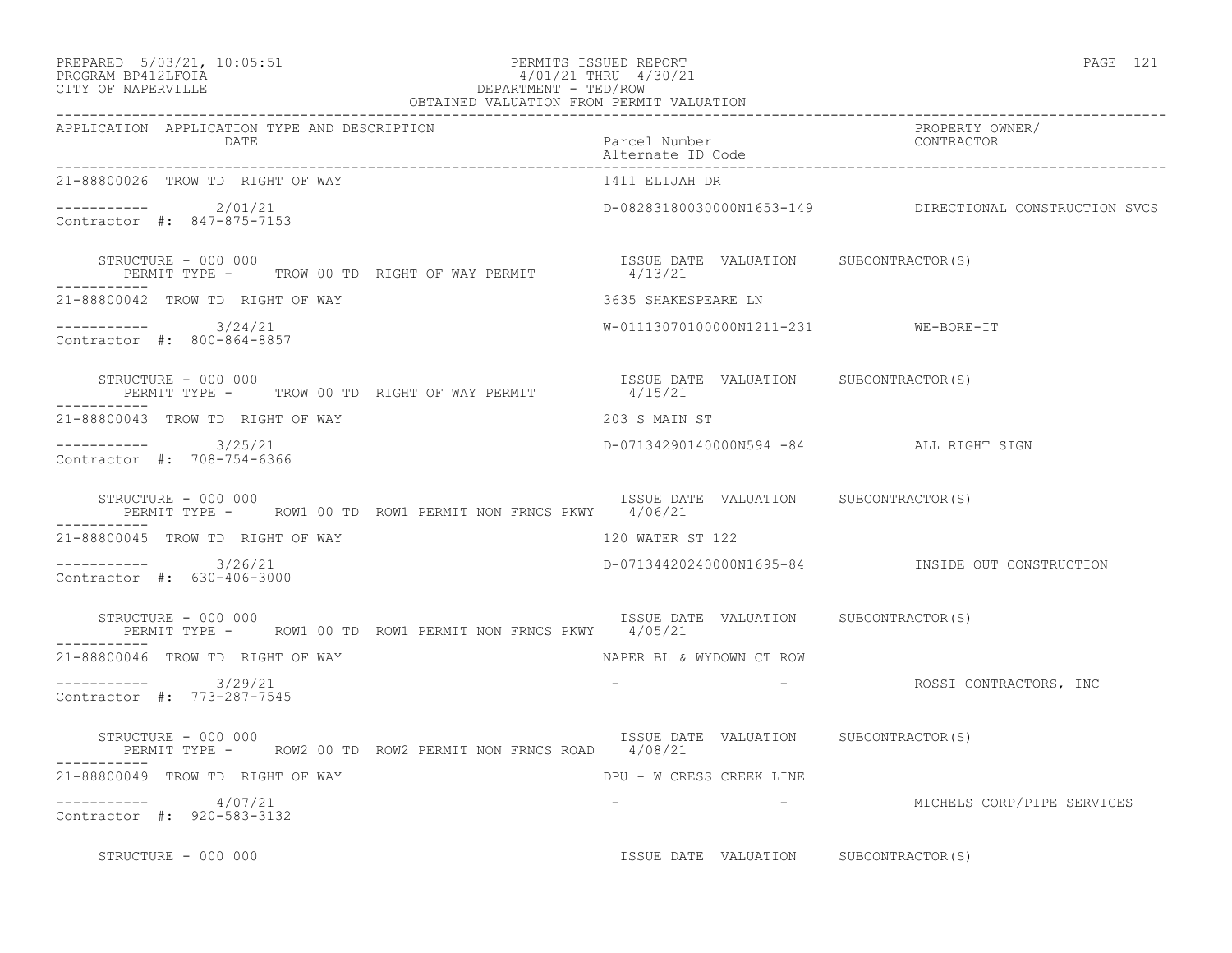PREPARED 5/03/21, 10:05:51
PROGRAM BP412LFOIA
CITY OF NAPERVILLE

PERMITS ISSUED REPORT
4/01/21 THRU 4/30/21
DEPARTMENT - TED/ROW
OBTAINED VALUATION FROM PERMIT VALUATION

| APPLICATION | APPLICATION TYPE AND DESCRIPTION / DATE | Parcel Number / Alternate ID Code | PROPERTY OWNER/ CONTRACTOR |
|---|---|---|---|
| 21-88800026 | TROW TD RIGHT OF WAY | 1411 ELIJAH DR | |
| ----------- | 2/01/21 | D-08283180030000N1653-149 | DIRECTIONAL CONSTRUCTION SVCS |
| Contractor #: 847-875-7153 | | | |
| STRUCTURE - 000 000 | PERMIT TYPE - TROW 00 TD RIGHT OF WAY PERMIT | ISSUE DATE 4/13/21 VALUATION | SUBCONTRACTOR(S) |
| 21-88800042 | TROW TD RIGHT OF WAY | 3635 SHAKESPEARE LN | |
| ----------- | 3/24/21 | W-01113070100000N1211-231 | WE-BORE-IT |
| Contractor #: 800-864-8857 | | | |
| STRUCTURE - 000 000 | PERMIT TYPE - TROW 00 TD RIGHT OF WAY PERMIT | ISSUE DATE 4/15/21 VALUATION | SUBCONTRACTOR(S) |
| 21-88800043 | TROW TD RIGHT OF WAY | 203 S MAIN ST | |
| ----------- | 3/25/21 | D-07134290140000N594 -84 | ALL RIGHT SIGN |
| Contractor #: 708-754-6366 | | | |
| STRUCTURE - 000 000 | PERMIT TYPE - ROW1 00 TD ROW1 PERMIT NON FRNCS PKWY | ISSUE DATE 4/06/21 VALUATION | SUBCONTRACTOR(S) |
| 21-88800045 | TROW TD RIGHT OF WAY | 120 WATER ST 122 | |
| ----------- | 3/26/21 | D-07134420240000N1695-84 | INSIDE OUT CONSTRUCTION |
| Contractor #: 630-406-3000 | | | |
| STRUCTURE - 000 000 | PERMIT TYPE - ROW1 00 TD ROW1 PERMIT NON FRNCS PKWY | ISSUE DATE 4/05/21 VALUATION | SUBCONTRACTOR(S) |
| 21-88800046 | TROW TD RIGHT OF WAY | NAPER BL & WYDOWN CT ROW | |
| ----------- | 3/29/21 | - - | ROSSI CONTRACTORS, INC |
| Contractor #: 773-287-7545 | | | |
| STRUCTURE - 000 000 | PERMIT TYPE - ROW2 00 TD ROW2 PERMIT NON FRNCS ROAD | ISSUE DATE 4/08/21 VALUATION | SUBCONTRACTOR(S) |
| 21-88800049 | TROW TD RIGHT OF WAY | DPU - W CRESS CREEK LINE | |
| ----------- | 4/07/21 | - - | MICHELS CORP/PIPE SERVICES |
| Contractor #: 920-583-3132 | | | |
| STRUCTURE - 000 000 | | ISSUE DATE VALUATION | SUBCONTRACTOR(S) |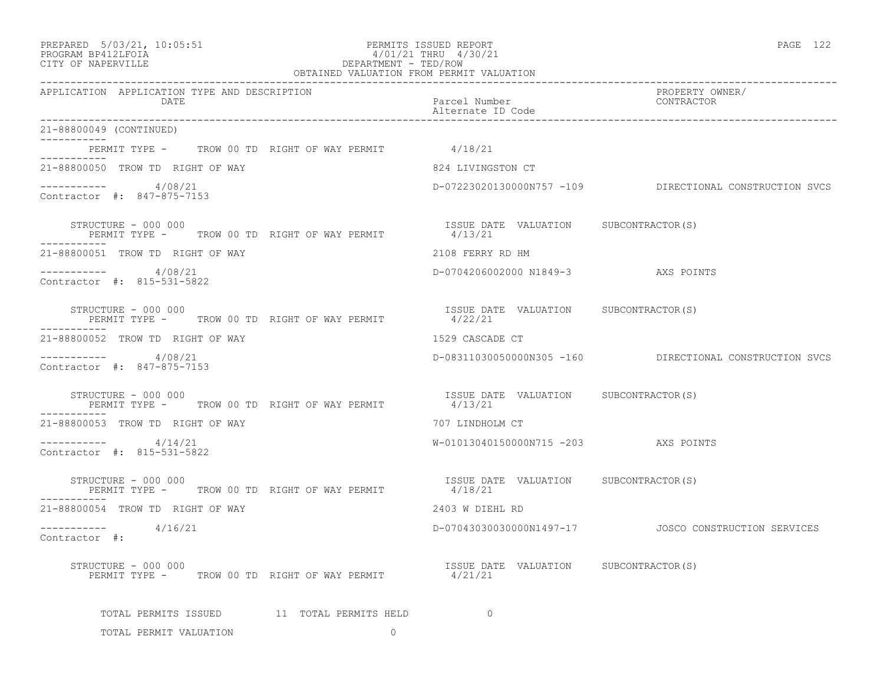PREPARED 5/03/21, 10:05:51
PROGRAM BP412LFOIA
CITY OF NAPERVILLE

PERMITS ISSUED REPORT
4/01/21 THRU 4/30/21
DEPARTMENT - TED/ROW
OBTAINED VALUATION FROM PERMIT VALUATION

| APPLICATION | APPLICATION TYPE AND DESCRIPTION / DATE | Parcel Number / Alternate ID Code | PROPERTY OWNER/ CONTRACTOR |
|---|---|---|---|

21-88800049 (CONTINUED)

PERMIT TYPE - TROW 00 TD RIGHT OF WAY PERMIT 4/18/21

---

21-88800050 TROW TD RIGHT OF WAY — 824 LIVINGSTON CT

4/08/21 — D-07223020130000N757 -109 — DIRECTIONAL CONSTRUCTION SVCS

Contractor #: 847-875-7153

STRUCTURE - 000 000 — ISSUE DATE VALUATION SUBCONTRACTOR(S)
PERMIT TYPE - TROW 00 TD RIGHT OF WAY PERMIT 4/13/21

---

21-88800051 TROW TD RIGHT OF WAY — 2108 FERRY RD HM

4/08/21 — D-0704206002000 N1849-3 — AXS POINTS

Contractor #: 815-531-5822

STRUCTURE - 000 000 — ISSUE DATE VALUATION SUBCONTRACTOR(S)
PERMIT TYPE - TROW 00 TD RIGHT OF WAY PERMIT 4/22/21

---

21-88800052 TROW TD RIGHT OF WAY — 1529 CASCADE CT

4/08/21 — D-08311030050000N305 -160 — DIRECTIONAL CONSTRUCTION SVCS

Contractor #: 847-875-7153

STRUCTURE - 000 000 — ISSUE DATE VALUATION SUBCONTRACTOR(S)
PERMIT TYPE - TROW 00 TD RIGHT OF WAY PERMIT 4/13/21

---

21-88800053 TROW TD RIGHT OF WAY — 707 LINDHOLM CT

4/14/21 — W-01013040150000N715 -203 — AXS POINTS

Contractor #: 815-531-5822

STRUCTURE - 000 000 — ISSUE DATE VALUATION SUBCONTRACTOR(S)
PERMIT TYPE - TROW 00 TD RIGHT OF WAY PERMIT 4/18/21

---

21-88800054 TROW TD RIGHT OF WAY — 2403 W DIEHL RD

4/16/21 — D-07043030030000N1497-17 — JOSCO CONSTRUCTION SERVICES

Contractor #:

STRUCTURE - 000 000 — ISSUE DATE VALUATION SUBCONTRACTOR(S)
PERMIT TYPE - TROW 00 TD RIGHT OF WAY PERMIT 4/21/21

---

TOTAL PERMITS ISSUED 11 TOTAL PERMITS HELD 0

TOTAL PERMIT VALUATION 0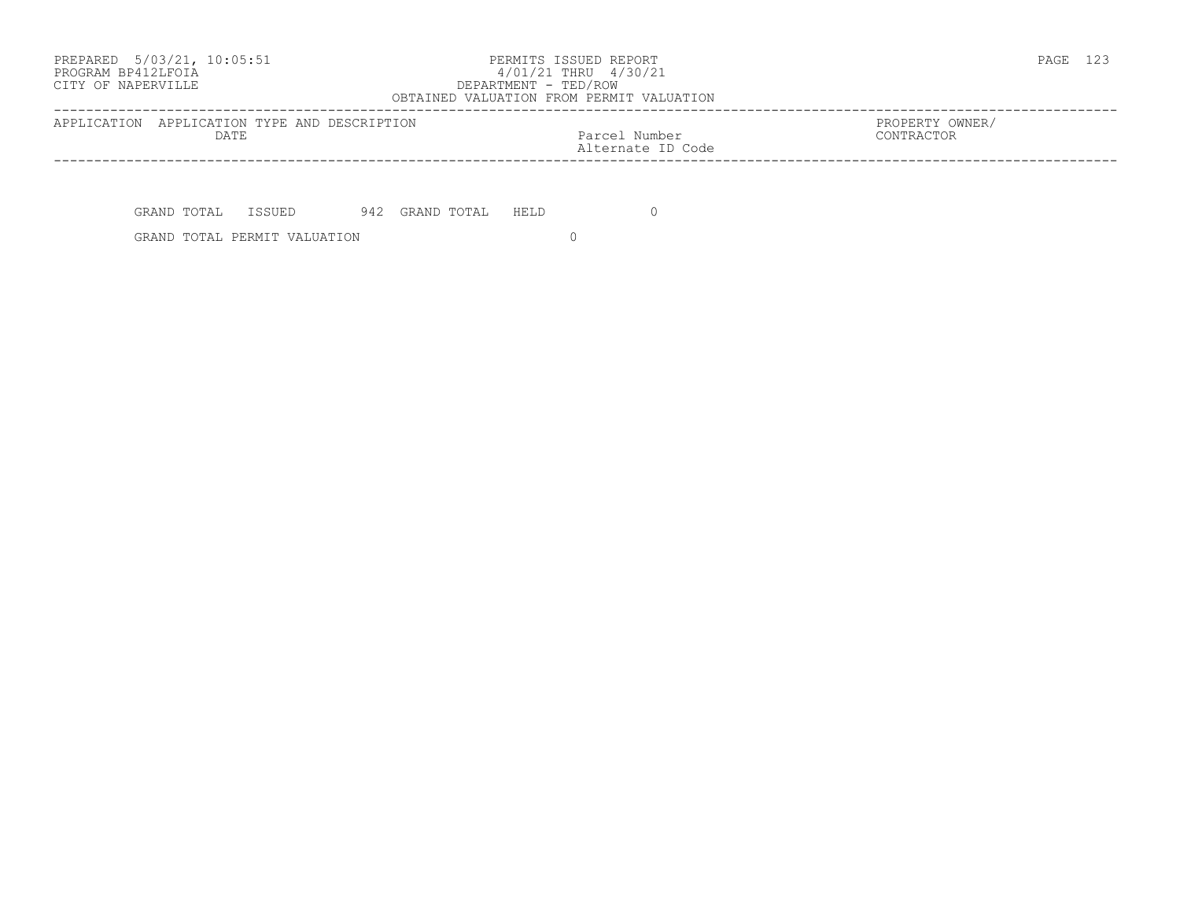PREPARED 5/03/21, 10:05:51
PROGRAM BP412LFOIA
CITY OF NAPERVILLE

PERMITS ISSUED REPORT
4/01/21 THRU 4/30/21
DEPARTMENT - TED/ROW
OBTAINED VALUATION FROM PERMIT VALUATION

| APPLICATION DATE | APPLICATION TYPE AND DESCRIPTION | Parcel Number Alternate ID Code | PROPERTY OWNER/ CONTRACTOR |
|---|---|---|---|

GRAND TOTAL ISSUED 942 GRAND TOTAL HELD 0

GRAND TOTAL PERMIT VALUATION 0